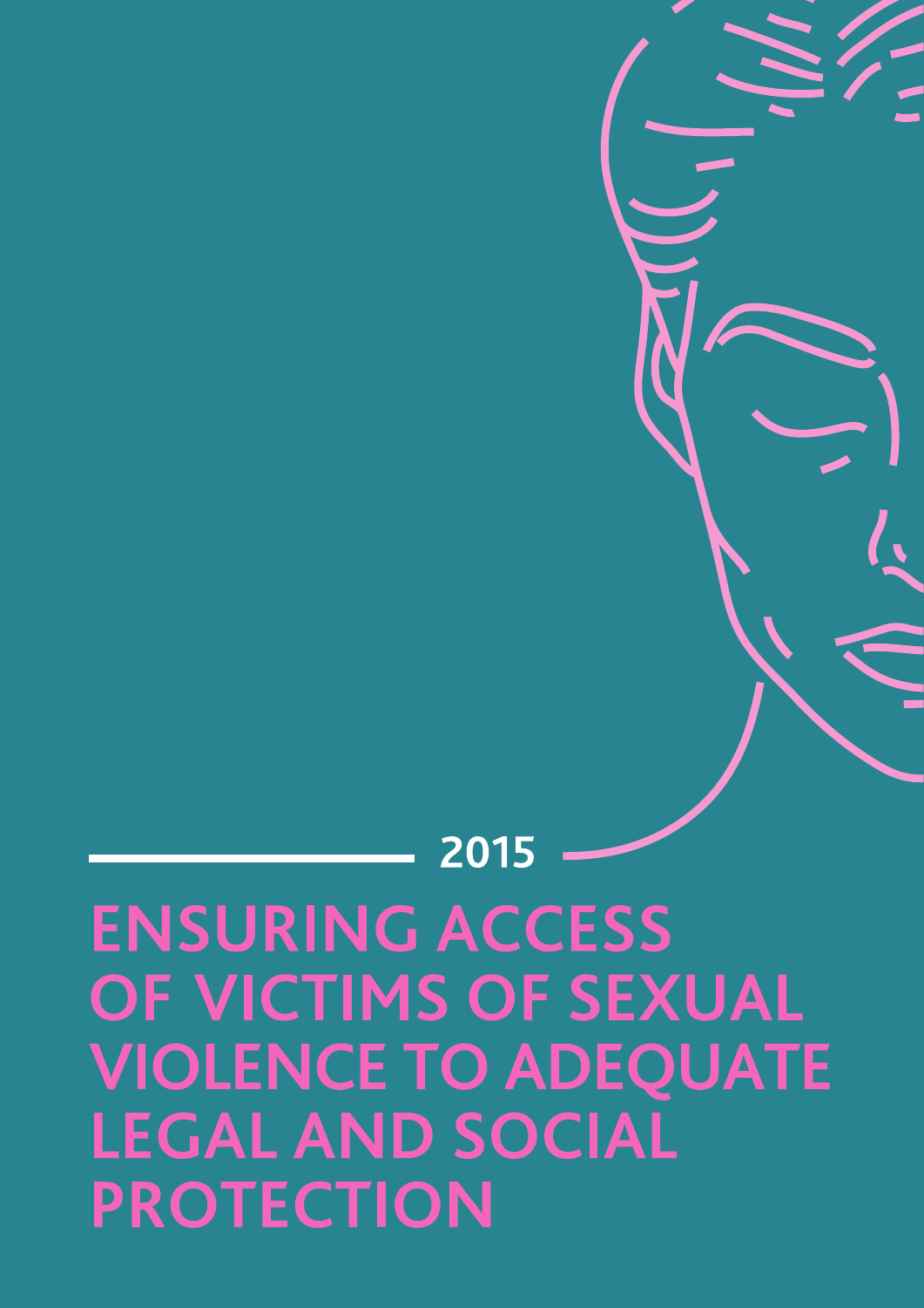2015

# ENSURING ACCESS OF VICTIMS OF SEXUAL VIOLENCE TO ADEQUATE LEGAL AND SOCIAL PROTECTION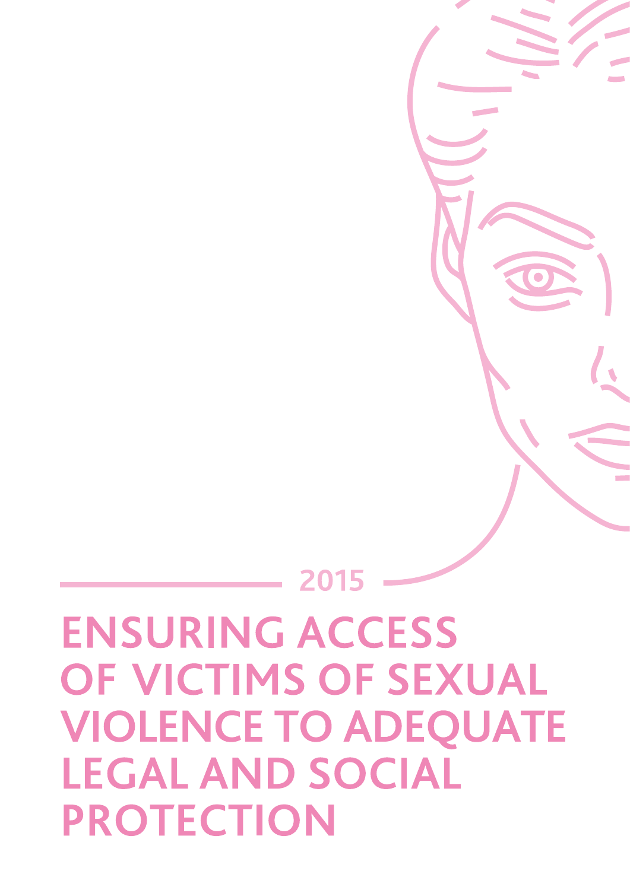2015

# ENSURING ACCESS OF VICTIMS OF SEXUAL VIOLENCE TO ADEQUATE LEGAL AND SOCIAL PROTECTION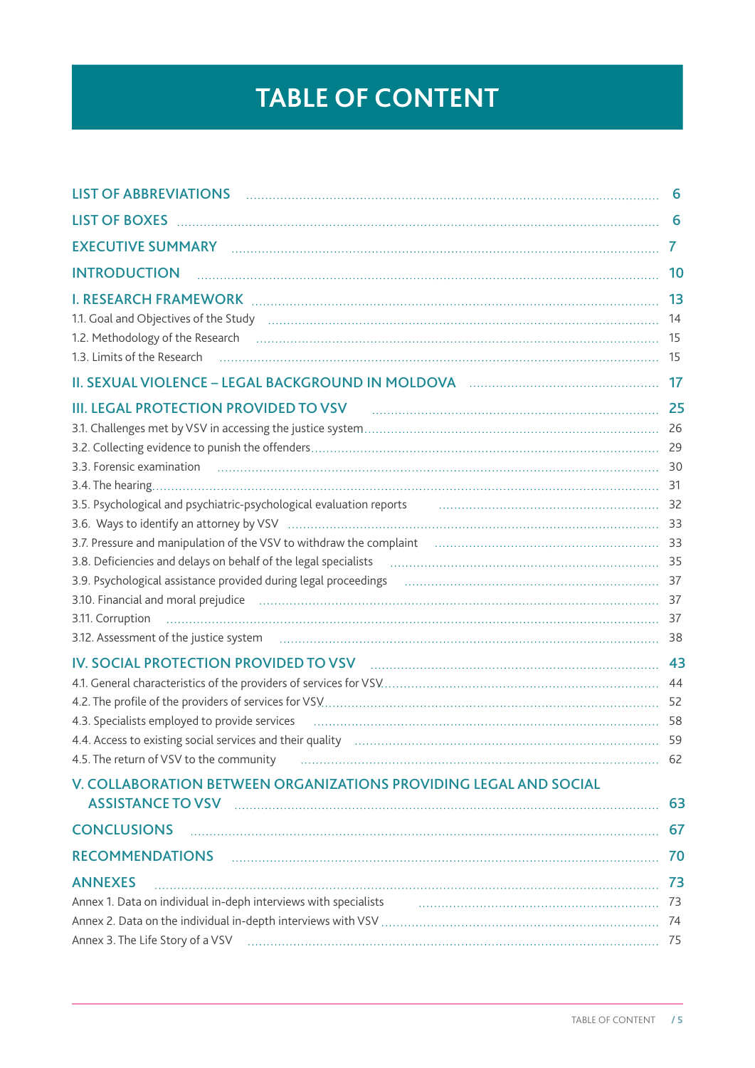# TABLE OF CONTENT

| | |
|---|---|
| **LIST OF ABBREVIATIONS** | **6** |
| **LIST OF BOXES** | **6** |
| **EXECUTIVE SUMMARY** | **7** |
| **INTRODUCTION** | **10** |
| **I. RESEARCH FRAMEWORK** | **13** |
| 1.1. Goal and Objectives of the Study | 14 |
| 1.2. Methodology of the Research | 15 |
| 1.3. Limits of the Research | 15 |
| **II. SEXUAL VIOLENCE – LEGAL BACKGROUND IN MOLDOVA** | **17** |
| **III. LEGAL PROTECTION PROVIDED TO VSV** | **25** |
| 3.1. Challenges met by VSV in accessing the justice system | 26 |
| 3.2. Collecting evidence to punish the offenders | 29 |
| 3.3. Forensic examination | 30 |
| 3.4. The hearing | 31 |
| 3.5. Psychological and psychiatric-psychological evaluation reports | 32 |
| 3.6. Ways to identify an attorney by VSV | 33 |
| 3.7. Pressure and manipulation of the VSV to withdraw the complaint | 33 |
| 3.8. Deficiencies and delays on behalf of the legal specialists | 35 |
| 3.9. Psychological assistance provided during legal proceedings | 37 |
| 3.10. Financial and moral prejudice | 37 |
| 3.11. Corruption | 37 |
| 3.12. Assessment of the justice system | 38 |
| **IV. SOCIAL PROTECTION PROVIDED TO VSV** | **43** |
| 4.1. General characteristics of the providers of services for VSV | 44 |
| 4.2. The profile of the providers of services for VSV | 52 |
| 4.3. Specialists employed to provide services | 58 |
| 4.4. Access to existing social services and their quality | 59 |
| 4.5. The return of VSV to the community | 62 |
| **V. COLLABORATION BETWEEN ORGANIZATIONS PROVIDING LEGAL AND SOCIAL ASSISTANCE TO VSV** | **63** |
| **CONCLUSIONS** | **67** |
| **RECOMMENDATIONS** | **70** |
| **ANNEXES** | **73** |
| Annex 1. Data on individual in-depth interviews with specialists | 73 |
| Annex 2. Data on the individual in-depth interviews with VSV | 74 |
| Annex 3. The Life Story of a VSV | 75 |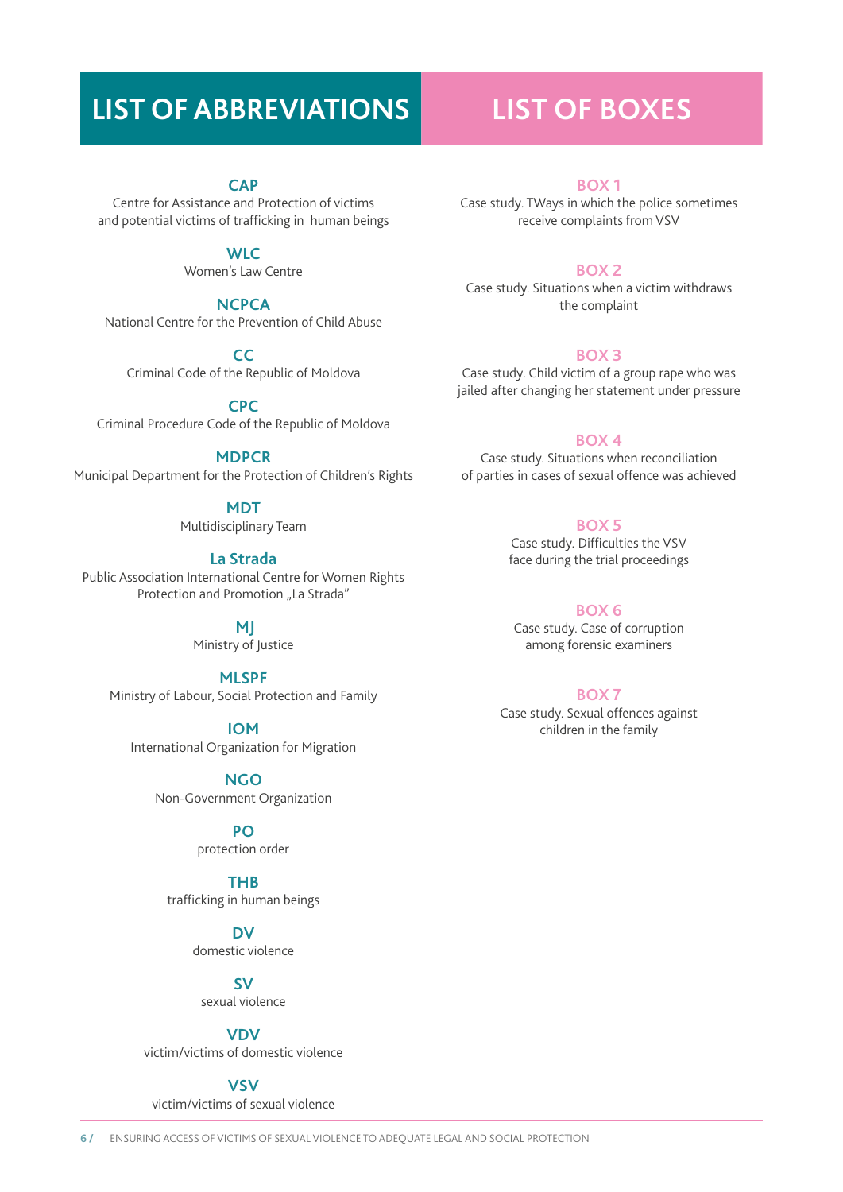# LIST OF ABBREVIATIONS

**CAP**
Centre for Assistance and Protection of victims and potential victims of trafficking in human beings

**WLC**
Women's Law Centre

**NCPCA**
National Centre for the Prevention of Child Abuse

**CC**
Criminal Code of the Republic of Moldova

**CPC**
Criminal Procedure Code of the Republic of Moldova

**MDPCR**
Municipal Department for the Protection of Children's Rights

**MDT**
Multidisciplinary Team

**La Strada**
Public Association International Centre for Women Rights Protection and Promotion „La Strada"

**MJ**
Ministry of Justice

**MLSPF**
Ministry of Labour, Social Protection and Family

**IOM**
International Organization for Migration

**NGO**
Non-Government Organization

**PO**
protection order

**THB**
trafficking in human beings

**DV**
domestic violence

**SV**
sexual violence

**VDV**
victim/victims of domestic violence

**VSV**
victim/victims of sexual violence

# LIST OF BOXES

**BOX 1**
Case study. TWays in which the police sometimes receive complaints from VSV

**BOX 2**
Case study. Situations when a victim withdraws the complaint

**BOX 3**
Case study. Child victim of a group rape who was jailed after changing her statement under pressure

**BOX 4**
Case study. Situations when reconciliation of parties in cases of sexual offence was achieved

**BOX 5**
Case study. Difficulties the VSV face during the trial proceedings

**BOX 6**
Case study. Case of corruption among forensic examiners

**BOX 7**
Case study. Sexual offences against children in the family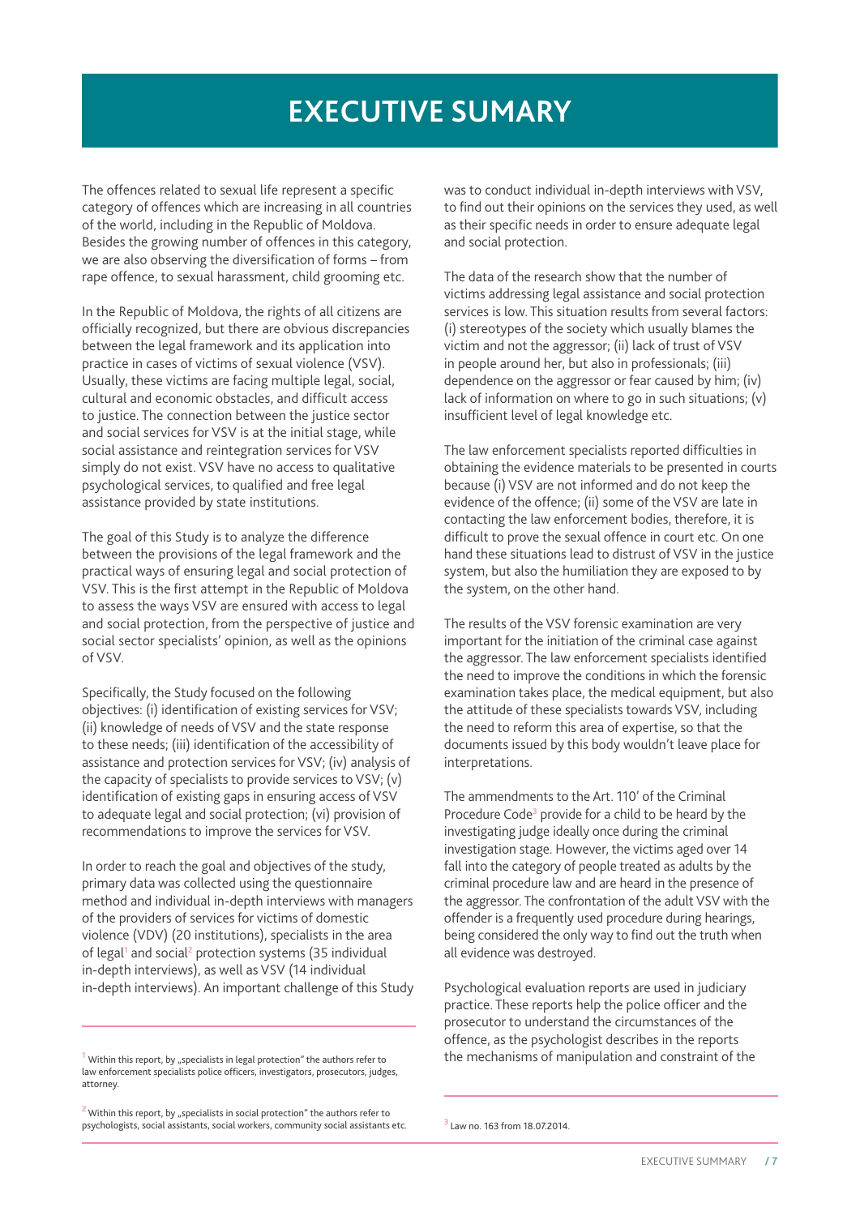# EXECUTIVE SUMARY

The offences related to sexual life represent a specific category of offences which are increasing in all countries of the world, including in the Republic of Moldova. Besides the growing number of offences in this category, we are also observing the diversification of forms – from rape offence, to sexual harassment, child grooming etc.

In the Republic of Moldova, the rights of all citizens are officially recognized, but there are obvious discrepancies between the legal framework and its application into practice in cases of victims of sexual violence (VSV). Usually, these victims are facing multiple legal, social, cultural and economic obstacles, and difficult access to justice. The connection between the justice sector and social services for VSV is at the initial stage, while social assistance and reintegration services for VSV simply do not exist. VSV have no access to qualitative psychological services, to qualified and free legal assistance provided by state institutions.

The goal of this Study is to analyze the difference between the provisions of the legal framework and the practical ways of ensuring legal and social protection of VSV. This is the first attempt in the Republic of Moldova to assess the ways VSV are ensured with access to legal and social protection, from the perspective of justice and social sector specialists' opinion, as well as the opinions of VSV.

Specifically, the Study focused on the following objectives: (i) identification of existing services for VSV; (ii) knowledge of needs of VSV and the state response to these needs; (iii) identification of the accessibility of assistance and protection services for VSV; (iv) analysis of the capacity of specialists to provide services to VSV; (v) identification of existing gaps in ensuring access of VSV to adequate legal and social protection; (vi) provision of recommendations to improve the services for VSV.

In order to reach the goal and objectives of the study, primary data was collected using the questionnaire method and individual in-depth interviews with managers of the providers of services for victims of domestic violence (VDV) (20 institutions), specialists in the area of legal[1] and social[2] protection systems (35 individual in-depth interviews), as well as VSV (14 individual in-depth interviews). An important challenge of this Study was to conduct individual in-depth interviews with VSV, to find out their opinions on the services they used, as well as their specific needs in order to ensure adequate legal and social protection.

The data of the research show that the number of victims addressing legal assistance and social protection services is low. This situation results from several factors: (i) stereotypes of the society which usually blames the victim and not the aggressor; (ii) lack of trust of VSV in people around her, but also in professionals; (iii) dependence on the aggressor or fear caused by him; (iv) lack of information on where to go in such situations; (v) insufficient level of legal knowledge etc.

The law enforcement specialists reported difficulties in obtaining the evidence materials to be presented in courts because (i) VSV are not informed and do not keep the evidence of the offence; (ii) some of the VSV are late in contacting the law enforcement bodies, therefore, it is difficult to prove the sexual offence in court etc. On one hand these situations lead to distrust of VSV in the justice system, but also the humiliation they are exposed to by the system, on the other hand.

The results of the VSV forensic examination are very important for the initiation of the criminal case against the aggressor. The law enforcement specialists identified the need to improve the conditions in which the forensic examination takes place, the medical equipment, but also the attitude of these specialists towards VSV, including the need to reform this area of expertise, so that the documents issued by this body wouldn't leave place for interpretations.

The ammendments to the Art. 110' of the Criminal Procedure Code[3] provide for a child to be heard by the investigating judge ideally once during the criminal investigation stage. However, the victims aged over 14 fall into the category of people treated as adults by the criminal procedure law and are heard in the presence of the aggressor. The confrontation of the adult VSV with the offender is a frequently used procedure during hearings, being considered the only way to find out the truth when all evidence was destroyed.

Psychological evaluation reports are used in judiciary practice. These reports help the police officer and the prosecutor to understand the circumstances of the offence, as the psychologist describes in the reports the mechanisms of manipulation and constraint of the

---

[1] Within this report, by „specialists in legal protection" the authors refer to law enforcement specialists police officers, investigators, prosecutors, judges, attorney.

[2] Within this report, by „specialists in social protection" the authors refer to psychologists, social assistants, social workers, community social assistants etc.

[3] Law no. 163 from 18.07.2014.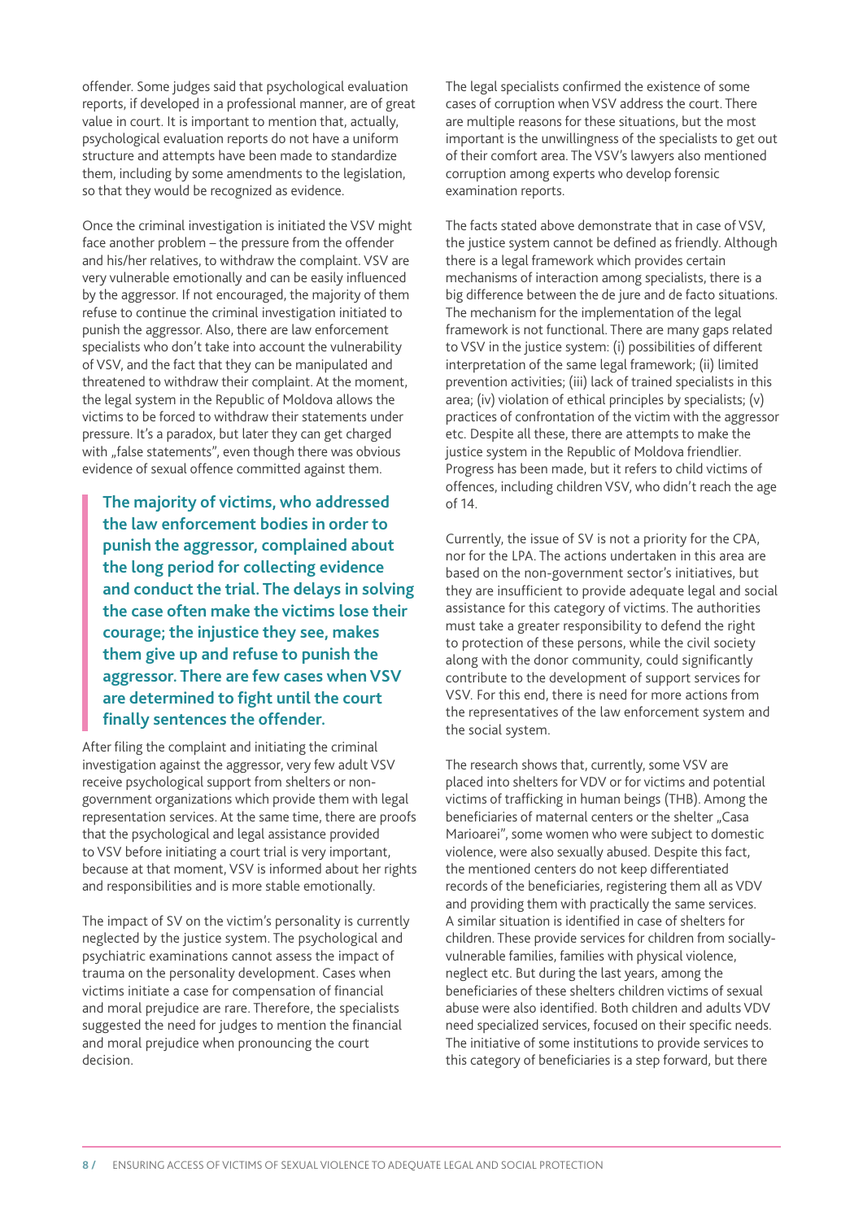offender. Some judges said that psychological evaluation reports, if developed in a professional manner, are of great value in court. It is important to mention that, actually, psychological evaluation reports do not have a uniform structure and attempts have been made to standardize them, including by some amendments to the legislation, so that they would be recognized as evidence.

Once the criminal investigation is initiated the VSV might face another problem – the pressure from the offender and his/her relatives, to withdraw the complaint. VSV are very vulnerable emotionally and can be easily influenced by the aggressor. If not encouraged, the majority of them refuse to continue the criminal investigation initiated to punish the aggressor. Also, there are law enforcement specialists who don't take into account the vulnerability of VSV, and the fact that they can be manipulated and threatened to withdraw their complaint. At the moment, the legal system in the Republic of Moldova allows the victims to be forced to withdraw their statements under pressure. It's a paradox, but later they can get charged with „false statements", even though there was obvious evidence of sexual offence committed against them.

> **The majority of victims, who addressed the law enforcement bodies in order to punish the aggressor, complained about the long period for collecting evidence and conduct the trial. The delays in solving the case often make the victims lose their courage; the injustice they see, makes them give up and refuse to punish the aggressor. There are few cases when VSV are determined to fight until the court finally sentences the offender.**

After filing the complaint and initiating the criminal investigation against the aggressor, very few adult VSV receive psychological support from shelters or non-government organizations which provide them with legal representation services. At the same time, there are proofs that the psychological and legal assistance provided to VSV before initiating a court trial is very important, because at that moment, VSV is informed about her rights and responsibilities and is more stable emotionally.

The impact of SV on the victim's personality is currently neglected by the justice system. The psychological and psychiatric examinations cannot assess the impact of trauma on the personality development. Cases when victims initiate a case for compensation of financial and moral prejudice are rare. Therefore, the specialists suggested the need for judges to mention the financial and moral prejudice when pronouncing the court decision.

The legal specialists confirmed the existence of some cases of corruption when VSV address the court. There are multiple reasons for these situations, but the most important is the unwillingness of the specialists to get out of their comfort area. The VSV's lawyers also mentioned corruption among experts who develop forensic examination reports.

The facts stated above demonstrate that in case of VSV, the justice system cannot be defined as friendly. Although there is a legal framework which provides certain mechanisms of interaction among specialists, there is a big difference between the de jure and de facto situations. The mechanism for the implementation of the legal framework is not functional. There are many gaps related to VSV in the justice system: (i) possibilities of different interpretation of the same legal framework; (ii) limited prevention activities; (iii) lack of trained specialists in this area; (iv) violation of ethical principles by specialists; (v) practices of confrontation of the victim with the aggressor etc. Despite all these, there are attempts to make the justice system in the Republic of Moldova friendlier. Progress has been made, but it refers to child victims of offences, including children VSV, who didn't reach the age of 14.

Currently, the issue of SV is not a priority for the CPA, nor for the LPA. The actions undertaken in this area are based on the non-government sector's initiatives, but they are insufficient to provide adequate legal and social assistance for this category of victims. The authorities must take a greater responsibility to defend the right to protection of these persons, while the civil society along with the donor community, could significantly contribute to the development of support services for VSV. For this end, there is need for more actions from the representatives of the law enforcement system and the social system.

The research shows that, currently, some VSV are placed into shelters for VDV or for victims and potential victims of trafficking in human beings (THB). Among the beneficiaries of maternal centers or the shelter „Casa Marioarei", some women who were subject to domestic violence, were also sexually abused. Despite this fact, the mentioned centers do not keep differentiated records of the beneficiaries, registering them all as VDV and providing them with practically the same services. A similar situation is identified in case of shelters for children. These provide services for children from socially-vulnerable families, families with physical violence, neglect etc. But during the last years, among the beneficiaries of these shelters children victims of sexual abuse were also identified. Both children and adults VDV need specialized services, focused on their specific needs. The initiative of some institutions to provide services to this category of beneficiaries is a step forward, but there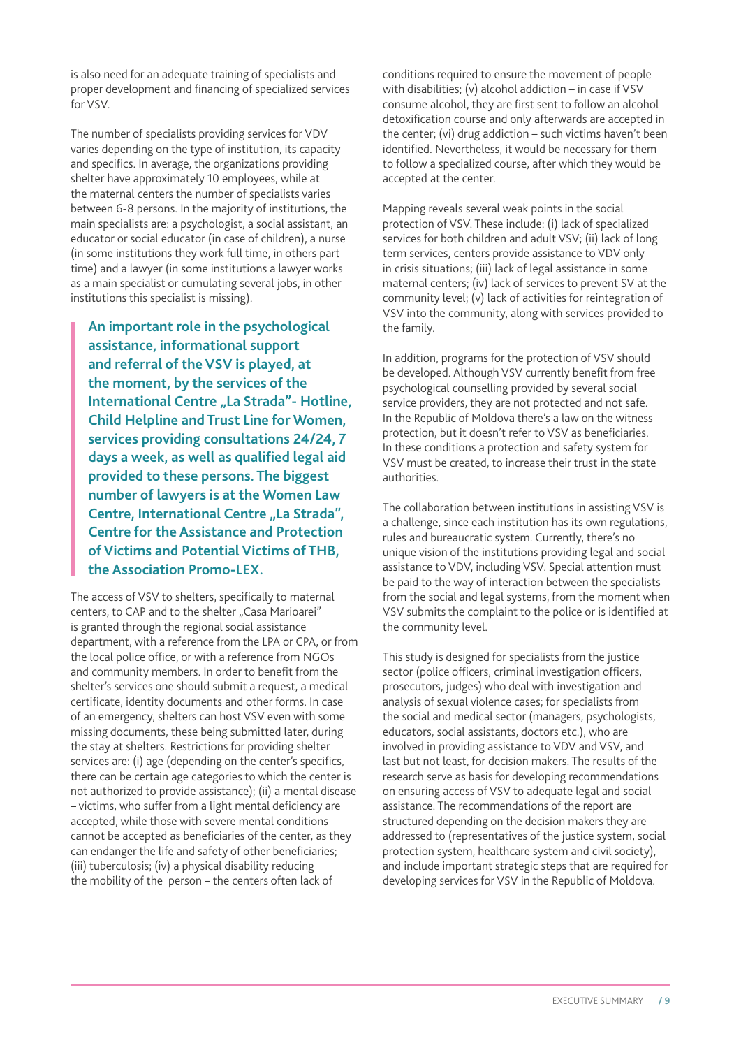is also need for an adequate training of specialists and proper development and financing of specialized services for VSV.

The number of specialists providing services for VDV varies depending on the type of institution, its capacity and specifics. In average, the organizations providing shelter have approximately 10 employees, while at the maternal centers the number of specialists varies between 6-8 persons. In the majority of institutions, the main specialists are: a psychologist, a social assistant, an educator or social educator (in case of children), a nurse (in some institutions they work full time, in others part time) and a lawyer (in some institutions a lawyer works as a main specialist or cumulating several jobs, in other institutions this specialist is missing).

> **An important role in the psychological assistance, informational support and referral of the VSV is played, at the moment, by the services of the International Centre „La Strada"- Hotline, Child Helpline and Trust Line for Women, services providing consultations 24/24, 7 days a week, as well as qualified legal aid provided to these persons. The biggest number of lawyers is at the Women Law Centre, International Centre „La Strada", Centre for the Assistance and Protection of Victims and Potential Victims of THB, the Association Promo-LEX.**

The access of VSV to shelters, specifically to maternal centers, to CAP and to the shelter „Casa Marioarei" is granted through the regional social assistance department, with a reference from the LPA or CPA, or from the local police office, or with a reference from NGOs and community members. In order to benefit from the shelter's services one should submit a request, a medical certificate, identity documents and other forms. In case of an emergency, shelters can host VSV even with some missing documents, these being submitted later, during the stay at shelters. Restrictions for providing shelter services are: (i) age (depending on the center's specifics, there can be certain age categories to which the center is not authorized to provide assistance); (ii) a mental disease – victims, who suffer from a light mental deficiency are accepted, while those with severe mental conditions cannot be accepted as beneficiaries of the center, as they can endanger the life and safety of other beneficiaries; (iii) tuberculosis; (iv) a physical disability reducing the mobility of the person – the centers often lack of conditions required to ensure the movement of people with disabilities; (v) alcohol addiction – in case if VSV consume alcohol, they are first sent to follow an alcohol detoxification course and only afterwards are accepted in the center; (vi) drug addiction – such victims haven't been identified. Nevertheless, it would be necessary for them to follow a specialized course, after which they would be accepted at the center.

Mapping reveals several weak points in the social protection of VSV. These include: (i) lack of specialized services for both children and adult VSV; (ii) lack of long term services, centers provide assistance to VDV only in crisis situations; (iii) lack of legal assistance in some maternal centers; (iv) lack of services to prevent SV at the community level; (v) lack of activities for reintegration of VSV into the community, along with services provided to the family.

In addition, programs for the protection of VSV should be developed. Although VSV currently benefit from free psychological counselling provided by several social service providers, they are not protected and not safe. In the Republic of Moldova there's a law on the witness protection, but it doesn't refer to VSV as beneficiaries. In these conditions a protection and safety system for VSV must be created, to increase their trust in the state authorities.

The collaboration between institutions in assisting VSV is a challenge, since each institution has its own regulations, rules and bureaucratic system. Currently, there's no unique vision of the institutions providing legal and social assistance to VDV, including VSV. Special attention must be paid to the way of interaction between the specialists from the social and legal systems, from the moment when VSV submits the complaint to the police or is identified at the community level.

This study is designed for specialists from the justice sector (police officers, criminal investigation officers, prosecutors, judges) who deal with investigation and analysis of sexual violence cases; for specialists from the social and medical sector (managers, psychologists, educators, social assistants, doctors etc.), who are involved in providing assistance to VDV and VSV, and last but not least, for decision makers. The results of the research serve as basis for developing recommendations on ensuring access of VSV to adequate legal and social assistance. The recommendations of the report are structured depending on the decision makers they are addressed to (representatives of the justice system, social protection system, healthcare system and civil society), and include important strategic steps that are required for developing services for VSV in the Republic of Moldova.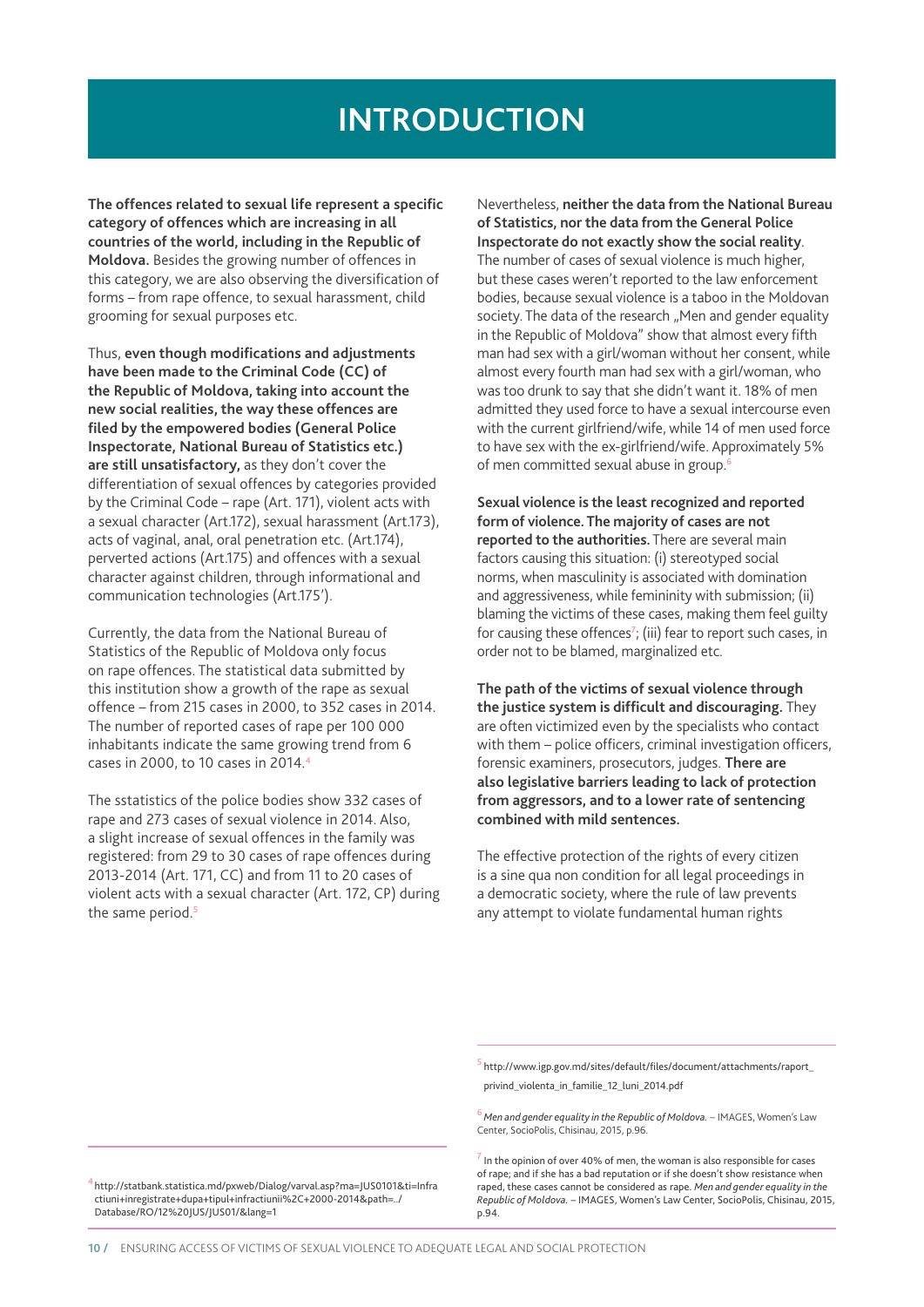# INTRODUCTION

**The offences related to sexual life represent a specific category of offences which are increasing in all countries of the world, including in the Republic of Moldova.** Besides the growing number of offences in this category, we are also observing the diversification of forms – from rape offence, to sexual harassment, child grooming for sexual purposes etc.

Thus, **even though modifications and adjustments have been made to the Criminal Code (CC) of the Republic of Moldova, taking into account the new social realities, the way these offences are filed by the empowered bodies (General Police Inspectorate, National Bureau of Statistics etc.) are still unsatisfactory,** as they don't cover the differentiation of sexual offences by categories provided by the Criminal Code – rape (Art. 171), violent acts with a sexual character (Art.172), sexual harassment (Art.173), acts of vaginal, anal, oral penetration etc. (Art.174), perverted actions (Art.175) and offences with a sexual character against children, through informational and communication technologies (Art.175').

Currently, the data from the National Bureau of Statistics of the Republic of Moldova only focus on rape offences. The statistical data submitted by this institution show a growth of the rape as sexual offence – from 215 cases in 2000, to 352 cases in 2014. The number of reported cases of rape per 100 000 inhabitants indicate the same growing trend from 6 cases in 2000, to 10 cases in 2014.[4]

The sstatistics of the police bodies show 332 cases of rape and 273 cases of sexual violence in 2014. Also, a slight increase of sexual offences in the family was registered: from 29 to 30 cases of rape offences during 2013-2014 (Art. 171, CC) and from 11 to 20 cases of violent acts with a sexual character (Art. 172, CP) during the same period.[5]

Nevertheless, **neither the data from the National Bureau of Statistics, nor the data from the General Police Inspectorate do not exactly show the social reality**. The number of cases of sexual violence is much higher, but these cases weren't reported to the law enforcement bodies, because sexual violence is a taboo in the Moldovan society. The data of the research „Men and gender equality in the Republic of Moldova" show that almost every fifth man had sex with a girl/woman without her consent, while almost every fourth man had sex with a girl/woman, who was too drunk to say that she didn't want it. 18% of men admitted they used force to have a sexual intercourse even with the current girlfriend/wife, while 14 of men used force to have sex with the ex-girlfriend/wife. Approximately 5% of men committed sexual abuse in group.[6]

**Sexual violence is the least recognized and reported form of violence. The majority of cases are not reported to the authorities.** There are several main factors causing this situation: (i) stereotyped social norms, when masculinity is associated with domination and aggressiveness, while femininity with submission; (ii) blaming the victims of these cases, making them feel guilty for causing these offences[7]; (iii) fear to report such cases, in order not to be blamed, marginalized etc.

**The path of the victims of sexual violence through the justice system is difficult and discouraging.** They are often victimized even by the specialists who contact with them – police officers, criminal investigation officers, forensic examiners, prosecutors, judges. **There are also legislative barriers leading to lack of protection from aggressors, and to a lower rate of sentencing combined with mild sentences.**

The effective protection of the rights of every citizen is a sine qua non condition for all legal proceedings in a democratic society, where the rule of law prevents any attempt to violate fundamental human rights

---

[4] http://statbank.statistica.md/pxweb/Dialog/varval.asp?ma=JUS0101&ti=Infractiuni+inregistrate+dupa+tipul+infractiunii%2C+2000-2014&path=../Database/RO/12%20JUS/JUS01/&lang=1

[5] http://www.igp.gov.md/sites/default/files/document/attachments/raport_privind_violenta_in_familie_12_luni_2014.pdf

[6] *Men and gender equality in the Republic of Moldova.* – IMAGES, Women's Law Center, SocioPolis, Chisinau, 2015, p.96.

[7] In the opinion of over 40% of men, the woman is also responsible for cases of rape; and if she has a bad reputation or if she doesn't show resistance when raped, these cases cannot be considered as rape. *Men and gender equality in the Republic of Moldova.* – IMAGES, Women's Law Center, SocioPolis, Chisinau, 2015, p.94.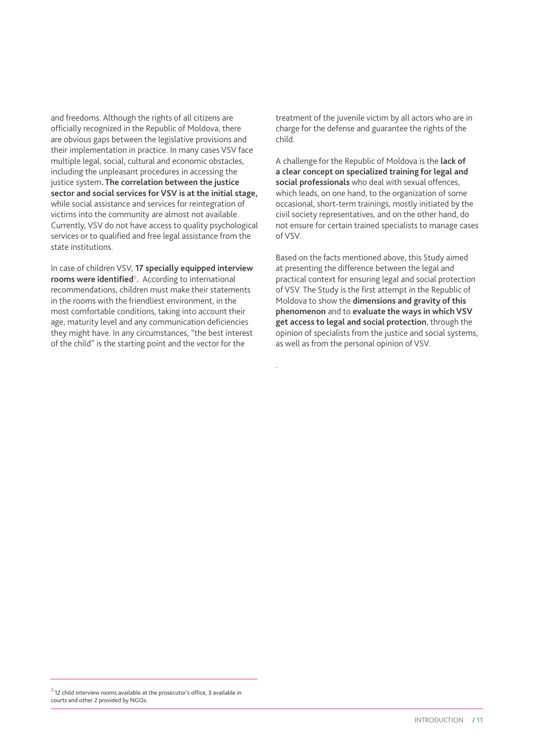and freedoms. Although the rights of all citizens are officially recognized in the Republic of Moldova, there are obvious gaps between the legislative provisions and their implementation in practice. In many cases VSV face multiple legal, social, cultural and economic obstacles, including the unpleasant procedures in accessing the justice system**. The correlation between the justice sector and social services for VSV is at the initial stage,** while social assistance and services for reintegration of victims into the community are almost not available. Currently, VSV do not have access to quality psychological services or to qualified and free legal assistance from the state institutions.

In case of children VSV, **17 specially equipped interview rooms were identified**[8]**.** According to international recommendations, children must make their statements in the rooms with the friendliest environment, in the most comfortable conditions, taking into account their age, maturity level and any communication deficiencies they might have. In any circumstances, "the best interest of the child" is the starting point and the vector for the treatment of the juvenile victim by all actors who are in charge for the defense and guarantee the rights of the child.

A challenge for the Republic of Moldova is the **lack of a clear concept on specialized training for legal and social professionals** who deal with sexual offences, which leads, on one hand, to the organization of some occasional, short-term trainings, mostly initiated by the civil society representatives, and on the other hand, do not ensure for certain trained specialists to manage cases of VSV.

Based on the facts mentioned above, this Study aimed at presenting the difference between the legal and practical context for ensuring legal and social protection of VSV. The Study is the first attempt in the Republic of Moldova to show the **dimensions and gravity of this phenomenon** and to **evaluate the ways in which VSV get access to legal and social protection**, through the opinion of specialists from the justice and social systems, as well as from the personal opinion of VSV.

.

---

[8] 12 child interview rooms available at the prosecutor's office, 3 available in courts and other 2 provided by NGOs.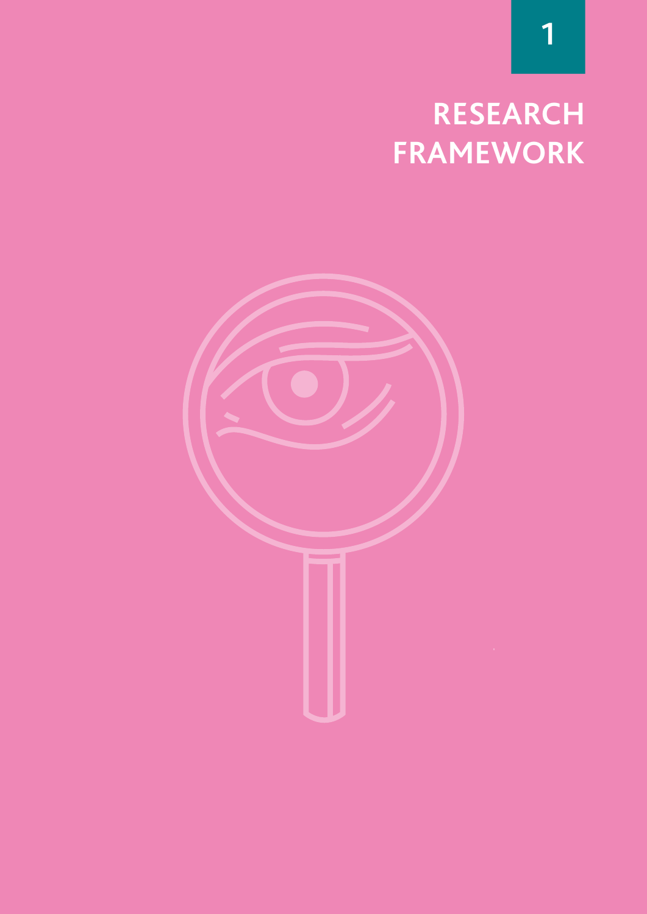1

# RESEARCH FRAMEWORK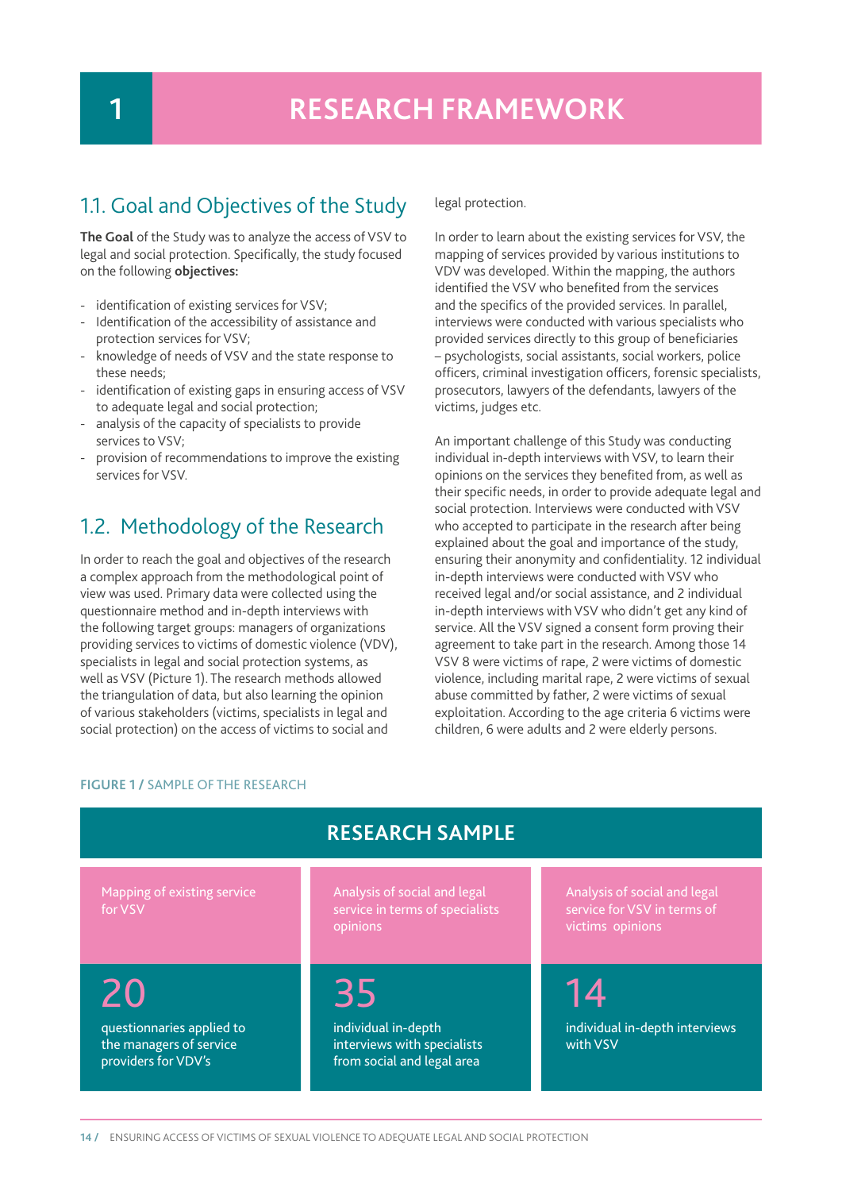# 1 RESEARCH FRAMEWORK

## 1.1. Goal and Objectives of the Study

**The Goal** of the Study was to analyze the access of VSV to legal and social protection. Specifically, the study focused on the following **objectives:**

- identification of existing services for VSV;
- Identification of the accessibility of assistance and protection services for VSV;
- knowledge of needs of VSV and the state response to these needs;
- identification of existing gaps in ensuring access of VSV to adequate legal and social protection;
- analysis of the capacity of specialists to provide services to VSV;
- provision of recommendations to improve the existing services for VSV.

## 1.2. Methodology of the Research

In order to reach the goal and objectives of the research a complex approach from the methodological point of view was used. Primary data were collected using the questionnaire method and in-depth interviews with the following target groups: managers of organizations providing services to victims of domestic violence (VDV), specialists in legal and social protection systems, as well as VSV (Picture 1). The research methods allowed the triangulation of data, but also learning the opinion of various stakeholders (victims, specialists in legal and social protection) on the access of victims to social and legal protection.

In order to learn about the existing services for VSV, the mapping of services provided by various institutions to VDV was developed. Within the mapping, the authors identified the VSV who benefited from the services and the specifics of the provided services. In parallel, interviews were conducted with various specialists who provided services directly to this group of beneficiaries – psychologists, social assistants, social workers, police officers, criminal investigation officers, forensic specialists, prosecutors, lawyers of the defendants, lawyers of the victims, judges etc.

An important challenge of this Study was conducting individual in-depth interviews with VSV, to learn their opinions on the services they benefited from, as well as their specific needs, in order to provide adequate legal and social protection. Interviews were conducted with VSV who accepted to participate in the research after being explained about the goal and importance of the study, ensuring their anonymity and confidentiality. 12 individual in-depth interviews were conducted with VSV who received legal and/or social assistance, and 2 individual in-depth interviews with VSV who didn't get any kind of service. All the VSV signed a consent form proving their agreement to take part in the research. Among those 14 VSV 8 were victims of rape, 2 were victims of domestic violence, including marital rape, 2 were victims of sexual abuse committed by father, 2 were victims of sexual exploitation. According to the age criteria 6 victims were children, 6 were adults and 2 were elderly persons.

**FIGURE 1 /** SAMPLE OF THE RESEARCH

| RESEARCH SAMPLE | | |
|---|---|---|
| Mapping of existing service for VSV | Analysis of social and legal service in terms of specialists opinions | Analysis of social and legal service for VSV in terms of victims opinions |
| **20** questionnaries applied to the managers of service providers for VDV's | **35** individual in-depth interviews with specialists from social and legal area | **14** individual in-depth interviews with VSV |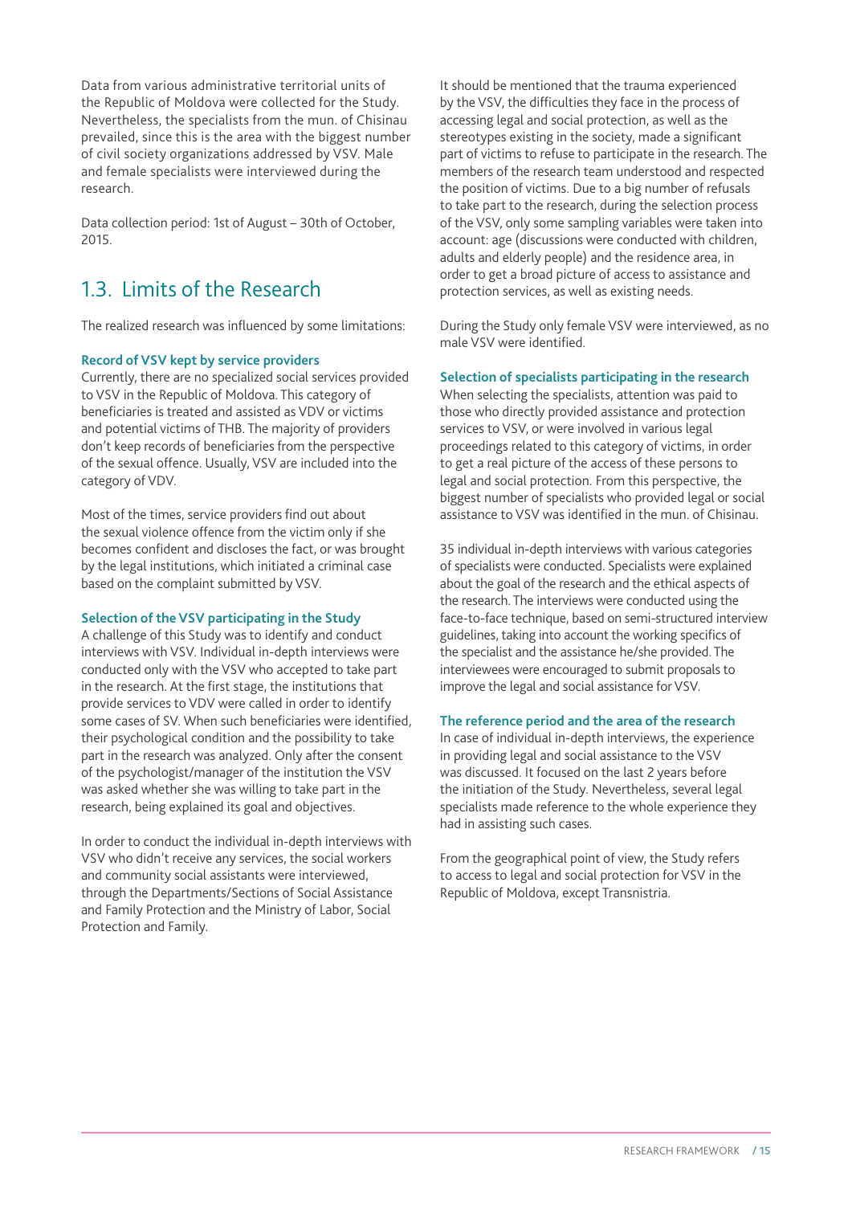Data from various administrative territorial units of the Republic of Moldova were collected for the Study. Nevertheless, the specialists from the mun. of Chisinau prevailed, since this is the area with the biggest number of civil society organizations addressed by VSV. Male and female specialists were interviewed during the research.

Data collection period: 1st of August – 30th of October, 2015.

## 1.3. Limits of the Research

The realized research was influenced by some limitations:

**Record of VSV kept by service providers**

Currently, there are no specialized social services provided to VSV in the Republic of Moldova. This category of beneficiaries is treated and assisted as VDV or victims and potential victims of THB. The majority of providers don't keep records of beneficiaries from the perspective of the sexual offence. Usually, VSV are included into the category of VDV.

Most of the times, service providers find out about the sexual violence offence from the victim only if she becomes confident and discloses the fact, or was brought by the legal institutions, which initiated a criminal case based on the complaint submitted by VSV.

**Selection of the VSV participating in the Study**

A challenge of this Study was to identify and conduct interviews with VSV. Individual in-depth interviews were conducted only with the VSV who accepted to take part in the research. At the first stage, the institutions that provide services to VDV were called in order to identify some cases of SV. When such beneficiaries were identified, their psychological condition and the possibility to take part in the research was analyzed. Only after the consent of the psychologist/manager of the institution the VSV was asked whether she was willing to take part in the research, being explained its goal and objectives.

In order to conduct the individual in-depth interviews with VSV who didn't receive any services, the social workers and community social assistants were interviewed, through the Departments/Sections of Social Assistance and Family Protection and the Ministry of Labor, Social Protection and Family.

It should be mentioned that the trauma experienced by the VSV, the difficulties they face in the process of accessing legal and social protection, as well as the stereotypes existing in the society, made a significant part of victims to refuse to participate in the research. The members of the research team understood and respected the position of victims. Due to a big number of refusals to take part to the research, during the selection process of the VSV, only some sampling variables were taken into account: age (discussions were conducted with children, adults and elderly people) and the residence area, in order to get a broad picture of access to assistance and protection services, as well as existing needs.

During the Study only female VSV were interviewed, as no male VSV were identified.

**Selection of specialists participating in the research**

When selecting the specialists, attention was paid to those who directly provided assistance and protection services to VSV, or were involved in various legal proceedings related to this category of victims, in order to get a real picture of the access of these persons to legal and social protection. From this perspective, the biggest number of specialists who provided legal or social assistance to VSV was identified in the mun. of Chisinau.

35 individual in-depth interviews with various categories of specialists were conducted. Specialists were explained about the goal of the research and the ethical aspects of the research. The interviews were conducted using the face-to-face technique, based on semi-structured interview guidelines, taking into account the working specifics of the specialist and the assistance he/she provided. The interviewees were encouraged to submit proposals to improve the legal and social assistance for VSV.

**The reference period and the area of the research**

In case of individual in-depth interviews, the experience in providing legal and social assistance to the VSV was discussed. It focused on the last 2 years before the initiation of the Study. Nevertheless, several legal specialists made reference to the whole experience they had in assisting such cases.

From the geographical point of view, the Study refers to access to legal and social protection for VSV in the Republic of Moldova, except Transnistria.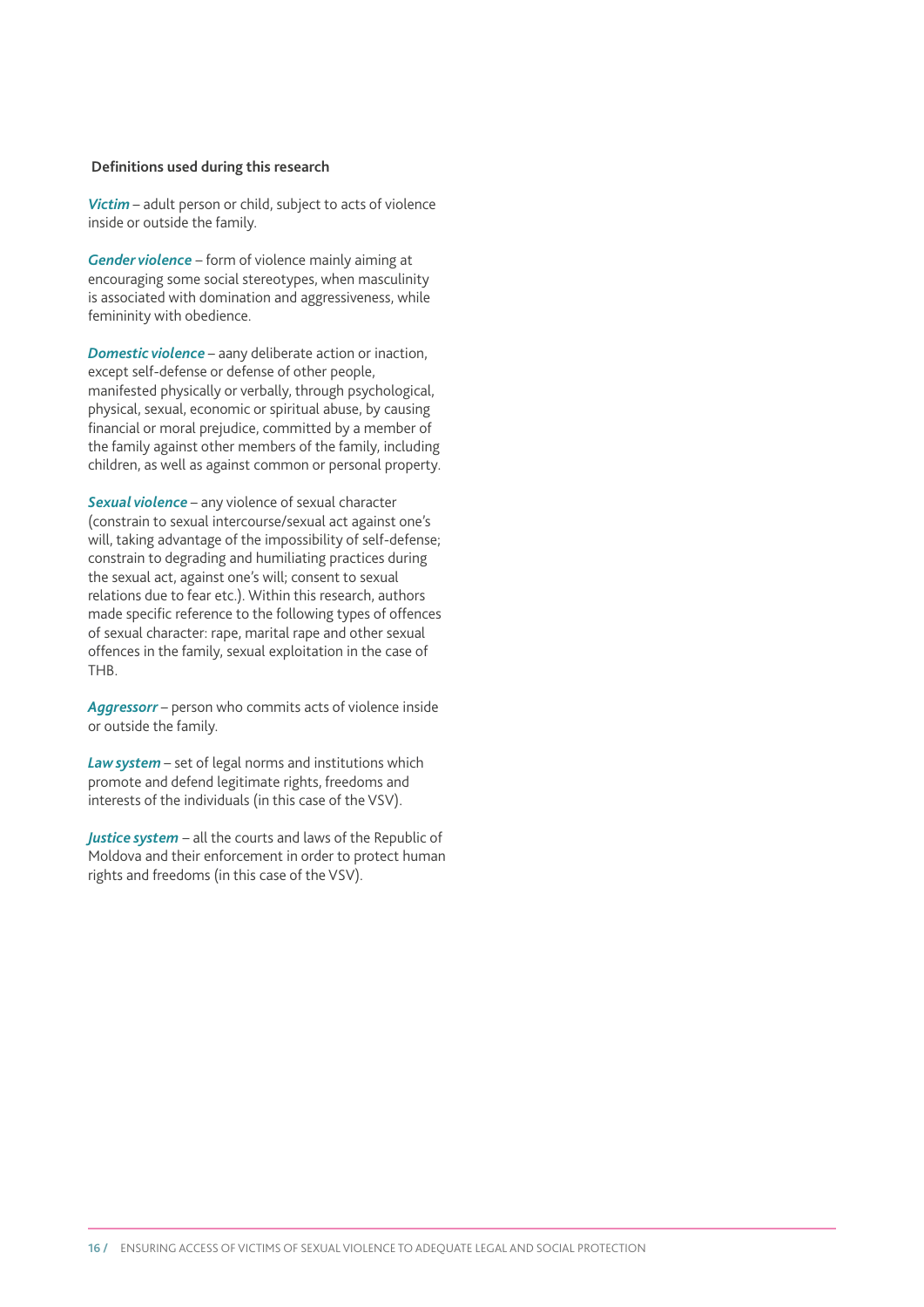**Definitions used during this research**

***Victim*** – adult person or child, subject to acts of violence inside or outside the family.

***Gender violence*** – form of violence mainly aiming at encouraging some social stereotypes, when masculinity is associated with domination and aggressiveness, while femininity with obedience.

***Domestic violence*** – aany deliberate action or inaction, except self-defense or defense of other people, manifested physically or verbally, through psychological, physical, sexual, economic or spiritual abuse, by causing financial or moral prejudice, committed by a member of the family against other members of the family, including children, as well as against common or personal property.

***Sexual violence*** – any violence of sexual character (constrain to sexual intercourse/sexual act against one's will, taking advantage of the impossibility of self-defense; constrain to degrading and humiliating practices during the sexual act, against one's will; consent to sexual relations due to fear etc.). Within this research, authors made specific reference to the following types of offences of sexual character: rape, marital rape and other sexual offences in the family, sexual exploitation in the case of THB.

***Aggressorr*** – person who commits acts of violence inside or outside the family.

***Law system*** – set of legal norms and institutions which promote and defend legitimate rights, freedoms and interests of the individuals (in this case of the VSV).

***Justice system*** – all the courts and laws of the Republic of Moldova and their enforcement in order to protect human rights and freedoms (in this case of the VSV).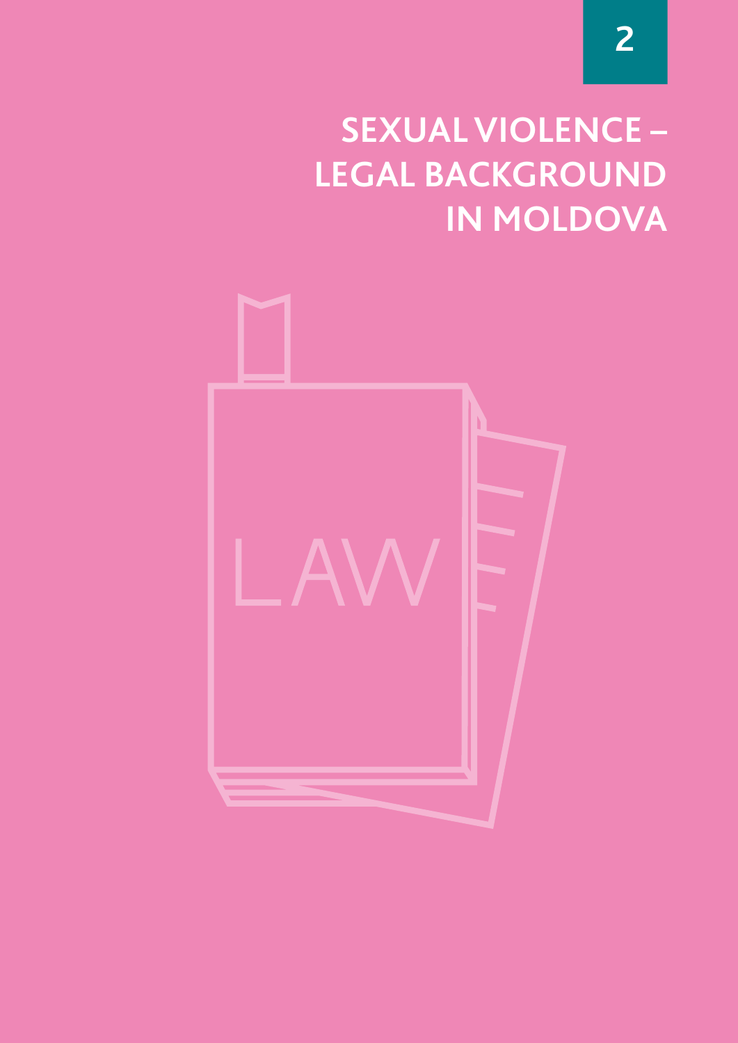# 2

# SEXUAL VIOLENCE – LEGAL BACKGROUND IN MOLDOVA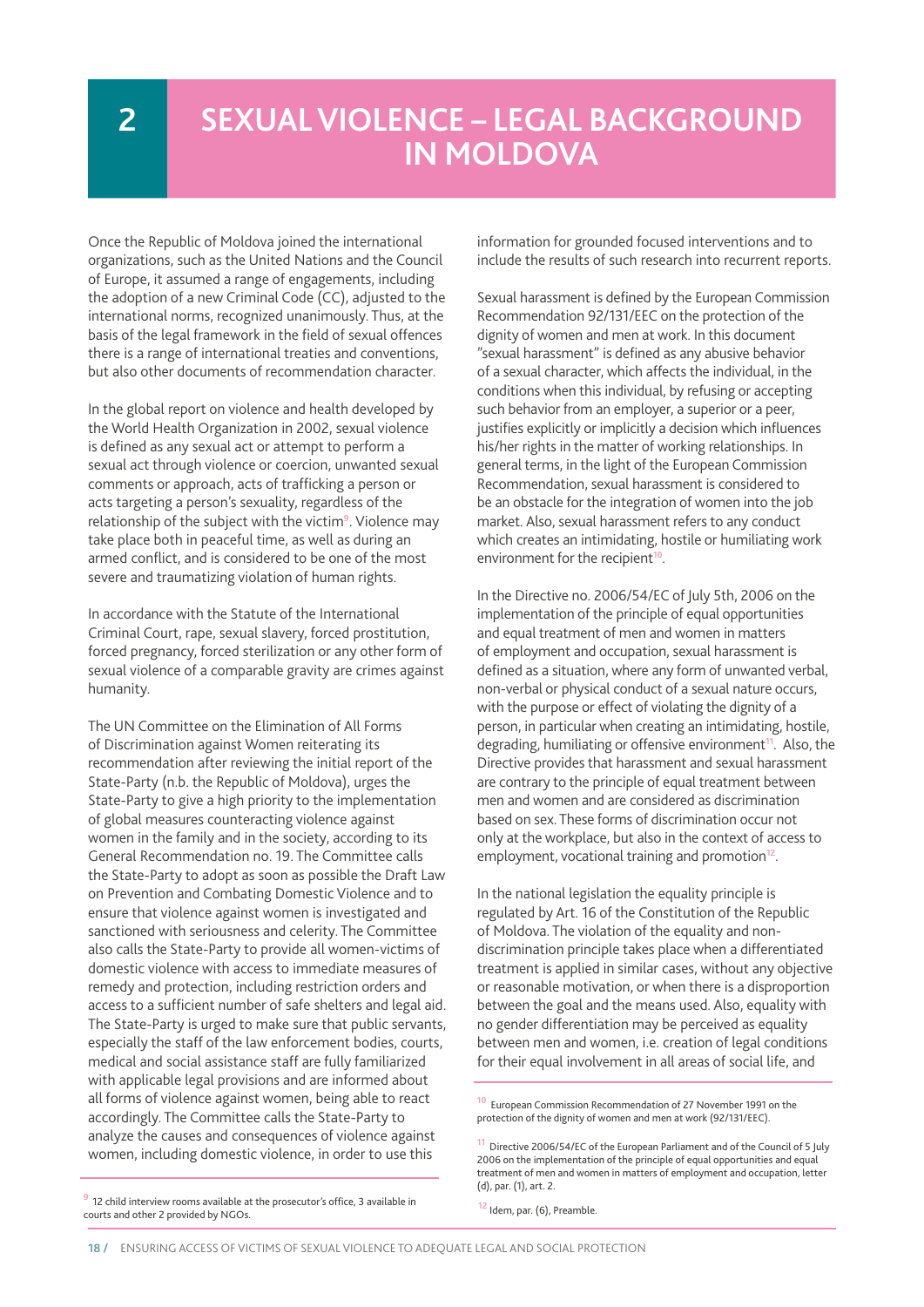# 2 SEXUAL VIOLENCE – LEGAL BACKGROUND IN MOLDOVA

Once the Republic of Moldova joined the international organizations, such as the United Nations and the Council of Europe, it assumed a range of engagements, including the adoption of a new Criminal Code (CC), adjusted to the international norms, recognized unanimously. Thus, at the basis of the legal framework in the field of sexual offences there is a range of international treaties and conventions, but also other documents of recommendation character.

In the global report on violence and health developed by the World Health Organization in 2002, sexual violence is defined as any sexual act or attempt to perform a sexual act through violence or coercion, unwanted sexual comments or approach, acts of trafficking a person or acts targeting a person's sexuality, regardless of the relationship of the subject with the victim[9]. Violence may take place both in peaceful time, as well as during an armed conflict, and is considered to be one of the most severe and traumatizing violation of human rights.

In accordance with the Statute of the International Criminal Court, rape, sexual slavery, forced prostitution, forced pregnancy, forced sterilization or any other form of sexual violence of a comparable gravity are crimes against humanity.

The UN Committee on the Elimination of All Forms of Discrimination against Women reiterating its recommendation after reviewing the initial report of the State-Party (n.b. the Republic of Moldova), urges the State-Party to give a high priority to the implementation of global measures counteracting violence against women in the family and in the society, according to its General Recommendation no. 19. The Committee calls the State-Party to adopt as soon as possible the Draft Law on Prevention and Combating Domestic Violence and to ensure that violence against women is investigated and sanctioned with seriousness and celerity. The Committee also calls the State-Party to provide all women-victims of domestic violence with access to immediate measures of remedy and protection, including restriction orders and access to a sufficient number of safe shelters and legal aid. The State-Party is urged to make sure that public servants, especially the staff of the law enforcement bodies, courts, medical and social assistance staff are fully familiarized with applicable legal provisions and are informed about all forms of violence against women, being able to react accordingly. The Committee calls the State-Party to analyze the causes and consequences of violence against women, including domestic violence, in order to use this information for grounded focused interventions and to include the results of such research into recurrent reports.

Sexual harassment is defined by the European Commission Recommendation 92/131/EEC on the protection of the dignity of women and men at work. In this document "sexual harassment" is defined as any abusive behavior of a sexual character, which affects the individual, in the conditions when this individual, by refusing or accepting such behavior from an employer, a superior or a peer, justifies explicitly or implicitly a decision which influences his/her rights in the matter of working relationships. In general terms, in the light of the European Commission Recommendation, sexual harassment is considered to be an obstacle for the integration of women into the job market. Also, sexual harassment refers to any conduct which creates an intimidating, hostile or humiliating work environment for the recipient[10].

In the Directive no. 2006/54/EC of July 5th, 2006 on the implementation of the principle of equal opportunities and equal treatment of men and women in matters of employment and occupation, sexual harassment is defined as a situation, where any form of unwanted verbal, non-verbal or physical conduct of a sexual nature occurs, with the purpose or effect of violating the dignity of a person, in particular when creating an intimidating, hostile, degrading, humiliating or offensive environment[11]. Also, the Directive provides that harassment and sexual harassment are contrary to the principle of equal treatment between men and women and are considered as discrimination based on sex. These forms of discrimination occur not only at the workplace, but also in the context of access to employment, vocational training and promotion[12].

In the national legislation the equality principle is regulated by Art. 16 of the Constitution of the Republic of Moldova. The violation of the equality and non-discrimination principle takes place when a differentiated treatment is applied in similar cases, without any objective or reasonable motivation, or when there is a disproportion between the goal and the means used. Also, equality with no gender differentiation may be perceived as equality between men and women, i.e. creation of legal conditions for their equal involvement in all areas of social life, and

---

[9] 12 child interview rooms available at the prosecutor's office, 3 available in courts and other 2 provided by NGOs.

[10] European Commission Recommendation of 27 November 1991 on the protection of the dignity of women and men at work (92/131/EEC).

[11] Directive 2006/54/EC of the European Parliament and of the Council of 5 July 2006 on the implementation of the principle of equal opportunities and equal treatment of men and women in matters of employment and occupation, letter (d), par. (1), art. 2.

[12] Idem, par. (6), Preamble.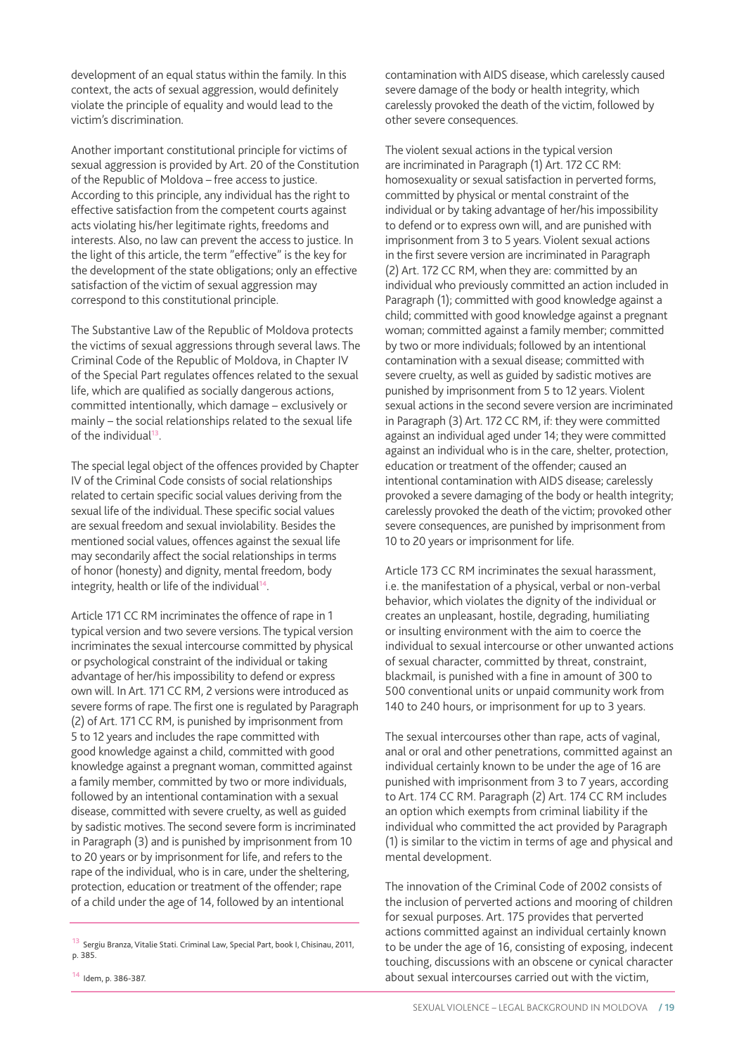development of an equal status within the family. In this context, the acts of sexual aggression, would definitely violate the principle of equality and would lead to the victim's discrimination.

Another important constitutional principle for victims of sexual aggression is provided by Art. 20 of the Constitution of the Republic of Moldova – free access to justice. According to this principle, any individual has the right to effective satisfaction from the competent courts against acts violating his/her legitimate rights, freedoms and interests. Also, no law can prevent the access to justice. In the light of this article, the term "effective" is the key for the development of the state obligations; only an effective satisfaction of the victim of sexual aggression may correspond to this constitutional principle.

The Substantive Law of the Republic of Moldova protects the victims of sexual aggressions through several laws. The Criminal Code of the Republic of Moldova, in Chapter IV of the Special Part regulates offences related to the sexual life, which are qualified as socially dangerous actions, committed intentionally, which damage – exclusively or mainly – the social relationships related to the sexual life of the individual[13].

The special legal object of the offences provided by Chapter IV of the Criminal Code consists of social relationships related to certain specific social values deriving from the sexual life of the individual. These specific social values are sexual freedom and sexual inviolability. Besides the mentioned social values, offences against the sexual life may secondarily affect the social relationships in terms of honor (honesty) and dignity, mental freedom, body integrity, health or life of the individual[14].

Article 171 CC RM incriminates the offence of rape in 1 typical version and two severe versions. The typical version incriminates the sexual intercourse committed by physical or psychological constraint of the individual or taking advantage of her/his impossibility to defend or express own will. In Art. 171 CC RM, 2 versions were introduced as severe forms of rape. The first one is regulated by Paragraph (2) of Art. 171 CC RM, is punished by imprisonment from 5 to 12 years and includes the rape committed with good knowledge against a child, committed with good knowledge against a pregnant woman, committed against a family member, committed by two or more individuals, followed by an intentional contamination with a sexual disease, committed with severe cruelty, as well as guided by sadistic motives. The second severe form is incriminated in Paragraph (3) and is punished by imprisonment from 10 to 20 years or by imprisonment for life, and refers to the rape of the individual, who is in care, under the sheltering, protection, education or treatment of the offender; rape of a child under the age of 14, followed by an intentional contamination with AIDS disease, which carelessly caused severe damage of the body or health integrity, which carelessly provoked the death of the victim, followed by other severe consequences.

The violent sexual actions in the typical version are incriminated in Paragraph (1) Art. 172 CC RM: homosexuality or sexual satisfaction in perverted forms, committed by physical or mental constraint of the individual or by taking advantage of her/his impossibility to defend or to express own will, and are punished with imprisonment from 3 to 5 years. Violent sexual actions in the first severe version are incriminated in Paragraph (2) Art. 172 CC RM, when they are: committed by an individual who previously committed an action included in Paragraph (1); committed with good knowledge against a child; committed with good knowledge against a pregnant woman; committed against a family member; committed by two or more individuals; followed by an intentional contamination with a sexual disease; committed with severe cruelty, as well as guided by sadistic motives are punished by imprisonment from 5 to 12 years. Violent sexual actions in the second severe version are incriminated in Paragraph (3) Art. 172 CC RM, if: they were committed against an individual aged under 14; they were committed against an individual who is in the care, shelter, protection, education or treatment of the offender; caused an intentional contamination with AIDS disease; carelessly provoked a severe damaging of the body or health integrity; carelessly provoked the death of the victim; provoked other severe consequences, are punished by imprisonment from 10 to 20 years or imprisonment for life.

Article 173 CC RM incriminates the sexual harassment, i.e. the manifestation of a physical, verbal or non-verbal behavior, which violates the dignity of the individual or creates an unpleasant, hostile, degrading, humiliating or insulting environment with the aim to coerce the individual to sexual intercourse or other unwanted actions of sexual character, committed by threat, constraint, blackmail, is punished with a fine in amount of 300 to 500 conventional units or unpaid community work from 140 to 240 hours, or imprisonment for up to 3 years.

The sexual intercourses other than rape, acts of vaginal, anal or oral and other penetrations, committed against an individual certainly known to be under the age of 16 are punished with imprisonment from 3 to 7 years, according to Art. 174 CC RM. Paragraph (2) Art. 174 CC RM includes an option which exempts from criminal liability if the individual who committed the act provided by Paragraph (1) is similar to the victim in terms of age and physical and mental development.

The innovation of the Criminal Code of 2002 consists of the inclusion of perverted actions and mooring of children for sexual purposes. Art. 175 provides that perverted actions committed against an individual certainly known to be under the age of 16, consisting of exposing, indecent touching, discussions with an obscene or cynical character about sexual intercourses carried out with the victim,

[13] Sergiu Branza, Vitalie Stati. Criminal Law, Special Part, book I, Chisinau, 2011, p. 385.

[14] Idem, p. 386-387.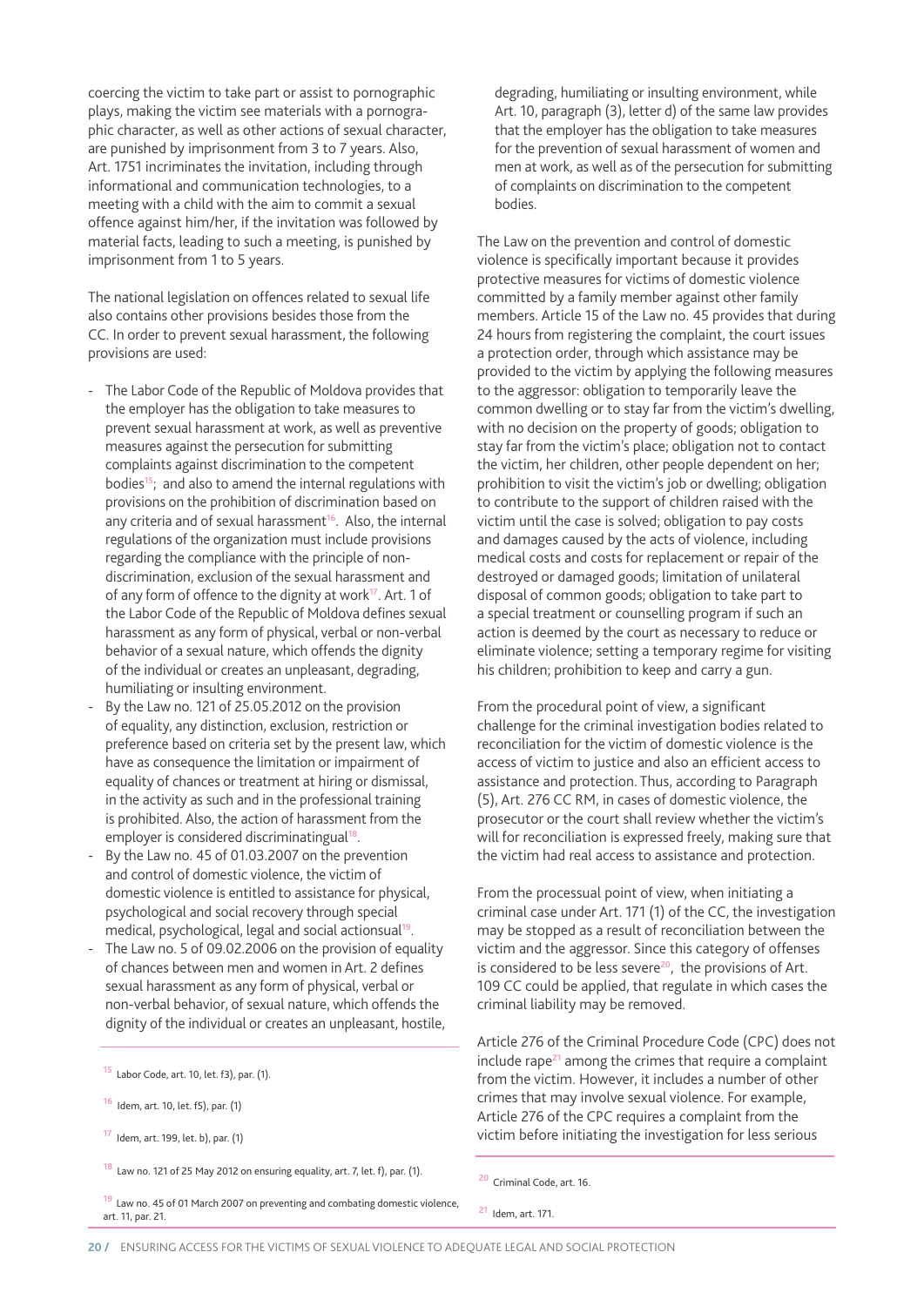coercing the victim to take part or assist to pornographic plays, making the victim see materials with a pornographic character, as well as other actions of sexual character, are punished by imprisonment from 3 to 7 years. Also, Art. 1751 incriminates the invitation, including through informational and communication technologies, to a meeting with a child with the aim to commit a sexual offence against him/her, if the invitation was followed by material facts, leading to such a meeting, is punished by imprisonment from 1 to 5 years.

The national legislation on offences related to sexual life also contains other provisions besides those from the CC. In order to prevent sexual harassment, the following provisions are used:

- The Labor Code of the Republic of Moldova provides that the employer has the obligation to take measures to prevent sexual harassment at work, as well as preventive measures against the persecution for submitting complaints against discrimination to the competent bodies[15]; and also to amend the internal regulations with provisions on the prohibition of discrimination based on any criteria and of sexual harassment[16]. Also, the internal regulations of the organization must include provisions regarding the compliance with the principle of non-discrimination, exclusion of the sexual harassment and of any form of offence to the dignity at work[17]. Art. 1 of the Labor Code of the Republic of Moldova defines sexual harassment as any form of physical, verbal or non-verbal behavior of a sexual nature, which offends the dignity of the individual or creates an unpleasant, degrading, humiliating or insulting environment.
- By the Law no. 121 of 25.05.2012 on the provision of equality, any distinction, exclusion, restriction or preference based on criteria set by the present law, which have as consequence the limitation or impairment of equality of chances or treatment at hiring or dismissal, in the activity as such and in the professional training is prohibited. Also, the action of harassment from the employer is considered discriminatingual[18].
- By the Law no. 45 of 01.03.2007 on the prevention and control of domestic violence, the victim of domestic violence is entitled to assistance for physical, psychological and social recovery through special medical, psychological, legal and social actionsual[19].
- The Law no. 5 of 09.02.2006 on the provision of equality of chances between men and women in Art. 2 defines sexual harassment as any form of physical, verbal or non-verbal behavior, of sexual nature, which offends the dignity of the individual or creates an unpleasant, hostile, degrading, humiliating or insulting environment, while Art. 10, paragraph (3), letter d) of the same law provides that the employer has the obligation to take measures for the prevention of sexual harassment of women and men at work, as well as of the persecution for submitting of complaints on discrimination to the competent bodies.

The Law on the prevention and control of domestic violence is specifically important because it provides protective measures for victims of domestic violence committed by a family member against other family members. Article 15 of the Law no. 45 provides that during 24 hours from registering the complaint, the court issues a protection order, through which assistance may be provided to the victim by applying the following measures to the aggressor: obligation to temporarily leave the common dwelling or to stay far from the victim's dwelling, with no decision on the property of goods; obligation to stay far from the victim's place; obligation not to contact the victim, her children, other people dependent on her; prohibition to visit the victim's job or dwelling; obligation to contribute to the support of children raised with the victim until the case is solved; obligation to pay costs and damages caused by the acts of violence, including medical costs and costs for replacement or repair of the destroyed or damaged goods; limitation of unilateral disposal of common goods; obligation to take part to a special treatment or counselling program if such an action is deemed by the court as necessary to reduce or eliminate violence; setting a temporary regime for visiting his children; prohibition to keep and carry a gun.

From the procedural point of view, a significant challenge for the criminal investigation bodies related to reconciliation for the victim of domestic violence is the access of victim to justice and also an efficient access to assistance and protection. Thus, according to Paragraph (5), Art. 276 CC RM, in cases of domestic violence, the prosecutor or the court shall review whether the victim's will for reconciliation is expressed freely, making sure that the victim had real access to assistance and protection.

From the processual point of view, when initiating a criminal case under Art. 171 (1) of the CC, the investigation may be stopped as a result of reconciliation between the victim and the aggressor. Since this category of offenses is considered to be less severe[20], the provisions of Art. 109 CC could be applied, that regulate in which cases the criminal liability may be removed.

Article 276 of the Criminal Procedure Code (CPC) does not include rape[21] among the crimes that require a complaint from the victim. However, it includes a number of other crimes that may involve sexual violence. For example, Article 276 of the CPC requires a complaint from the victim before initiating the investigation for less serious

---

[15] Labor Code, art. 10, let. f3), par. (1).

[16] Idem, art. 10, let. f5), par. (1)

[17] Idem, art. 199, let. b), par. (1)

[18] Law no. 121 of 25 May 2012 on ensuring equality, art. 7, let. f), par. (1).

[19] Law no. 45 of 01 March 2007 on preventing and combating domestic violence, art. 11, par. 21.

[20] Criminal Code, art. 16.

[21] Idem, art. 171.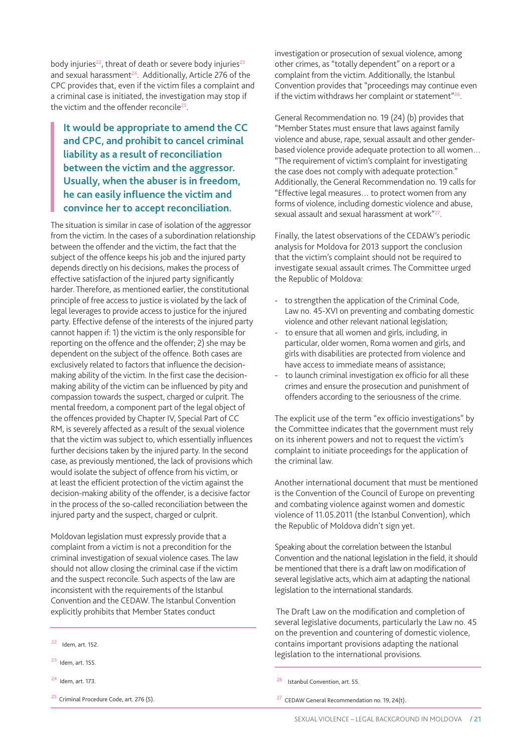body injuries[22], threat of death or severe body injuries[23] and sexual harassment[24]. Additionally, Article 276 of the CPC provides that, even if the victim files a complaint and a criminal case is initiated, the investigation may stop if the victim and the offender reconcile[25].

> **It would be appropriate to amend the CC and CPC, and prohibit to cancel criminal liability as a result of reconciliation between the victim and the aggressor. Usually, when the abuser is in freedom, he can easily influence the victim and convince her to accept reconciliation.**

The situation is similar in case of isolation of the aggressor from the victim. In the cases of a subordination relationship between the offender and the victim, the fact that the subject of the offence keeps his job and the injured party depends directly on his decisions, makes the process of effective satisfaction of the injured party significantly harder. Therefore, as mentioned earlier, the constitutional principle of free access to justice is violated by the lack of legal leverages to provide access to justice for the injured party. Effective defense of the interests of the injured party cannot happen if: 1) the victim is the only responsible for reporting on the offence and the offender; 2) she may be dependent on the subject of the offence. Both cases are exclusively related to factors that influence the decision-making ability of the victim. In the first case the decision-making ability of the victim can be influenced by pity and compassion towards the suspect, charged or culprit. The mental freedom, a component part of the legal object of the offences provided by Chapter IV, Special Part of CC RM, is severely affected as a result of the sexual violence that the victim was subject to, which essentially influences further decisions taken by the injured party. In the second case, as previously mentioned, the lack of provisions which would isolate the subject of offence from his victim, or at least the efficient protection of the victim against the decision-making ability of the offender, is a decisive factor in the process of the so-called reconciliation between the injured party and the suspect, charged or culprit.

Moldovan legislation must expressly provide that a complaint from a victim is not a precondition for the criminal investigation of sexual violence cases. The law should not allow closing the criminal case if the victim and the suspect reconcile. Such aspects of the law are inconsistent with the requirements of the Istanbul Convention and the CEDAW. The Istanbul Convention explicitly prohibits that Member States conduct investigation or prosecution of sexual violence, among other crimes, as "totally dependent" on a report or a complaint from the victim. Additionally, the Istanbul Convention provides that "proceedings may continue even if the victim withdraws her complaint or statement"[26].

General Recommendation no. 19 (24) (b) provides that "Member States must ensure that laws against family violence and abuse, rape, sexual assault and other gender-based violence provide adequate protection to all women… "The requirement of victim's complaint for investigating the case does not comply with adequate protection." Additionally, the General Recommendation no. 19 calls for "Effective legal measures… to protect women from any forms of violence, including domestic violence and abuse, sexual assault and sexual harassment at work"[27].

Finally, the latest observations of the CEDAW's periodic analysis for Moldova for 2013 support the conclusion that the victim's complaint should not be required to investigate sexual assault crimes. The Committee urged the Republic of Moldova:

- to strengthen the application of the Criminal Code, Law no. 45-XVI on preventing and combating domestic violence and other relevant national legislation;
- to ensure that all women and girls, including, in particular, older women, Roma women and girls, and girls with disabilities are protected from violence and have access to immediate means of assistance;
- to launch criminal investigation ex officio for all these crimes and ensure the prosecution and punishment of offenders according to the seriousness of the crime.

The explicit use of the term "ex officio investigations" by the Committee indicates that the government must rely on its inherent powers and not to request the victim's complaint to initiate proceedings for the application of the criminal law.

Another international document that must be mentioned is the Convention of the Council of Europe on preventing and combating violence against women and domestic violence of 11.05.2011 (the Istanbul Convention), which the Republic of Moldova didn't sign yet.

Speaking about the correlation between the Istanbul Convention and the national legislation in the field, it should be mentioned that there is a draft law on modification of several legislative acts, which aim at adapting the national legislation to the international standards.

The Draft Law on the modification and completion of several legislative documents, particularly the Law no. 45 on the prevention and countering of domestic violence, contains important provisions adapting the national legislation to the international provisions.

---

[22] Idem, art. 152.

[23] Idem, art. 155.

[24] Idem, art. 173.

[25] Criminal Procedure Code, art. 276 (5).

[26] Istanbul Convention, art. 55.

[27] CEDAW General Recommendation no. 19, 24(t).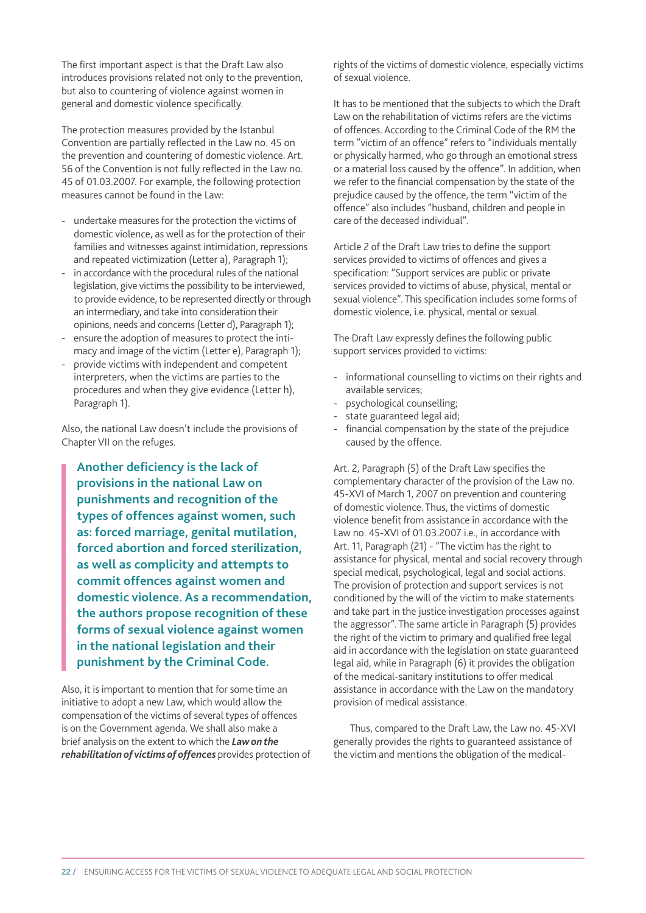The first important aspect is that the Draft Law also introduces provisions related not only to the prevention, but also to countering of violence against women in general and domestic violence specifically.

The protection measures provided by the Istanbul Convention are partially reflected in the Law no. 45 on the prevention and countering of domestic violence. Art. 56 of the Convention is not fully reflected in the Law no. 45 of 01.03.2007. For example, the following protection measures cannot be found in the Law:

- undertake measures for the protection the victims of domestic violence, as well as for the protection of their families and witnesses against intimidation, repressions and repeated victimization (Letter a), Paragraph 1);
- in accordance with the procedural rules of the national legislation, give victims the possibility to be interviewed, to provide evidence, to be represented directly or through an intermediary, and take into consideration their opinions, needs and concerns (Letter d), Paragraph 1);
- ensure the adoption of measures to protect the intimacy and image of the victim (Letter e), Paragraph 1);
- provide victims with independent and competent interpreters, when the victims are parties to the procedures and when they give evidence (Letter h), Paragraph 1).

Also, the national Law doesn't include the provisions of Chapter VII on the refuges.

> **Another deficiency is the lack of provisions in the national Law on punishments and recognition of the types of offences against women, such as: forced marriage, genital mutilation, forced abortion and forced sterilization, as well as complicity and attempts to commit offences against women and domestic violence. As a recommendation, the authors propose recognition of these forms of sexual violence against women in the national legislation and their punishment by the Criminal Code.**

Also, it is important to mention that for some time an initiative to adopt a new Law, which would allow the compensation of the victims of several types of offences is on the Government agenda. We shall also make a brief analysis on the extent to which the ***Law on the rehabilitation of victims of offences*** provides protection of rights of the victims of domestic violence, especially victims of sexual violence.

It has to be mentioned that the subjects to which the Draft Law on the rehabilitation of victims refers are the victims of offences. According to the Criminal Code of the RM the term "victim of an offence" refers to "individuals mentally or physically harmed, who go through an emotional stress or a material loss caused by the offence". In addition, when we refer to the financial compensation by the state of the prejudice caused by the offence, the term "victim of the offence" also includes "husband, children and people in care of the deceased individual".

Article 2 of the Draft Law tries to define the support services provided to victims of offences and gives a specification: "Support services are public or private services provided to victims of abuse, physical, mental or sexual violence". This specification includes some forms of domestic violence, i.e. physical, mental or sexual.

The Draft Law expressly defines the following public support services provided to victims:

- informational counselling to victims on their rights and available services;
- psychological counselling;
- state guaranteed legal aid;
- financial compensation by the state of the prejudice caused by the offence.

Art. 2, Paragraph (5) of the Draft Law specifies the complementary character of the provision of the Law no. 45-XVI of March 1, 2007 on prevention and countering of domestic violence. Thus, the victims of domestic violence benefit from assistance in accordance with the Law no. 45-XVI of 01.03.2007 i.e., in accordance with Art. 11, Paragraph (21) - "The victim has the right to assistance for physical, mental and social recovery through special medical, psychological, legal and social actions. The provision of protection and support services is not conditioned by the will of the victim to make statements and take part in the justice investigation processes against the aggressor". The same article in Paragraph (5) provides the right of the victim to primary and qualified free legal aid in accordance with the legislation on state guaranteed legal aid, while in Paragraph (6) it provides the obligation of the medical-sanitary institutions to offer medical assistance in accordance with the Law on the mandatory provision of medical assistance.

Thus, compared to the Draft Law, the Law no. 45-XVI generally provides the rights to guaranteed assistance of the victim and mentions the obligation of the medical-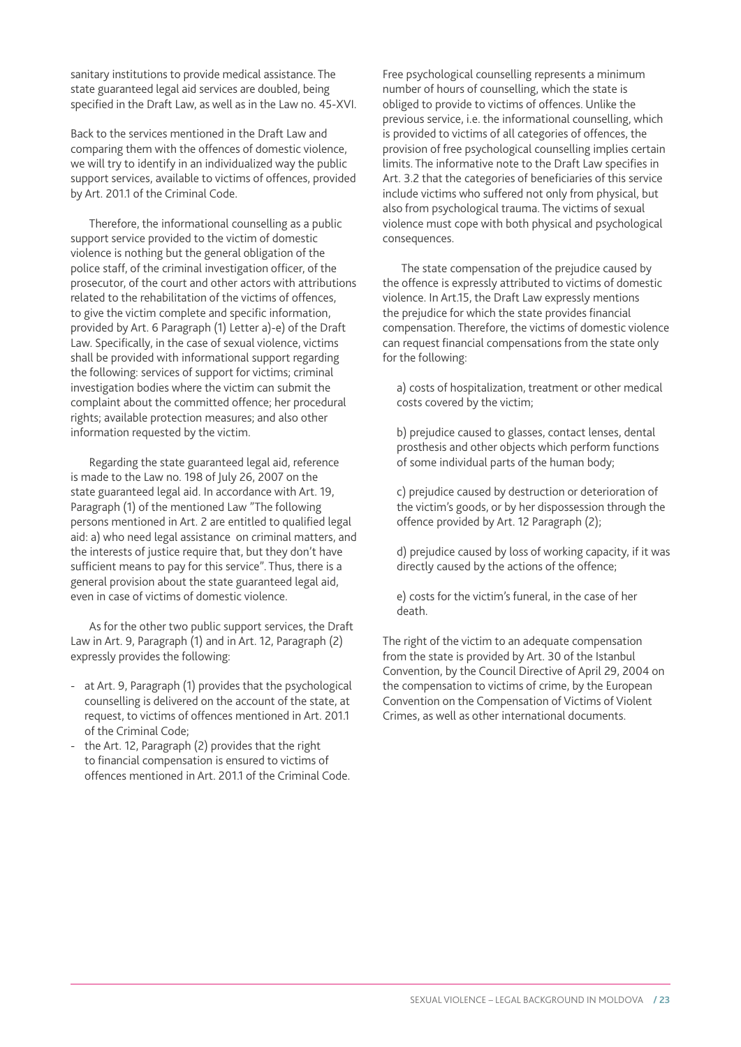sanitary institutions to provide medical assistance. The state guaranteed legal aid services are doubled, being specified in the Draft Law, as well as in the Law no. 45-XVI.

Back to the services mentioned in the Draft Law and comparing them with the offences of domestic violence, we will try to identify in an individualized way the public support services, available to victims of offences, provided by Art. 201.1 of the Criminal Code.

Therefore, the informational counselling as a public support service provided to the victim of domestic violence is nothing but the general obligation of the police staff, of the criminal investigation officer, of the prosecutor, of the court and other actors with attributions related to the rehabilitation of the victims of offences, to give the victim complete and specific information, provided by Art. 6 Paragraph (1) Letter a)-e) of the Draft Law. Specifically, in the case of sexual violence, victims shall be provided with informational support regarding the following: services of support for victims; criminal investigation bodies where the victim can submit the complaint about the committed offence; her procedural rights; available protection measures; and also other information requested by the victim.

Regarding the state guaranteed legal aid, reference is made to the Law no. 198 of July 26, 2007 on the state guaranteed legal aid. In accordance with Art. 19, Paragraph (1) of the mentioned Law "The following persons mentioned in Art. 2 are entitled to qualified legal aid: a) who need legal assistance on criminal matters, and the interests of justice require that, but they don't have sufficient means to pay for this service". Thus, there is a general provision about the state guaranteed legal aid, even in case of victims of domestic violence.

As for the other two public support services, the Draft Law in Art. 9, Paragraph (1) and in Art. 12, Paragraph (2) expressly provides the following:

- at Art. 9, Paragraph (1) provides that the psychological counselling is delivered on the account of the state, at request, to victims of offences mentioned in Art. 201.1 of the Criminal Code;
- the Art. 12, Paragraph (2) provides that the right to financial compensation is ensured to victims of offences mentioned in Art. 201.1 of the Criminal Code.

Free psychological counselling represents a minimum number of hours of counselling, which the state is obliged to provide to victims of offences. Unlike the previous service, i.e. the informational counselling, which is provided to victims of all categories of offences, the provision of free psychological counselling implies certain limits. The informative note to the Draft Law specifies in Art. 3.2 that the categories of beneficiaries of this service include victims who suffered not only from physical, but also from psychological trauma. The victims of sexual violence must cope with both physical and psychological consequences.

The state compensation of the prejudice caused by the offence is expressly attributed to victims of domestic violence. In Art.15, the Draft Law expressly mentions the prejudice for which the state provides financial compensation. Therefore, the victims of domestic violence can request financial compensations from the state only for the following:

a) costs of hospitalization, treatment or other medical costs covered by the victim;

b) prejudice caused to glasses, contact lenses, dental prosthesis and other objects which perform functions of some individual parts of the human body;

c) prejudice caused by destruction or deterioration of the victim's goods, or by her dispossession through the offence provided by Art. 12 Paragraph (2);

d) prejudice caused by loss of working capacity, if it was directly caused by the actions of the offence;

e) costs for the victim's funeral, in the case of her death.

The right of the victim to an adequate compensation from the state is provided by Art. 30 of the Istanbul Convention, by the Council Directive of April 29, 2004 on the compensation to victims of crime, by the European Convention on the Compensation of Victims of Violent Crimes, as well as other international documents.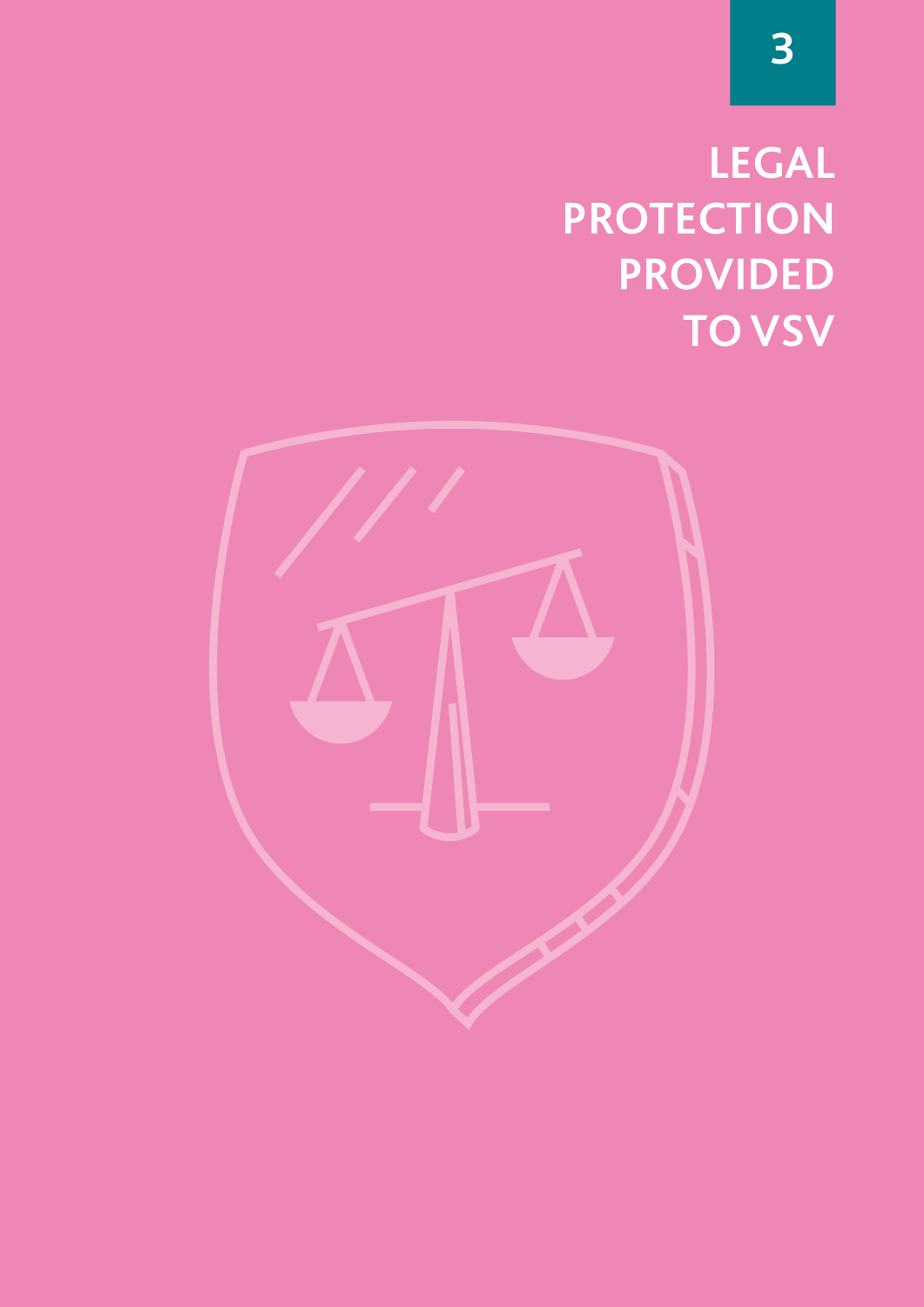# 3

# LEGAL PROTECTION PROVIDED TO VSV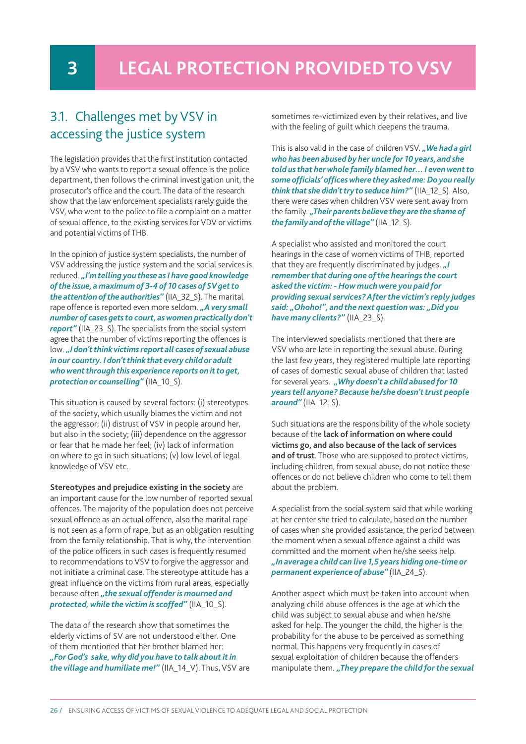# 3 LEGAL PROTECTION PROVIDED TO VSV

## 3.1. Challenges met by VSV in accessing the justice system

The legislation provides that the first institution contacted by a VSV who wants to report a sexual offence is the police department, then follows the criminal investigation unit, the prosecutor's office and the court. The data of the research show that the law enforcement specialists rarely guide the VSV, who went to the police to file a complaint on a matter of sexual offence, to the existing services for VDV or victims and potential victims of THB.

In the opinion of justice system specialists, the number of VSV addressing the justice system and the social services is reduced. ***„I'm telling you these as I have good knowledge of the issue, a maximum of 3-4 of 10 cases of SV get to the attention of the authorities"*** (IIA_32_S). The marital rape offence is reported even more seldom. ***„A very small number of cases gets to court, as women practically don't report"*** (IIA_23_S). The specialists from the social system agree that the number of victims reporting the offences is low. ***„I don't think victims report all cases of sexual abuse in our country. I don't think that every child or adult who went through this experience reports on it to get, protection or counselling"*** (IIA_10_S).

This situation is caused by several factors: (i) stereotypes of the society, which usually blames the victim and not the aggressor; (ii) distrust of VSV in people around her, but also in the society; (iii) dependence on the aggressor or fear that he made her feel; (iv) lack of information on where to go in such situations; (v) low level of legal knowledge of VSV etc.

**Stereotypes and prejudice existing in the society** are an important cause for the low number of reported sexual offences. The majority of the population does not perceive sexual offence as an actual offence, also the marital rape is not seen as a form of rape, but as an obligation resulting from the family relationship. That is why, the intervention of the police officers in such cases is frequently resumed to recommendations to VSV to forgive the aggressor and not initiate a criminal case. The stereotype attitude has a great influence on the victims from rural areas, especially because often ***„the sexual offender is mourned and protected, while the victim is scoffed"*** (IIA_10_S).

The data of the research show that sometimes the elderly victims of SV are not understood either. One of them mentioned that her brother blamed her: ***„For God's sake, why did you have to talk about it in the village and humiliate me!"*** (IIA_14_V). Thus, VSV are sometimes re-victimized even by their relatives, and live with the feeling of guilt which deepens the trauma.

This is also valid in the case of children VSV. ***„We had a girl who has been abused by her uncle for 10 years, and she told us that her whole family blamed her… I even went to some officials' offices where they asked me: Do you really think that she didn't try to seduce him?"*** (IIA_12_S). Also, there were cases when children VSV were sent away from the family. ***„Their parents believe they are the shame of the family and of the village"*** (IIA_12_S).

A specialist who assisted and monitored the court hearings in the case of women victims of THB, reported that they are frequently discriminated by judges. ***„I remember that during one of the hearings the court asked the victim: - How much were you paid for providing sexual services? After the victim's reply judges said: „Ohoho!", and the next question was: „Did you have many clients?"*** (IIA_23_S).

The interviewed specialists mentioned that there are VSV who are late in reporting the sexual abuse. During the last few years, they registered multiple late reporting of cases of domestic sexual abuse of children that lasted for several years. ***„Why doesn't a child abused for 10 years tell anyone? Because he/she doesn't trust people around"*** (IIA_12_S).

Such situations are the responsibility of the whole society because of the **lack of information on where could victims go, and also because of the lack of services and of trust**. Those who are supposed to protect victims, including children, from sexual abuse, do not notice these offences or do not believe children who come to tell them about the problem.

A specialist from the social system said that while working at her center she tried to calculate, based on the number of cases when she provided assistance, the period between the moment when a sexual offence against a child was committed and the moment when he/she seeks help. ***„In average a child can live 1,5 years hiding one-time or permanent experience of abuse"*** (IIA_24_S).

Another aspect which must be taken into account when analyzing child abuse offences is the age at which the child was subject to sexual abuse and when he/she asked for help. The younger the child, the higher is the probability for the abuse to be perceived as something normal. This happens very frequently in cases of sexual exploitation of children because the offenders manipulate them. ***„They prepare the child for the sexual***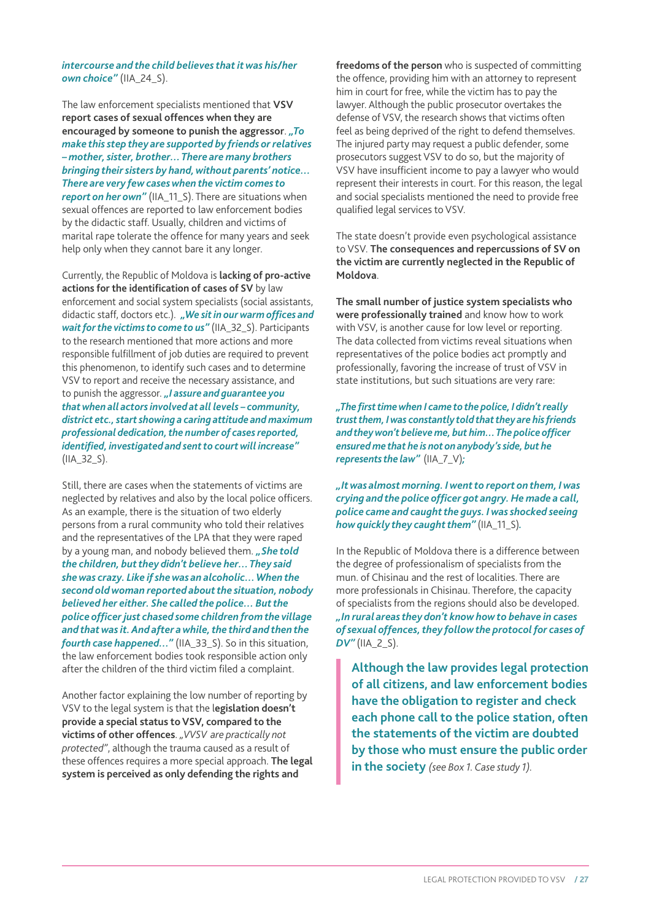***intercourse and the child believes that it was his/her own choice"*** (IIA_24_S).

The law enforcement specialists mentioned that **VSV report cases of sexual offences when they are encouraged by someone to punish the aggressor**. ***„To make this step they are supported by friends or relatives – mother, sister, brother… There are many brothers bringing their sisters by hand, without parents' notice… There are very few cases when the victim comes to report on her own"*** (IIA_11_S). There are situations when sexual offences are reported to law enforcement bodies by the didactic staff. Usually, children and victims of marital rape tolerate the offence for many years and seek help only when they cannot bare it any longer.

Currently, the Republic of Moldova is **lacking of pro-active actions for the identification of cases of SV** by law enforcement and social system specialists (social assistants, didactic staff, doctors etc.). ***„We sit in our warm offices and wait for the victims to come to us"*** (IIA_32_S). Participants to the research mentioned that more actions and more responsible fulfillment of job duties are required to prevent this phenomenon, to identify such cases and to determine VSV to report and receive the necessary assistance, and to punish the aggressor. ***„I assure and guarantee you that when all actors involved at all levels – community, district etc., start showing a caring attitude and maximum professional dedication, the number of cases reported, identified, investigated and sent to court will increase"*** (IIA_32_S).

Still, there are cases when the statements of victims are neglected by relatives and also by the local police officers. As an example, there is the situation of two elderly persons from a rural community who told their relatives and the representatives of the LPA that they were raped by a young man, and nobody believed them. ***„She told the children, but they didn't believe her… They said she was crazy. Like if she was an alcoholic… When the second old woman reported about the situation, nobody believed her either. She called the police… But the police officer just chased some children from the village and that was it. And after a while, the third and then the fourth case happened…"*** (IIA_33_S). So in this situation, the law enforcement bodies took responsible action only after the children of the third victim filed a complaint.

Another factor explaining the low number of reporting by VSV to the legal system is that the l**egislation doesn't provide a special status to VSV, compared to the victims of other offences**. *„VVSV are practically not protected"*, although the trauma caused as a result of these offences requires a more special approach. **The legal system is perceived as only defending the rights and freedoms of the person** who is suspected of committing the offence, providing him with an attorney to represent him in court for free, while the victim has to pay the lawyer. Although the public prosecutor overtakes the defense of VSV, the research shows that victims often feel as being deprived of the right to defend themselves. The injured party may request a public defender, some prosecutors suggest VSV to do so, but the majority of VSV have insufficient income to pay a lawyer who would represent their interests in court. For this reason, the legal and social specialists mentioned the need to provide free qualified legal services to VSV.

The state doesn't provide even psychological assistance to VSV. **The consequences and repercussions of SV on the victim are currently neglected in the Republic of Moldova**.

**The small number of justice system specialists who were professionally trained** and know how to work with VSV, is another cause for low level or reporting. The data collected from victims reveal situations when representatives of the police bodies act promptly and professionally, favoring the increase of trust of VSV in state institutions, but such situations are very rare:

***„The first time when I came to the police, I didn't really trust them, I was constantly told that they are his friends and they won't believe me, but him… The police officer ensured me that he is not on anybody's side, but he represents the law"*** (IIA_7_V);

***„It was almost morning. I went to report on them, I was crying and the police officer got angry. He made a call, police came and caught the guys. I was shocked seeing how quickly they caught them"*** (IIA_11_S).

In the Republic of Moldova there is a difference between the degree of professionalism of specialists from the mun. of Chisinau and the rest of localities. There are more professionals in Chisinau. Therefore, the capacity of specialists from the regions should also be developed. ***„In rural areas they don't know how to behave in cases of sexual offences, they follow the protocol for cases of DV"*** (IIA_2_S).

> **Although the law provides legal protection of all citizens, and law enforcement bodies have the obligation to register and check each phone call to the police station, often the statements of the victim are doubted by those who must ensure the public order in the society** *(see Box 1. Case study 1)*.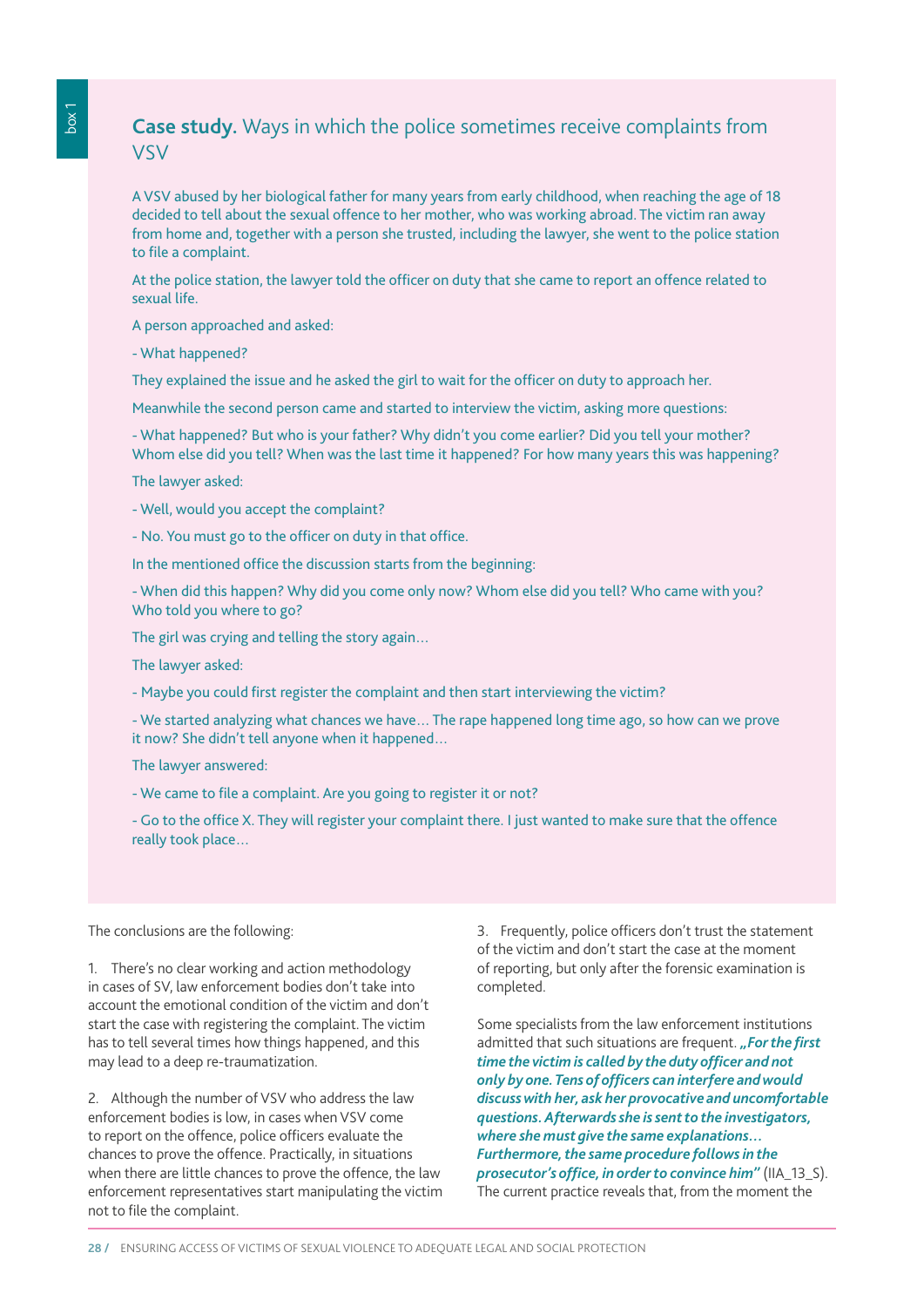box 1

## **Case study.** Ways in which the police sometimes receive complaints from VSV

A VSV abused by her biological father for many years from early childhood, when reaching the age of 18 decided to tell about the sexual offence to her mother, who was working abroad. The victim ran away from home and, together with a person she trusted, including the lawyer, she went to the police station to file a complaint.

At the police station, the lawyer told the officer on duty that she came to report an offence related to sexual life.

A person approached and asked:

- What happened?

They explained the issue and he asked the girl to wait for the officer on duty to approach her.

Meanwhile the second person came and started to interview the victim, asking more questions:

- What happened? But who is your father? Why didn't you come earlier? Did you tell your mother? Whom else did you tell? When was the last time it happened? For how many years this was happening?

The lawyer asked:

- Well, would you accept the complaint?

- No. You must go to the officer on duty in that office.

In the mentioned office the discussion starts from the beginning:

- When did this happen? Why did you come only now? Whom else did you tell? Who came with you? Who told you where to go?

The girl was crying and telling the story again…

The lawyer asked:

- Maybe you could first register the complaint and then start interviewing the victim?

- We started analyzing what chances we have… The rape happened long time ago, so how can we prove it now? She didn't tell anyone when it happened…

The lawyer answered:

- We came to file a complaint. Are you going to register it or not?

- Go to the office X. They will register your complaint there. I just wanted to make sure that the offence really took place…

The conclusions are the following:

1. There's no clear working and action methodology in cases of SV, law enforcement bodies don't take into account the emotional condition of the victim and don't start the case with registering the complaint. The victim has to tell several times how things happened, and this may lead to a deep re-traumatization.

2. Although the number of VSV who address the law enforcement bodies is low, in cases when VSV come to report on the offence, police officers evaluate the chances to prove the offence. Practically, in situations when there are little chances to prove the offence, the law enforcement representatives start manipulating the victim not to file the complaint.

3. Frequently, police officers don't trust the statement of the victim and don't start the case at the moment of reporting, but only after the forensic examination is completed.

Some specialists from the law enforcement institutions admitted that such situations are frequent. ***„For the first time the victim is called by the duty officer and not only by one. Tens of officers can interfere and would discuss with her, ask her provocative and uncomfortable questions. Afterwards she is sent to the investigators, where she must give the same explanations… Furthermore, the same procedure follows in the prosecutor's office, in order to convince him"*** (IIA_13_S). The current practice reveals that, from the moment the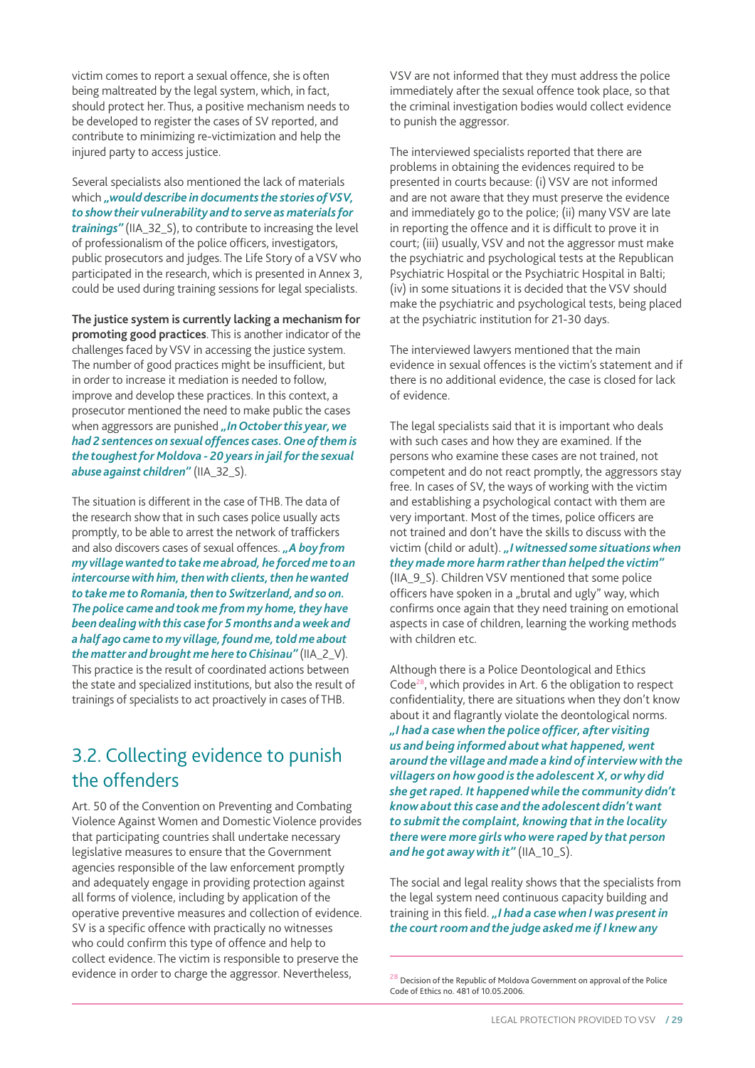victim comes to report a sexual offence, she is often being maltreated by the legal system, which, in fact, should protect her. Thus, a positive mechanism needs to be developed to register the cases of SV reported, and contribute to minimizing re-victimization and help the injured party to access justice.

Several specialists also mentioned the lack of materials which ***„would describe in documents the stories of VSV, to show their vulnerability and to serve as materials for trainings"*** (IIA_32_S), to contribute to increasing the level of professionalism of the police officers, investigators, public prosecutors and judges. The Life Story of a VSV who participated in the research, which is presented in Annex 3, could be used during training sessions for legal specialists.

**The justice system is currently lacking a mechanism for promoting good practices**. This is another indicator of the challenges faced by VSV in accessing the justice system. The number of good practices might be insufficient, but in order to increase it mediation is needed to follow, improve and develop these practices. In this context, a prosecutor mentioned the need to make public the cases when aggressors are punished ***„In October this year, we had 2 sentences on sexual offences cases. One of them is the toughest for Moldova - 20 years in jail for the sexual abuse against children"*** (IIA_32_S).

The situation is different in the case of THB. The data of the research show that in such cases police usually acts promptly, to be able to arrest the network of traffickers and also discovers cases of sexual offences. ***„A boy from my village wanted to take me abroad, he forced me to an intercourse with him, then with clients, then he wanted to take me to Romania, then to Switzerland, and so on. The police came and took me from my home, they have been dealing with this case for 5 months and a week and a half ago came to my village, found me, told me about the matter and brought me here to Chisinau"*** (IIA_2_V). This practice is the result of coordinated actions between the state and specialized institutions, but also the result of trainings of specialists to act proactively in cases of THB.

## 3.2. Collecting evidence to punish the offenders

Art. 50 of the Convention on Preventing and Combating Violence Against Women and Domestic Violence provides that participating countries shall undertake necessary legislative measures to ensure that the Government agencies responsible of the law enforcement promptly and adequately engage in providing protection against all forms of violence, including by application of the operative preventive measures and collection of evidence. SV is a specific offence with practically no witnesses who could confirm this type of offence and help to collect evidence. The victim is responsible to preserve the evidence in order to charge the aggressor. Nevertheless, VSV are not informed that they must address the police immediately after the sexual offence took place, so that the criminal investigation bodies would collect evidence to punish the aggressor.

The interviewed specialists reported that there are problems in obtaining the evidences required to be presented in courts because: (i) VSV are not informed and are not aware that they must preserve the evidence and immediately go to the police; (ii) many VSV are late in reporting the offence and it is difficult to prove it in court; (iii) usually, VSV and not the aggressor must make the psychiatric and psychological tests at the Republican Psychiatric Hospital or the Psychiatric Hospital in Balti; (iv) in some situations it is decided that the VSV should make the psychiatric and psychological tests, being placed at the psychiatric institution for 21-30 days.

The interviewed lawyers mentioned that the main evidence in sexual offences is the victim's statement and if there is no additional evidence, the case is closed for lack of evidence.

The legal specialists said that it is important who deals with such cases and how they are examined. If the persons who examine these cases are not trained, not competent and do not react promptly, the aggressors stay free. In cases of SV, the ways of working with the victim and establishing a psychological contact with them are very important. Most of the times, police officers are not trained and don't have the skills to discuss with the victim (child or adult). ***„I witnessed some situations when they made more harm rather than helped the victim"*** (IIA_9_S). Children VSV mentioned that some police officers have spoken in a „brutal and ugly" way, which confirms once again that they need training on emotional aspects in case of children, learning the working methods with children etc.

Although there is a Police Deontological and Ethics Code[28], which provides in Art. 6 the obligation to respect confidentiality, there are situations when they don't know about it and flagrantly violate the deontological norms. ***„I had a case when the police officer, after visiting us and being informed about what happened, went around the village and made a kind of interview with the villagers on how good is the adolescent X, or why did she get raped. It happened while the community didn't know about this case and the adolescent didn't want to submit the complaint, knowing that in the locality there were more girls who were raped by that person and he got away with it"*** (IIA_10_S).

The social and legal reality shows that the specialists from the legal system need continuous capacity building and training in this field. ***„I had a case when I was present in the court room and the judge asked me if I knew any***

[28] Decision of the Republic of Moldova Government on approval of the Police Code of Ethics no. 481 of 10.05.2006.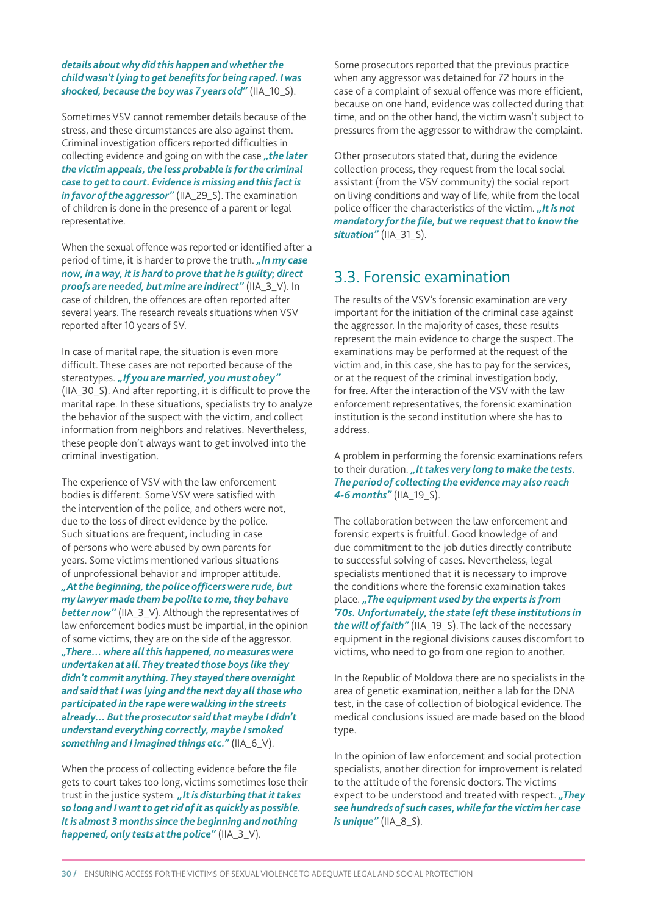***details about why did this happen and whether the child wasn't lying to get benefits for being raped. I was shocked, because the boy was 7 years old"*** (IIA_10_S).

Sometimes VSV cannot remember details because of the stress, and these circumstances are also against them. Criminal investigation officers reported difficulties in collecting evidence and going on with the case ***„the later the victim appeals, the less probable is for the criminal case to get to court. Evidence is missing and this fact is in favor of the aggressor"*** (IIA_29_S). The examination of children is done in the presence of a parent or legal representative.

When the sexual offence was reported or identified after a period of time, it is harder to prove the truth. ***„In my case now, in a way, it is hard to prove that he is guilty; direct proofs are needed, but mine are indirect"*** (IIA_3_V). In case of children, the offences are often reported after several years. The research reveals situations when VSV reported after 10 years of SV.

In case of marital rape, the situation is even more difficult. These cases are not reported because of the stereotypes. ***„If you are married, you must obey"*** (IIA_30_S). And after reporting, it is difficult to prove the marital rape. In these situations, specialists try to analyze the behavior of the suspect with the victim, and collect information from neighbors and relatives. Nevertheless, these people don't always want to get involved into the criminal investigation.

The experience of VSV with the law enforcement bodies is different. Some VSV were satisfied with the intervention of the police, and others were not, due to the loss of direct evidence by the police. Such situations are frequent, including in case of persons who were abused by own parents for years. Some victims mentioned various situations of unprofessional behavior and improper attitude. ***„At the beginning, the police officers were rude, but my lawyer made them be polite to me, they behave better now"*** (IIA_3_V). Although the representatives of law enforcement bodies must be impartial, in the opinion of some victims, they are on the side of the aggressor. ***„There… where all this happened, no measures were undertaken at all. They treated those boys like they didn't commit anything. They stayed there overnight and said that I was lying and the next day all those who participated in the rape were walking in the streets already… But the prosecutor said that maybe I didn't understand everything correctly, maybe I smoked something and I imagined things etc."*** (IIA_6_V).

When the process of collecting evidence before the file gets to court takes too long, victims sometimes lose their trust in the justice system. ***„It is disturbing that it takes so long and I want to get rid of it as quickly as possible. It is almost 3 months since the beginning and nothing happened, only tests at the police"*** (IIA_3_V).

Some prosecutors reported that the previous practice when any aggressor was detained for 72 hours in the case of a complaint of sexual offence was more efficient, because on one hand, evidence was collected during that time, and on the other hand, the victim wasn't subject to pressures from the aggressor to withdraw the complaint.

Other prosecutors stated that, during the evidence collection process, they request from the local social assistant (from the VSV community) the social report on living conditions and way of life, while from the local police officer the characteristics of the victim. ***„It is not mandatory for the file, but we request that to know the situation"*** (IIA_31_S).

## 3.3. Forensic examination

The results of the VSV's forensic examination are very important for the initiation of the criminal case against the aggressor. In the majority of cases, these results represent the main evidence to charge the suspect. The examinations may be performed at the request of the victim and, in this case, she has to pay for the services, or at the request of the criminal investigation body, for free. After the interaction of the VSV with the law enforcement representatives, the forensic examination institution is the second institution where she has to address.

A problem in performing the forensic examinations refers to their duration. ***„It takes very long to make the tests. The period of collecting the evidence may also reach 4-6 months"*** (IIA_19_S).

The collaboration between the law enforcement and forensic experts is fruitful. Good knowledge of and due commitment to the job duties directly contribute to successful solving of cases. Nevertheless, legal specialists mentioned that it is necessary to improve the conditions where the forensic examination takes place. ***„The equipment used by the experts is from '70s. Unfortunately, the state left these institutions in the will of faith"*** (IIA_19_S). The lack of the necessary equipment in the regional divisions causes discomfort to victims, who need to go from one region to another.

In the Republic of Moldova there are no specialists in the area of genetic examination, neither a lab for the DNA test, in the case of collection of biological evidence. The medical conclusions issued are made based on the blood type.

In the opinion of law enforcement and social protection specialists, another direction for improvement is related to the attitude of the forensic doctors. The victims expect to be understood and treated with respect. ***„They see hundreds of such cases, while for the victim her case is unique"*** (IIA_8_S).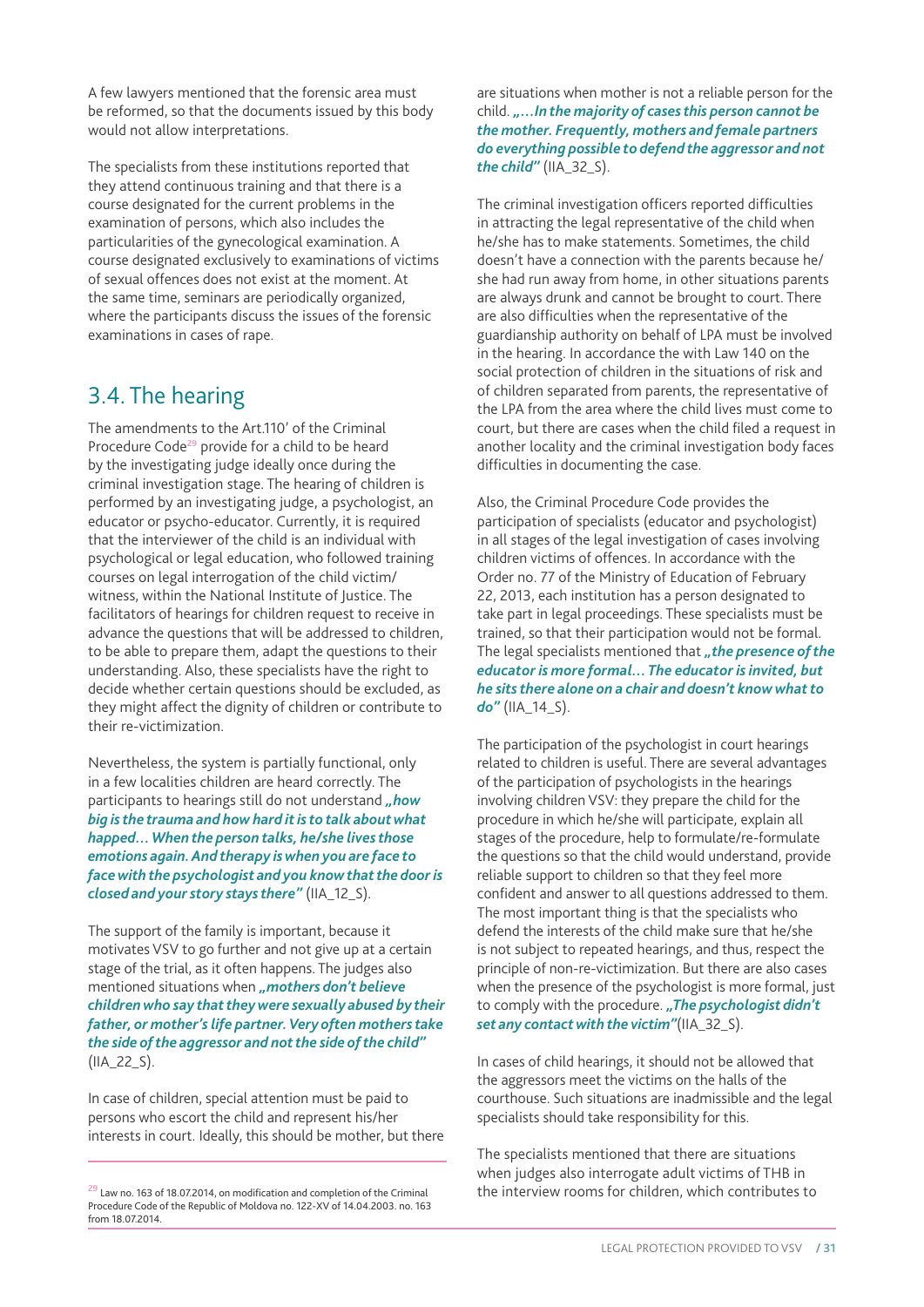A few lawyers mentioned that the forensic area must be reformed, so that the documents issued by this body would not allow interpretations.

The specialists from these institutions reported that they attend continuous training and that there is a course designated for the current problems in the examination of persons, which also includes the particularities of the gynecological examination. A course designated exclusively to examinations of victims of sexual offences does not exist at the moment. At the same time, seminars are periodically organized, where the participants discuss the issues of the forensic examinations in cases of rape.

## 3.4. The hearing

The amendments to the Art.110' of the Criminal Procedure Code[29] provide for a child to be heard by the investigating judge ideally once during the criminal investigation stage. The hearing of children is performed by an investigating judge, a psychologist, an educator or psycho-educator. Currently, it is required that the interviewer of the child is an individual with psychological or legal education, who followed training courses on legal interrogation of the child victim/witness, within the National Institute of Justice. The facilitators of hearings for children request to receive in advance the questions that will be addressed to children, to be able to prepare them, adapt the questions to their understanding. Also, these specialists have the right to decide whether certain questions should be excluded, as they might affect the dignity of children or contribute to their re-victimization.

Nevertheless, the system is partially functional, only in a few localities children are heard correctly. The participants to hearings still do not understand ***„how big is the trauma and how hard it is to talk about what happed... When the person talks, he/she lives those emotions again. And therapy is when you are face to face with the psychologist and you know that the door is closed and your story stays there"*** (IIA_12_S).

The support of the family is important, because it motivates VSV to go further and not give up at a certain stage of the trial, as it often happens. The judges also mentioned situations when ***„mothers don't believe children who say that they were sexually abused by their father, or mother's life partner. Very often mothers take the side of the aggressor and not the side of the child"*** (IIA_22_S).

In case of children, special attention must be paid to persons who escort the child and represent his/her interests in court. Ideally, this should be mother, but there are situations when mother is not a reliable person for the child. ***„...In the majority of cases this person cannot be the mother. Frequently, mothers and female partners do everything possible to defend the aggressor and not the child"*** (IIA_32_S).

The criminal investigation officers reported difficulties in attracting the legal representative of the child when he/she has to make statements. Sometimes, the child doesn't have a connection with the parents because he/she had run away from home, in other situations parents are always drunk and cannot be brought to court. There are also difficulties when the representative of the guardianship authority on behalf of LPA must be involved in the hearing. In accordance the with Law 140 on the social protection of children in the situations of risk and of children separated from parents, the representative of the LPA from the area where the child lives must come to court, but there are cases when the child filed a request in another locality and the criminal investigation body faces difficulties in documenting the case.

Also, the Criminal Procedure Code provides the participation of specialists (educator and psychologist) in all stages of the legal investigation of cases involving children victims of offences. In accordance with the Order no. 77 of the Ministry of Education of February 22, 2013, each institution has a person designated to take part in legal proceedings. These specialists must be trained, so that their participation would not be formal. The legal specialists mentioned that ***„the presence of the educator is more formal... The educator is invited, but he sits there alone on a chair and doesn't know what to do"*** (IIA_14_S).

The participation of the psychologist in court hearings related to children is useful. There are several advantages of the participation of psychologists in the hearings involving children VSV: they prepare the child for the procedure in which he/she will participate, explain all stages of the procedure, help to formulate/re-formulate the questions so that the child would understand, provide reliable support to children so that they feel more confident and answer to all questions addressed to them. The most important thing is that the specialists who defend the interests of the child make sure that he/she is not subject to repeated hearings, and thus, respect the principle of non-re-victimization. But there are also cases when the presence of the psychologist is more formal, just to comply with the procedure. ***„The psychologist didn't set any contact with the victim"***(IIA_32_S).

In cases of child hearings, it should not be allowed that the aggressors meet the victims on the halls of the courthouse. Such situations are inadmissible and the legal specialists should take responsibility for this.

The specialists mentioned that there are situations when judges also interrogate adult victims of THB in the interview rooms for children, which contributes to

[29] Law no. 163 of 18.07.2014, on modification and completion of the Criminal Procedure Code of the Republic of Moldova no. 122-XV of 14.04.2003. no. 163 from 18.07.2014.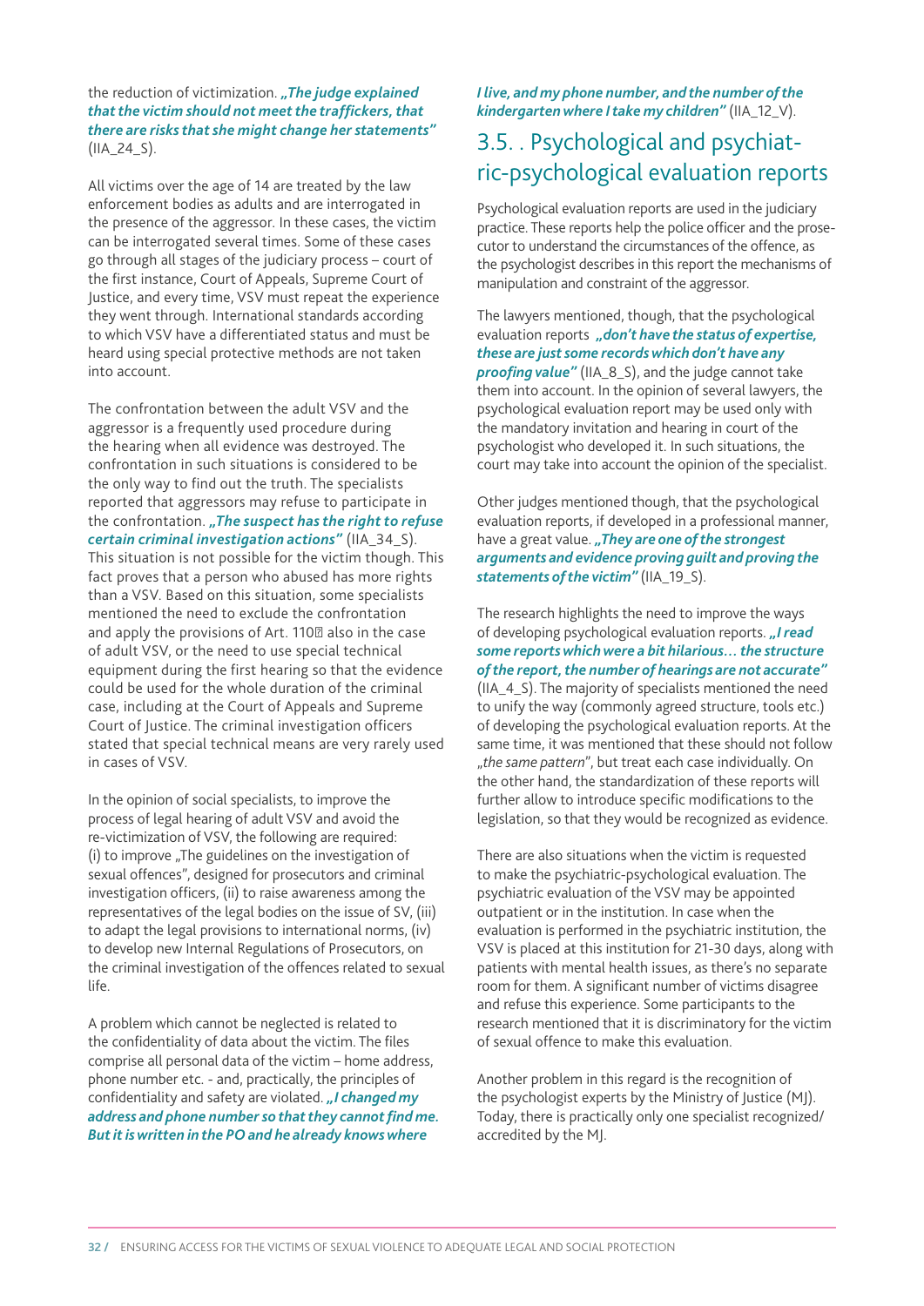the reduction of victimization. ***„The judge explained that the victim should not meet the traffickers, that there are risks that she might change her statements"*** (IIA_24_S).

All victims over the age of 14 are treated by the law enforcement bodies as adults and are interrogated in the presence of the aggressor. In these cases, the victim can be interrogated several times. Some of these cases go through all stages of the judiciary process – court of the first instance, Court of Appeals, Supreme Court of Justice, and every time, VSV must repeat the experience they went through. International standards according to which VSV have a differentiated status and must be heard using special protective methods are not taken into account.

The confrontation between the adult VSV and the aggressor is a frequently used procedure during the hearing when all evidence was destroyed. The confrontation in such situations is considered to be the only way to find out the truth. The specialists reported that aggressors may refuse to participate in the confrontation. ***„The suspect has the right to refuse certain criminal investigation actions"*** (IIA_34_S). This situation is not possible for the victim though. This fact proves that a person who abused has more rights than a VSV. Based on this situation, some specialists mentioned the need to exclude the confrontation and apply the provisions of Art. 110 also in the case of adult VSV, or the need to use special technical equipment during the first hearing so that the evidence could be used for the whole duration of the criminal case, including at the Court of Appeals and Supreme Court of Justice. The criminal investigation officers stated that special technical means are very rarely used in cases of VSV.

In the opinion of social specialists, to improve the process of legal hearing of adult VSV and avoid the re-victimization of VSV, the following are required: (i) to improve „The guidelines on the investigation of sexual offences", designed for prosecutors and criminal investigation officers, (ii) to raise awareness among the representatives of the legal bodies on the issue of SV, (iii) to adapt the legal provisions to international norms, (iv) to develop new Internal Regulations of Prosecutors, on the criminal investigation of the offences related to sexual life.

A problem which cannot be neglected is related to the confidentiality of data about the victim. The files comprise all personal data of the victim – home address, phone number etc. - and, practically, the principles of confidentiality and safety are violated. ***„I changed my address and phone number so that they cannot find me. But it is written in the PO and he already knows where I live, and my phone number, and the number of the kindergarten where I take my children"*** (IIA_12_V).

## 3.5. . Psychological and psychiatric-psychological evaluation reports

Psychological evaluation reports are used in the judiciary practice. These reports help the police officer and the prosecutor to understand the circumstances of the offence, as the psychologist describes in this report the mechanisms of manipulation and constraint of the aggressor.

The lawyers mentioned, though, that the psychological evaluation reports ***„don't have the status of expertise, these are just some records which don't have any proofing value"*** (IIA_8_S), and the judge cannot take them into account. In the opinion of several lawyers, the psychological evaluation report may be used only with the mandatory invitation and hearing in court of the psychologist who developed it. In such situations, the court may take into account the opinion of the specialist.

Other judges mentioned though, that the psychological evaluation reports, if developed in a professional manner, have a great value. ***„They are one of the strongest arguments and evidence proving guilt and proving the statements of the victim"*** (IIA_19_S).

The research highlights the need to improve the ways of developing psychological evaluation reports. ***„I read some reports which were a bit hilarious… the structure of the report, the number of hearings are not accurate"*** (IIA_4_S). The majority of specialists mentioned the need to unify the way (commonly agreed structure, tools etc.) of developing the psychological evaluation reports. At the same time, it was mentioned that these should not follow „*the same pattern*", but treat each case individually. On the other hand, the standardization of these reports will further allow to introduce specific modifications to the legislation, so that they would be recognized as evidence.

There are also situations when the victim is requested to make the psychiatric-psychological evaluation. The psychiatric evaluation of the VSV may be appointed outpatient or in the institution. In case when the evaluation is performed in the psychiatric institution, the VSV is placed at this institution for 21-30 days, along with patients with mental health issues, as there's no separate room for them. A significant number of victims disagree and refuse this experience. Some participants to the research mentioned that it is discriminatory for the victim of sexual offence to make this evaluation.

Another problem in this regard is the recognition of the psychologist experts by the Ministry of Justice (MJ). Today, there is practically only one specialist recognized/accredited by the MJ.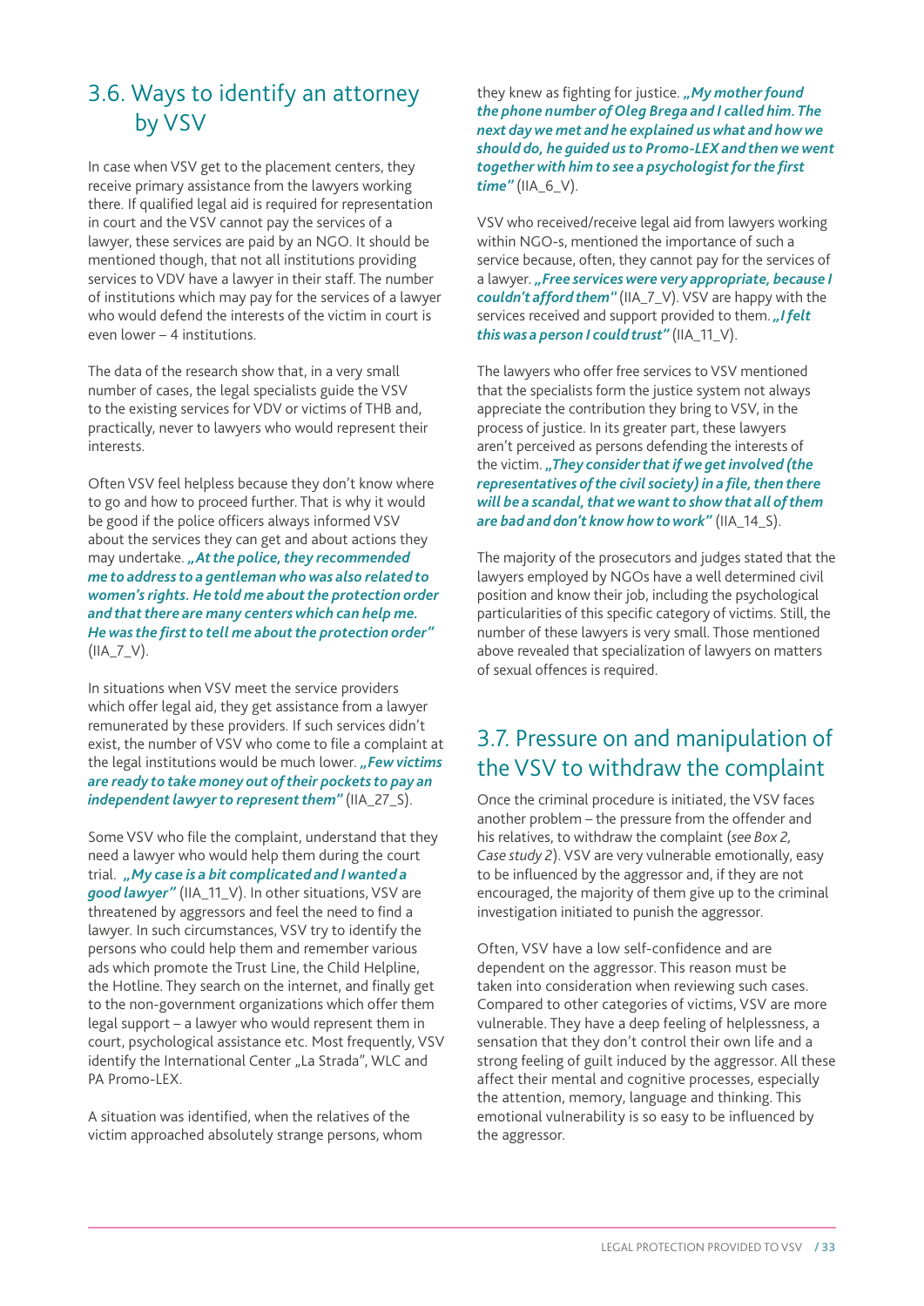## 3.6. Ways to identify an attorney by VSV

In case when VSV get to the placement centers, they receive primary assistance from the lawyers working there. If qualified legal aid is required for representation in court and the VSV cannot pay the services of a lawyer, these services are paid by an NGO. It should be mentioned though, that not all institutions providing services to VDV have a lawyer in their staff. The number of institutions which may pay for the services of a lawyer who would defend the interests of the victim in court is even lower – 4 institutions.

The data of the research show that, in a very small number of cases, the legal specialists guide the VSV to the existing services for VDV or victims of THB and, practically, never to lawyers who would represent their interests.

Often VSV feel helpless because they don't know where to go and how to proceed further. That is why it would be good if the police officers always informed VSV about the services they can get and about actions they may undertake. ***„At the police, they recommended me to address to a gentleman who was also related to women's rights. He told me about the protection order and that there are many centers which can help me. He was the first to tell me about the protection order"*** (IIA_7_V).

In situations when VSV meet the service providers which offer legal aid, they get assistance from a lawyer remunerated by these providers. If such services didn't exist, the number of VSV who come to file a complaint at the legal institutions would be much lower. ***„Few victims are ready to take money out of their pockets to pay an independent lawyer to represent them"*** (IIA_27_S).

Some VSV who file the complaint, understand that they need a lawyer who would help them during the court trial. ***„My case is a bit complicated and I wanted a good lawyer"*** (IIA_11_V). In other situations, VSV are threatened by aggressors and feel the need to find a lawyer. In such circumstances, VSV try to identify the persons who could help them and remember various ads which promote the Trust Line, the Child Helpline, the Hotline. They search on the internet, and finally get to the non-government organizations which offer them legal support – a lawyer who would represent them in court, psychological assistance etc. Most frequently, VSV identify the International Center „La Strada", WLC and PA Promo-LEX.

A situation was identified, when the relatives of the victim approached absolutely strange persons, whom they knew as fighting for justice. ***„My mother found the phone number of Oleg Brega and I called him. The next day we met and he explained us what and how we should do, he guided us to Promo-LEX and then we went together with him to see a psychologist for the first time"*** (IIA_6_V).

VSV who received/receive legal aid from lawyers working within NGO-s, mentioned the importance of such a service because, often, they cannot pay for the services of a lawyer. ***„Free services were very appropriate, because I couldn't afford them"*** (IIA_7_V). VSV are happy with the services received and support provided to them. ***„I felt this was a person I could trust"*** (IIA_11_V).

The lawyers who offer free services to VSV mentioned that the specialists form the justice system not always appreciate the contribution they bring to VSV, in the process of justice. In its greater part, these lawyers aren't perceived as persons defending the interests of the victim. ***„They consider that if we get involved (the representatives of the civil society) in a file, then there will be a scandal, that we want to show that all of them are bad and don't know how to work"*** (IIA_14_S).

The majority of the prosecutors and judges stated that the lawyers employed by NGOs have a well determined civil position and know their job, including the psychological particularities of this specific category of victims. Still, the number of these lawyers is very small. Those mentioned above revealed that specialization of lawyers on matters of sexual offences is required.

## 3.7. Pressure on and manipulation of the VSV to withdraw the complaint

Once the criminal procedure is initiated, the VSV faces another problem – the pressure from the offender and his relatives, to withdraw the complaint (*see Box 2, Case study 2*). VSV are very vulnerable emotionally, easy to be influenced by the aggressor and, if they are not encouraged, the majority of them give up to the criminal investigation initiated to punish the aggressor.

Often, VSV have a low self-confidence and are dependent on the aggressor. This reason must be taken into consideration when reviewing such cases. Compared to other categories of victims, VSV are more vulnerable. They have a deep feeling of helplessness, a sensation that they don't control their own life and a strong feeling of guilt induced by the aggressor. All these affect their mental and cognitive processes, especially the attention, memory, language and thinking. This emotional vulnerability is so easy to be influenced by the aggressor.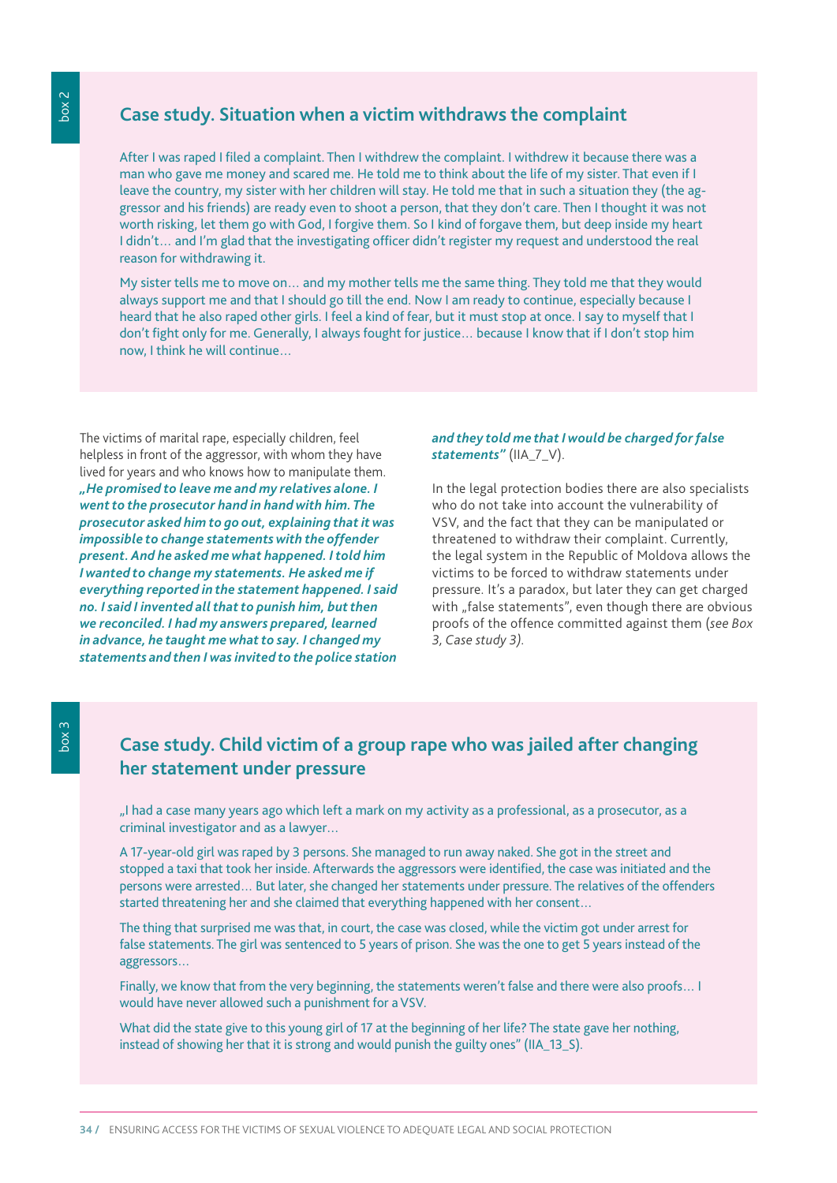box 2

## Case study. Situation when a victim withdraws the complaint

After I was raped I filed a complaint. Then I withdrew the complaint. I withdrew it because there was a man who gave me money and scared me. He told me to think about the life of my sister. That even if I leave the country, my sister with her children will stay. He told me that in such a situation they (the aggressor and his friends) are ready even to shoot a person, that they don't care. Then I thought it was not worth risking, let them go with God, I forgive them. So I kind of forgave them, but deep inside my heart I didn't… and I'm glad that the investigating officer didn't register my request and understood the real reason for withdrawing it.

My sister tells me to move on… and my mother tells me the same thing. They told me that they would always support me and that I should go till the end. Now I am ready to continue, especially because I heard that he also raped other girls. I feel a kind of fear, but it must stop at once. I say to myself that I don't fight only for me. Generally, I always fought for justice… because I know that if I don't stop him now, I think he will continue…

The victims of marital rape, especially children, feel helpless in front of the aggressor, with whom they have lived for years and who knows how to manipulate them. ***„He promised to leave me and my relatives alone. I went to the prosecutor hand in hand with him. The prosecutor asked him to go out, explaining that it was impossible to change statements with the offender present. And he asked me what happened. I told him I wanted to change my statements. He asked me if everything reported in the statement happened. I said no. I said I invented all that to punish him, but then we reconciled. I had my answers prepared, learned in advance, he taught me what to say. I changed my statements and then I was invited to the police station and they told me that I would be charged for false statements"*** (IIA_7_V).

In the legal protection bodies there are also specialists who do not take into account the vulnerability of VSV, and the fact that they can be manipulated or threatened to withdraw their complaint. Currently, the legal system in the Republic of Moldova allows the victims to be forced to withdraw statements under pressure. It's a paradox, but later they can get charged with „false statements", even though there are obvious proofs of the offence committed against them (*see Box 3, Case study 3)*.

box 3

## Case study. Child victim of a group rape who was jailed after changing her statement under pressure

„I had a case many years ago which left a mark on my activity as a professional, as a prosecutor, as a criminal investigator and as a lawyer…

A 17-year-old girl was raped by 3 persons. She managed to run away naked. She got in the street and stopped a taxi that took her inside. Afterwards the aggressors were identified, the case was initiated and the persons were arrested… But later, she changed her statements under pressure. The relatives of the offenders started threatening her and she claimed that everything happened with her consent…

The thing that surprised me was that, in court, the case was closed, while the victim got under arrest for false statements. The girl was sentenced to 5 years of prison. She was the one to get 5 years instead of the aggressors…

Finally, we know that from the very beginning, the statements weren't false and there were also proofs… I would have never allowed such a punishment for a VSV.

What did the state give to this young girl of 17 at the beginning of her life? The state gave her nothing, instead of showing her that it is strong and would punish the guilty ones" (IIA_13_S).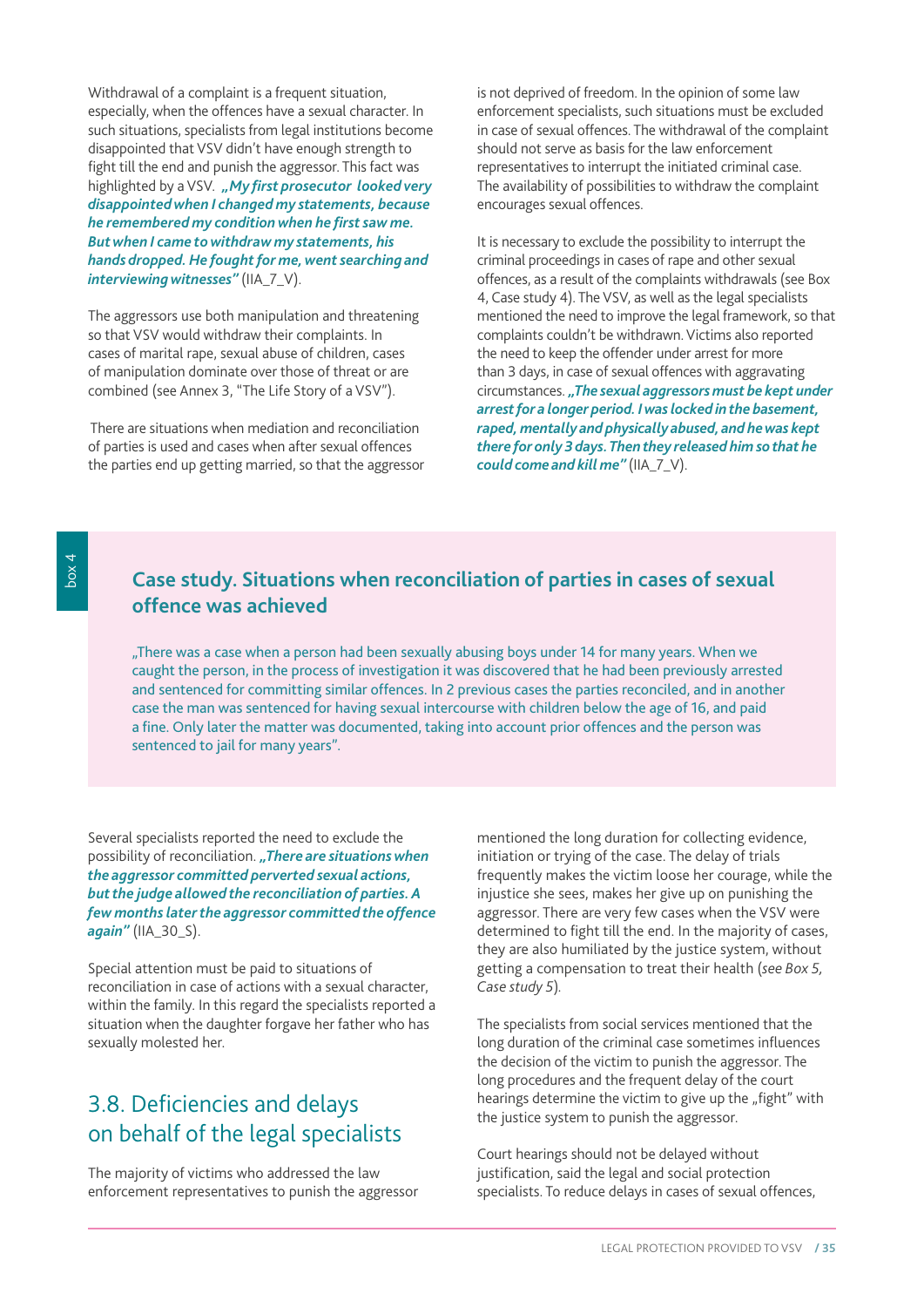Withdrawal of a complaint is a frequent situation, especially, when the offences have a sexual character. In such situations, specialists from legal institutions become disappointed that VSV didn't have enough strength to fight till the end and punish the aggressor. This fact was highlighted by a VSV. ***„My first prosecutor looked very disappointed when I changed my statements, because he remembered my condition when he first saw me. But when I came to withdraw my statements, his hands dropped. He fought for me, went searching and interviewing witnesses"*** (IIA_7_V).

The aggressors use both manipulation and threatening so that VSV would withdraw their complaints. In cases of marital rape, sexual abuse of children, cases of manipulation dominate over those of threat or are combined (see Annex 3, "The Life Story of a VSV").

There are situations when mediation and reconciliation of parties is used and cases when after sexual offences the parties end up getting married, so that the aggressor is not deprived of freedom. In the opinion of some law enforcement specialists, such situations must be excluded in case of sexual offences. The withdrawal of the complaint should not serve as basis for the law enforcement representatives to interrupt the initiated criminal case. The availability of possibilities to withdraw the complaint encourages sexual offences.

It is necessary to exclude the possibility to interrupt the criminal proceedings in cases of rape and other sexual offences, as a result of the complaints withdrawals (see Box 4, Case study 4). The VSV, as well as the legal specialists mentioned the need to improve the legal framework, so that complaints couldn't be withdrawn. Victims also reported the need to keep the offender under arrest for more than 3 days, in case of sexual offences with aggravating circumstances. ***„The sexual aggressors must be kept under arrest for a longer period. I was locked in the basement, raped, mentally and physically abused, and he was kept there for only 3 days. Then they released him so that he could come and kill me"*** (IIA_7_V).

box 4

### Case study. Situations when reconciliation of parties in cases of sexual offence was achieved

„There was a case when a person had been sexually abusing boys under 14 for many years. When we caught the person, in the process of investigation it was discovered that he had been previously arrested and sentenced for committing similar offences. In 2 previous cases the parties reconciled, and in another case the man was sentenced for having sexual intercourse with children below the age of 16, and paid a fine. Only later the matter was documented, taking into account prior offences and the person was sentenced to jail for many years".

Several specialists reported the need to exclude the possibility of reconciliation. ***„There are situations when the aggressor committed perverted sexual actions, but the judge allowed the reconciliation of parties. A few months later the aggressor committed the offence again"*** (IIA_30_S).

Special attention must be paid to situations of reconciliation in case of actions with a sexual character, within the family. In this regard the specialists reported a situation when the daughter forgave her father who has sexually molested her.

## 3.8. Deficiencies and delays on behalf of the legal specialists

The majority of victims who addressed the law enforcement representatives to punish the aggressor mentioned the long duration for collecting evidence, initiation or trying of the case. The delay of trials frequently makes the victim loose her courage, while the injustice she sees, makes her give up on punishing the aggressor. There are very few cases when the VSV were determined to fight till the end. In the majority of cases, they are also humiliated by the justice system, without getting a compensation to treat their health (*see Box 5, Case study 5*).

The specialists from social services mentioned that the long duration of the criminal case sometimes influences the decision of the victim to punish the aggressor. The long procedures and the frequent delay of the court hearings determine the victim to give up the „fight" with the justice system to punish the aggressor.

Court hearings should not be delayed without justification, said the legal and social protection specialists. To reduce delays in cases of sexual offences,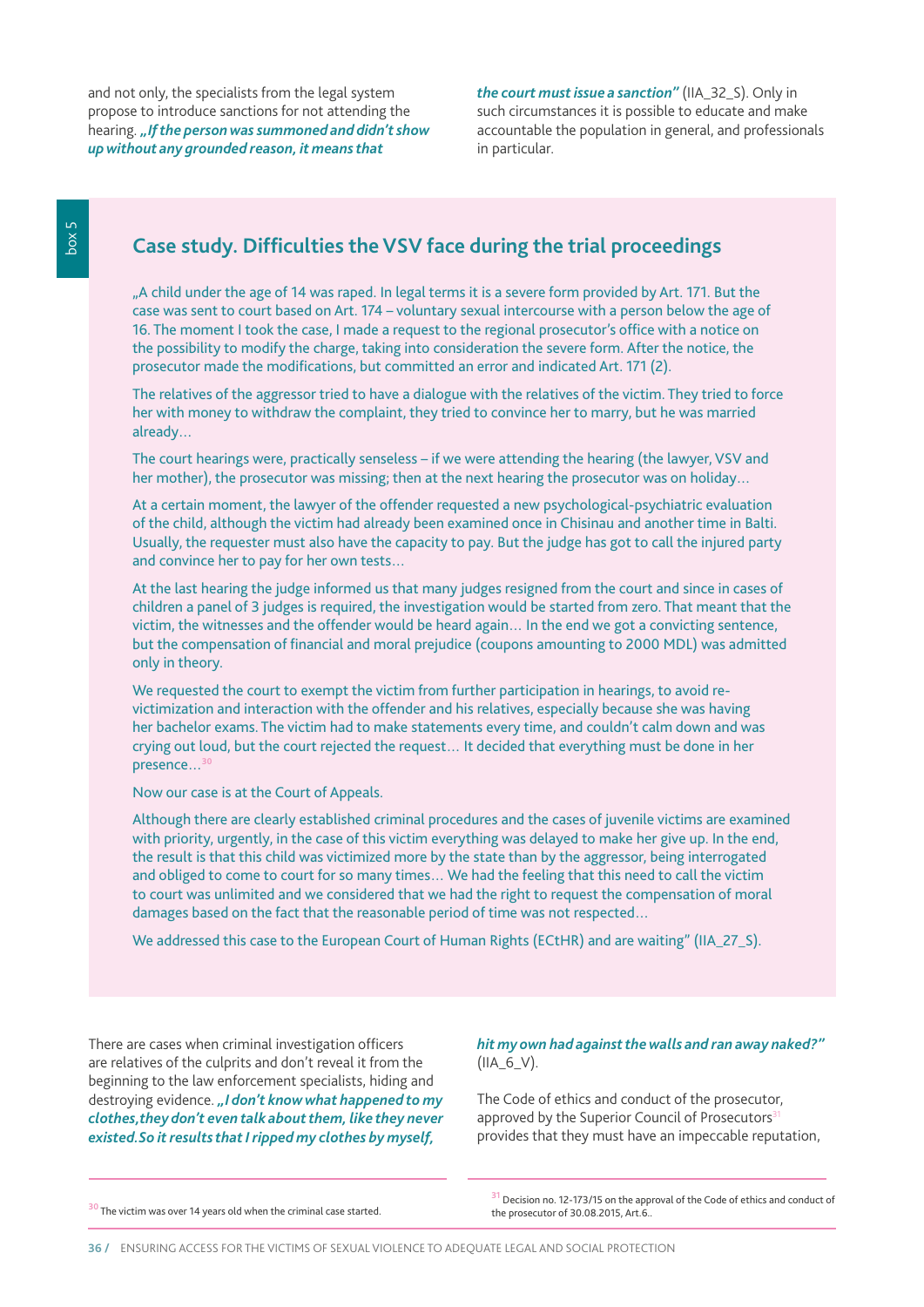and not only, the specialists from the legal system propose to introduce sanctions for not attending the hearing. ***„If the person was summoned and didn't show up without any grounded reason, it means that the court must issue a sanction"*** (IIA_32_S). Only in such circumstances it is possible to educate and make accountable the population in general, and professionals in particular.

box 5

## Case study. Difficulties the VSV face during the trial proceedings

„A child under the age of 14 was raped. In legal terms it is a severe form provided by Art. 171. But the case was sent to court based on Art. 174 – voluntary sexual intercourse with a person below the age of 16. The moment I took the case, I made a request to the regional prosecutor's office with a notice on the possibility to modify the charge, taking into consideration the severe form. After the notice, the prosecutor made the modifications, but committed an error and indicated Art. 171 (2).

The relatives of the aggressor tried to have a dialogue with the relatives of the victim. They tried to force her with money to withdraw the complaint, they tried to convince her to marry, but he was married already…

The court hearings were, practically senseless – if we were attending the hearing (the lawyer, VSV and her mother), the prosecutor was missing; then at the next hearing the prosecutor was on holiday…

At a certain moment, the lawyer of the offender requested a new psychological-psychiatric evaluation of the child, although the victim had already been examined once in Chisinau and another time in Balti. Usually, the requester must also have the capacity to pay. But the judge has got to call the injured party and convince her to pay for her own tests…

At the last hearing the judge informed us that many judges resigned from the court and since in cases of children a panel of 3 judges is required, the investigation would be started from zero. That meant that the victim, the witnesses and the offender would be heard again… In the end we got a convicting sentence, but the compensation of financial and moral prejudice (coupons amounting to 2000 MDL) was admitted only in theory.

We requested the court to exempt the victim from further participation in hearings, to avoid re-victimization and interaction with the offender and his relatives, especially because she was having her bachelor exams. The victim had to make statements every time, and couldn't calm down and was crying out loud, but the court rejected the request… It decided that everything must be done in her presence…[30]

Now our case is at the Court of Appeals.

Although there are clearly established criminal procedures and the cases of juvenile victims are examined with priority, urgently, in the case of this victim everything was delayed to make her give up. In the end, the result is that this child was victimized more by the state than by the aggressor, being interrogated and obliged to come to court for so many times… We had the feeling that this need to call the victim to court was unlimited and we considered that we had the right to request the compensation of moral damages based on the fact that the reasonable period of time was not respected…

We addressed this case to the European Court of Human Rights (ECtHR) and are waiting" (IIA_27_S).

There are cases when criminal investigation officers are relatives of the culprits and don't reveal it from the beginning to the law enforcement specialists, hiding and destroying evidence. ***„I don't know what happened to my clothes, they don't even talk about them, like they never existed. So it results that I ripped my clothes by myself, hit my own had against the walls and ran away naked?"*** (IIA_6_V).

The Code of ethics and conduct of the prosecutor, approved by the Superior Council of Prosecutors[31] provides that they must have an impeccable reputation,

[30] The victim was over 14 years old when the criminal case started.

[31] Decision no. 12-173/15 on the approval of the Code of ethics and conduct of the prosecutor of 30.08.2015, Art.6..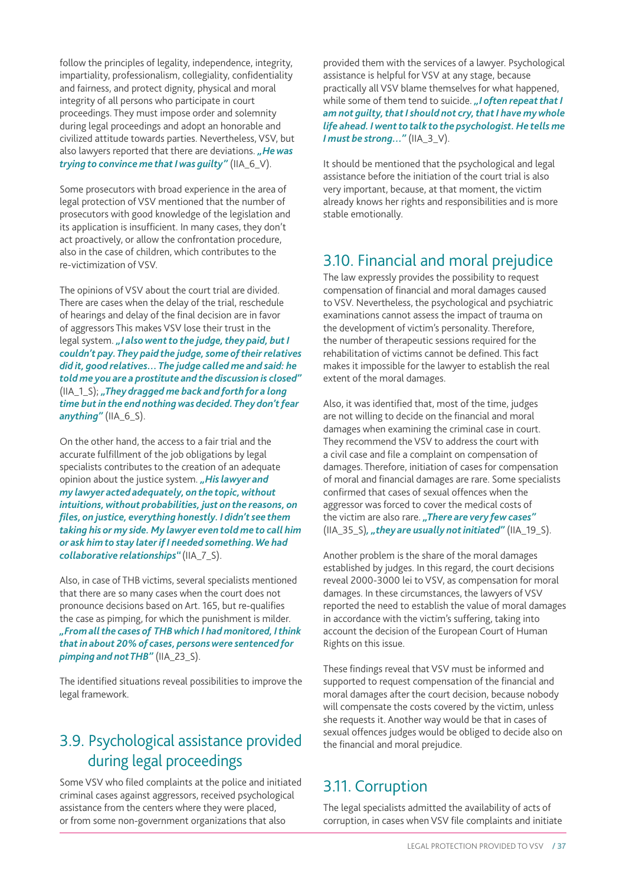follow the principles of legality, independence, integrity, impartiality, professionalism, collegiality, confidentiality and fairness, and protect dignity, physical and moral integrity of all persons who participate in court proceedings. They must impose order and solemnity during legal proceedings and adopt an honorable and civilized attitude towards parties. Nevertheless, VSV, but also lawyers reported that there are deviations. ***„He was trying to convince me that I was guilty"*** (IIA_6_V).

Some prosecutors with broad experience in the area of legal protection of VSV mentioned that the number of prosecutors with good knowledge of the legislation and its application is insufficient. In many cases, they don't act proactively, or allow the confrontation procedure, also in the case of children, which contributes to the re-victimization of VSV.

The opinions of VSV about the court trial are divided. There are cases when the delay of the trial, reschedule of hearings and delay of the final decision are in favor of aggressors This makes VSV lose their trust in the legal system. ***„I also went to the judge, they paid, but I couldn't pay. They paid the judge, some of their relatives did it, good relatives… The judge called me and said: he told me you are a prostitute and the discussion is closed"*** (IIA_1_S); ***„They dragged me back and forth for a long time but in the end nothing was decided. They don't fear anything"*** (IIA_6_S).

On the other hand, the access to a fair trial and the accurate fulfillment of the job obligations by legal specialists contributes to the creation of an adequate opinion about the justice system. ***„His lawyer and my lawyer acted adequately, on the topic, without intuitions, without probabilities, just on the reasons, on files, on justice, everything honestly. I didn't see them taking his or my side. My lawyer even told me to call him or ask him to stay later if I needed something. We had collaborative relationships"*** (IIA_7_S).

Also, in case of THB victims, several specialists mentioned that there are so many cases when the court does not pronounce decisions based on Art. 165, but re-qualifies the case as pimping, for which the punishment is milder. ***„From all the cases of THB which I had monitored, I think that in about 20% of cases, persons were sentenced for pimping and not THB"*** (IIA_23_S).

The identified situations reveal possibilities to improve the legal framework.

## 3.9. Psychological assistance provided during legal proceedings

Some VSV who filed complaints at the police and initiated criminal cases against aggressors, received psychological assistance from the centers where they were placed, or from some non-government organizations that also provided them with the services of a lawyer. Psychological assistance is helpful for VSV at any stage, because practically all VSV blame themselves for what happened, while some of them tend to suicide. ***„I often repeat that I am not guilty, that I should not cry, that I have my whole life ahead. I went to talk to the psychologist. He tells me I must be strong…"*** (IIA_3_V).

It should be mentioned that the psychological and legal assistance before the initiation of the court trial is also very important, because, at that moment, the victim already knows her rights and responsibilities and is more stable emotionally.

## 3.10. Financial and moral prejudice

The law expressly provides the possibility to request compensation of financial and moral damages caused to VSV. Nevertheless, the psychological and psychiatric examinations cannot assess the impact of trauma on the development of victim's personality. Therefore, the number of therapeutic sessions required for the rehabilitation of victims cannot be defined. This fact makes it impossible for the lawyer to establish the real extent of the moral damages.

Also, it was identified that, most of the time, judges are not willing to decide on the financial and moral damages when examining the criminal case in court. They recommend the VSV to address the court with a civil case and file a complaint on compensation of damages. Therefore, initiation of cases for compensation of moral and financial damages are rare. Some specialists confirmed that cases of sexual offences when the aggressor was forced to cover the medical costs of the victim are also rare. ***„There are very few cases"*** (IIA_35_S), ***„they are usually not initiated"*** (IIA_19_S).

Another problem is the share of the moral damages established by judges. In this regard, the court decisions reveal 2000-3000 lei to VSV, as compensation for moral damages. In these circumstances, the lawyers of VSV reported the need to establish the value of moral damages in accordance with the victim's suffering, taking into account the decision of the European Court of Human Rights on this issue.

These findings reveal that VSV must be informed and supported to request compensation of the financial and moral damages after the court decision, because nobody will compensate the costs covered by the victim, unless she requests it. Another way would be that in cases of sexual offences judges would be obliged to decide also on the financial and moral prejudice.

## 3.11. Corruption

The legal specialists admitted the availability of acts of corruption, in cases when VSV file complaints and initiate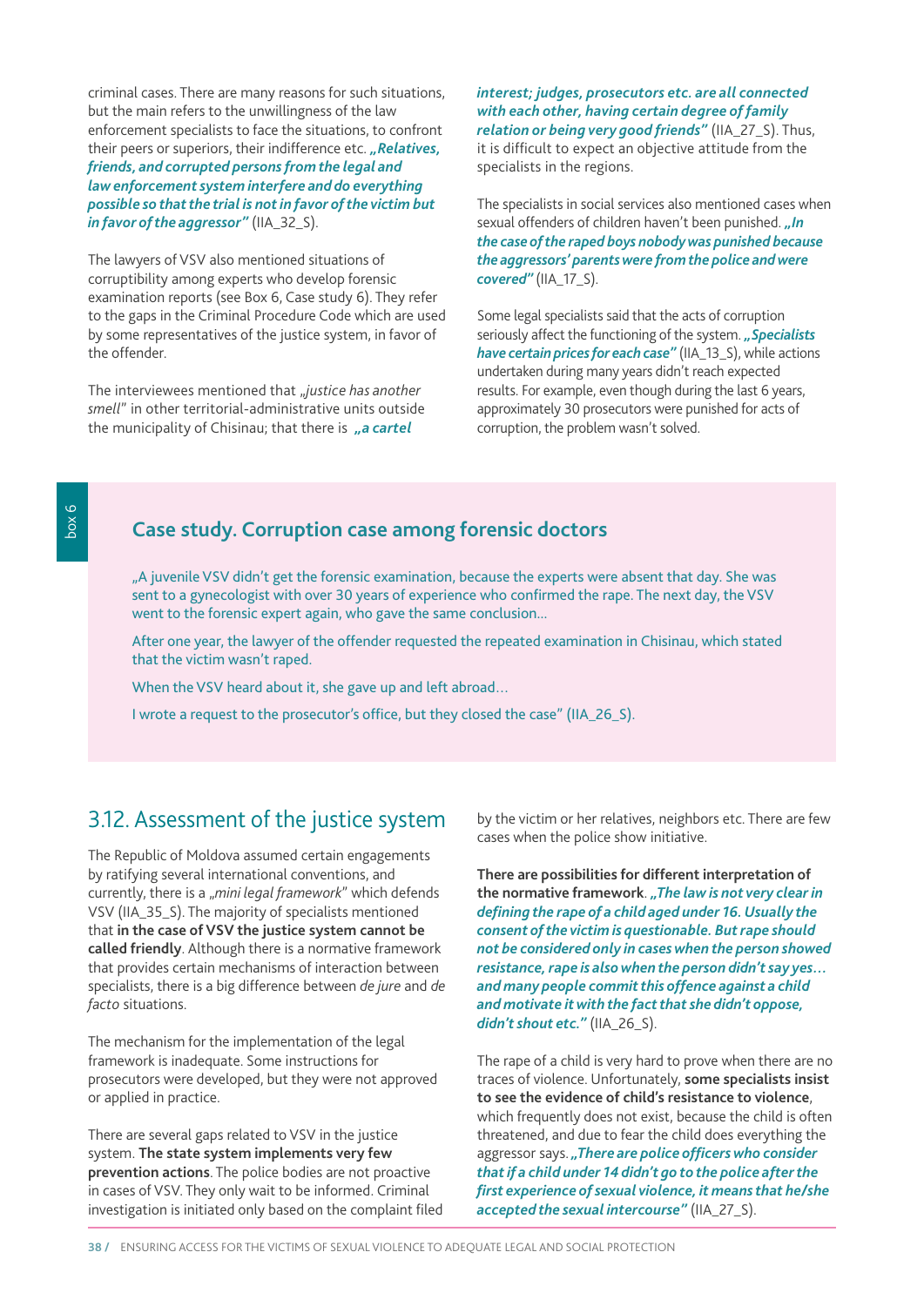criminal cases. There are many reasons for such situations, but the main refers to the unwillingness of the law enforcement specialists to face the situations, to confront their peers or superiors, their indifference etc. ***„Relatives, friends, and corrupted persons from the legal and law enforcement system interfere and do everything possible so that the trial is not in favor of the victim but in favor of the aggressor"*** (IIA_32_S).

The lawyers of VSV also mentioned situations of corruptibility among experts who develop forensic examination reports (see Box 6, Case study 6). They refer to the gaps in the Criminal Procedure Code which are used by some representatives of the justice system, in favor of the offender.

The interviewees mentioned that *„justice has another smell"* in other territorial-administrative units outside the municipality of Chisinau; that there is ***„a cartel interest; judges, prosecutors etc. are all connected with each other, having certain degree of family relation or being very good friends"*** (IIA_27_S). Thus, it is difficult to expect an objective attitude from the specialists in the regions.

The specialists in social services also mentioned cases when sexual offenders of children haven't been punished. ***„In the case of the raped boys nobody was punished because the aggressors' parents were from the police and were covered"*** (IIA_17_S).

Some legal specialists said that the acts of corruption seriously affect the functioning of the system. ***„Specialists have certain prices for each case"*** (IIA_13_S), while actions undertaken during many years didn't reach expected results. For example, even though during the last 6 years, approximately 30 prosecutors were punished for acts of corruption, the problem wasn't solved.

box 6

### Case study. Corruption case among forensic doctors

„A juvenile VSV didn't get the forensic examination, because the experts were absent that day. She was sent to a gynecologist with over 30 years of experience who confirmed the rape. The next day, the VSV went to the forensic expert again, who gave the same conclusion...

After one year, the lawyer of the offender requested the repeated examination in Chisinau, which stated that the victim wasn't raped.

When the VSV heard about it, she gave up and left abroad...

I wrote a request to the prosecutor's office, but they closed the case" (IIA_26_S).

## 3.12. Assessment of the justice system

The Republic of Moldova assumed certain engagements by ratifying several international conventions, and currently, there is a *„mini legal framework"* which defends VSV (IIA_35_S). The majority of specialists mentioned that **in the case of VSV the justice system cannot be called friendly**. Although there is a normative framework that provides certain mechanisms of interaction between specialists, there is a big difference between *de jure* and *de facto* situations.

The mechanism for the implementation of the legal framework is inadequate. Some instructions for prosecutors were developed, but they were not approved or applied in practice.

There are several gaps related to VSV in the justice system. **The state system implements very few prevention actions**. The police bodies are not proactive in cases of VSV. They only wait to be informed. Criminal investigation is initiated only based on the complaint filed by the victim or her relatives, neighbors etc. There are few cases when the police show initiative.

**There are possibilities for different interpretation of the normative framework**. ***„The law is not very clear in defining the rape of a child aged under 16. Usually the consent of the victim is questionable. But rape should not be considered only in cases when the person showed resistance, rape is also when the person didn't say yes... and many people commit this offence against a child and motivate it with the fact that she didn't oppose, didn't shout etc."*** (IIA_26_S).

The rape of a child is very hard to prove when there are no traces of violence. Unfortunately, **some specialists insist to see the evidence of child's resistance to violence**, which frequently does not exist, because the child is often threatened, and due to fear the child does everything the aggressor says. ***„There are police officers who consider that if a child under 14 didn't go to the police after the first experience of sexual violence, it means that he/she accepted the sexual intercourse"*** (IIA_27_S).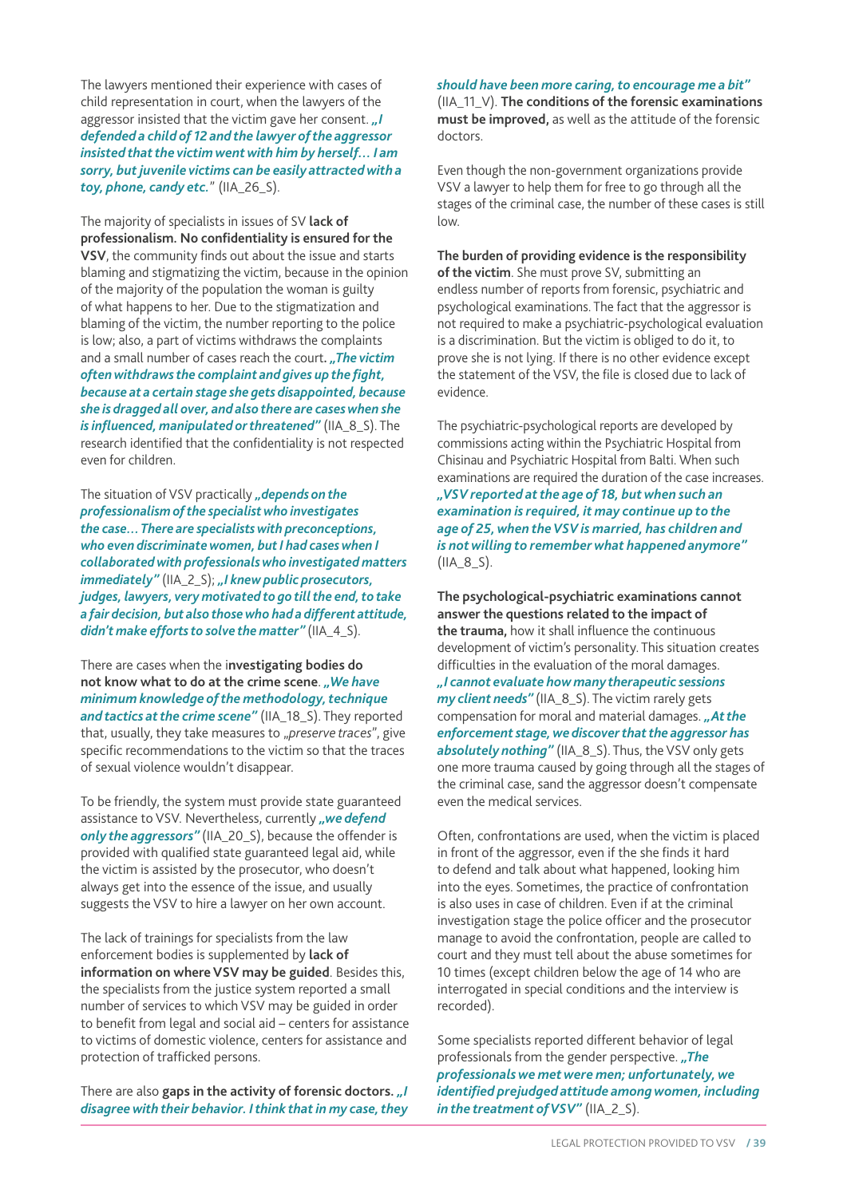The lawyers mentioned their experience with cases of child representation in court, when the lawyers of the aggressor insisted that the victim gave her consent. ***„I defended a child of 12 and the lawyer of the aggressor insisted that the victim went with him by herself… I am sorry, but juvenile victims can be easily attracted with a toy, phone, candy etc.***" (IIA_26_S).

The majority of specialists in issues of SV **lack of professionalism. No confidentiality is ensured for the VSV**, the community finds out about the issue and starts blaming and stigmatizing the victim, because in the opinion of the majority of the population the woman is guilty of what happens to her. Due to the stigmatization and blaming of the victim, the number reporting to the police is low; also, a part of victims withdraws the complaints and a small number of cases reach the court**.** ***„The victim often withdraws the complaint and gives up the fight, because at a certain stage she gets disappointed, because she is dragged all over, and also there are cases when she is influenced, manipulated or threatened"*** (IIA_8_S). The research identified that the confidentiality is not respected even for children.

The situation of VSV practically ***„depends on the professionalism of the specialist who investigates the case… There are specialists with preconceptions, who even discriminate women, but I had cases when I collaborated with professionals who investigated matters immediately"*** (IIA_2_S); ***„I knew public prosecutors, judges, lawyers, very motivated to go till the end, to take a fair decision, but also those who had a different attitude, didn't make efforts to solve the matter"*** (IIA_4_S).

There are cases when the i**nvestigating bodies do not know what to do at the crime scene**. ***„We have minimum knowledge of the methodology, technique and tactics at the crime scene"*** (IIA_18_S). They reported that, usually, they take measures to *„preserve traces*", give specific recommendations to the victim so that the traces of sexual violence wouldn't disappear.

To be friendly, the system must provide state guaranteed assistance to VSV. Nevertheless, currently ***„we defend only the aggressors"*** (IIA_20_S), because the offender is provided with qualified state guaranteed legal aid, while the victim is assisted by the prosecutor, who doesn't always get into the essence of the issue, and usually suggests the VSV to hire a lawyer on her own account.

The lack of trainings for specialists from the law enforcement bodies is supplemented by **lack of information on where VSV may be guided**. Besides this, the specialists from the justice system reported a small number of services to which VSV may be guided in order to benefit from legal and social aid – centers for assistance to victims of domestic violence, centers for assistance and protection of trafficked persons.

There are also **gaps in the activity of forensic doctors.** ***„I disagree with their behavior. I think that in my case, they should have been more caring, to encourage me a bit"*** (IIA_11_V). **The conditions of the forensic examinations must be improved,** as well as the attitude of the forensic doctors.

Even though the non-government organizations provide VSV a lawyer to help them for free to go through all the stages of the criminal case, the number of these cases is still low.

**The burden of providing evidence is the responsibility of the victim**. She must prove SV, submitting an endless number of reports from forensic, psychiatric and psychological examinations. The fact that the aggressor is not required to make a psychiatric-psychological evaluation is a discrimination. But the victim is obliged to do it, to prove she is not lying. If there is no other evidence except the statement of the VSV, the file is closed due to lack of evidence.

The psychiatric-psychological reports are developed by commissions acting within the Psychiatric Hospital from Chisinau and Psychiatric Hospital from Balti. When such examinations are required the duration of the case increases. ***„VSV reported at the age of 18, but when such an examination is required, it may continue up to the age of 25, when the VSV is married, has children and is not willing to remember what happened anymore"*** (IIA_8_S).

**The psychological-psychiatric examinations cannot answer the questions related to the impact of the trauma,** how it shall influence the continuous development of victim's personality. This situation creates difficulties in the evaluation of the moral damages. ***„I cannot evaluate how many therapeutic sessions my client needs"*** (IIA_8_S). The victim rarely gets compensation for moral and material damages. ***„At the enforcement stage, we discover that the aggressor has absolutely nothing"*** (IIA_8_S). Thus, the VSV only gets one more trauma caused by going through all the stages of the criminal case, sand the aggressor doesn't compensate even the medical services.

Often, confrontations are used, when the victim is placed in front of the aggressor, even if the she finds it hard to defend and talk about what happened, looking him into the eyes. Sometimes, the practice of confrontation is also uses in case of children. Even if at the criminal investigation stage the police officer and the prosecutor manage to avoid the confrontation, people are called to court and they must tell about the abuse sometimes for 10 times (except children below the age of 14 who are interrogated in special conditions and the interview is recorded).

Some specialists reported different behavior of legal professionals from the gender perspective. ***„The professionals we met were men; unfortunately, we identified prejudged attitude among women, including in the treatment of VSV"*** (IIA_2_S).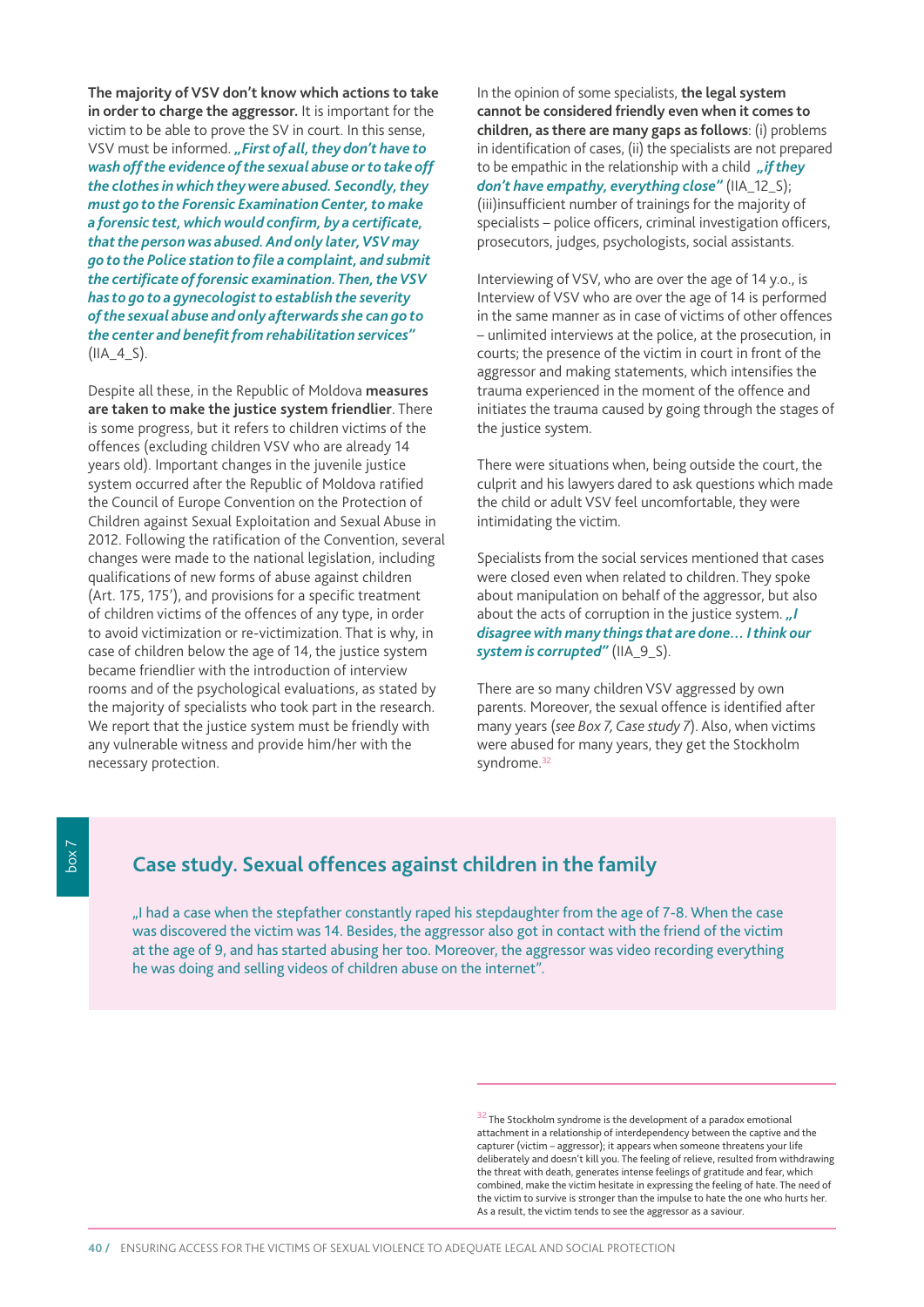**The majority of VSV don't know which actions to take in order to charge the aggressor.** It is important for the victim to be able to prove the SV in court. In this sense, VSV must be informed. ***„First of all, they don't have to wash off the evidence of the sexual abuse or to take off the clothes in which they were abused. Secondly, they must go to the Forensic Examination Center, to make a forensic test, which would confirm, by a certificate, that the person was abused. And only later, VSV may go to the Police station to file a complaint, and submit the certificate of forensic examination. Then, the VSV has to go to a gynecologist to establish the severity of the sexual abuse and only afterwards she can go to the center and benefit from rehabilitation services"*** (IIA_4_S).

Despite all these, in the Republic of Moldova **measures are taken to make the justice system friendlier**. There is some progress, but it refers to children victims of the offences (excluding children VSV who are already 14 years old). Important changes in the juvenile justice system occurred after the Republic of Moldova ratified the Council of Europe Convention on the Protection of Children against Sexual Exploitation and Sexual Abuse in 2012. Following the ratification of the Convention, several changes were made to the national legislation, including qualifications of new forms of abuse against children (Art. 175, 175'), and provisions for a specific treatment of children victims of the offences of any type, in order to avoid victimization or re-victimization. That is why, in case of children below the age of 14, the justice system became friendlier with the introduction of interview rooms and of the psychological evaluations, as stated by the majority of specialists who took part in the research. We report that the justice system must be friendly with any vulnerable witness and provide him/her with the necessary protection.

In the opinion of some specialists, **the legal system cannot be considered friendly even when it comes to children, as there are many gaps as follows**: (i) problems in identification of cases, (ii) the specialists are not prepared to be empathic in the relationship with a child ***„if they don't have empathy, everything close"*** (IIA_12_S); (iii)insufficient number of trainings for the majority of specialists – police officers, criminal investigation officers, prosecutors, judges, psychologists, social assistants.

Interviewing of VSV, who are over the age of 14 y.o., is Interview of VSV who are over the age of 14 is performed in the same manner as in case of victims of other offences – unlimited interviews at the police, at the prosecution, in courts; the presence of the victim in court in front of the aggressor and making statements, which intensifies the trauma experienced in the moment of the offence and initiates the trauma caused by going through the stages of the justice system.

There were situations when, being outside the court, the culprit and his lawyers dared to ask questions which made the child or adult VSV feel uncomfortable, they were intimidating the victim.

Specialists from the social services mentioned that cases were closed even when related to children. They spoke about manipulation on behalf of the aggressor, but also about the acts of corruption in the justice system. ***„I disagree with many things that are done… I think our system is corrupted"*** (IIA_9_S).

There are so many children VSV aggressed by own parents. Moreover, the sexual offence is identified after many years (*see Box 7, Case study 7*). Also, when victims were abused for many years, they get the Stockholm syndrome.[32]

box 7

## Case study. Sexual offences against children in the family

„I had a case when the stepfather constantly raped his stepdaughter from the age of 7-8. When the case was discovered the victim was 14. Besides, the aggressor also got in contact with the friend of the victim at the age of 9, and has started abusing her too. Moreover, the aggressor was video recording everything he was doing and selling videos of children abuse on the internet".

[32] The Stockholm syndrome is the development of a paradox emotional attachment in a relationship of interdependency between the captive and the capturer (victim – aggressor); it appears when someone threatens your life deliberately and doesn't kill you. The feeling of relieve, resulted from withdrawing the threat with death, generates intense feelings of gratitude and fear, which combined, make the victim hesitate in expressing the feeling of hate. The need of the victim to survive is stronger than the impulse to hate the one who hurts her. As a result, the victim tends to see the aggressor as a saviour.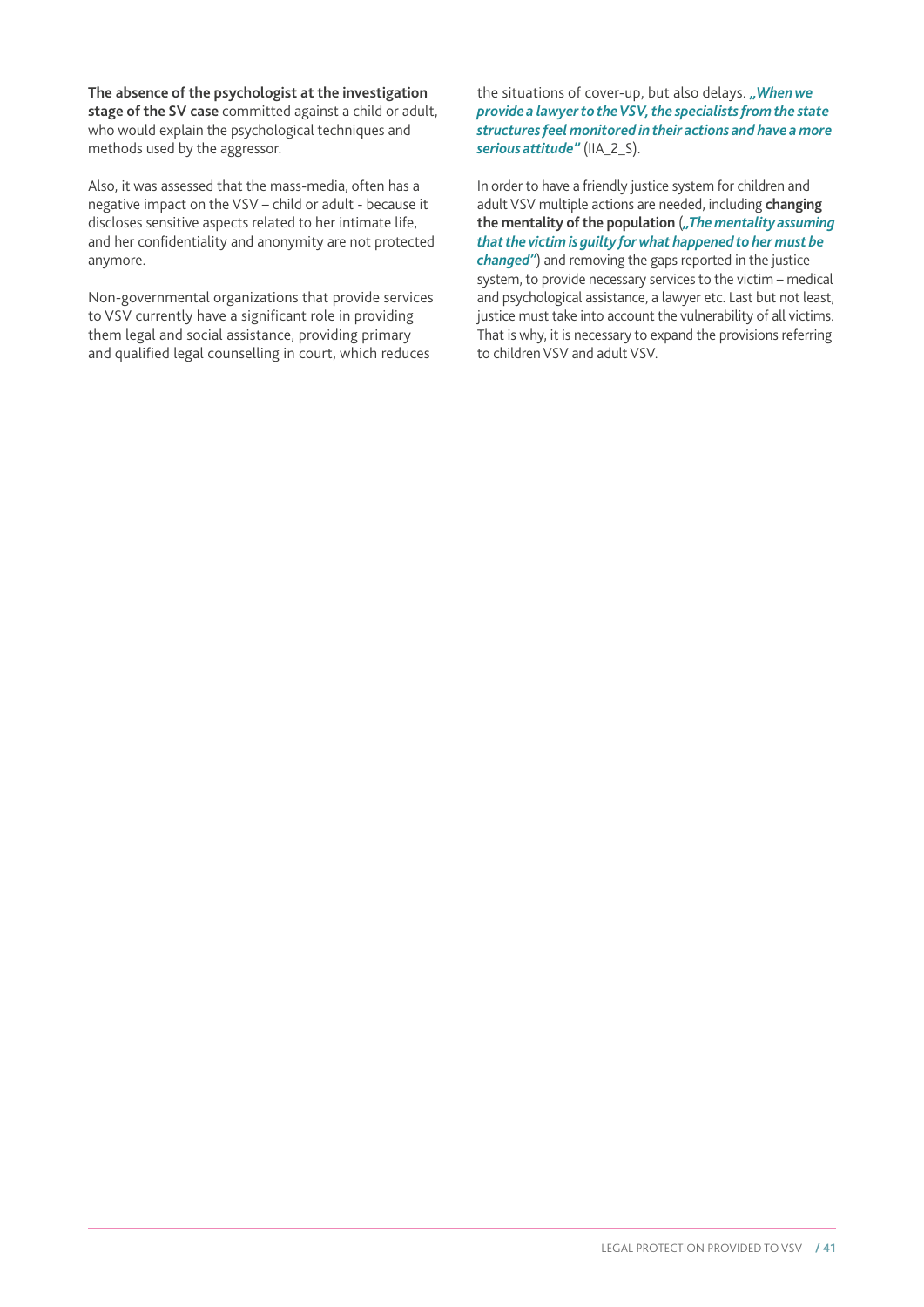**The absence of the psychologist at the investigation stage of the SV case** committed against a child or adult, who would explain the psychological techniques and methods used by the aggressor.

Also, it was assessed that the mass-media, often has a negative impact on the VSV – child or adult - because it discloses sensitive aspects related to her intimate life, and her confidentiality and anonymity are not protected anymore.

Non-governmental organizations that provide services to VSV currently have a significant role in providing them legal and social assistance, providing primary and qualified legal counselling in court, which reduces the situations of cover-up, but also delays. ***„When we provide a lawyer to the VSV, the specialists from the state structures feel monitored in their actions and have a more serious attitude"*** (IIA_2_S).

In order to have a friendly justice system for children and adult VSV multiple actions are needed, including **changing the mentality of the population** (***„The mentality assuming that the victim is guilty for what happened to her must be changed"***) and removing the gaps reported in the justice system, to provide necessary services to the victim – medical and psychological assistance, a lawyer etc. Last but not least, justice must take into account the vulnerability of all victims. That is why, it is necessary to expand the provisions referring to children VSV and adult VSV.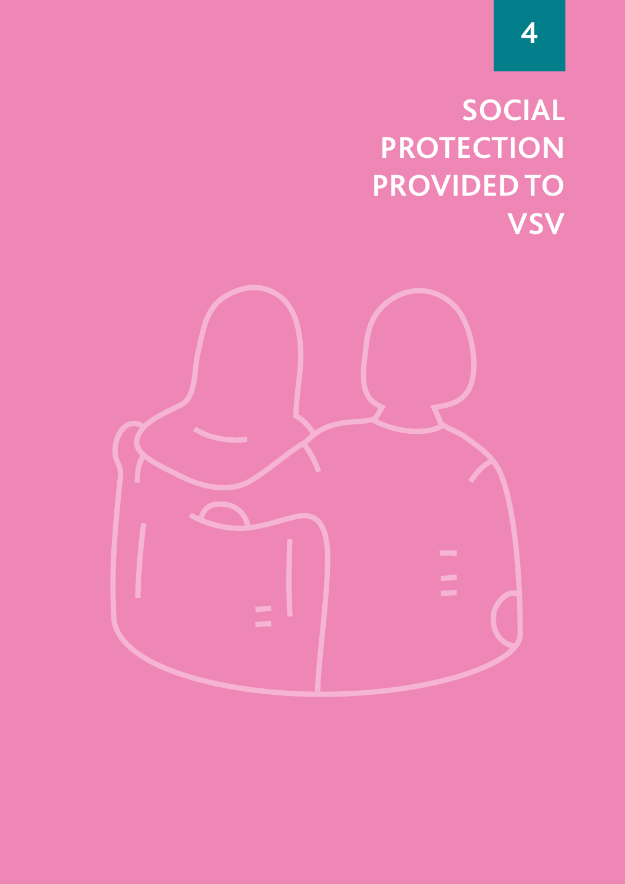4

# SOCIAL PROTECTION PROVIDED TO VSV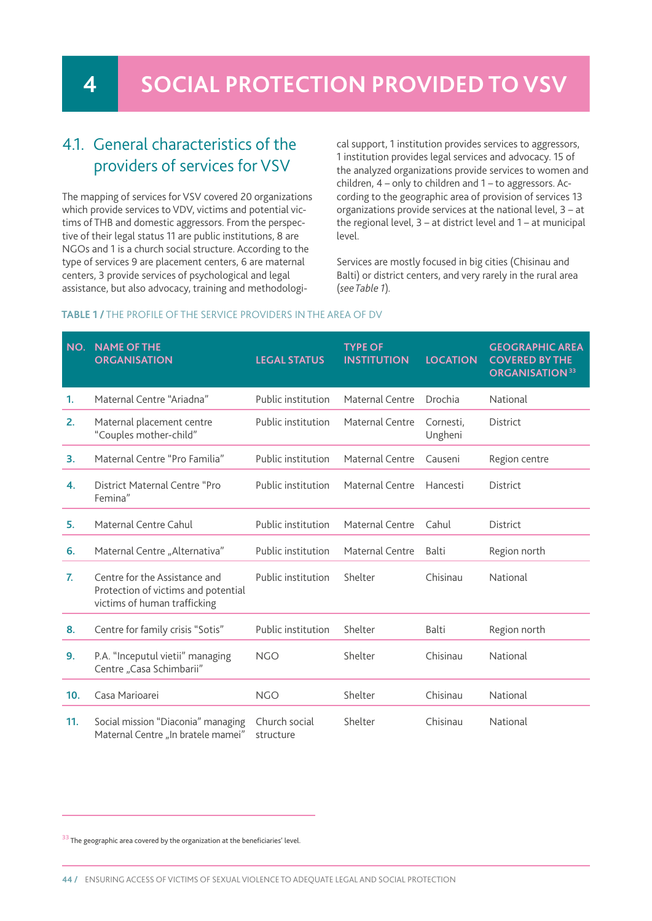# 4 SOCIAL PROTECTION PROVIDED TO VSV

## 4.1. General characteristics of the providers of services for VSV

The mapping of services for VSV covered 20 organizations which provide services to VDV, victims and potential victims of THB and domestic aggressors. From the perspective of their legal status 11 are public institutions, 8 are NGOs and 1 is a church social structure. According to the type of services 9 are placement centers, 6 are maternal centers, 3 provide services of psychological and legal assistance, but also advocacy, training and methodological support, 1 institution provides services to aggressors, 1 institution provides legal services and advocacy. 15 of the analyzed organizations provide services to women and children, 4 – only to children and 1 – to aggressors. According to the geographic area of provision of services 13 organizations provide services at the national level, 3 – at the regional level, 3 – at district level and 1 – at municipal level.

Services are mostly focused in big cities (Chisinau and Balti) or district centers, and very rarely in the rural area (*see Table 1*).

**TABLE 1 /** THE PROFILE OF THE SERVICE PROVIDERS IN THE AREA OF DV

| NO. | NAME OF THE ORGANISATION | LEGAL STATUS | TYPE OF INSTITUTION | LOCATION | GEOGRAPHIC AREA COVERED BY THE ORGANISATION[33] |
|---|---|---|---|---|---|
| 1. | Maternal Centre "Ariadna" | Public institution | Maternal Centre | Drochia | National |
| 2. | Maternal placement centre "Couples mother-child" | Public institution | Maternal Centre | Cornesti, Ungheni | District |
| 3. | Maternal Centre "Pro Familia" | Public institution | Maternal Centre | Causeni | Region centre |
| 4. | District Maternal Centre "Pro Femina" | Public institution | Maternal Centre | Hancesti | District |
| 5. | Maternal Centre Cahul | Public institution | Maternal Centre | Cahul | District |
| 6. | Maternal Centre „Alternativa" | Public institution | Maternal Centre | Balti | Region north |
| 7. | Centre for the Assistance and Protection of victims and potential victims of human trafficking | Public institution | Shelter | Chisinau | National |
| 8. | Centre for family crisis "Sotis" | Public institution | Shelter | Balti | Region north |
| 9. | P.A. "Inceputul vietii" managing Centre „Casa Schimbarii" | NGO | Shelter | Chisinau | National |
| 10. | Casa Marioarei | NGO | Shelter | Chisinau | National |
| 11. | Social mission "Diaconia" managing Maternal Centre „In bratele mamei" | Church social structure | Shelter | Chisinau | National |

[33] The geographic area covered by the organization at the beneficiaries' level.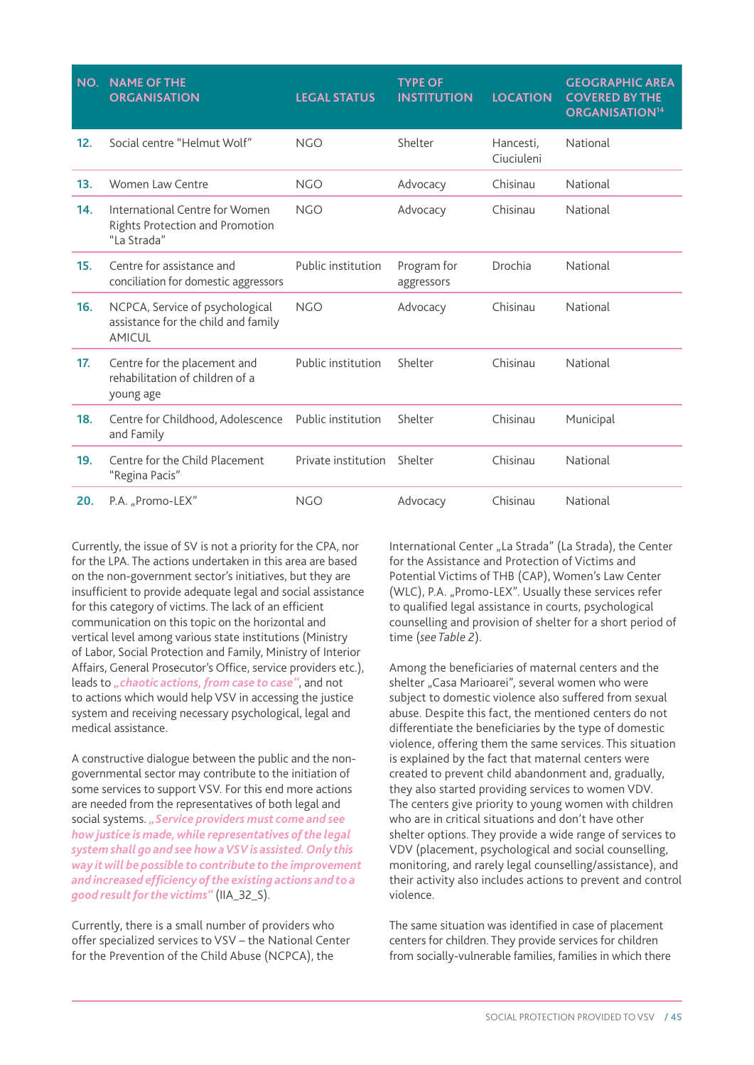| NO. | NAME OF THE ORGANISATION | LEGAL STATUS | TYPE OF INSTITUTION | LOCATION | GEOGRAPHIC AREA COVERED BY THE ORGANISATION[14] |
|---|---|---|---|---|---|
| 12. | Social centre "Helmut Wolf" | NGO | Shelter | Hancesti, Ciuciuleni | National |
| 13. | Women Law Centre | NGO | Advocacy | Chisinau | National |
| 14. | International Centre for Women Rights Protection and Promotion "La Strada" | NGO | Advocacy | Chisinau | National |
| 15. | Centre for assistance and conciliation for domestic aggressors | Public institution | Program for aggressors | Drochia | National |
| 16. | NCPCA, Service of psychological assistance for the child and family AMICUL | NGO | Advocacy | Chisinau | National |
| 17. | Centre for the placement and rehabilitation of children of a young age | Public institution | Shelter | Chisinau | National |
| 18. | Centre for Childhood, Adolescence and Family | Public institution | Shelter | Chisinau | Municipal |
| 19. | Centre for the Child Placement "Regina Pacis" | Private institution | Shelter | Chisinau | National |
| 20. | P.A. „Promo-LEX" | NGO | Advocacy | Chisinau | National |

Currently, the issue of SV is not a priority for the CPA, nor for the LPA. The actions undertaken in this area are based on the non-government sector's initiatives, but they are insufficient to provide adequate legal and social assistance for this category of victims. The lack of an efficient communication on this topic on the horizontal and vertical level among various state institutions (Ministry of Labor, Social Protection and Family, Ministry of Interior Affairs, General Prosecutor's Office, service providers etc.), leads to ***„chaotic actions, from case to case"***, and not to actions which would help VSV in accessing the justice system and receiving necessary psychological, legal and medical assistance.

A constructive dialogue between the public and the non-governmental sector may contribute to the initiation of some services to support VSV. For this end more actions are needed from the representatives of both legal and social systems. ***„Service providers must come and see how justice is made, while representatives of the legal system shall go and see how a VSV is assisted. Only this way it will be possible to contribute to the improvement and increased efficiency of the existing actions and to a good result for the victims"*** (IIA_32_S).

Currently, there is a small number of providers who offer specialized services to VSV – the National Center for the Prevention of the Child Abuse (NCPCA), the International Center „La Strada" (La Strada), the Center for the Assistance and Protection of Victims and Potential Victims of THB (CAP), Women's Law Center (WLC), P.A. „Promo-LEX". Usually these services refer to qualified legal assistance in courts, psychological counselling and provision of shelter for a short period of time (*see Table 2*).

Among the beneficiaries of maternal centers and the shelter „Casa Marioarei", several women who were subject to domestic violence also suffered from sexual abuse. Despite this fact, the mentioned centers do not differentiate the beneficiaries by the type of domestic violence, offering them the same services. This situation is explained by the fact that maternal centers were created to prevent child abandonment and, gradually, they also started providing services to women VDV. The centers give priority to young women with children who are in critical situations and don't have other shelter options. They provide a wide range of services to VDV (placement, psychological and social counselling, monitoring, and rarely legal counselling/assistance), and their activity also includes actions to prevent and control violence.

The same situation was identified in case of placement centers for children. They provide services for children from socially-vulnerable families, families in which there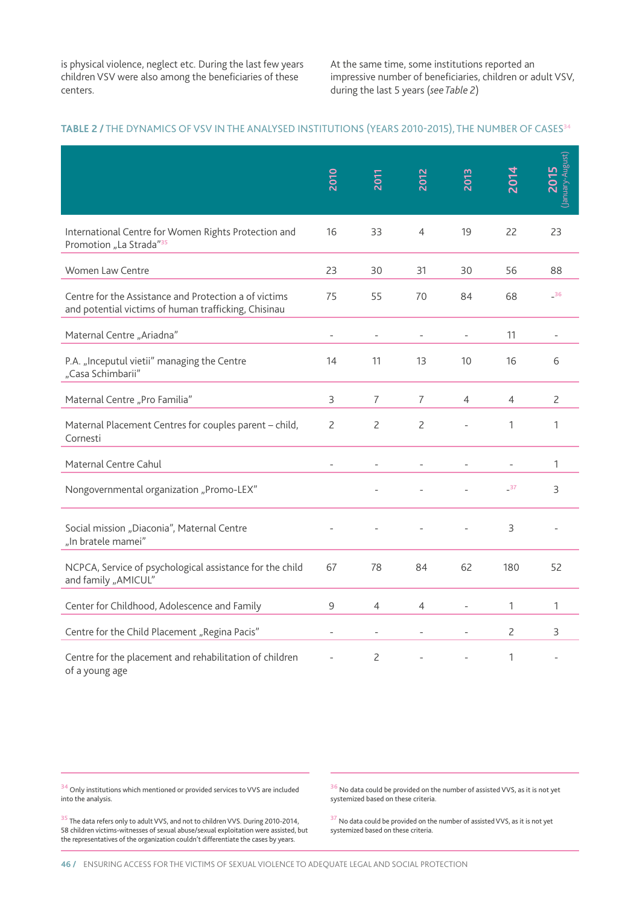is physical violence, neglect etc. During the last few years children VSV were also among the beneficiaries of these centers.

At the same time, some institutions reported an impressive number of beneficiaries, children or adult VSV, during the last 5 years (*see Table 2*)

**TABLE 2 / THE DYNAMICS OF VSV IN THE ANALYSED INSTITUTIONS (YEARS 2010-2015), THE NUMBER OF CASES**[34]

| | 2010 | 2011 | 2012 | 2013 | 2014 | 2015 (January-August) |
|---|---|---|---|---|---|---|
| International Centre for Women Rights Protection and Promotion „La Strada"[35] | 16 | 33 | 4 | 19 | 22 | 23 |
| Women Law Centre | 23 | 30 | 31 | 30 | 56 | 88 |
| Centre for the Assistance and Protection a of victims and potential victims of human trafficking, Chisinau | 75 | 55 | 70 | 84 | 68 | -[36] |
| Maternal Centre „Ariadna" | - | - | - | - | 11 | - |
| P.A. „Inceputul vietii" managing the Centre „Casa Schimbarii" | 14 | 11 | 13 | 10 | 16 | 6 |
| Maternal Centre „Pro Familia" | 3 | 7 | 7 | 4 | 4 | 2 |
| Maternal Placement Centres for couples parent – child, Cornesti | 2 | 2 | 2 | - | 1 | 1 |
| Maternal Centre Cahul | - | - | - | - | - | 1 |
| Nongovernmental organization „Promo-LEX" | | - | - | - | -[37] | 3 |
| Social mission „Diaconia", Maternal Centre „In bratele mamei" | - | - | - | - | 3 | - |
| NCPCA, Service of psychological assistance for the child and family „AMICUL" | 67 | 78 | 84 | 62 | 180 | 52 |
| Center for Childhood, Adolescence and Family | 9 | 4 | 4 | - | 1 | 1 |
| Centre for the Child Placement „Regina Pacis" | - | - | - | - | 2 | 3 |
| Centre for the placement and rehabilitation of children of a young age | - | 2 | - | - | 1 | - |

[34] Only institutions which mentioned or provided services to VVS are included into the analysis.

[35] The data refers only to adult VVS, and not to children VVS. During 2010-2014, 58 children victims-witnesses of sexual abuse/sexual exploitation were assisted, but the representatives of the organization couldn't differentiate the cases by years.

[36] No data could be provided on the number of assisted VVS, as it is not yet systemized based on these criteria.

[37] No data could be provided on the number of assisted VVS, as it is not yet systemized based on these criteria.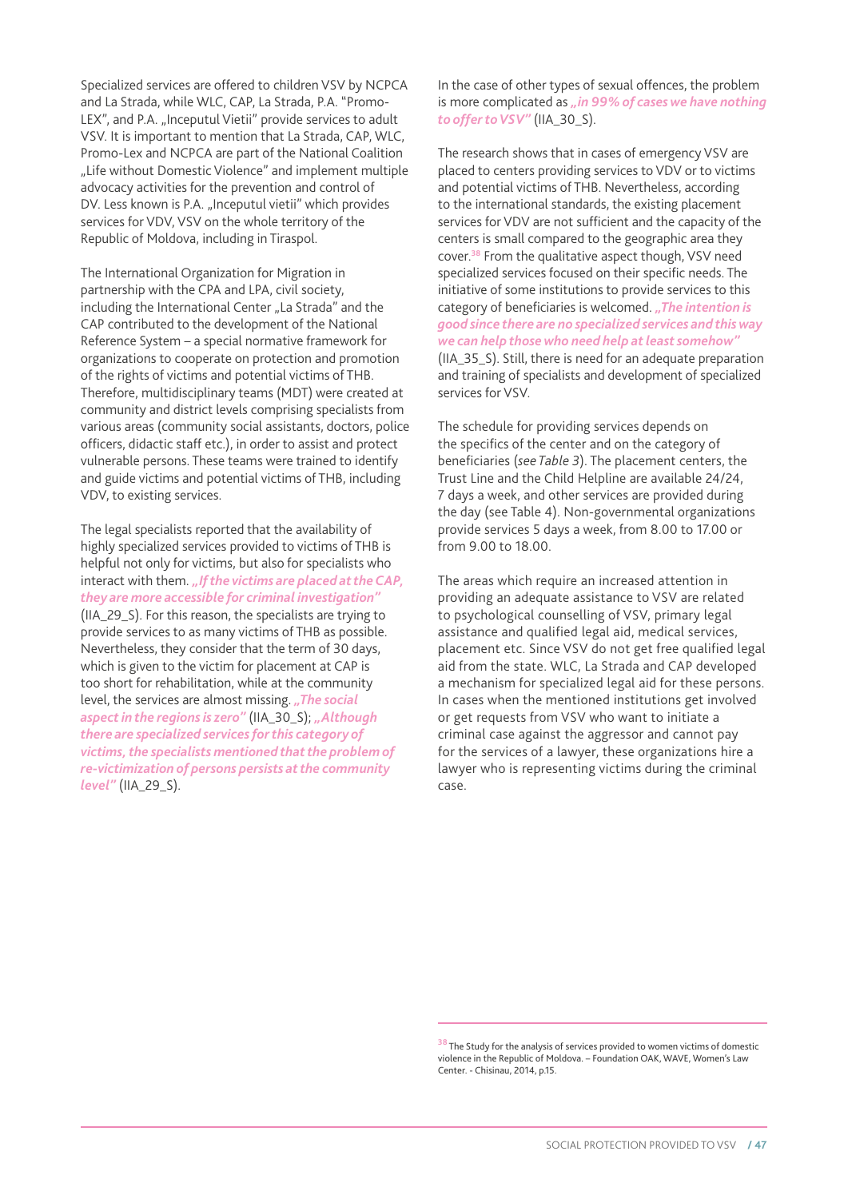Specialized services are offered to children VSV by NCPCA and La Strada, while WLC, CAP, La Strada, P.A. "Promo-LEX", and P.A. „Inceputul Vietii" provide services to adult VSV. It is important to mention that La Strada, CAP, WLC, Promo-Lex and NCPCA are part of the National Coalition „Life without Domestic Violence" and implement multiple advocacy activities for the prevention and control of DV. Less known is P.A. „Inceputul vietii" which provides services for VDV, VSV on the whole territory of the Republic of Moldova, including in Tiraspol.

The International Organization for Migration in partnership with the CPA and LPA, civil society, including the International Center „La Strada" and the CAP contributed to the development of the National Reference System – a special normative framework for organizations to cooperate on protection and promotion of the rights of victims and potential victims of THB. Therefore, multidisciplinary teams (MDT) were created at community and district levels comprising specialists from various areas (community social assistants, doctors, police officers, didactic staff etc.), in order to assist and protect vulnerable persons. These teams were trained to identify and guide victims and potential victims of THB, including VDV, to existing services.

The legal specialists reported that the availability of highly specialized services provided to victims of THB is helpful not only for victims, but also for specialists who interact with them. ***„If the victims are placed at the CAP, they are more accessible for criminal investigation"*** (IIA_29_S). For this reason, the specialists are trying to provide services to as many victims of THB as possible. Nevertheless, they consider that the term of 30 days, which is given to the victim for placement at CAP is too short for rehabilitation, while at the community level, the services are almost missing. ***„The social aspect in the regions is zero"*** (IIA_30_S); ***„Although there are specialized services for this category of victims, the specialists mentioned that the problem of re-victimization of persons persists at the community level"*** (IIA_29_S).

In the case of other types of sexual offences, the problem is more complicated as ***„in 99% of cases we have nothing to offer to VSV"*** (IIA_30_S).

The research shows that in cases of emergency VSV are placed to centers providing services to VDV or to victims and potential victims of THB. Nevertheless, according to the international standards, the existing placement services for VDV are not sufficient and the capacity of the centers is small compared to the geographic area they cover.[38] From the qualitative aspect though, VSV need specialized services focused on their specific needs. The initiative of some institutions to provide services to this category of beneficiaries is welcomed. ***„The intention is good since there are no specialized services and this way we can help those who need help at least somehow"*** (IIA_35_S). Still, there is need for an adequate preparation and training of specialists and development of specialized services for VSV.

The schedule for providing services depends on the specifics of the center and on the category of beneficiaries (*see Table 3*). The placement centers, the Trust Line and the Child Helpline are available 24/24, 7 days a week, and other services are provided during the day (see Table 4). Non-governmental organizations provide services 5 days a week, from 8.00 to 17.00 or from 9.00 to 18.00.

The areas which require an increased attention in providing an adequate assistance to VSV are related to psychological counselling of VSV, primary legal assistance and qualified legal aid, medical services, placement etc. Since VSV do not get free qualified legal aid from the state. WLC, La Strada and CAP developed a mechanism for specialized legal aid for these persons. In cases when the mentioned institutions get involved or get requests from VSV who want to initiate a criminal case against the aggressor and cannot pay for the services of a lawyer, these organizations hire a lawyer who is representing victims during the criminal case.

---

[38] The Study for the analysis of services provided to women victims of domestic violence in the Republic of Moldova. – Foundation OAK, WAVE, Women's Law Center. - Chisinau, 2014, p.15.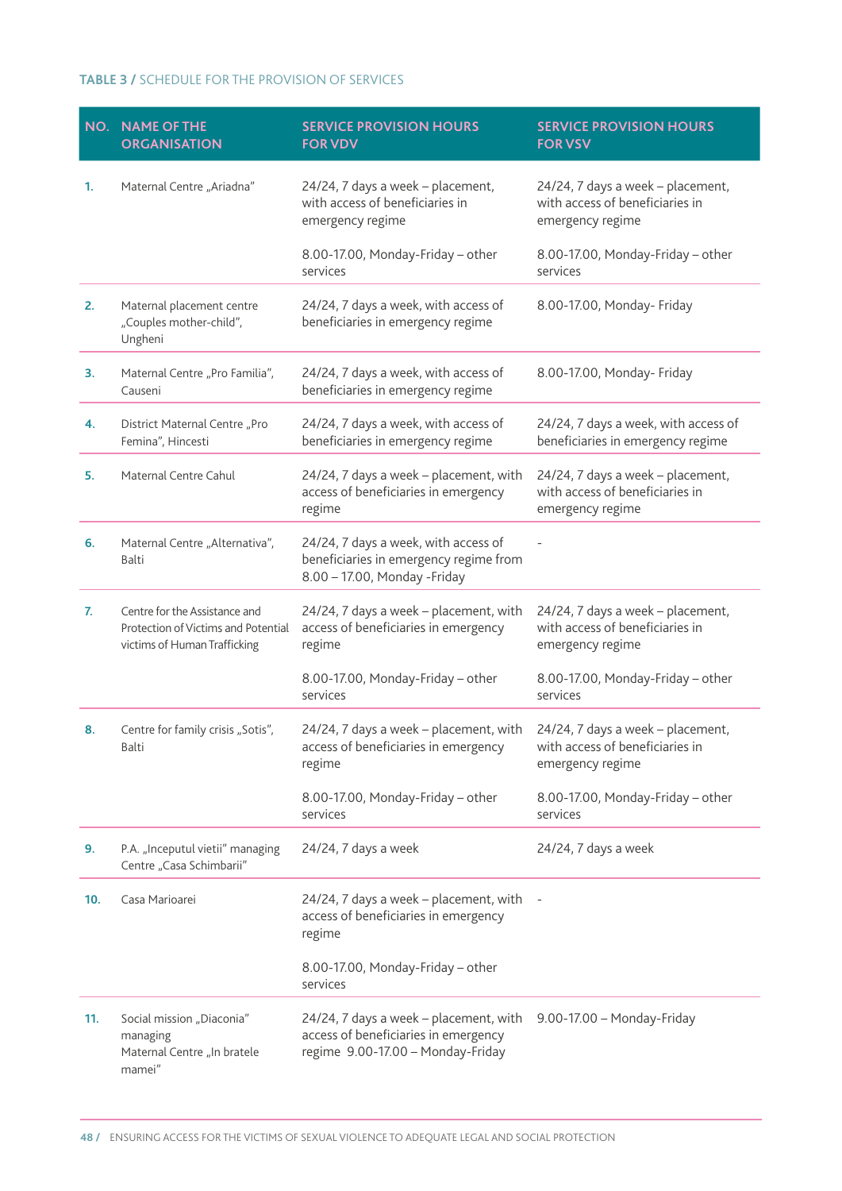**TABLE 3 /** SCHEDULE FOR THE PROVISION OF SERVICES

| NO. | NAME OF THE ORGANISATION | SERVICE PROVISION HOURS FOR VDV | SERVICE PROVISION HOURS FOR VSV |
|---|---|---|---|
| 1. | Maternal Centre „Ariadna" | 24/24, 7 days a week – placement, with access of beneficiaries in emergency regime<br><br>8.00-17.00, Monday-Friday – other services | 24/24, 7 days a week – placement, with access of beneficiaries in emergency regime<br><br>8.00-17.00, Monday-Friday – other services |
| 2. | Maternal placement centre „Couples mother-child", Ungheni | 24/24, 7 days a week, with access of beneficiaries in emergency regime | 8.00-17.00, Monday- Friday |
| 3. | Maternal Centre „Pro Familia", Causeni | 24/24, 7 days a week, with access of beneficiaries in emergency regime | 8.00-17.00, Monday- Friday |
| 4. | District Maternal Centre „Pro Femina", Hincesti | 24/24, 7 days a week, with access of beneficiaries in emergency regime | 24/24, 7 days a week, with access of beneficiaries in emergency regime |
| 5. | Maternal Centre Cahul | 24/24, 7 days a week – placement, with access of beneficiaries in emergency regime | 24/24, 7 days a week – placement, with access of beneficiaries in emergency regime |
| 6. | Maternal Centre „Alternativa", Balti | 24/24, 7 days a week, with access of beneficiaries in emergency regime from 8.00 – 17.00, Monday -Friday | - |
| 7. | Centre for the Assistance and Protection of Victims and Potential victims of Human Trafficking | 24/24, 7 days a week – placement, with access of beneficiaries in emergency regime<br><br>8.00-17.00, Monday-Friday – other services | 24/24, 7 days a week – placement, with access of beneficiaries in emergency regime<br><br>8.00-17.00, Monday-Friday – other services |
| 8. | Centre for family crisis „Sotis", Balti | 24/24, 7 days a week – placement, with access of beneficiaries in emergency regime<br><br>8.00-17.00, Monday-Friday – other services | 24/24, 7 days a week – placement, with access of beneficiaries in emergency regime<br><br>8.00-17.00, Monday-Friday – other services |
| 9. | P.A. „Inceputul vietii" managing Centre „Casa Schimbarii" | 24/24, 7 days a week | 24/24, 7 days a week |
| 10. | Casa Marioarei | 24/24, 7 days a week – placement, with access of beneficiaries in emergency regime<br><br>8.00-17.00, Monday-Friday – other services | - |
| 11. | Social mission „Diaconia" managing Maternal Centre „In bratele mamei" | 24/24, 7 days a week – placement, with access of beneficiaries in emergency regime 9.00-17.00 – Monday-Friday | 9.00-17.00 – Monday-Friday |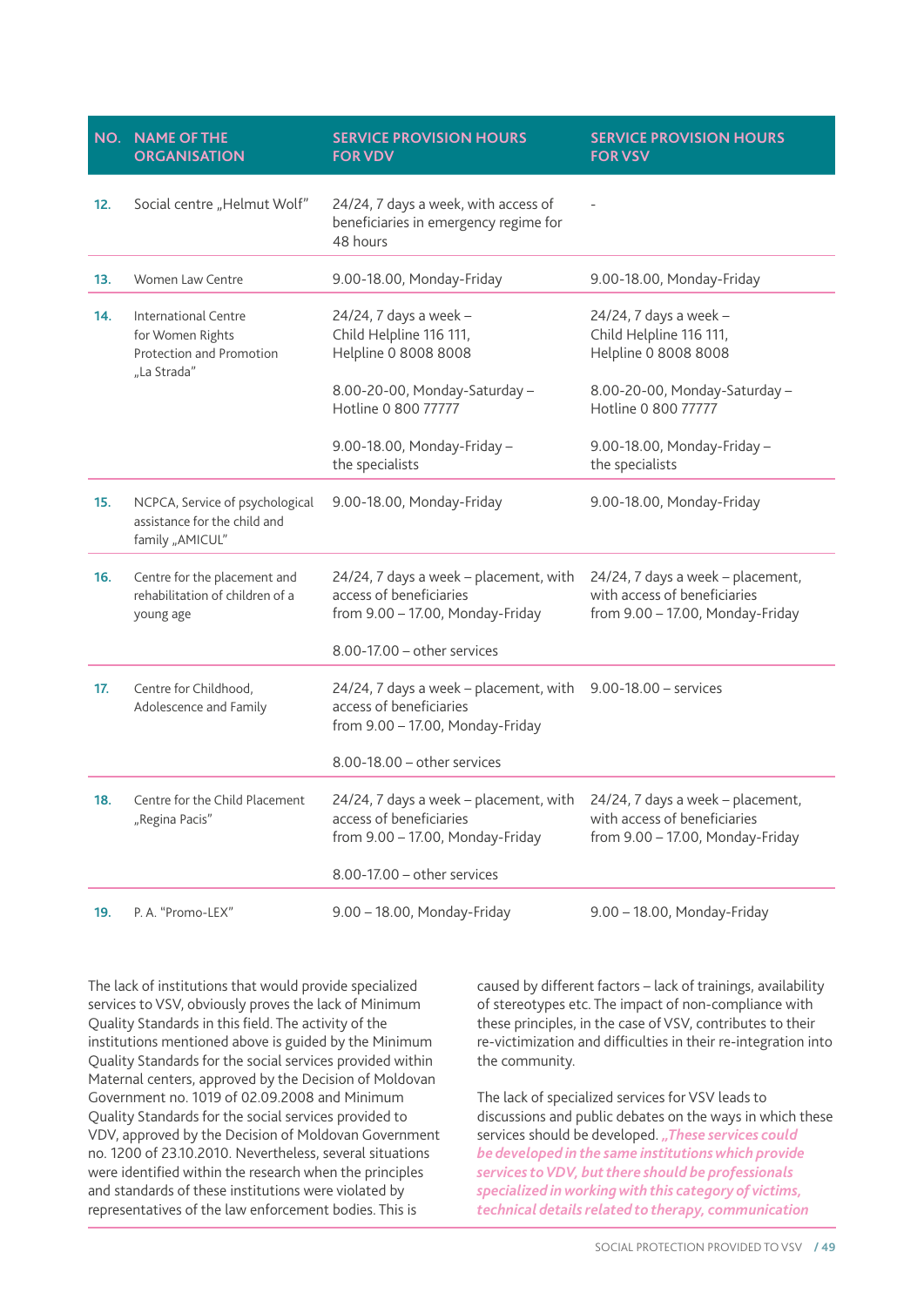| NO. | NAME OF THE ORGANISATION | SERVICE PROVISION HOURS FOR VDV | SERVICE PROVISION HOURS FOR VSV |
|---|---|---|---|
| 12. | Social centre „Helmut Wolf" | 24/24, 7 days a week, with access of beneficiaries in emergency regime for 48 hours | - |
| 13. | Women Law Centre | 9.00-18.00, Monday-Friday | 9.00-18.00, Monday-Friday |
| 14. | International Centre for Women Rights Protection and Promotion „La Strada" | 24/24, 7 days a week – Child Helpline 116 111, Helpline 0 8008 8008<br><br>8.00-20-00, Monday-Saturday – Hotline 0 800 77777<br><br>9.00-18.00, Monday-Friday – the specialists | 24/24, 7 days a week – Child Helpline 116 111, Helpline 0 8008 8008<br><br>8.00-20-00, Monday-Saturday – Hotline 0 800 77777<br><br>9.00-18.00, Monday-Friday – the specialists |
| 15. | NCPCA, Service of psychological assistance for the child and family „AMICUL" | 9.00-18.00, Monday-Friday | 9.00-18.00, Monday-Friday |
| 16. | Centre for the placement and rehabilitation of children of a young age | 24/24, 7 days a week – placement, with access of beneficiaries from 9.00 – 17.00, Monday-Friday<br><br>8.00-17.00 – other services | 24/24, 7 days a week – placement, with access of beneficiaries from 9.00 – 17.00, Monday-Friday |
| 17. | Centre for Childhood, Adolescence and Family | 24/24, 7 days a week – placement, with access of beneficiaries from 9.00 – 17.00, Monday-Friday<br><br>8.00-18.00 – other services | 9.00-18.00 – services |
| 18. | Centre for the Child Placement „Regina Pacis" | 24/24, 7 days a week – placement, with access of beneficiaries from 9.00 – 17.00, Monday-Friday<br><br>8.00-17.00 – other services | 24/24, 7 days a week – placement, with access of beneficiaries from 9.00 – 17.00, Monday-Friday |
| 19. | P. A. "Promo-LEX" | 9.00 – 18.00, Monday-Friday | 9.00 – 18.00, Monday-Friday |

The lack of institutions that would provide specialized services to VSV, obviously proves the lack of Minimum Quality Standards in this field. The activity of the institutions mentioned above is guided by the Minimum Quality Standards for the social services provided within Maternal centers, approved by the Decision of Moldovan Government no. 1019 of 02.09.2008 and Minimum Quality Standards for the social services provided to VDV, approved by the Decision of Moldovan Government no. 1200 of 23.10.2010. Nevertheless, several situations were identified within the research when the principles and standards of these institutions were violated by representatives of the law enforcement bodies. This is caused by different factors – lack of trainings, availability of stereotypes etc. The impact of non-compliance with these principles, in the case of VSV, contributes to their re-victimization and difficulties in their re-integration into the community.

The lack of specialized services for VSV leads to discussions and public debates on the ways in which these services should be developed. ***„These services could be developed in the same institutions which provide services to VDV, but there should be professionals specialized in working with this category of victims, technical details related to therapy, communication***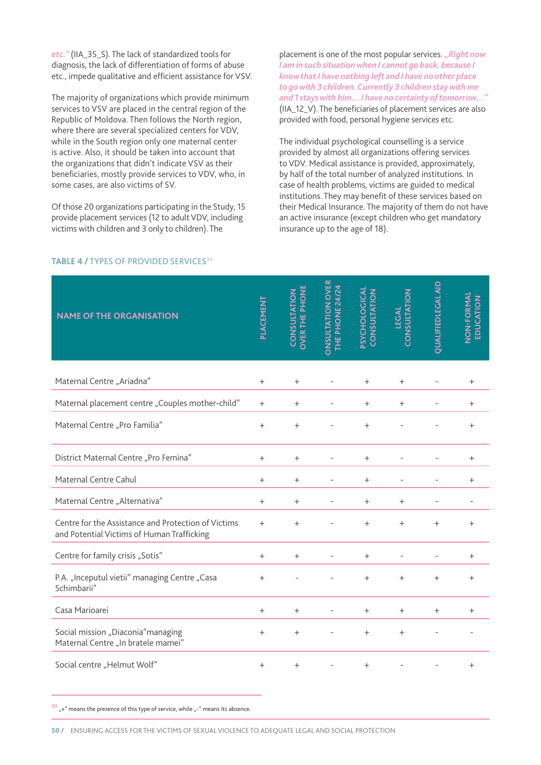*etc."* (IIA_35_S). The lack of standardized tools for diagnosis, the lack of differentiation of forms of abuse etc., impede qualitative and efficient assistance for VSV.

The majority of organizations which provide minimum services to VSV are placed in the central region of the Republic of Moldova. Then follows the North region, where there are several specialized centers for VDV, while in the South region only one maternal center is active. Also, it should be taken into account that the organizations that didn't indicate VSV as their beneficiaries, mostly provide services to VDV, who, in some cases, are also victims of SV.

Of those 20 organizations participating in the Study, 15 provide placement services (12 to adult VDV, including victims with children and 3 only to children). The placement is one of the most popular services. *„Right now I am in such situation when I cannot go back, because I know that I have nothing left and I have no other place to go with 3 children. Currently 3 children stay with me and 1 stays with him… I have no certainty of tomorrow…"* (IIA_12_V). The beneficiaries of placement services are also provided with food, personal hygiene services etc.

The individual psychological counselling is a service provided by almost all organizations offering services to VDV. Medical assistance is provided, approximately, by half of the total number of analyzed institutions. In case of health problems, victims are guided to medical institutions. They may benefit of these services based on their Medical Insurance. The majority of them do not have an active insurance (except children who get mandatory insurance up to the age of 18).

**TABLE 4 / TYPES OF PROVIDED SERVICES[39]**

| NAME OF THE ORGANISATION | PLACEMENT | CONSULTATION OVER THE PHONE | ONSULTATION OVER THE PHONE 24/24 | PSYCHOLOGICAL CONSULTATION | LEGAL CONSULTATION | QUALIFIEDLEGAL AID | NON-FORMAL EDUCATION |
|---|---|---|---|---|---|---|---|
| Maternal Centre „Ariadna" | + | + | - | + | + | - | + |
| Maternal placement centre „Couples mother-child" | + | + | - | + | + | - | + |
| Maternal Centre „Pro Familia" | + | + | - | + | - | - | + |
| District Maternal Centre „Pro Femina" | + | + | - | + | - | - | + |
| Maternal Centre Cahul | + | + | - | + | - | - | + |
| Maternal Centre „Alternativa" | + | + | - | + | + | - | - |
| Centre for the Assistance and Protection of Victims and Potential Victims of Human Trafficking | + | + | - | + | + | + | + |
| Centre for family crisis „Sotis" | + | + | - | + | - | - | + |
| P.A. „Inceputul vietii" managing Centre „Casa Schimbarii" | + | - | - | + | + | + | + |
| Casa Marioarei | + | + | - | + | + | + | + |
| Social mission „Diaconia"managing Maternal Centre „In bratele mamei" | + | + | - | + | + | - | - |
| Social centre „Helmut Wolf" | + | + | - | + | - | - | + |

[39] „+" means the presence of this type of service, while „-" means its absence.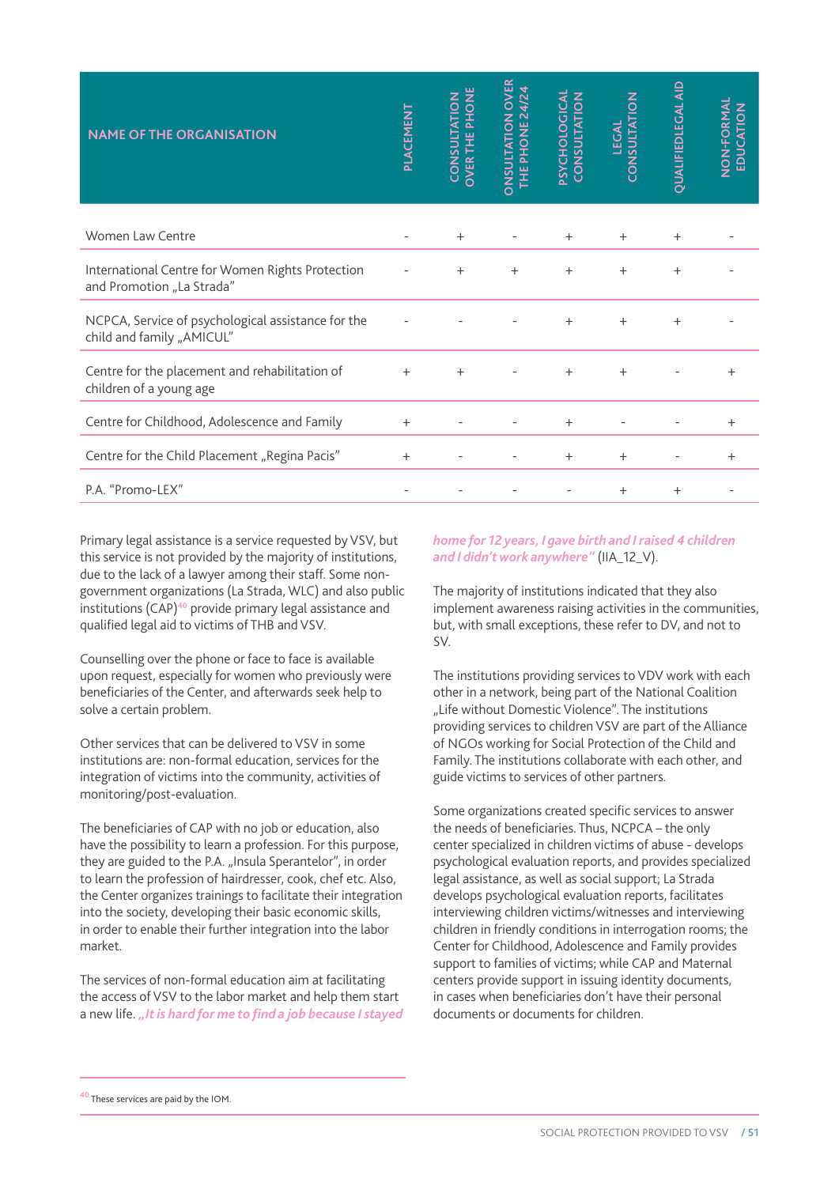| NAME OF THE ORGANISATION | PLACEMENT | CONSULTATION OVER THE PHONE | ONSULTATION OVER THE PHONE 24/24 | PSYCHOLOGICAL CONSULTATION | LEGAL CONSULTATION | QUALIFIEDLEGAL AID | NON-FORMAL EDUCATION |
|---|---|---|---|---|---|---|---|
| Women Law Centre | - | + | - | + | + | + | - |
| International Centre for Women Rights Protection and Promotion „La Strada" | - | + | + | + | + | + | - |
| NCPCA, Service of psychological assistance for the child and family „AMICUL" | - | - | - | + | + | + | - |
| Centre for the placement and rehabilitation of children of a young age | + | + | - | + | + | - | + |
| Centre for Childhood, Adolescence and Family | + | - | - | + | - | - | + |
| Centre for the Child Placement „Regina Pacis" | + | - | - | + | + | - | + |
| P.A. "Promo-LEX" | - | - | - | - | + | + | - |

Primary legal assistance is a service requested by VSV, but this service is not provided by the majority of institutions, due to the lack of a lawyer among their staff. Some non-government organizations (La Strada, WLC) and also public institutions (CAP)[40] provide primary legal assistance and qualified legal aid to victims of THB and VSV.

Counselling over the phone or face to face is available upon request, especially for women who previously were beneficiaries of the Center, and afterwards seek help to solve a certain problem.

Other services that can be delivered to VSV in some institutions are: non-formal education, services for the integration of victims into the community, activities of monitoring/post-evaluation.

The beneficiaries of CAP with no job or education, also have the possibility to learn a profession. For this purpose, they are guided to the P.A. „Insula Sperantelor", in order to learn the profession of hairdresser, cook, chef etc. Also, the Center organizes trainings to facilitate their integration into the society, developing their basic economic skills, in order to enable their further integration into the labor market.

The services of non-formal education aim at facilitating the access of VSV to the labor market and help them start a new life. ***„It is hard for me to find a job because I stayed home for 12 years, I gave birth and I raised 4 children and I didn't work anywhere"*** (IIA_12_V).

The majority of institutions indicated that they also implement awareness raising activities in the communities, but, with small exceptions, these refer to DV, and not to SV.

The institutions providing services to VDV work with each other in a network, being part of the National Coalition „Life without Domestic Violence". The institutions providing services to children VSV are part of the Alliance of NGOs working for Social Protection of the Child and Family. The institutions collaborate with each other, and guide victims to services of other partners.

Some organizations created specific services to answer the needs of beneficiaries. Thus, NCPCA – the only center specialized in children victims of abuse - develops psychological evaluation reports, and provides specialized legal assistance, as well as social support; La Strada develops psychological evaluation reports, facilitates interviewing children victims/witnesses and interviewing children in friendly conditions in interrogation rooms; the Center for Childhood, Adolescence and Family provides support to families of victims; while CAP and Maternal centers provide support in issuing identity documents, in cases when beneficiaries don't have their personal documents or documents for children.

[40] These services are paid by the IOM.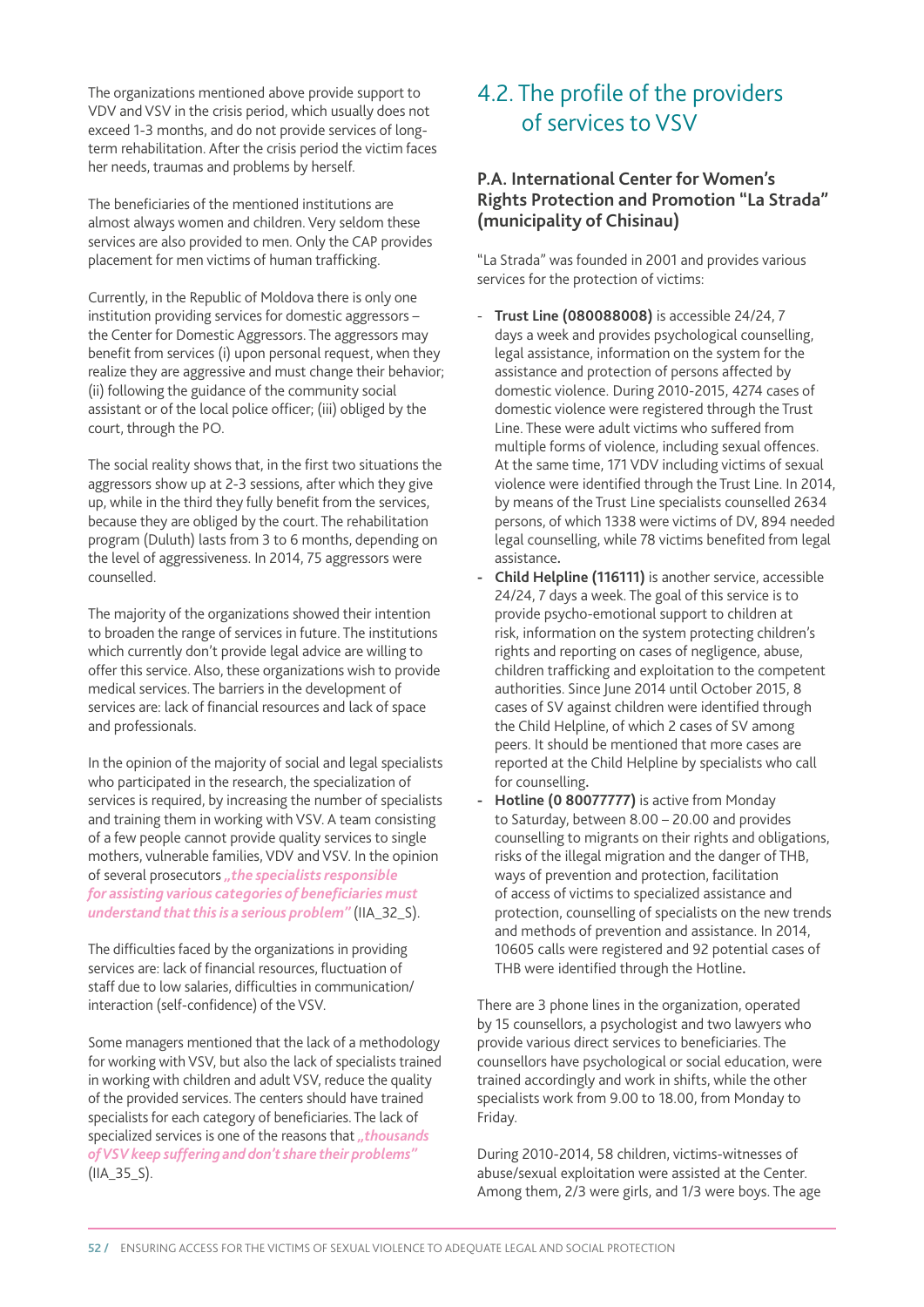The organizations mentioned above provide support to VDV and VSV in the crisis period, which usually does not exceed 1-3 months, and do not provide services of long-term rehabilitation. After the crisis period the victim faces her needs, traumas and problems by herself.

The beneficiaries of the mentioned institutions are almost always women and children. Very seldom these services are also provided to men. Only the CAP provides placement for men victims of human trafficking.

Currently, in the Republic of Moldova there is only one institution providing services for domestic aggressors – the Center for Domestic Aggressors. The aggressors may benefit from services (i) upon personal request, when they realize they are aggressive and must change their behavior; (ii) following the guidance of the community social assistant or of the local police officer; (iii) obliged by the court, through the PO.

The social reality shows that, in the first two situations the aggressors show up at 2-3 sessions, after which they give up, while in the third they fully benefit from the services, because they are obliged by the court. The rehabilitation program (Duluth) lasts from 3 to 6 months, depending on the level of aggressiveness. In 2014, 75 aggressors were counselled.

The majority of the organizations showed their intention to broaden the range of services in future. The institutions which currently don't provide legal advice are willing to offer this service. Also, these organizations wish to provide medical services. The barriers in the development of services are: lack of financial resources and lack of space and professionals.

In the opinion of the majority of social and legal specialists who participated in the research, the specialization of services is required, by increasing the number of specialists and training them in working with VSV. A team consisting of a few people cannot provide quality services to single mothers, vulnerable families, VDV and VSV. In the opinion of several prosecutors ***„the specialists responsible for assisting various categories of beneficiaries must understand that this is a serious problem"*** (IIA_32_S).

The difficulties faced by the organizations in providing services are: lack of financial resources, fluctuation of staff due to low salaries, difficulties in communication/interaction (self-confidence) of the VSV.

Some managers mentioned that the lack of a methodology for working with VSV, but also the lack of specialists trained in working with children and adult VSV, reduce the quality of the provided services. The centers should have trained specialists for each category of beneficiaries. The lack of specialized services is one of the reasons that ***„thousands of VSV keep suffering and don't share their problems"*** (IIA_35_S).

## 4.2. The profile of the providers of services to VSV

### P.A. International Center for Women's Rights Protection and Promotion "La Strada" (municipality of Chisinau)

"La Strada" was founded in 2001 and provides various services for the protection of victims:

- **Trust Line (080088008)** is accessible 24/24, 7 days a week and provides psychological counselling, legal assistance, information on the system for the assistance and protection of persons affected by domestic violence. During 2010-2015, 4274 cases of domestic violence were registered through the Trust Line. These were adult victims who suffered from multiple forms of violence, including sexual offences. At the same time, 171 VDV including victims of sexual violence were identified through the Trust Line. In 2014, by means of the Trust Line specialists counselled 2634 persons, of which 1338 were victims of DV, 894 needed legal counselling, while 78 victims benefited from legal assistance.
- **Child Helpline (116111)** is another service, accessible 24/24, 7 days a week. The goal of this service is to provide psycho-emotional support to children at risk, information on the system protecting children's rights and reporting on cases of negligence, abuse, children trafficking and exploitation to the competent authorities. Since June 2014 until October 2015, 8 cases of SV against children were identified through the Child Helpline, of which 2 cases of SV among peers. It should be mentioned that more cases are reported at the Child Helpline by specialists who call for counselling.
- **Hotline (0 80077777)** is active from Monday to Saturday, between 8.00 – 20.00 and provides counselling to migrants on their rights and obligations, risks of the illegal migration and the danger of THB, ways of prevention and protection, facilitation of access of victims to specialized assistance and protection, counselling of specialists on the new trends and methods of prevention and assistance. In 2014, 10605 calls were registered and 92 potential cases of THB were identified through the Hotline.

There are 3 phone lines in the organization, operated by 15 counsellors, a psychologist and two lawyers who provide various direct services to beneficiaries. The counsellors have psychological or social education, were trained accordingly and work in shifts, while the other specialists work from 9.00 to 18.00, from Monday to Friday.

During 2010-2014, 58 children, victims-witnesses of abuse/sexual exploitation were assisted at the Center. Among them, 2/3 were girls, and 1/3 were boys. The age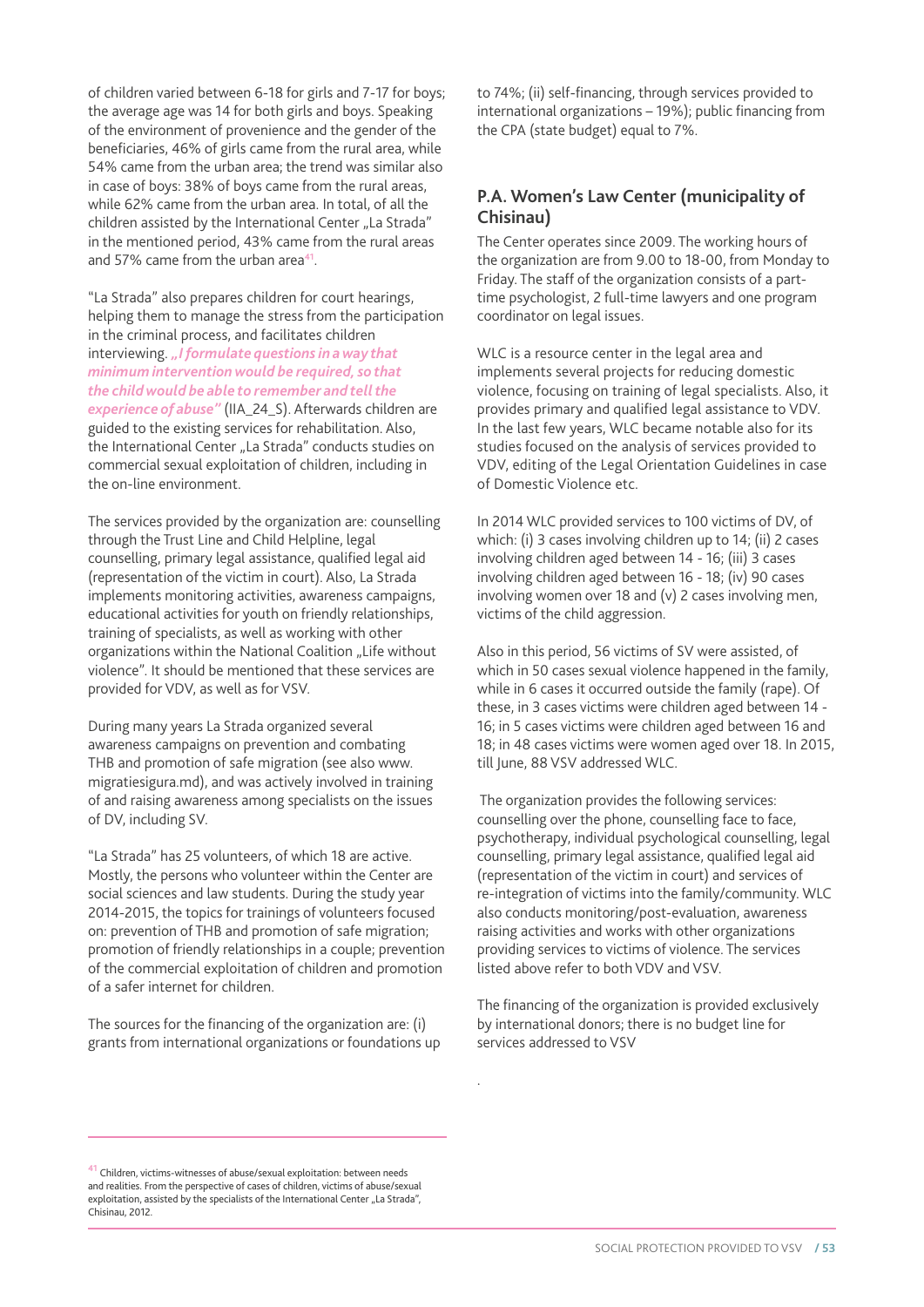of children varied between 6-18 for girls and 7-17 for boys; the average age was 14 for both girls and boys. Speaking of the environment of provenience and the gender of the beneficiaries, 46% of girls came from the rural area, while 54% came from the urban area; the trend was similar also in case of boys: 38% of boys came from the rural areas, while 62% came from the urban area. In total, of all the children assisted by the International Center „La Strada" in the mentioned period, 43% came from the rural areas and 57% came from the urban area[41].

"La Strada" also prepares children for court hearings, helping them to manage the stress from the participation in the criminal process, and facilitates children interviewing. ***„I formulate questions in a way that minimum intervention would be required, so that the child would be able to remember and tell the experience of abuse"*** (IIA_24_S). Afterwards children are guided to the existing services for rehabilitation. Also, the International Center „La Strada" conducts studies on commercial sexual exploitation of children, including in the on-line environment.

The services provided by the organization are: counselling through the Trust Line and Child Helpline, legal counselling, primary legal assistance, qualified legal aid (representation of the victim in court). Also, La Strada implements monitoring activities, awareness campaigns, educational activities for youth on friendly relationships, training of specialists, as well as working with other organizations within the National Coalition „Life without violence". It should be mentioned that these services are provided for VDV, as well as for VSV.

During many years La Strada organized several awareness campaigns on prevention and combating THB and promotion of safe migration (see also www.migratiesigura.md), and was actively involved in training of and raising awareness among specialists on the issues of DV, including SV.

"La Strada" has 25 volunteers, of which 18 are active. Mostly, the persons who volunteer within the Center are social sciences and law students. During the study year 2014-2015, the topics for trainings of volunteers focused on: prevention of THB and promotion of safe migration; promotion of friendly relationships in a couple; prevention of the commercial exploitation of children and promotion of a safer internet for children.

The sources for the financing of the organization are: (i) grants from international organizations or foundations up to 74%; (ii) self-financing, through services provided to international organizations – 19%); public financing from the CPA (state budget) equal to 7%.

## P.A. Women's Law Center (municipality of Chisinau)

The Center operates since 2009. The working hours of the organization are from 9.00 to 18-00, from Monday to Friday. The staff of the organization consists of a part-time psychologist, 2 full-time lawyers and one program coordinator on legal issues.

WLC is a resource center in the legal area and implements several projects for reducing domestic violence, focusing on training of legal specialists. Also, it provides primary and qualified legal assistance to VDV. In the last few years, WLC became notable also for its studies focused on the analysis of services provided to VDV, editing of the Legal Orientation Guidelines in case of Domestic Violence etc.

In 2014 WLC provided services to 100 victims of DV, of which: (i) 3 cases involving children up to 14; (ii) 2 cases involving children aged between 14 - 16; (iii) 3 cases involving children aged between 16 - 18; (iv) 90 cases involving women over 18 and (v) 2 cases involving men, victims of the child aggression.

Also in this period, 56 victims of SV were assisted, of which in 50 cases sexual violence happened in the family, while in 6 cases it occurred outside the family (rape). Of these, in 3 cases victims were children aged between 14 - 16; in 5 cases victims were children aged between 16 and 18; in 48 cases victims were women aged over 18. In 2015, till June, 88 VSV addressed WLC.

The organization provides the following services: counselling over the phone, counselling face to face, psychotherapy, individual psychological counselling, legal counselling, primary legal assistance, qualified legal aid (representation of the victim in court) and services of re-integration of victims into the family/community. WLC also conducts monitoring/post-evaluation, awareness raising activities and works with other organizations providing services to victims of violence. The services listed above refer to both VDV and VSV.

The financing of the organization is provided exclusively by international donors; there is no budget line for services addressed to VSV

[41] Children, victims-witnesses of abuse/sexual exploitation: between needs and realities. From the perspective of cases of children, victims of abuse/sexual exploitation, assisted by the specialists of the International Center „La Strada", Chisinau, 2012.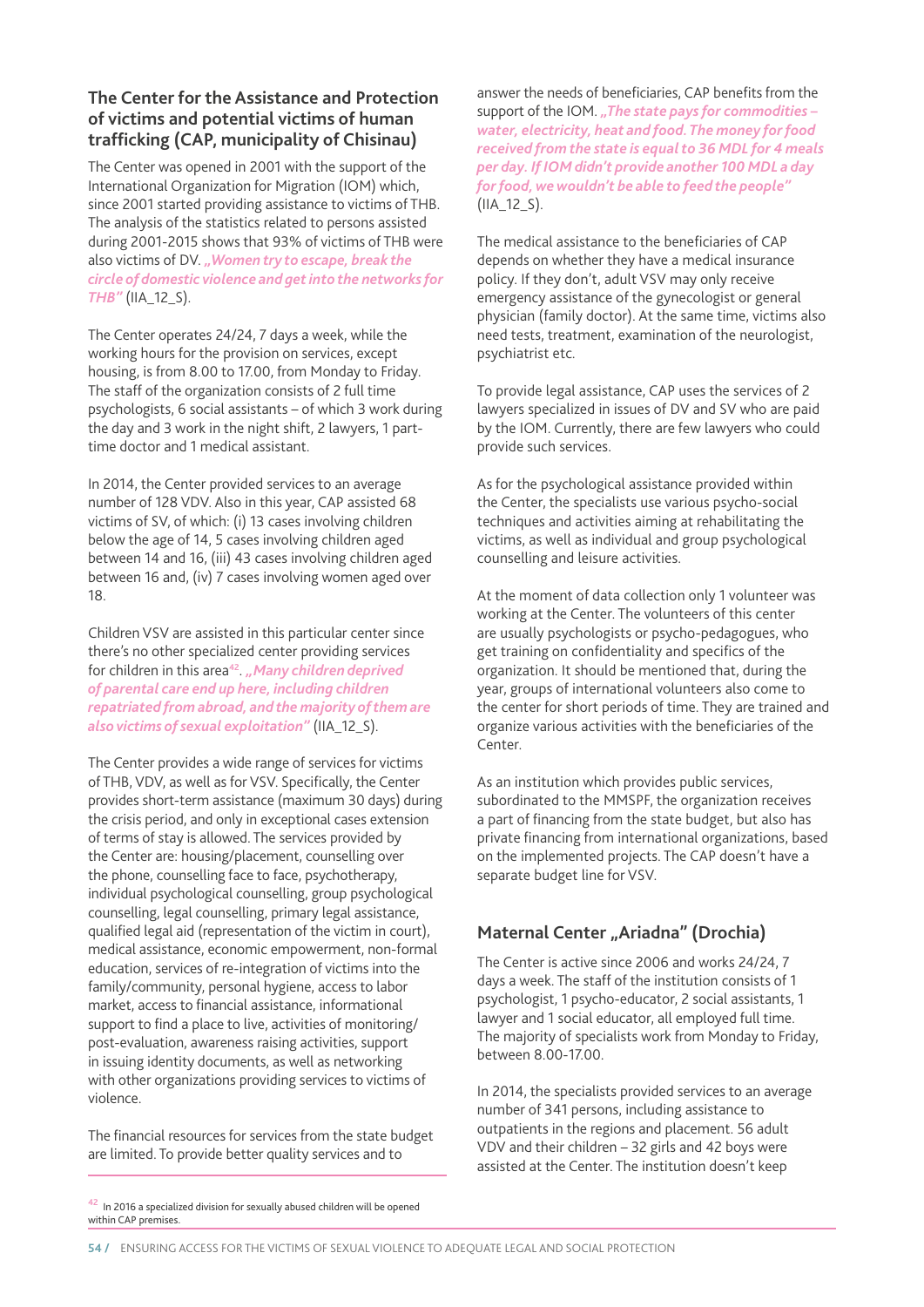### The Center for the Assistance and Protection of victims and potential victims of human trafficking (CAP, municipality of Chisinau)

The Center was opened in 2001 with the support of the International Organization for Migration (IOM) which, since 2001 started providing assistance to victims of THB. The analysis of the statistics related to persons assisted during 2001-2015 shows that 93% of victims of THB were also victims of DV. *„Women try to escape, break the circle of domestic violence and get into the networks for THB"* (IIA_12_S).

The Center operates 24/24, 7 days a week, while the working hours for the provision on services, except housing, is from 8.00 to 17.00, from Monday to Friday. The staff of the organization consists of 2 full time psychologists, 6 social assistants – of which 3 work during the day and 3 work in the night shift, 2 lawyers, 1 part-time doctor and 1 medical assistant.

In 2014, the Center provided services to an average number of 128 VDV. Also in this year, CAP assisted 68 victims of SV, of which: (i) 13 cases involving children below the age of 14, 5 cases involving children aged between 14 and 16, (iii) 43 cases involving children aged between 16 and, (iv) 7 cases involving women aged over 18.

Children VSV are assisted in this particular center since there's no other specialized center providing services for children in this area[42]. *„Many children deprived of parental care end up here, including children repatriated from abroad, and the majority of them are also victims of sexual exploitation"* (IIA_12_S).

The Center provides a wide range of services for victims of THB, VDV, as well as for VSV. Specifically, the Center provides short-term assistance (maximum 30 days) during the crisis period, and only in exceptional cases extension of terms of stay is allowed. The services provided by the Center are: housing/placement, counselling over the phone, counselling face to face, psychotherapy, individual psychological counselling, group psychological counselling, legal counselling, primary legal assistance, qualified legal aid (representation of the victim in court), medical assistance, economic empowerment, non-formal education, services of re-integration of victims into the family/community, personal hygiene, access to labor market, access to financial assistance, informational support to find a place to live, activities of monitoring/post-evaluation, awareness raising activities, support in issuing identity documents, as well as networking with other organizations providing services to victims of violence.

The financial resources for services from the state budget are limited. To provide better quality services and to answer the needs of beneficiaries, CAP benefits from the support of the IOM. *„The state pays for commodities – water, electricity, heat and food. The money for food received from the state is equal to 36 MDL for 4 meals per day. If IOM didn't provide another 100 MDL a day for food, we wouldn't be able to feed the people"* (IIA_12_S).

The medical assistance to the beneficiaries of CAP depends on whether they have a medical insurance policy. If they don't, adult VSV may only receive emergency assistance of the gynecologist or general physician (family doctor). At the same time, victims also need tests, treatment, examination of the neurologist, psychiatrist etc.

To provide legal assistance, CAP uses the services of 2 lawyers specialized in issues of DV and SV who are paid by the IOM. Currently, there are few lawyers who could provide such services.

As for the psychological assistance provided within the Center, the specialists use various psycho-social techniques and activities aiming at rehabilitating the victims, as well as individual and group psychological counselling and leisure activities.

At the moment of data collection only 1 volunteer was working at the Center. The volunteers of this center are usually psychologists or psycho-pedagogues, who get training on confidentiality and specifics of the organization. It should be mentioned that, during the year, groups of international volunteers also come to the center for short periods of time. They are trained and organize various activities with the beneficiaries of the Center.

As an institution which provides public services, subordinated to the MMSPF, the organization receives a part of financing from the state budget, but also has private financing from international organizations, based on the implemented projects. The CAP doesn't have a separate budget line for VSV.

### Maternal Center „Ariadna" (Drochia)

The Center is active since 2006 and works 24/24, 7 days a week. The staff of the institution consists of 1 psychologist, 1 psycho-educator, 2 social assistants, 1 lawyer and 1 social educator, all employed full time. The majority of specialists work from Monday to Friday, between 8.00-17.00.

In 2014, the specialists provided services to an average number of 341 persons, including assistance to outpatients in the regions and placement. 56 adult VDV and their children – 32 girls and 42 boys were assisted at the Center. The institution doesn't keep

[42] In 2016 a specialized division for sexually abused children will be opened within CAP premises.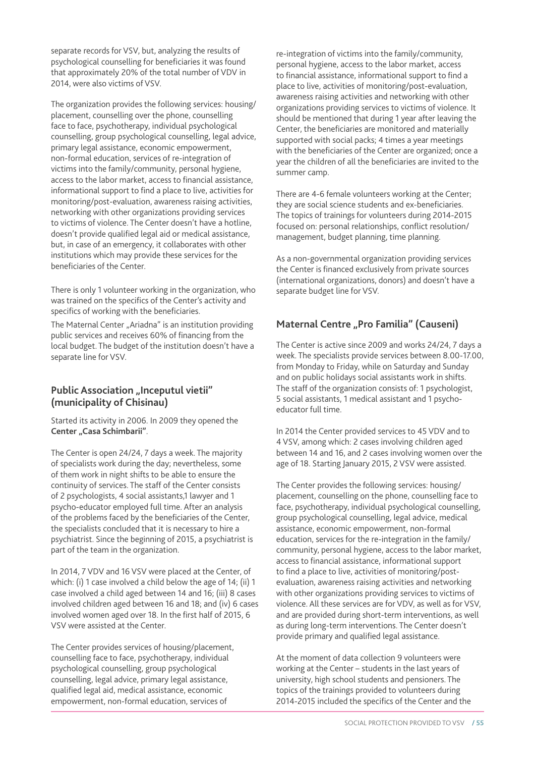separate records for VSV, but, analyzing the results of psychological counselling for beneficiaries it was found that approximately 20% of the total number of VDV in 2014, were also victims of VSV.

The organization provides the following services: housing/placement, counselling over the phone, counselling face to face, psychotherapy, individual psychological counselling, group psychological counselling, legal advice, primary legal assistance, economic empowerment, non-formal education, services of re-integration of victims into the family/community, personal hygiene, access to the labor market, access to financial assistance, informational support to find a place to live, activities for monitoring/post-evaluation, awareness raising activities, networking with other organizations providing services to victims of violence. The Center doesn't have a hotline, doesn't provide qualified legal aid or medical assistance, but, in case of an emergency, it collaborates with other institutions which may provide these services for the beneficiaries of the Center.

There is only 1 volunteer working in the organization, who was trained on the specifics of the Center's activity and specifics of working with the beneficiaries.

The Maternal Center „Ariadna" is an institution providing public services and receives 60% of financing from the local budget. The budget of the institution doesn't have a separate line for VSV.

### Public Association „Inceputul vietii" (municipality of Chisinau)

Started its activity in 2006. In 2009 they opened the **Center „Casa Schimbarii"**.

The Center is open 24/24, 7 days a week. The majority of specialists work during the day; nevertheless, some of them work in night shifts to be able to ensure the continuity of services. The staff of the Center consists of 2 psychologists, 4 social assistants,1 lawyer and 1 psycho-educator employed full time. After an analysis of the problems faced by the beneficiaries of the Center, the specialists concluded that it is necessary to hire a psychiatrist. Since the beginning of 2015, a psychiatrist is part of the team in the organization.

In 2014, 7 VDV and 16 VSV were placed at the Center, of which: (i) 1 case involved a child below the age of 14; (ii) 1 case involved a child aged between 14 and 16; (iii) 8 cases involved children aged between 16 and 18; and (iv) 6 cases involved women aged over 18. In the first half of 2015, 6 VSV were assisted at the Center.

The Center provides services of housing/placement, counselling face to face, psychotherapy, individual psychological counselling, group psychological counselling, legal advice, primary legal assistance, qualified legal aid, medical assistance, economic empowerment, non-formal education, services of re-integration of victims into the family/community, personal hygiene, access to the labor market, access to financial assistance, informational support to find a place to live, activities of monitoring/post-evaluation, awareness raising activities and networking with other organizations providing services to victims of violence. It should be mentioned that during 1 year after leaving the Center, the beneficiaries are monitored and materially supported with social packs; 4 times a year meetings with the beneficiaries of the Center are organized; once a year the children of all the beneficiaries are invited to the summer camp.

There are 4-6 female volunteers working at the Center; they are social science students and ex-beneficiaries. The topics of trainings for volunteers during 2014-2015 focused on: personal relationships, conflict resolution/management, budget planning, time planning.

As a non-governmental organization providing services the Center is financed exclusively from private sources (international organizations, donors) and doesn't have a separate budget line for VSV.

### Maternal Centre „Pro Familia" (Causeni)

The Center is active since 2009 and works 24/24, 7 days a week. The specialists provide services between 8.00-17.00, from Monday to Friday, while on Saturday and Sunday and on public holidays social assistants work in shifts. The staff of the organization consists of: 1 psychologist, 5 social assistants, 1 medical assistant and 1 psycho-educator full time.

In 2014 the Center provided services to 45 VDV and to 4 VSV, among which: 2 cases involving children aged between 14 and 16, and 2 cases involving women over the age of 18. Starting January 2015, 2 VSV were assisted.

The Center provides the following services: housing/placement, counselling on the phone, counselling face to face, psychotherapy, individual psychological counselling, group psychological counselling, legal advice, medical assistance, economic empowerment, non-formal education, services for the re-integration in the family/community, personal hygiene, access to the labor market, access to financial assistance, informational support to find a place to live, activities of monitoring/post-evaluation, awareness raising activities and networking with other organizations providing services to victims of violence. All these services are for VDV, as well as for VSV, and are provided during short-term interventions, as well as during long-term interventions. The Center doesn't provide primary and qualified legal assistance.

At the moment of data collection 9 volunteers were working at the Center – students in the last years of university, high school students and pensioners. The topics of the trainings provided to volunteers during 2014-2015 included the specifics of the Center and the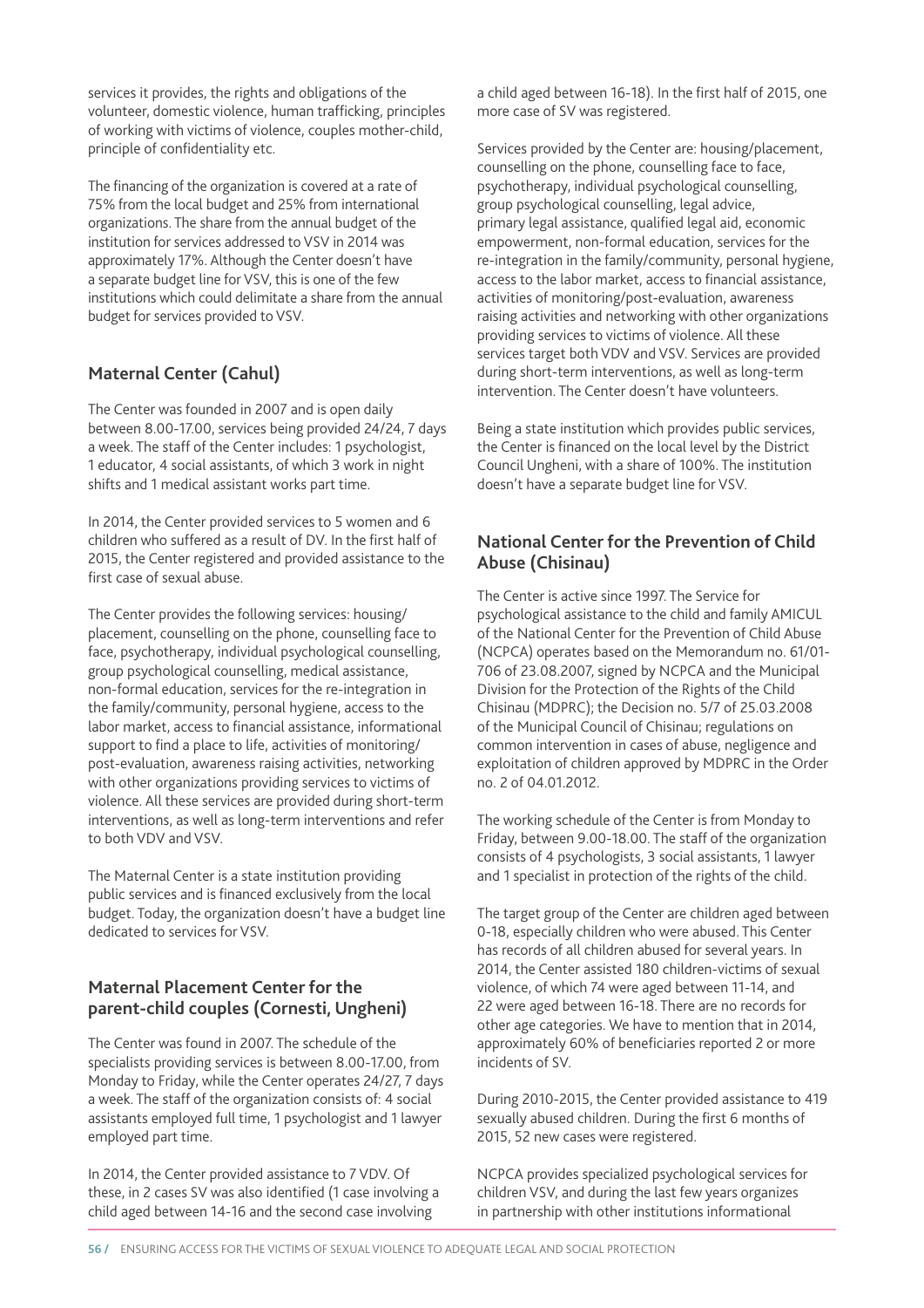services it provides, the rights and obligations of the volunteer, domestic violence, human trafficking, principles of working with victims of violence, couples mother-child, principle of confidentiality etc.

The financing of the organization is covered at a rate of 75% from the local budget and 25% from international organizations. The share from the annual budget of the institution for services addressed to VSV in 2014 was approximately 17%. Although the Center doesn't have a separate budget line for VSV, this is one of the few institutions which could delimitate a share from the annual budget for services provided to VSV.

### Maternal Center (Cahul)

The Center was founded in 2007 and is open daily between 8.00-17.00, services being provided 24/24, 7 days a week. The staff of the Center includes: 1 psychologist, 1 educator, 4 social assistants, of which 3 work in night shifts and 1 medical assistant works part time.

In 2014, the Center provided services to 5 women and 6 children who suffered as a result of DV. In the first half of 2015, the Center registered and provided assistance to the first case of sexual abuse.

The Center provides the following services: housing/placement, counselling on the phone, counselling face to face, psychotherapy, individual psychological counselling, group psychological counselling, medical assistance, non-formal education, services for the re-integration in the family/community, personal hygiene, access to the labor market, access to financial assistance, informational support to find a place to life, activities of monitoring/post-evaluation, awareness raising activities, networking with other organizations providing services to victims of violence. All these services are provided during short-term interventions, as well as long-term interventions and refer to both VDV and VSV.

The Maternal Center is a state institution providing public services and is financed exclusively from the local budget. Today, the organization doesn't have a budget line dedicated to services for VSV.

### Maternal Placement Center for the parent-child couples (Cornesti, Ungheni)

The Center was found in 2007. The schedule of the specialists providing services is between 8.00-17.00, from Monday to Friday, while the Center operates 24/27, 7 days a week. The staff of the organization consists of: 4 social assistants employed full time, 1 psychologist and 1 lawyer employed part time.

In 2014, the Center provided assistance to 7 VDV. Of these, in 2 cases SV was also identified (1 case involving a child aged between 14-16 and the second case involving a child aged between 16-18). In the first half of 2015, one more case of SV was registered.

Services provided by the Center are: housing/placement, counselling on the phone, counselling face to face, psychotherapy, individual psychological counselling, group psychological counselling, legal advice, primary legal assistance, qualified legal aid, economic empowerment, non-formal education, services for the re-integration in the family/community, personal hygiene, access to the labor market, access to financial assistance, activities of monitoring/post-evaluation, awareness raising activities and networking with other organizations providing services to victims of violence. All these services target both VDV and VSV. Services are provided during short-term interventions, as well as long-term intervention. The Center doesn't have volunteers.

Being a state institution which provides public services, the Center is financed on the local level by the District Council Ungheni, with a share of 100%. The institution doesn't have a separate budget line for VSV.

### National Center for the Prevention of Child Abuse (Chisinau)

The Center is active since 1997. The Service for psychological assistance to the child and family AMICUL of the National Center for the Prevention of Child Abuse (NCPCA) operates based on the Memorandum no. 61/01-706 of 23.08.2007, signed by NCPCA and the Municipal Division for the Protection of the Rights of the Child Chisinau (MDPRC); the Decision no. 5/7 of 25.03.2008 of the Municipal Council of Chisinau; regulations on common intervention in cases of abuse, negligence and exploitation of children approved by MDPRC in the Order no. 2 of 04.01.2012.

The working schedule of the Center is from Monday to Friday, between 9.00-18.00. The staff of the organization consists of 4 psychologists, 3 social assistants, 1 lawyer and 1 specialist in protection of the rights of the child.

The target group of the Center are children aged between 0-18, especially children who were abused. This Center has records of all children abused for several years. In 2014, the Center assisted 180 children-victims of sexual violence, of which 74 were aged between 11-14, and 22 were aged between 16-18. There are no records for other age categories. We have to mention that in 2014, approximately 60% of beneficiaries reported 2 or more incidents of SV.

During 2010-2015, the Center provided assistance to 419 sexually abused children. During the first 6 months of 2015, 52 new cases were registered.

NCPCA provides specialized psychological services for children VSV, and during the last few years organizes in partnership with other institutions informational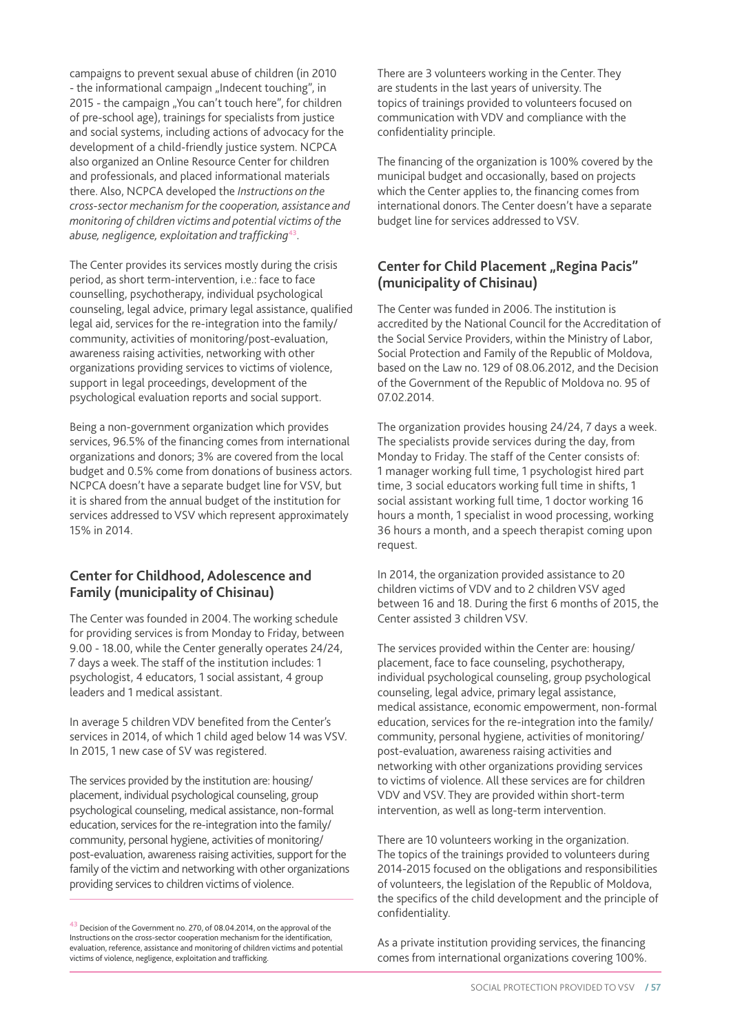campaigns to prevent sexual abuse of children (in 2010 - the informational campaign „Indecent touching", in 2015 - the campaign „You can't touch here", for children of pre-school age), trainings for specialists from justice and social systems, including actions of advocacy for the development of a child-friendly justice system. NCPCA also organized an Online Resource Center for children and professionals, and placed informational materials there. Also, NCPCA developed the *Instructions on the cross-sector mechanism for the cooperation, assistance and monitoring of children victims and potential victims of the abuse, negligence, exploitation and trafficking*[43].

The Center provides its services mostly during the crisis period, as short term-intervention, i.e.: face to face counselling, psychotherapy, individual psychological counseling, legal advice, primary legal assistance, qualified legal aid, services for the re-integration into the family/community, activities of monitoring/post-evaluation, awareness raising activities, networking with other organizations providing services to victims of violence, support in legal proceedings, development of the psychological evaluation reports and social support.

Being a non-government organization which provides services, 96.5% of the financing comes from international organizations and donors; 3% are covered from the local budget and 0.5% come from donations of business actors. NCPCA doesn't have a separate budget line for VSV, but it is shared from the annual budget of the institution for services addressed to VSV which represent approximately 15% in 2014.

### Center for Childhood, Adolescence and Family (municipality of Chisinau)

The Center was founded in 2004. The working schedule for providing services is from Monday to Friday, between 9.00 - 18.00, while the Center generally operates 24/24, 7 days a week. The staff of the institution includes: 1 psychologist, 4 educators, 1 social assistant, 4 group leaders and 1 medical assistant.

In average 5 children VDV benefited from the Center's services in 2014, of which 1 child aged below 14 was VSV. In 2015, 1 new case of SV was registered.

The services provided by the institution are: housing/placement, individual psychological counseling, group psychological counseling, medical assistance, non-formal education, services for the re-integration into the family/community, personal hygiene, activities of monitoring/post-evaluation, awareness raising activities, support for the family of the victim and networking with other organizations providing services to children victims of violence.

There are 3 volunteers working in the Center. They are students in the last years of university. The topics of trainings provided to volunteers focused on communication with VDV and compliance with the confidentiality principle.

The financing of the organization is 100% covered by the municipal budget and occasionally, based on projects which the Center applies to, the financing comes from international donors. The Center doesn't have a separate budget line for services addressed to VSV.

### Center for Child Placement „Regina Pacis" (municipality of Chisinau)

The Center was funded in 2006. The institution is accredited by the National Council for the Accreditation of the Social Service Providers, within the Ministry of Labor, Social Protection and Family of the Republic of Moldova, based on the Law no. 129 of 08.06.2012, and the Decision of the Government of the Republic of Moldova no. 95 of 07.02.2014.

The organization provides housing 24/24, 7 days a week. The specialists provide services during the day, from Monday to Friday. The staff of the Center consists of: 1 manager working full time, 1 psychologist hired part time, 3 social educators working full time in shifts, 1 social assistant working full time, 1 doctor working 16 hours a month, 1 specialist in wood processing, working 36 hours a month, and a speech therapist coming upon request.

In 2014, the organization provided assistance to 20 children victims of VDV and to 2 children VSV aged between 16 and 18. During the first 6 months of 2015, the Center assisted 3 children VSV.

The services provided within the Center are: housing/placement, face to face counseling, psychotherapy, individual psychological counseling, group psychological counseling, legal advice, primary legal assistance, medical assistance, economic empowerment, non-formal education, services for the re-integration into the family/community, personal hygiene, activities of monitoring/post-evaluation, awareness raising activities and networking with other organizations providing services to victims of violence. All these services are for children VDV and VSV. They are provided within short-term intervention, as well as long-term intervention.

There are 10 volunteers working in the organization. The topics of the trainings provided to volunteers during 2014-2015 focused on the obligations and responsibilities of volunteers, the legislation of the Republic of Moldova, the specifics of the child development and the principle of confidentiality.

As a private institution providing services, the financing comes from international organizations covering 100%.

---

[43] Decision of the Government no. 270, of 08.04.2014, on the approval of the Instructions on the cross-sector cooperation mechanism for the identification, evaluation, reference, assistance and monitoring of children victims and potential victims of violence, negligence, exploitation and trafficking.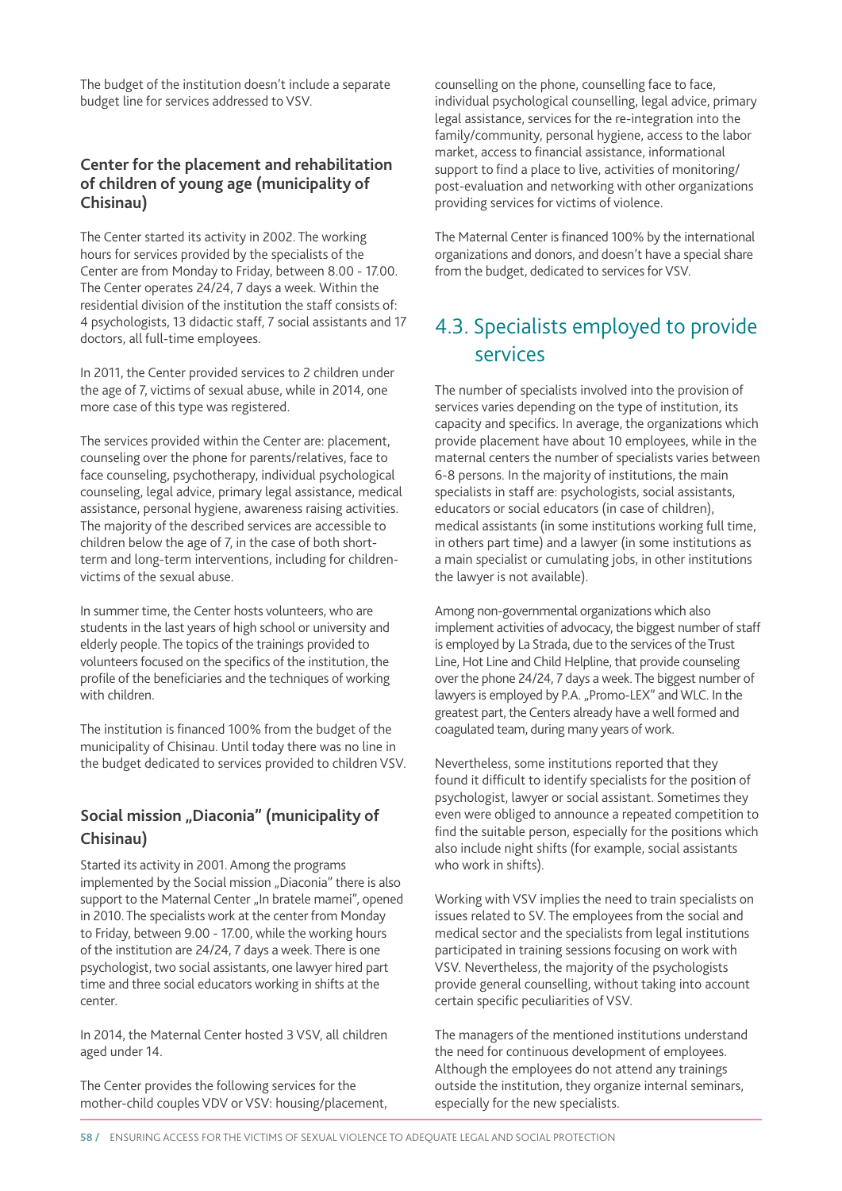The budget of the institution doesn't include a separate budget line for services addressed to VSV.

### Center for the placement and rehabilitation of children of young age (municipality of Chisinau)

The Center started its activity in 2002. The working hours for services provided by the specialists of the Center are from Monday to Friday, between 8.00 - 17.00. The Center operates 24/24, 7 days a week. Within the residential division of the institution the staff consists of: 4 psychologists, 13 didactic staff, 7 social assistants and 17 doctors, all full-time employees.

In 2011, the Center provided services to 2 children under the age of 7, victims of sexual abuse, while in 2014, one more case of this type was registered.

The services provided within the Center are: placement, counseling over the phone for parents/relatives, face to face counseling, psychotherapy, individual psychological counseling, legal advice, primary legal assistance, medical assistance, personal hygiene, awareness raising activities. The majority of the described services are accessible to children below the age of 7, in the case of both short-term and long-term interventions, including for children-victims of the sexual abuse.

In summer time, the Center hosts volunteers, who are students in the last years of high school or university and elderly people. The topics of the trainings provided to volunteers focused on the specifics of the institution, the profile of the beneficiaries and the techniques of working with children.

The institution is financed 100% from the budget of the municipality of Chisinau. Until today there was no line in the budget dedicated to services provided to children VSV.

### Social mission „Diaconia" (municipality of Chisinau)

Started its activity in 2001. Among the programs implemented by the Social mission „Diaconia" there is also support to the Maternal Center „In bratele mamei", opened in 2010. The specialists work at the center from Monday to Friday, between 9.00 - 17.00, while the working hours of the institution are 24/24, 7 days a week. There is one psychologist, two social assistants, one lawyer hired part time and three social educators working in shifts at the center.

In 2014, the Maternal Center hosted 3 VSV, all children aged under 14.

The Center provides the following services for the mother-child couples VDV or VSV: housing/placement, counselling on the phone, counselling face to face, individual psychological counselling, legal advice, primary legal assistance, services for the re-integration into the family/community, personal hygiene, access to the labor market, access to financial assistance, informational support to find a place to live, activities of monitoring/post-evaluation and networking with other organizations providing services for victims of violence.

The Maternal Center is financed 100% by the international organizations and donors, and doesn't have a special share from the budget, dedicated to services for VSV.

## 4.3. Specialists employed to provide services

The number of specialists involved into the provision of services varies depending on the type of institution, its capacity and specifics. In average, the organizations which provide placement have about 10 employees, while in the maternal centers the number of specialists varies between 6-8 persons. In the majority of institutions, the main specialists in staff are: psychologists, social assistants, educators or social educators (in case of children), medical assistants (in some institutions working full time, in others part time) and a lawyer (in some institutions as a main specialist or cumulating jobs, in other institutions the lawyer is not available).

Among non-governmental organizations which also implement activities of advocacy, the biggest number of staff is employed by La Strada, due to the services of the Trust Line, Hot Line and Child Helpline, that provide counseling over the phone 24/24, 7 days a week. The biggest number of lawyers is employed by P.A. „Promo-LEX" and WLC. In the greatest part, the Centers already have a well formed and coagulated team, during many years of work.

Nevertheless, some institutions reported that they found it difficult to identify specialists for the position of psychologist, lawyer or social assistant. Sometimes they even were obliged to announce a repeated competition to find the suitable person, especially for the positions which also include night shifts (for example, social assistants who work in shifts).

Working with VSV implies the need to train specialists on issues related to SV. The employees from the social and medical sector and the specialists from legal institutions participated in training sessions focusing on work with VSV. Nevertheless, the majority of the psychologists provide general counselling, without taking into account certain specific peculiarities of VSV.

The managers of the mentioned institutions understand the need for continuous development of employees. Although the employees do not attend any trainings outside the institution, they organize internal seminars, especially for the new specialists.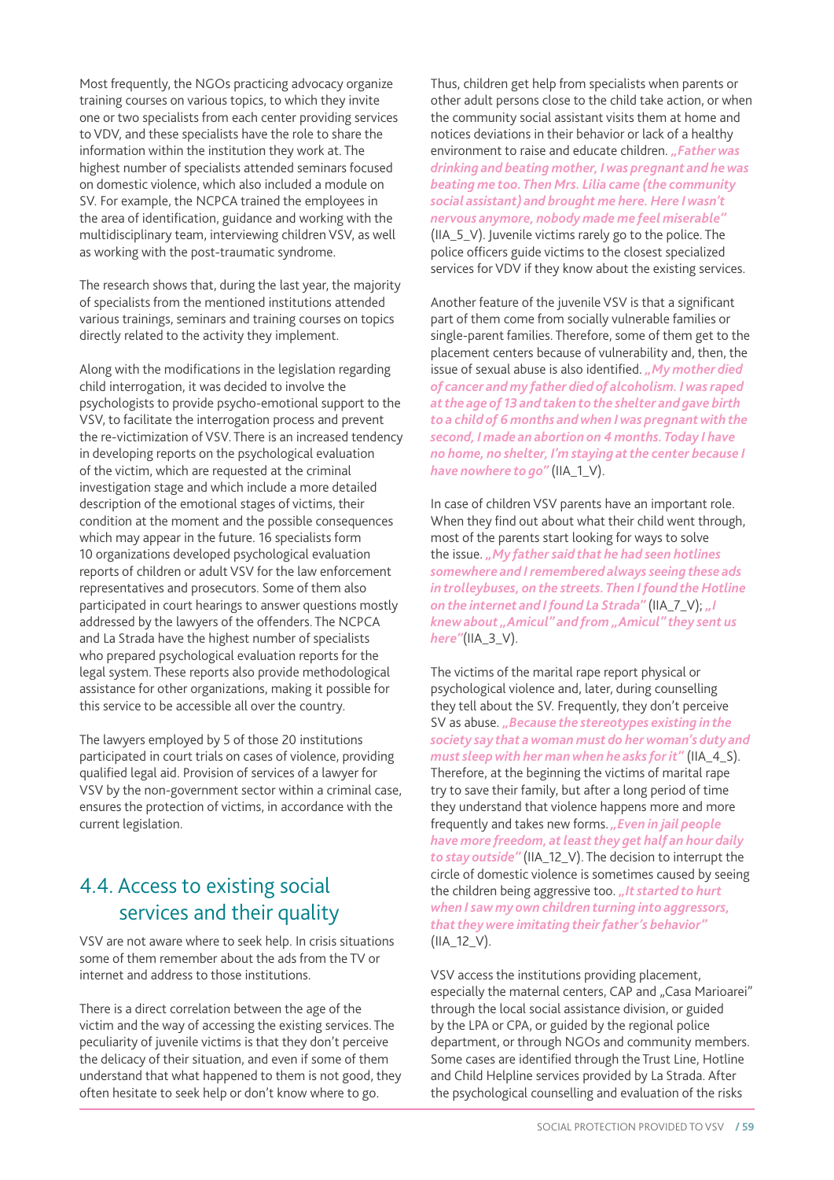Most frequently, the NGOs practicing advocacy organize training courses on various topics, to which they invite one or two specialists from each center providing services to VDV, and these specialists have the role to share the information within the institution they work at. The highest number of specialists attended seminars focused on domestic violence, which also included a module on SV. For example, the NCPCA trained the employees in the area of identification, guidance and working with the multidisciplinary team, interviewing children VSV, as well as working with the post-traumatic syndrome.

The research shows that, during the last year, the majority of specialists from the mentioned institutions attended various trainings, seminars and training courses on topics directly related to the activity they implement.

Along with the modifications in the legislation regarding child interrogation, it was decided to involve the psychologists to provide psycho-emotional support to the VSV, to facilitate the interrogation process and prevent the re-victimization of VSV. There is an increased tendency in developing reports on the psychological evaluation of the victim, which are requested at the criminal investigation stage and which include a more detailed description of the emotional stages of victims, their condition at the moment and the possible consequences which may appear in the future. 16 specialists form 10 organizations developed psychological evaluation reports of children or adult VSV for the law enforcement representatives and prosecutors. Some of them also participated in court hearings to answer questions mostly addressed by the lawyers of the offenders. The NCPCA and La Strada have the highest number of specialists who prepared psychological evaluation reports for the legal system. These reports also provide methodological assistance for other organizations, making it possible for this service to be accessible all over the country.

The lawyers employed by 5 of those 20 institutions participated in court trials on cases of violence, providing qualified legal aid. Provision of services of a lawyer for VSV by the non-government sector within a criminal case, ensures the protection of victims, in accordance with the current legislation.

## 4.4. Access to existing social services and their quality

VSV are not aware where to seek help. In crisis situations some of them remember about the ads from the TV or internet and address to those institutions.

There is a direct correlation between the age of the victim and the way of accessing the existing services. The peculiarity of juvenile victims is that they don't perceive the delicacy of their situation, and even if some of them understand that what happened to them is not good, they often hesitate to seek help or don't know where to go.

Thus, children get help from specialists when parents or other adult persons close to the child take action, or when the community social assistant visits them at home and notices deviations in their behavior or lack of a healthy environment to raise and educate children. ***„Father was drinking and beating mother, I was pregnant and he was beating me too. Then Mrs. Lilia came (the community social assistant) and brought me here. Here I wasn't nervous anymore, nobody made me feel miserable"*** (IIA_5_V). Juvenile victims rarely go to the police. The police officers guide victims to the closest specialized services for VDV if they know about the existing services.

Another feature of the juvenile VSV is that a significant part of them come from socially vulnerable families or single-parent families. Therefore, some of them get to the placement centers because of vulnerability and, then, the issue of sexual abuse is also identified. ***„My mother died of cancer and my father died of alcoholism. I was raped at the age of 13 and taken to the shelter and gave birth to a child of 6 months and when I was pregnant with the second, I made an abortion on 4 months. Today I have no home, no shelter, I'm staying at the center because I have nowhere to go"*** (IIA_1_V).

In case of children VSV parents have an important role. When they find out about what their child went through, most of the parents start looking for ways to solve the issue. ***„My father said that he had seen hotlines somewhere and I remembered always seeing these ads in trolleybuses, on the streets. Then I found the Hotline on the internet and I found La Strada"*** (IIA_7_V); ***„I knew about „Amicul" and from „Amicul" they sent us here"*** (IIA_3_V).

The victims of the marital rape report physical or psychological violence and, later, during counselling they tell about the SV. Frequently, they don't perceive SV as abuse. ***„Because the stereotypes existing in the society say that a woman must do her woman's duty and must sleep with her man when he asks for it"*** (IIA_4_S). Therefore, at the beginning the victims of marital rape try to save their family, but after a long period of time they understand that violence happens more and more frequently and takes new forms. ***„Even in jail people have more freedom, at least they get half an hour daily to stay outside"*** (IIA_12_V). The decision to interrupt the circle of domestic violence is sometimes caused by seeing the children being aggressive too. ***„It started to hurt when I saw my own children turning into aggressors, that they were imitating their father's behavior"*** (IIA_12_V).

VSV access the institutions providing placement, especially the maternal centers, CAP and „Casa Marioarei" through the local social assistance division, or guided by the LPA or CPA, or guided by the regional police department, or through NGOs and community members. Some cases are identified through the Trust Line, Hotline and Child Helpline services provided by La Strada. After the psychological counselling and evaluation of the risks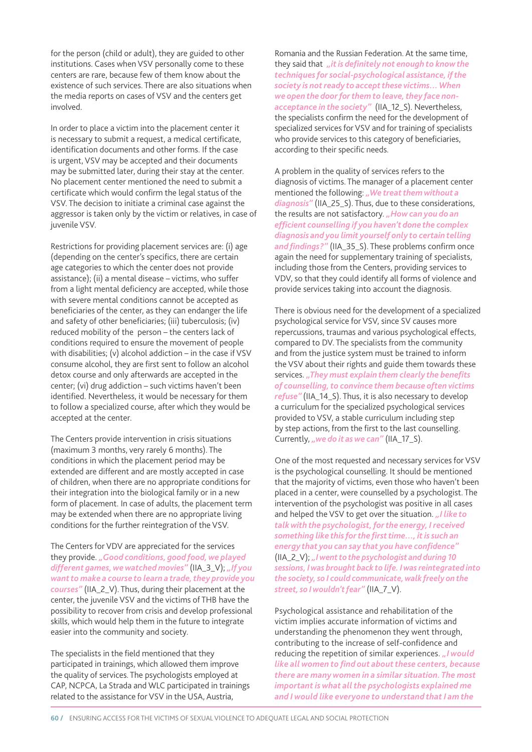for the person (child or adult), they are guided to other institutions. Cases when VSV personally come to these centers are rare, because few of them know about the existence of such services. There are also situations when the media reports on cases of VSV and the centers get involved.

In order to place a victim into the placement center it is necessary to submit a request, a medical certificate, identification documents and other forms. If the case is urgent, VSV may be accepted and their documents may be submitted later, during their stay at the center. No placement center mentioned the need to submit a certificate which would confirm the legal status of the VSV. The decision to initiate a criminal case against the aggressor is taken only by the victim or relatives, in case of juvenile VSV.

Restrictions for providing placement services are: (i) age (depending on the center's specifics, there are certain age categories to which the center does not provide assistance); (ii) a mental disease – victims, who suffer from a light mental deficiency are accepted, while those with severe mental conditions cannot be accepted as beneficiaries of the center, as they can endanger the life and safety of other beneficiaries; (iii) tuberculosis; (iv) reduced mobility of the person – the centers lack of conditions required to ensure the movement of people with disabilities; (v) alcohol addiction – in the case if VSV consume alcohol, they are first sent to follow an alcohol detox course and only afterwards are accepted in the center; (vi) drug addiction – such victims haven't been identified. Nevertheless, it would be necessary for them to follow a specialized course, after which they would be accepted at the center.

The Centers provide intervention in crisis situations (maximum 3 months, very rarely 6 months). The conditions in which the placement period may be extended are different and are mostly accepted in case of children, when there are no appropriate conditions for their integration into the biological family or in a new form of placement. In case of adults, the placement term may be extended when there are no appropriate living conditions for the further reintegration of the VSV.

The Centers for VDV are appreciated for the services they provide. ***„Good conditions, good food, we played different games, we watched movies"*** (IIA_3_V); ***„If you want to make a course to learn a trade, they provide you courses"*** (IIA_2_V). Thus, during their placement at the center, the juvenile VSV and the victims of THB have the possibility to recover from crisis and develop professional skills, which would help them in the future to integrate easier into the community and society.

The specialists in the field mentioned that they participated in trainings, which allowed them improve the quality of services. The psychologists employed at CAP, NCPCA, La Strada and WLC participated in trainings related to the assistance for VSV in the USA, Austria, Romania and the Russian Federation. At the same time, they said that ***„it is definitely not enough to know the techniques for social-psychological assistance, if the society is not ready to accept these victims… When we open the door for them to leave, they face non-acceptance in the society"*** (IIA_12_S). Nevertheless, the specialists confirm the need for the development of specialized services for VSV and for training of specialists who provide services to this category of beneficiaries, according to their specific needs.

A problem in the quality of services refers to the diagnosis of victims. The manager of a placement center mentioned the following: ***„We treat them without a diagnosis"*** (IIA_25_S). Thus, due to these considerations, the results are not satisfactory. ***„How can you do an efficient counselling if you haven't done the complex diagnosis and you limit yourself only to certain telling and findings?"*** (IIA_35_S). These problems confirm once again the need for supplementary training of specialists, including those from the Centers, providing services to VDV, so that they could identify all forms of violence and provide services taking into account the diagnosis.

There is obvious need for the development of a specialized psychological service for VSV, since SV causes more repercussions, traumas and various psychological effects, compared to DV. The specialists from the community and from the justice system must be trained to inform the VSV about their rights and guide them towards these services. ***„They must explain them clearly the benefits of counselling, to convince them because often victims refuse"*** (IIA_14_S). Thus, it is also necessary to develop a curriculum for the specialized psychological services provided to VSV, a stable curriculum including step by step actions, from the first to the last counselling. Currently, ***„we do it as we can"*** (IIA_17_S).

One of the most requested and necessary services for VSV is the psychological counselling. It should be mentioned that the majority of victims, even those who haven't been placed in a center, were counselled by a psychologist. The intervention of the psychologist was positive in all cases and helped the VSV to get over the situation. ***„I like to talk with the psychologist, for the energy, I received something like this for the first time…, it is such an energy that you can say that you have confidence"*** (IIA_2_V); ***„I went to the psychologist and during 10 sessions, I was brought back to life. I was reintegrated into the society, so I could communicate, walk freely on the street, so I wouldn't fear"*** (IIA_7_V).

Psychological assistance and rehabilitation of the victim implies accurate information of victims and understanding the phenomenon they went through, contributing to the increase of self-confidence and reducing the repetition of similar experiences. ***„I would like all women to find out about these centers, because there are many women in a similar situation. The most important is what all the psychologists explained me and I would like everyone to understand that I am the***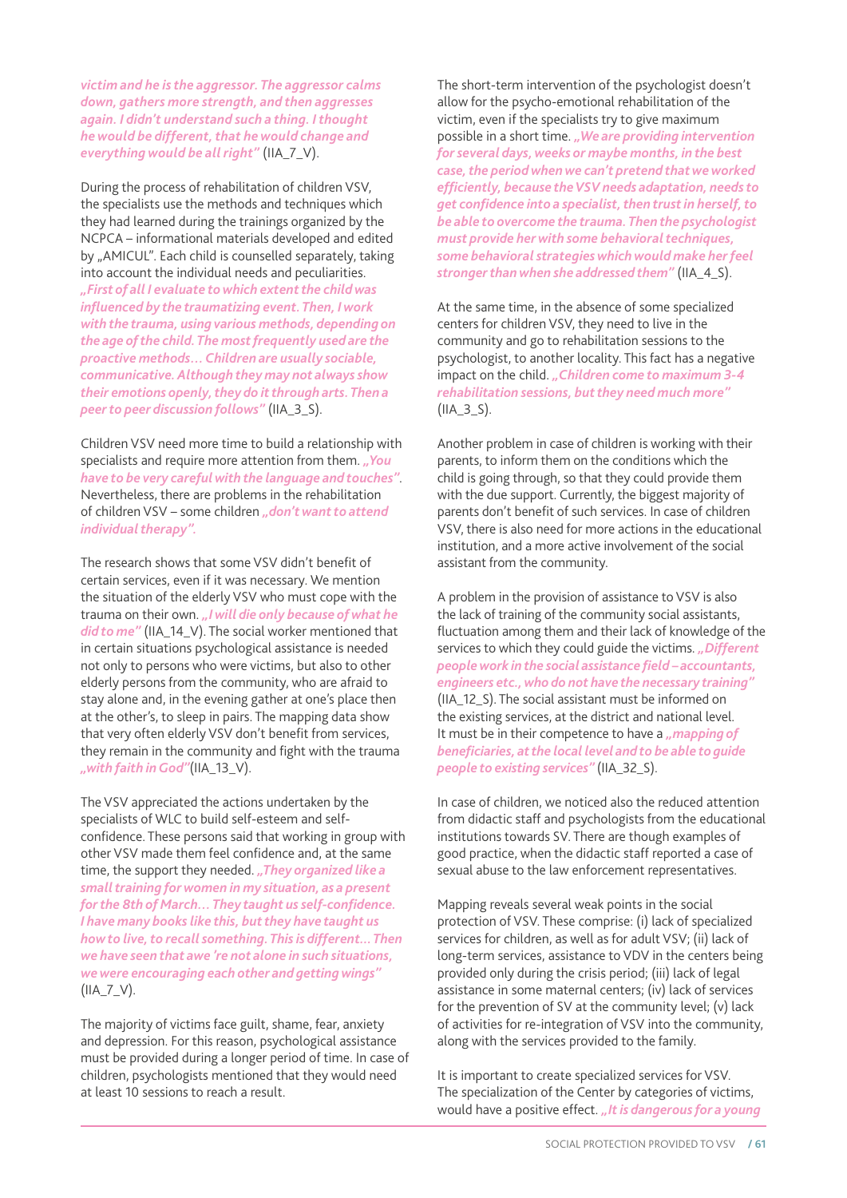*victim and he is the aggressor. The aggressor calms down, gathers more strength, and then aggresses again. I didn't understand such a thing. I thought he would be different, that he would change and everything would be all right"* (IIA_7_V).

During the process of rehabilitation of children VSV, the specialists use the methods and techniques which they had learned during the trainings organized by the NCPCA – informational materials developed and edited by „AMICUL". Each child is counselled separately, taking into account the individual needs and peculiarities. *„First of all I evaluate to which extent the child was influenced by the traumatizing event. Then, I work with the trauma, using various methods, depending on the age of the child. The most frequently used are the proactive methods… Children are usually sociable, communicative. Although they may not always show their emotions openly, they do it through arts. Then a peer to peer discussion follows"* (IIA_3_S).

Children VSV need more time to build a relationship with specialists and require more attention from them. *„You have to be very careful with the language and touches"*. Nevertheless, there are problems in the rehabilitation of children VSV – some children *„don't want to attend individual therapy"*.

The research shows that some VSV didn't benefit of certain services, even if it was necessary. We mention the situation of the elderly VSV who must cope with the trauma on their own. *„I will die only because of what he did to me"* (IIA_14_V). The social worker mentioned that in certain situations psychological assistance is needed not only to persons who were victims, but also to other elderly persons from the community, who are afraid to stay alone and, in the evening gather at one's place then at the other's, to sleep in pairs. The mapping data show that very often elderly VSV don't benefit from services, they remain in the community and fight with the trauma *„with faith in God"*(IIA_13_V).

The VSV appreciated the actions undertaken by the specialists of WLC to build self-esteem and self-confidence. These persons said that working in group with other VSV made them feel confidence and, at the same time, the support they needed. *„They organized like a small training for women in my situation, as a present for the 8th of March… They taught us self-confidence. I have many books like this, but they have taught us how to live, to recall something. This is different… Then we have seen that awe 're not alone in such situations, we were encouraging each other and getting wings"* (IIA_7_V).

The majority of victims face guilt, shame, fear, anxiety and depression. For this reason, psychological assistance must be provided during a longer period of time. In case of children, psychologists mentioned that they would need at least 10 sessions to reach a result.

The short-term intervention of the psychologist doesn't allow for the psycho-emotional rehabilitation of the victim, even if the specialists try to give maximum possible in a short time. *„We are providing intervention for several days, weeks or maybe months, in the best case, the period when we can't pretend that we worked efficiently, because the VSV needs adaptation, needs to get confidence into a specialist, then trust in herself, to be able to overcome the trauma. Then the psychologist must provide her with some behavioral techniques, some behavioral strategies which would make her feel stronger than when she addressed them"* (IIA_4_S).

At the same time, in the absence of some specialized centers for children VSV, they need to live in the community and go to rehabilitation sessions to the psychologist, to another locality. This fact has a negative impact on the child. *„Children come to maximum 3-4 rehabilitation sessions, but they need much more"* (IIA_3_S).

Another problem in case of children is working with their parents, to inform them on the conditions which the child is going through, so that they could provide them with the due support. Currently, the biggest majority of parents don't benefit of such services. In case of children VSV, there is also need for more actions in the educational institution, and a more active involvement of the social assistant from the community.

A problem in the provision of assistance to VSV is also the lack of training of the community social assistants, fluctuation among them and their lack of knowledge of the services to which they could guide the victims. *„Different people work in the social assistance field – accountants, engineers etc., who do not have the necessary training"* (IIA_12_S). The social assistant must be informed on the existing services, at the district and national level. It must be in their competence to have a *„mapping of beneficiaries, at the local level and to be able to guide people to existing services"* (IIA_32_S).

In case of children, we noticed also the reduced attention from didactic staff and psychologists from the educational institutions towards SV. There are though examples of good practice, when the didactic staff reported a case of sexual abuse to the law enforcement representatives.

Mapping reveals several weak points in the social protection of VSV. These comprise: (i) lack of specialized services for children, as well as for adult VSV; (ii) lack of long-term services, assistance to VDV in the centers being provided only during the crisis period; (iii) lack of legal assistance in some maternal centers; (iv) lack of services for the prevention of SV at the community level; (v) lack of activities for re-integration of VSV into the community, along with the services provided to the family.

It is important to create specialized services for VSV. The specialization of the Center by categories of victims, would have a positive effect. *„It is dangerous for a young*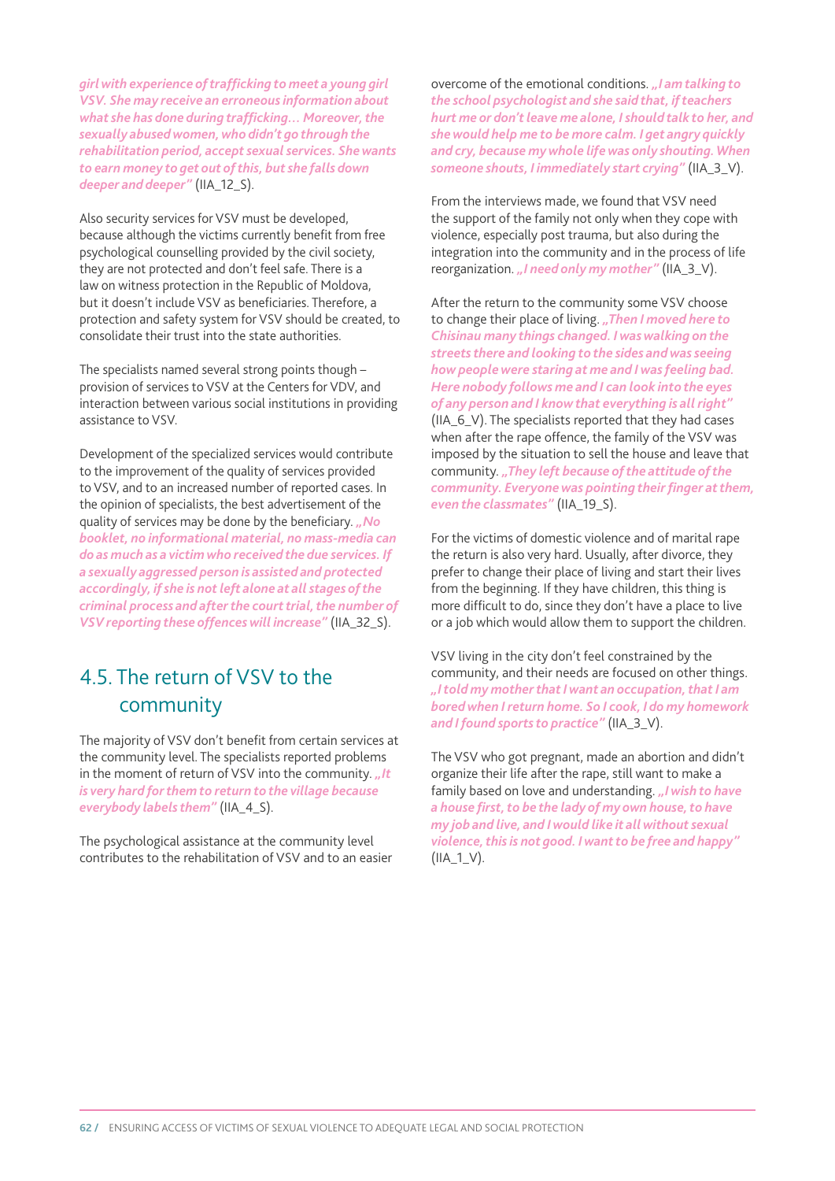*girl with experience of trafficking to meet a young girl VSV. She may receive an erroneous information about what she has done during trafficking… Moreover, the sexually abused women, who didn't go through the rehabilitation period, accept sexual services. She wants to earn money to get out of this, but she falls down deeper and deeper"* (IIA_12_S).

Also security services for VSV must be developed, because although the victims currently benefit from free psychological counselling provided by the civil society, they are not protected and don't feel safe. There is a law on witness protection in the Republic of Moldova, but it doesn't include VSV as beneficiaries. Therefore, a protection and safety system for VSV should be created, to consolidate their trust into the state authorities.

The specialists named several strong points though – provision of services to VSV at the Centers for VDV, and interaction between various social institutions in providing assistance to VSV.

Development of the specialized services would contribute to the improvement of the quality of services provided to VSV, and to an increased number of reported cases. In the opinion of specialists, the best advertisement of the quality of services may be done by the beneficiary. *„No booklet, no informational material, no mass-media can do as much as a victim who received the due services. If a sexually aggressed person is assisted and protected accordingly, if she is not left alone at all stages of the criminal process and after the court trial, the number of VSV reporting these offences will increase"* (IIA_32_S).

## 4.5. The return of VSV to the community

The majority of VSV don't benefit from certain services at the community level. The specialists reported problems in the moment of return of VSV into the community. *„It is very hard for them to return to the village because everybody labels them"* (IIA_4_S).

The psychological assistance at the community level contributes to the rehabilitation of VSV and to an easier overcome of the emotional conditions. *„I am talking to the school psychologist and she said that, if teachers hurt me or don't leave me alone, I should talk to her, and she would help me to be more calm. I get angry quickly and cry, because my whole life was only shouting. When someone shouts, I immediately start crying"* (IIA_3_V).

From the interviews made, we found that VSV need the support of the family not only when they cope with violence, especially post trauma, but also during the integration into the community and in the process of life reorganization. *„I need only my mother"* (IIA_3_V).

After the return to the community some VSV choose to change their place of living. *„Then I moved here to Chisinau many things changed. I was walking on the streets there and looking to the sides and was seeing how people were staring at me and I was feeling bad. Here nobody follows me and I can look into the eyes of any person and I know that everything is all right"* (IIA_6_V). The specialists reported that they had cases when after the rape offence, the family of the VSV was imposed by the situation to sell the house and leave that community. *„They left because of the attitude of the community. Everyone was pointing their finger at them, even the classmates"* (IIA_19_S).

For the victims of domestic violence and of marital rape the return is also very hard. Usually, after divorce, they prefer to change their place of living and start their lives from the beginning. If they have children, this thing is more difficult to do, since they don't have a place to live or a job which would allow them to support the children.

VSV living in the city don't feel constrained by the community, and their needs are focused on other things. *„I told my mother that I want an occupation, that I am bored when I return home. So I cook, I do my homework and I found sports to practice"* (IIA_3_V).

The VSV who got pregnant, made an abortion and didn't organize their life after the rape, still want to make a family based on love and understanding. *„I wish to have a house first, to be the lady of my own house, to have my job and live, and I would like it all without sexual violence, this is not good. I want to be free and happy"* (IIA_1_V).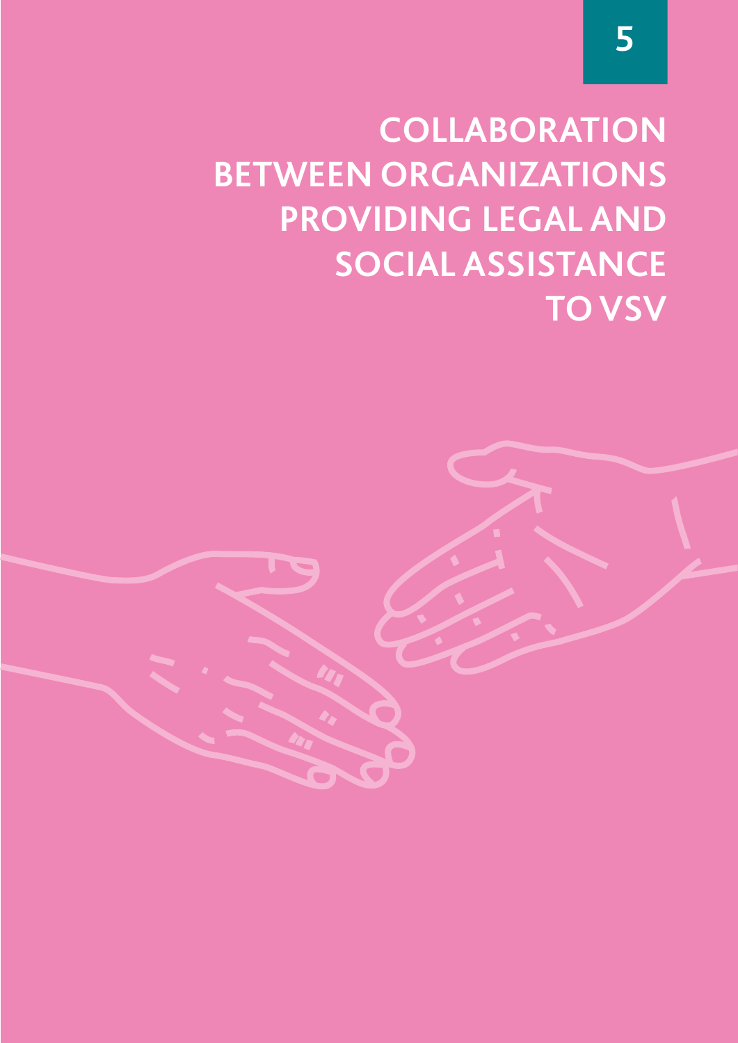# 5

# COLLABORATION BETWEEN ORGANIZATIONS PROVIDING LEGAL AND SOCIAL ASSISTANCE TO VSV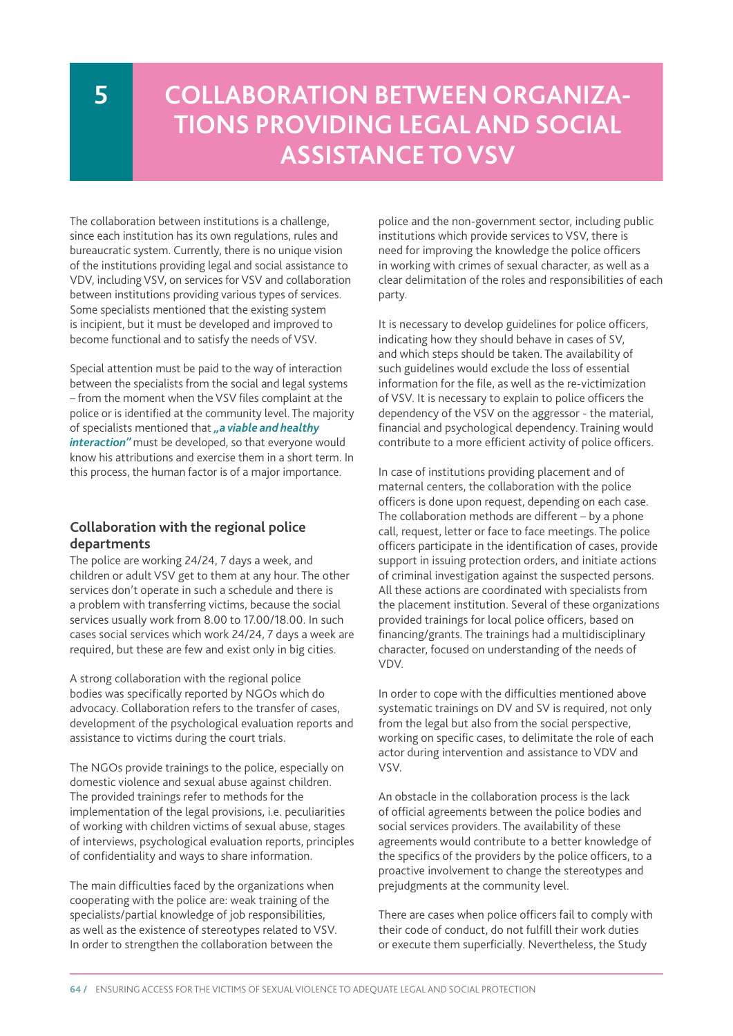# 5 COLLABORATION BETWEEN ORGANIZATIONS PROVIDING LEGAL AND SOCIAL ASSISTANCE TO VSV

The collaboration between institutions is a challenge, since each institution has its own regulations, rules and bureaucratic system. Currently, there is no unique vision of the institutions providing legal and social assistance to VDV, including VSV, on services for VSV and collaboration between institutions providing various types of services. Some specialists mentioned that the existing system is incipient, but it must be developed and improved to become functional and to satisfy the needs of VSV.

Special attention must be paid to the way of interaction between the specialists from the social and legal systems – from the moment when the VSV files complaint at the police or is identified at the community level. The majority of specialists mentioned that ***„a viable and healthy interaction"*** must be developed, so that everyone would know his attributions and exercise them in a short term. In this process, the human factor is of a major importance.

### Collaboration with the regional police departments

The police are working 24/24, 7 days a week, and children or adult VSV get to them at any hour. The other services don't operate in such a schedule and there is a problem with transferring victims, because the social services usually work from 8.00 to 17.00/18.00. In such cases social services which work 24/24, 7 days a week are required, but these are few and exist only in big cities.

A strong collaboration with the regional police bodies was specifically reported by NGOs which do advocacy. Collaboration refers to the transfer of cases, development of the psychological evaluation reports and assistance to victims during the court trials.

The NGOs provide trainings to the police, especially on domestic violence and sexual abuse against children. The provided trainings refer to methods for the implementation of the legal provisions, i.e. peculiarities of working with children victims of sexual abuse, stages of interviews, psychological evaluation reports, principles of confidentiality and ways to share information.

The main difficulties faced by the organizations when cooperating with the police are: weak training of the specialists/partial knowledge of job responsibilities, as well as the existence of stereotypes related to VSV. In order to strengthen the collaboration between the police and the non-government sector, including public institutions which provide services to VSV, there is need for improving the knowledge the police officers in working with crimes of sexual character, as well as a clear delimitation of the roles and responsibilities of each party.

It is necessary to develop guidelines for police officers, indicating how they should behave in cases of SV, and which steps should be taken. The availability of such guidelines would exclude the loss of essential information for the file, as well as the re-victimization of VSV. It is necessary to explain to police officers the dependency of the VSV on the aggressor - the material, financial and psychological dependency. Training would contribute to a more efficient activity of police officers.

In case of institutions providing placement and of maternal centers, the collaboration with the police officers is done upon request, depending on each case. The collaboration methods are different – by a phone call, request, letter or face to face meetings. The police officers participate in the identification of cases, provide support in issuing protection orders, and initiate actions of criminal investigation against the suspected persons. All these actions are coordinated with specialists from the placement institution. Several of these organizations provided trainings for local police officers, based on financing/grants. The trainings had a multidisciplinary character, focused on understanding of the needs of VDV.

In order to cope with the difficulties mentioned above systematic trainings on DV and SV is required, not only from the legal but also from the social perspective, working on specific cases, to delimitate the role of each actor during intervention and assistance to VDV and VSV.

An obstacle in the collaboration process is the lack of official agreements between the police bodies and social services providers. The availability of these agreements would contribute to a better knowledge of the specifics of the providers by the police officers, to a proactive involvement to change the stereotypes and prejudgments at the community level.

There are cases when police officers fail to comply with their code of conduct, do not fulfill their work duties or execute them superficially. Nevertheless, the Study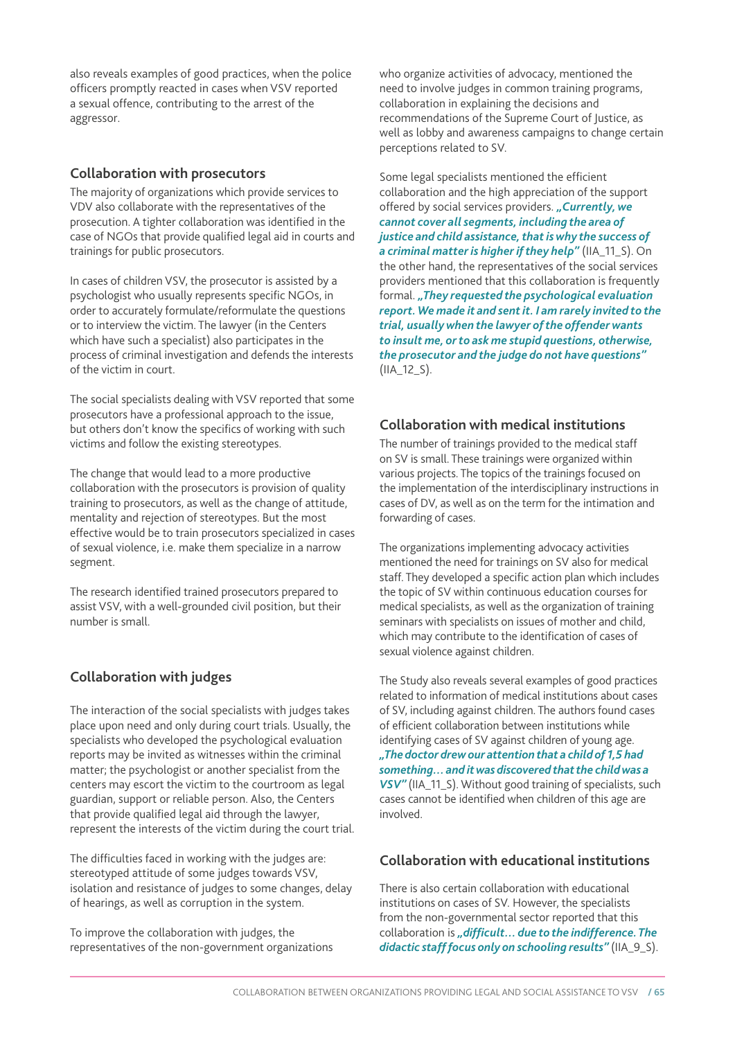also reveals examples of good practices, when the police officers promptly reacted in cases when VSV reported a sexual offence, contributing to the arrest of the aggressor.

### Collaboration with prosecutors

The majority of organizations which provide services to VDV also collaborate with the representatives of the prosecution. A tighter collaboration was identified in the case of NGOs that provide qualified legal aid in courts and trainings for public prosecutors.

In cases of children VSV, the prosecutor is assisted by a psychologist who usually represents specific NGOs, in order to accurately formulate/reformulate the questions or to interview the victim. The lawyer (in the Centers which have such a specialist) also participates in the process of criminal investigation and defends the interests of the victim in court.

The social specialists dealing with VSV reported that some prosecutors have a professional approach to the issue, but others don't know the specifics of working with such victims and follow the existing stereotypes.

The change that would lead to a more productive collaboration with the prosecutors is provision of quality training to prosecutors, as well as the change of attitude, mentality and rejection of stereotypes. But the most effective would be to train prosecutors specialized in cases of sexual violence, i.e. make them specialize in a narrow segment.

The research identified trained prosecutors prepared to assist VSV, with a well-grounded civil position, but their number is small.

### Collaboration with judges

The interaction of the social specialists with judges takes place upon need and only during court trials. Usually, the specialists who developed the psychological evaluation reports may be invited as witnesses within the criminal matter; the psychologist or another specialist from the centers may escort the victim to the courtroom as legal guardian, support or reliable person. Also, the Centers that provide qualified legal aid through the lawyer, represent the interests of the victim during the court trial.

The difficulties faced in working with the judges are: stereotyped attitude of some judges towards VSV, isolation and resistance of judges to some changes, delay of hearings, as well as corruption in the system.

To improve the collaboration with judges, the representatives of the non-government organizations who organize activities of advocacy, mentioned the need to involve judges in common training programs, collaboration in explaining the decisions and recommendations of the Supreme Court of Justice, as well as lobby and awareness campaigns to change certain perceptions related to SV.

Some legal specialists mentioned the efficient collaboration and the high appreciation of the support offered by social services providers. ***„Currently, we cannot cover all segments, including the area of justice and child assistance, that is why the success of a criminal matter is higher if they help"*** (IIA_11_S). On the other hand, the representatives of the social services providers mentioned that this collaboration is frequently formal. ***„They requested the psychological evaluation report. We made it and sent it. I am rarely invited to the trial, usually when the lawyer of the offender wants to insult me, or to ask me stupid questions, otherwise, the prosecutor and the judge do not have questions"*** (IIA_12_S).

### Collaboration with medical institutions

The number of trainings provided to the medical staff on SV is small. These trainings were organized within various projects. The topics of the trainings focused on the implementation of the interdisciplinary instructions in cases of DV, as well as on the term for the intimation and forwarding of cases.

The organizations implementing advocacy activities mentioned the need for trainings on SV also for medical staff. They developed a specific action plan which includes the topic of SV within continuous education courses for medical specialists, as well as the organization of training seminars with specialists on issues of mother and child, which may contribute to the identification of cases of sexual violence against children.

The Study also reveals several examples of good practices related to information of medical institutions about cases of SV, including against children. The authors found cases of efficient collaboration between institutions while identifying cases of SV against children of young age. ***„The doctor drew our attention that a child of 1,5 had something… and it was discovered that the child was a VSV"*** (IIA_11_S). Without good training of specialists, such cases cannot be identified when children of this age are involved.

### Collaboration with educational institutions

There is also certain collaboration with educational institutions on cases of SV. However, the specialists from the non-governmental sector reported that this collaboration is ***„difficult… due to the indifference. The didactic staff focus only on schooling results"*** (IIA_9_S).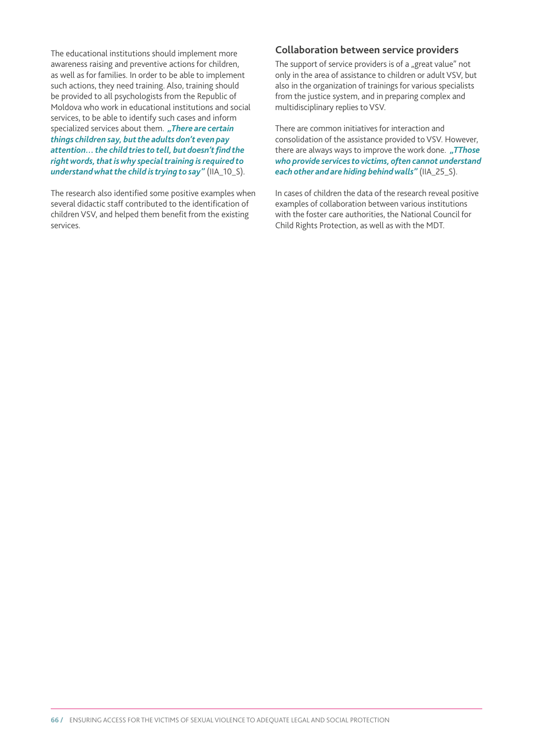The educational institutions should implement more awareness raising and preventive actions for children, as well as for families. In order to be able to implement such actions, they need training. Also, training should be provided to all psychologists from the Republic of Moldova who work in educational institutions and social services, to be able to identify such cases and inform specialized services about them. ***„There are certain things children say, but the adults don't even pay attention… the child tries to tell, but doesn't find the right words, that is why special training is required to understand what the child is trying to say"*** (IIA_10_S).

The research also identified some positive examples when several didactic staff contributed to the identification of children VSV, and helped them benefit from the existing services.

## Collaboration between service providers

The support of service providers is of a „great value" not only in the area of assistance to children or adult VSV, but also in the organization of trainings for various specialists from the justice system, and in preparing complex and multidisciplinary replies to VSV.

There are common initiatives for interaction and consolidation of the assistance provided to VSV. However, there are always ways to improve the work done. ***„TThose who provide services to victims, often cannot understand each other and are hiding behind walls"*** (IIA_25_S).

In cases of children the data of the research reveal positive examples of collaboration between various institutions with the foster care authorities, the National Council for Child Rights Protection, as well as with the MDT.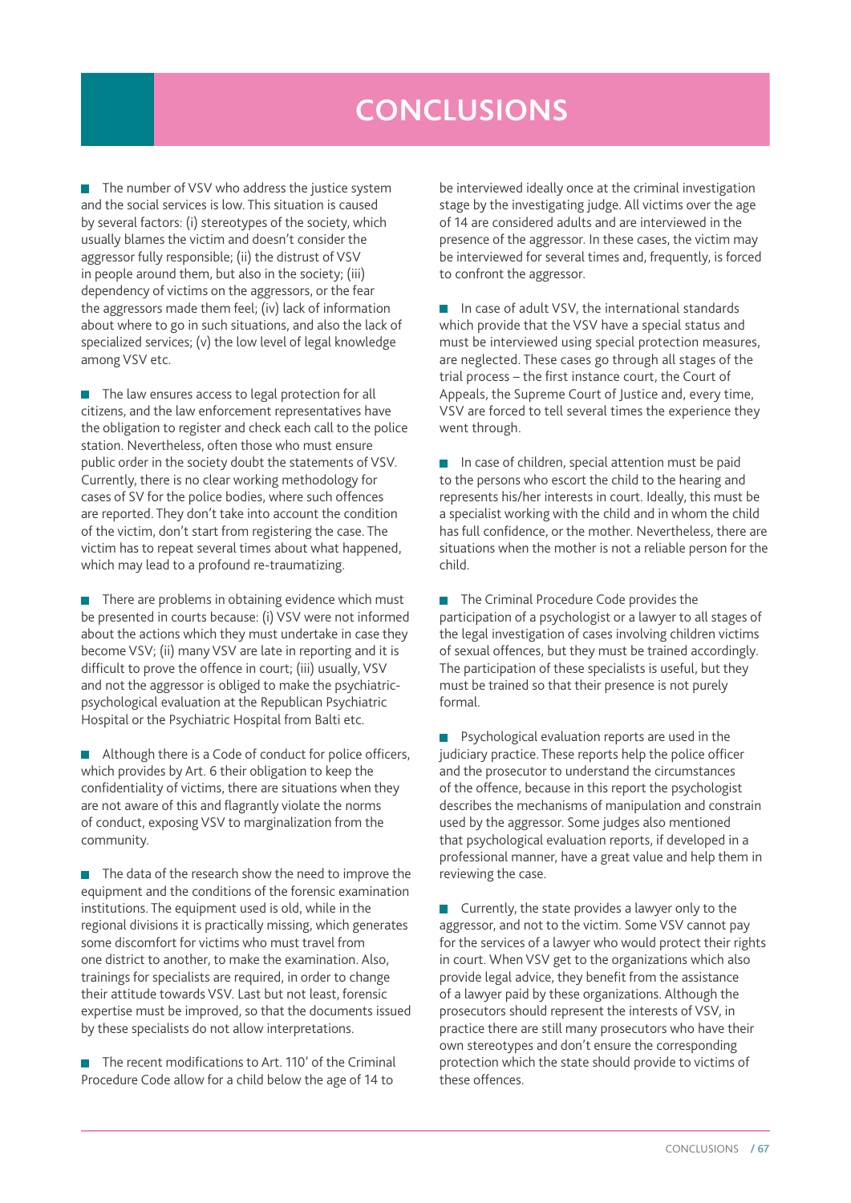# CONCLUSIONS

- The number of VSV who address the justice system and the social services is low. This situation is caused by several factors: (i) stereotypes of the society, which usually blames the victim and doesn't consider the aggressor fully responsible; (ii) the distrust of VSV in people around them, but also in the society; (iii) dependency of victims on the aggressors, or the fear the aggressors made them feel; (iv) lack of information about where to go in such situations, and also the lack of specialized services; (v) the low level of legal knowledge among VSV etc.

- The law ensures access to legal protection for all citizens, and the law enforcement representatives have the obligation to register and check each call to the police station. Nevertheless, often those who must ensure public order in the society doubt the statements of VSV. Currently, there is no clear working methodology for cases of SV for the police bodies, where such offences are reported. They don't take into account the condition of the victim, don't start from registering the case. The victim has to repeat several times about what happened, which may lead to a profound re-traumatizing.

- There are problems in obtaining evidence which must be presented in courts because: (i) VSV were not informed about the actions which they must undertake in case they become VSV; (ii) many VSV are late in reporting and it is difficult to prove the offence in court; (iii) usually, VSV and not the aggressor is obliged to make the psychiatric-psychological evaluation at the Republican Psychiatric Hospital or the Psychiatric Hospital from Balti etc.

- Although there is a Code of conduct for police officers, which provides by Art. 6 their obligation to keep the confidentiality of victims, there are situations when they are not aware of this and flagrantly violate the norms of conduct, exposing VSV to marginalization from the community.

- The data of the research show the need to improve the equipment and the conditions of the forensic examination institutions. The equipment used is old, while in the regional divisions it is practically missing, which generates some discomfort for victims who must travel from one district to another, to make the examination. Also, trainings for specialists are required, in order to change their attitude towards VSV. Last but not least, forensic expertise must be improved, so that the documents issued by these specialists do not allow interpretations.

- The recent modifications to Art. 110' of the Criminal Procedure Code allow for a child below the age of 14 to be interviewed ideally once at the criminal investigation stage by the investigating judge. All victims over the age of 14 are considered adults and are interviewed in the presence of the aggressor. In these cases, the victim may be interviewed for several times and, frequently, is forced to confront the aggressor.

- In case of adult VSV, the international standards which provide that the VSV have a special status and must be interviewed using special protection measures, are neglected. These cases go through all stages of the trial process – the first instance court, the Court of Appeals, the Supreme Court of Justice and, every time, VSV are forced to tell several times the experience they went through.

- In case of children, special attention must be paid to the persons who escort the child to the hearing and represents his/her interests in court. Ideally, this must be a specialist working with the child and in whom the child has full confidence, or the mother. Nevertheless, there are situations when the mother is not a reliable person for the child.

- The Criminal Procedure Code provides the participation of a psychologist or a lawyer to all stages of the legal investigation of cases involving children victims of sexual offences, but they must be trained accordingly. The participation of these specialists is useful, but they must be trained so that their presence is not purely formal.

- Psychological evaluation reports are used in the judiciary practice. These reports help the police officer and the prosecutor to understand the circumstances of the offence, because in this report the psychologist describes the mechanisms of manipulation and constrain used by the aggressor. Some judges also mentioned that psychological evaluation reports, if developed in a professional manner, have a great value and help them in reviewing the case.

- Currently, the state provides a lawyer only to the aggressor, and not to the victim. Some VSV cannot pay for the services of a lawyer who would protect their rights in court. When VSV get to the organizations which also provide legal advice, they benefit from the assistance of a lawyer paid by these organizations. Although the prosecutors should represent the interests of VSV, in practice there are still many prosecutors who have their own stereotypes and don't ensure the corresponding protection which the state should provide to victims of these offences.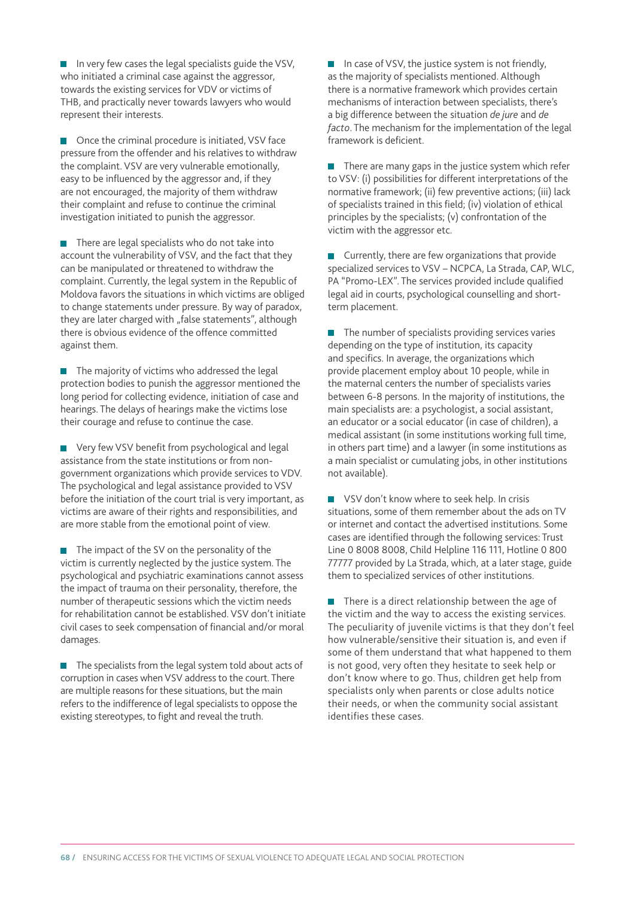- In very few cases the legal specialists guide the VSV, who initiated a criminal case against the aggressor, towards the existing services for VDV or victims of THB, and practically never towards lawyers who would represent their interests.

- Once the criminal procedure is initiated, VSV face pressure from the offender and his relatives to withdraw the complaint. VSV are very vulnerable emotionally, easy to be influenced by the aggressor and, if they are not encouraged, the majority of them withdraw their complaint and refuse to continue the criminal investigation initiated to punish the aggressor.

- There are legal specialists who do not take into account the vulnerability of VSV, and the fact that they can be manipulated or threatened to withdraw the complaint. Currently, the legal system in the Republic of Moldova favors the situations in which victims are obliged to change statements under pressure. By way of paradox, they are later charged with „false statements", although there is obvious evidence of the offence committed against them.

- The majority of victims who addressed the legal protection bodies to punish the aggressor mentioned the long period for collecting evidence, initiation of case and hearings. The delays of hearings make the victims lose their courage and refuse to continue the case.

- Very few VSV benefit from psychological and legal assistance from the state institutions or from non-government organizations which provide services to VDV. The psychological and legal assistance provided to VSV before the initiation of the court trial is very important, as victims are aware of their rights and responsibilities, and are more stable from the emotional point of view.

- The impact of the SV on the personality of the victim is currently neglected by the justice system. The psychological and psychiatric examinations cannot assess the impact of trauma on their personality, therefore, the number of therapeutic sessions which the victim needs for rehabilitation cannot be established. VSV don't initiate civil cases to seek compensation of financial and/or moral damages.

- The specialists from the legal system told about acts of corruption in cases when VSV address to the court. There are multiple reasons for these situations, but the main refers to the indifference of legal specialists to oppose the existing stereotypes, to fight and reveal the truth.

- In case of VSV, the justice system is not friendly, as the majority of specialists mentioned. Although there is a normative framework which provides certain mechanisms of interaction between specialists, there's a big difference between the situation *de jure* and *de facto*. The mechanism for the implementation of the legal framework is deficient.

- There are many gaps in the justice system which refer to VSV: (i) possibilities for different interpretations of the normative framework; (ii) few preventive actions; (iii) lack of specialists trained in this field; (iv) violation of ethical principles by the specialists; (v) confrontation of the victim with the aggressor etc.

- Currently, there are few organizations that provide specialized services to VSV – NCPCA, La Strada, CAP, WLC, PA "Promo-LEX". The services provided include qualified legal aid in courts, psychological counselling and short-term placement.

- The number of specialists providing services varies depending on the type of institution, its capacity and specifics. In average, the organizations which provide placement employ about 10 people, while in the maternal centers the number of specialists varies between 6-8 persons. In the majority of institutions, the main specialists are: a psychologist, a social assistant, an educator or a social educator (in case of children), a medical assistant (in some institutions working full time, in others part time) and a lawyer (in some institutions as a main specialist or cumulating jobs, in other institutions not available).

- VSV don't know where to seek help. In crisis situations, some of them remember about the ads on TV or internet and contact the advertised institutions. Some cases are identified through the following services: Trust Line 0 8008 8008, Child Helpline 116 111, Hotline 0 800 77777 provided by La Strada, which, at a later stage, guide them to specialized services of other institutions.

- There is a direct relationship between the age of the victim and the way to access the existing services. The peculiarity of juvenile victims is that they don't feel how vulnerable/sensitive their situation is, and even if some of them understand that what happened to them is not good, very often they hesitate to seek help or don't know where to go. Thus, children get help from specialists only when parents or close adults notice their needs, or when the community social assistant identifies these cases.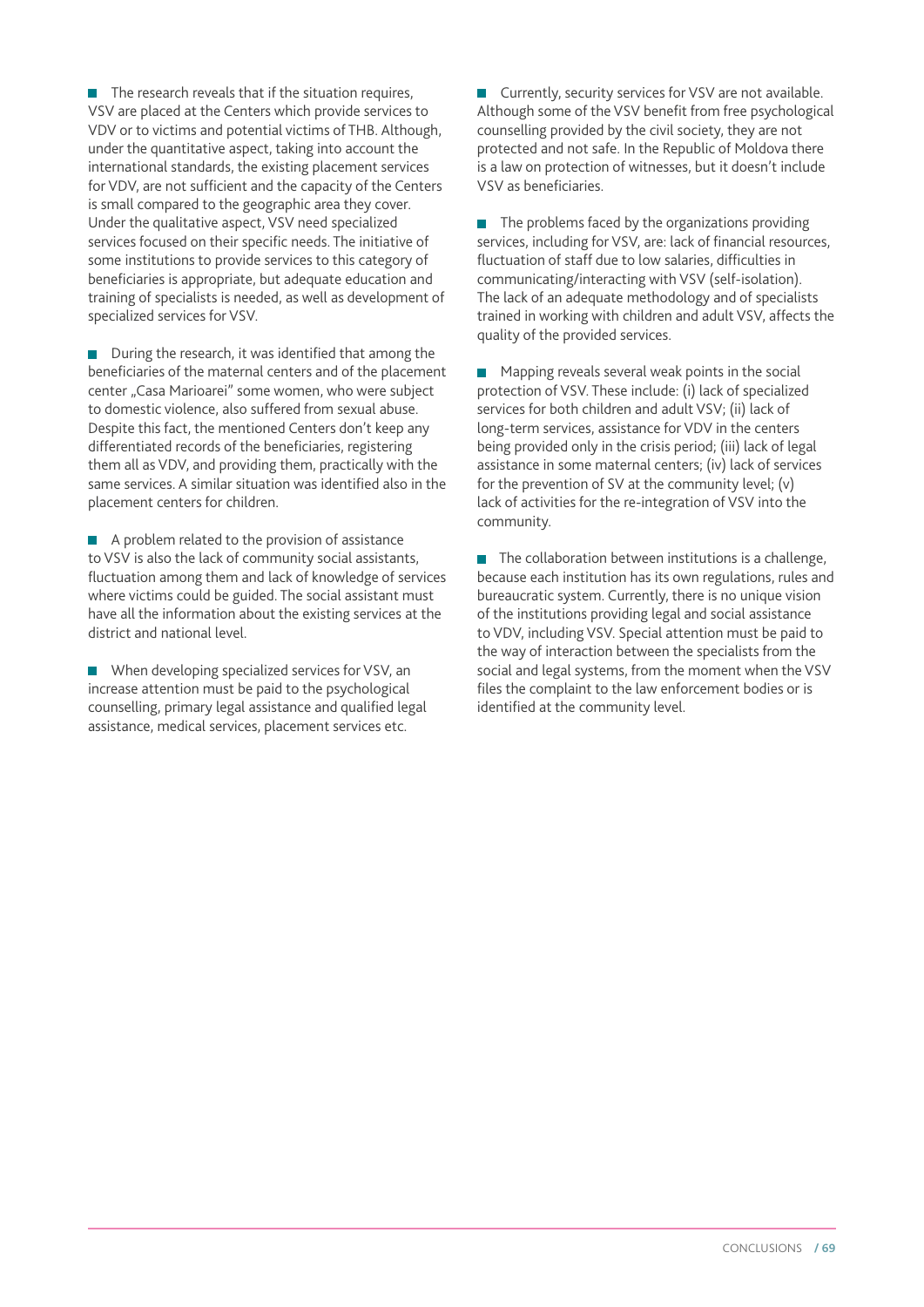- The research reveals that if the situation requires, VSV are placed at the Centers which provide services to VDV or to victims and potential victims of THB. Although, under the quantitative aspect, taking into account the international standards, the existing placement services for VDV, are not sufficient and the capacity of the Centers is small compared to the geographic area they cover. Under the qualitative aspect, VSV need specialized services focused on their specific needs. The initiative of some institutions to provide services to this category of beneficiaries is appropriate, but adequate education and training of specialists is needed, as well as development of specialized services for VSV.

- During the research, it was identified that among the beneficiaries of the maternal centers and of the placement center „Casa Marioarei" some women, who were subject to domestic violence, also suffered from sexual abuse. Despite this fact, the mentioned Centers don't keep any differentiated records of the beneficiaries, registering them all as VDV, and providing them, practically with the same services. A similar situation was identified also in the placement centers for children.

- A problem related to the provision of assistance to VSV is also the lack of community social assistants, fluctuation among them and lack of knowledge of services where victims could be guided. The social assistant must have all the information about the existing services at the district and national level.

- When developing specialized services for VSV, an increase attention must be paid to the psychological counselling, primary legal assistance and qualified legal assistance, medical services, placement services etc.

- Currently, security services for VSV are not available. Although some of the VSV benefit from free psychological counselling provided by the civil society, they are not protected and not safe. In the Republic of Moldova there is a law on protection of witnesses, but it doesn't include VSV as beneficiaries.

- The problems faced by the organizations providing services, including for VSV, are: lack of financial resources, fluctuation of staff due to low salaries, difficulties in communicating/interacting with VSV (self-isolation). The lack of an adequate methodology and of specialists trained in working with children and adult VSV, affects the quality of the provided services.

- Mapping reveals several weak points in the social protection of VSV. These include: (i) lack of specialized services for both children and adult VSV; (ii) lack of long-term services, assistance for VDV in the centers being provided only in the crisis period; (iii) lack of legal assistance in some maternal centers; (iv) lack of services for the prevention of SV at the community level; (v) lack of activities for the re-integration of VSV into the community.

- The collaboration between institutions is a challenge, because each institution has its own regulations, rules and bureaucratic system. Currently, there is no unique vision of the institutions providing legal and social assistance to VDV, including VSV. Special attention must be paid to the way of interaction between the specialists from the social and legal systems, from the moment when the VSV files the complaint to the law enforcement bodies or is identified at the community level.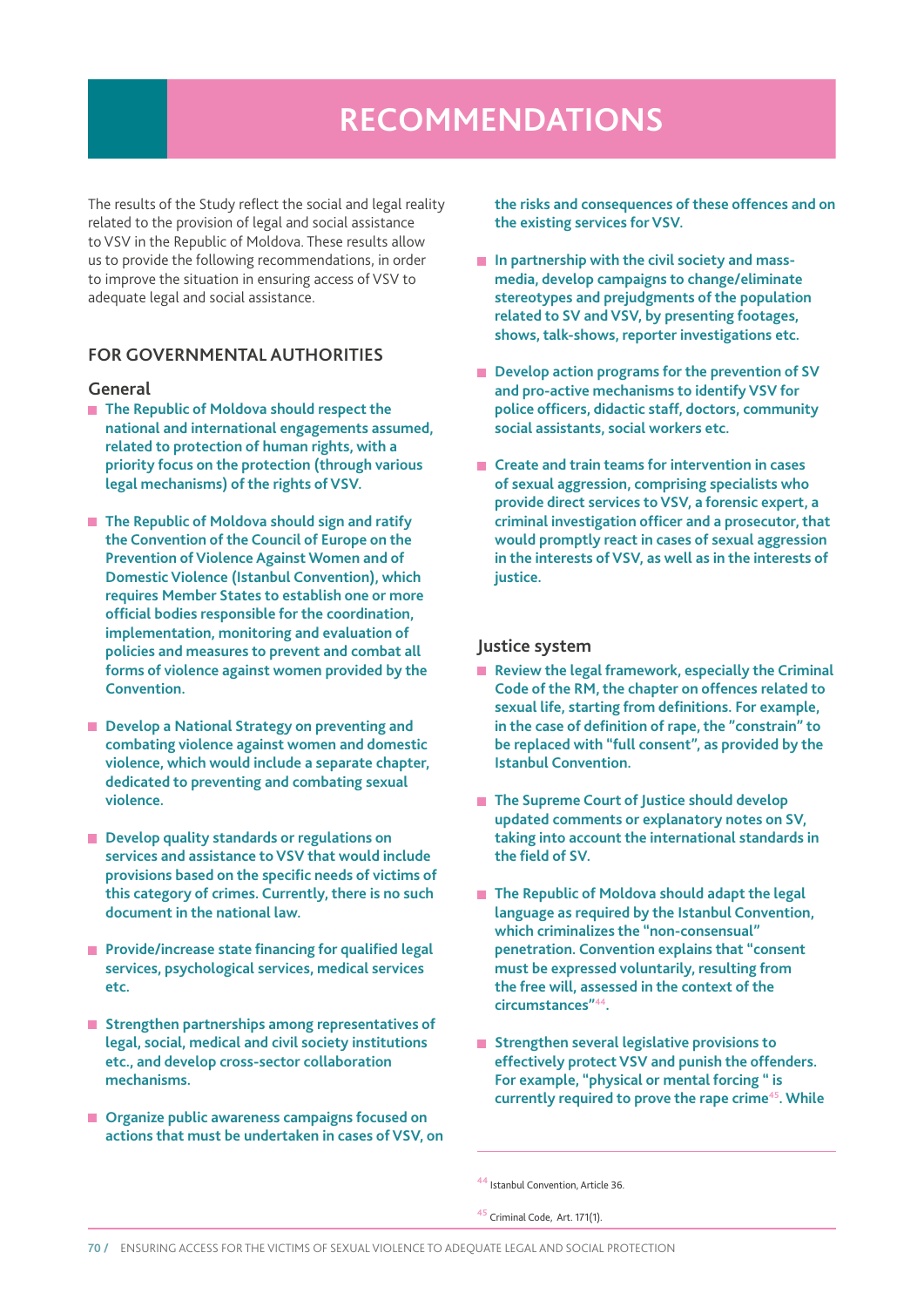# RECOMMENDATIONS

The results of the Study reflect the social and legal reality related to the provision of legal and social assistance to VSV in the Republic of Moldova. These results allow us to provide the following recommendations, in order to improve the situation in ensuring access of VSV to adequate legal and social assistance.

## FOR GOVERNMENTAL AUTHORITIES

### General

- **The Republic of Moldova should respect the national and international engagements assumed, related to protection of human rights, with a priority focus on the protection (through various legal mechanisms) of the rights of VSV.**
- **The Republic of Moldova should sign and ratify the Convention of the Council of Europe on the Prevention of Violence Against Women and of Domestic Violence (Istanbul Convention), which requires Member States to establish one or more official bodies responsible for the coordination, implementation, monitoring and evaluation of policies and measures to prevent and combat all forms of violence against women provided by the Convention.**
- **Develop a National Strategy on preventing and combating violence against women and domestic violence, which would include a separate chapter, dedicated to preventing and combating sexual violence.**
- **Develop quality standards or regulations on services and assistance to VSV that would include provisions based on the specific needs of victims of this category of crimes. Currently, there is no such document in the national law.**
- **Provide/increase state financing for qualified legal services, psychological services, medical services etc.**
- **Strengthen partnerships among representatives of legal, social, medical and civil society institutions etc., and develop cross-sector collaboration mechanisms.**
- **Organize public awareness campaigns focused on actions that must be undertaken in cases of VSV, on the risks and consequences of these offences and on the existing services for VSV.**
- **In partnership with the civil society and mass-media, develop campaigns to change/eliminate stereotypes and prejudgments of the population related to SV and VSV, by presenting footages, shows, talk-shows, reporter investigations etc.**
- **Develop action programs for the prevention of SV and pro-active mechanisms to identify VSV for police officers, didactic staff, doctors, community social assistants, social workers etc.**
- **Create and train teams for intervention in cases of sexual aggression, comprising specialists who provide direct services to VSV, a forensic expert, a criminal investigation officer and a prosecutor, that would promptly react in cases of sexual aggression in the interests of VSV, as well as in the interests of justice.**

### Justice system

- **Review the legal framework, especially the Criminal Code of the RM, the chapter on offences related to sexual life, starting from definitions. For example, in the case of definition of rape, the "constrain" to be replaced with "full consent", as provided by the Istanbul Convention.**
- **The Supreme Court of Justice should develop updated comments or explanatory notes on SV, taking into account the international standards in the field of SV.**
- **The Republic of Moldova should adapt the legal language as required by the Istanbul Convention, which criminalizes the "non-consensual" penetration. Convention explains that "consent must be expressed voluntarily, resulting from the free will, assessed in the context of the circumstances"[44].**
- **Strengthen several legislative provisions to effectively protect VSV and punish the offenders. For example, "physical or mental forcing " is currently required to prove the rape crime[45]. While**

[44] Istanbul Convention, Article 36.

[45] Criminal Code, Art. 171(1).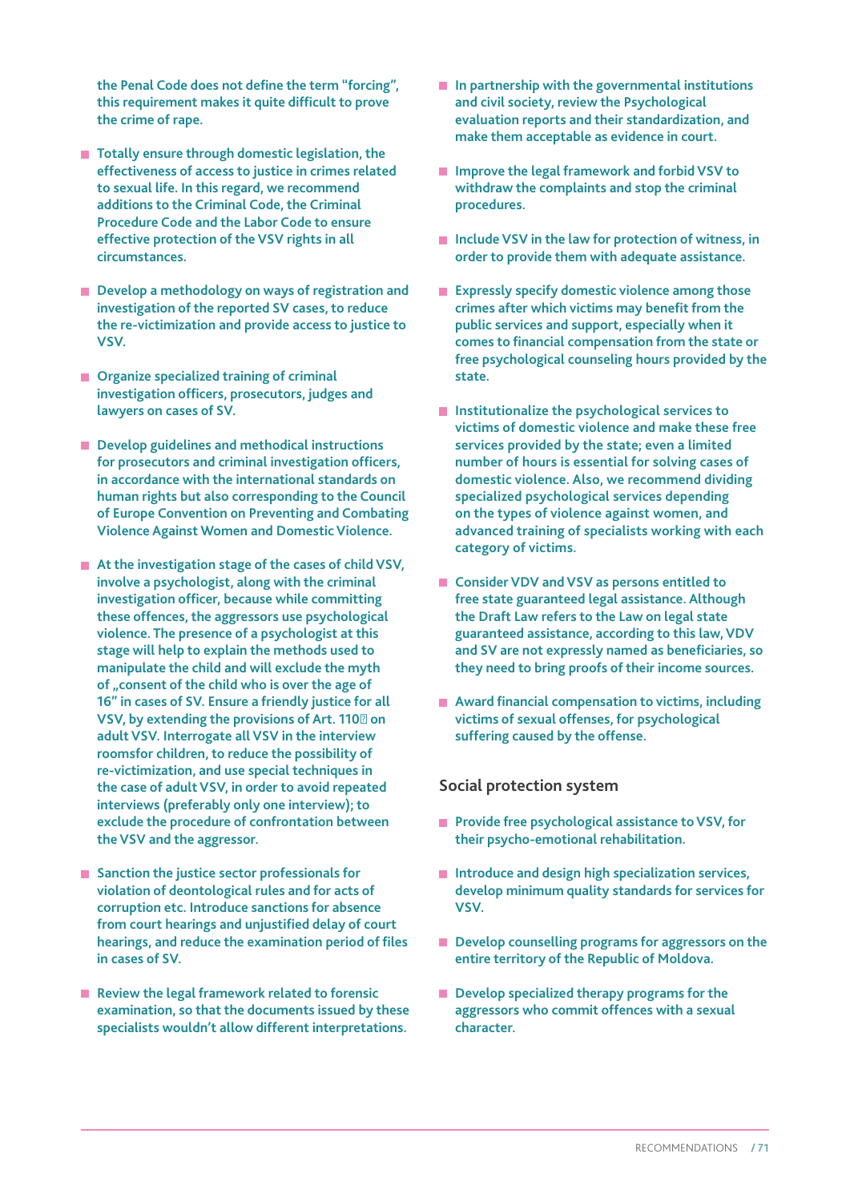the Penal Code does not define the term "forcing", this requirement makes it quite difficult to prove the crime of rape.

- Totally ensure through domestic legislation, the effectiveness of access to justice in crimes related to sexual life. In this regard, we recommend additions to the Criminal Code, the Criminal Procedure Code and the Labor Code to ensure effective protection of the VSV rights in all circumstances.
- Develop a methodology on ways of registration and investigation of the reported SV cases, to reduce the re-victimization and provide access to justice to VSV.
- Organize specialized training of criminal investigation officers, prosecutors, judges and lawyers on cases of SV.
- Develop guidelines and methodical instructions for prosecutors and criminal investigation officers, in accordance with the international standards on human rights but also corresponding to the Council of Europe Convention on Preventing and Combating Violence Against Women and Domestic Violence.
- At the investigation stage of the cases of child VSV, involve a psychologist, along with the criminal investigation officer, because while committing these offences, the aggressors use psychological violence. The presence of a psychologist at this stage will help to explain the methods used to manipulate the child and will exclude the myth of „consent of the child who is over the age of 16" in cases of SV. Ensure a friendly justice for all VSV, by extending the provisions of Art. 110� on adult VSV. Interrogate all VSV in the interview roomsfor children, to reduce the possibility of re-victimization, and use special techniques in the case of adult VSV, in order to avoid repeated interviews (preferably only one interview); to exclude the procedure of confrontation between the VSV and the aggressor.
- Sanction the justice sector professionals for violation of deontological rules and for acts of corruption etc. Introduce sanctions for absence from court hearings and unjustified delay of court hearings, and reduce the examination period of files in cases of SV.
- Review the legal framework related to forensic examination, so that the documents issued by these specialists wouldn't allow different interpretations.
- In partnership with the governmental institutions and civil society, review the Psychological evaluation reports and their standardization, and make them acceptable as evidence in court.
- Improve the legal framework and forbid VSV to withdraw the complaints and stop the criminal procedures.
- Include VSV in the law for protection of witness, in order to provide them with adequate assistance.
- Expressly specify domestic violence among those crimes after which victims may benefit from the public services and support, especially when it comes to financial compensation from the state or free psychological counseling hours provided by the state.
- Institutionalize the psychological services to victims of domestic violence and make these free services provided by the state; even a limited number of hours is essential for solving cases of domestic violence. Also, we recommend dividing specialized psychological services depending on the types of violence against women, and advanced training of specialists working with each category of victims.
- Consider VDV and VSV as persons entitled to free state guaranteed legal assistance. Although the Draft Law refers to the Law on legal state guaranteed assistance, according to this law, VDV and SV are not expressly named as beneficiaries, so they need to bring proofs of their income sources.
- Award financial compensation to victims, including victims of sexual offenses, for psychological suffering caused by the offense.

## Social protection system

- Provide free psychological assistance to VSV, for their psycho-emotional rehabilitation.
- Introduce and design high specialization services, develop minimum quality standards for services for VSV.
- Develop counselling programs for aggressors on the entire territory of the Republic of Moldova.
- Develop specialized therapy programs for the aggressors who commit offences with a sexual character.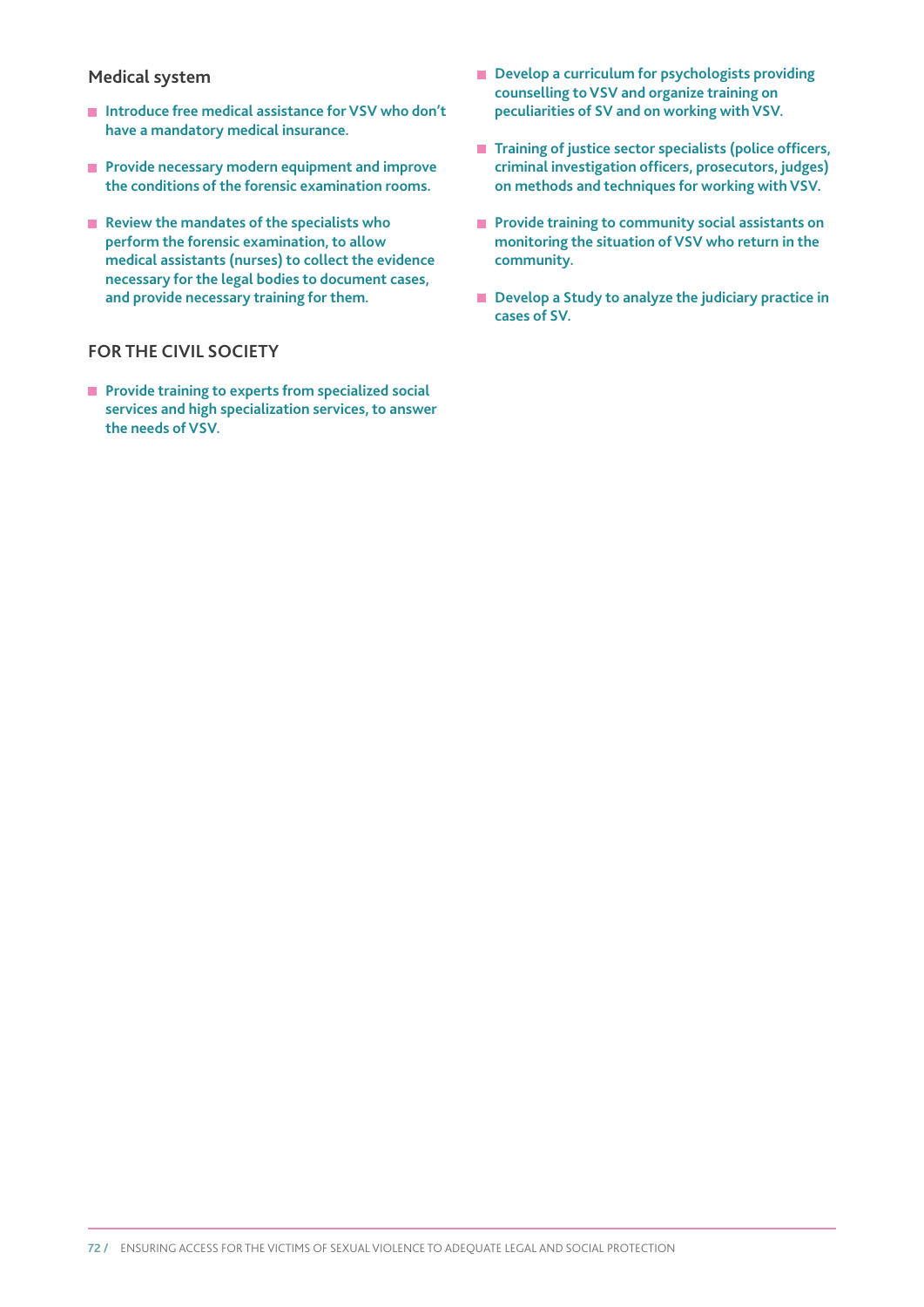### Medical system

- **Introduce free medical assistance for VSV who don't have a mandatory medical insurance.**
- **Provide necessary modern equipment and improve the conditions of the forensic examination rooms.**
- **Review the mandates of the specialists who perform the forensic examination, to allow medical assistants (nurses) to collect the evidence necessary for the legal bodies to document cases, and provide necessary training for them.**

## FOR THE CIVIL SOCIETY

- **Provide training to experts from specialized social services and high specialization services, to answer the needs of VSV.**
- **Develop a curriculum for psychologists providing counselling to VSV and organize training on peculiarities of SV and on working with VSV.**
- **Training of justice sector specialists (police officers, criminal investigation officers, prosecutors, judges) on methods and techniques for working with VSV.**
- **Provide training to community social assistants on monitoring the situation of VSV who return in the community.**
- **Develop a Study to analyze the judiciary practice in cases of SV.**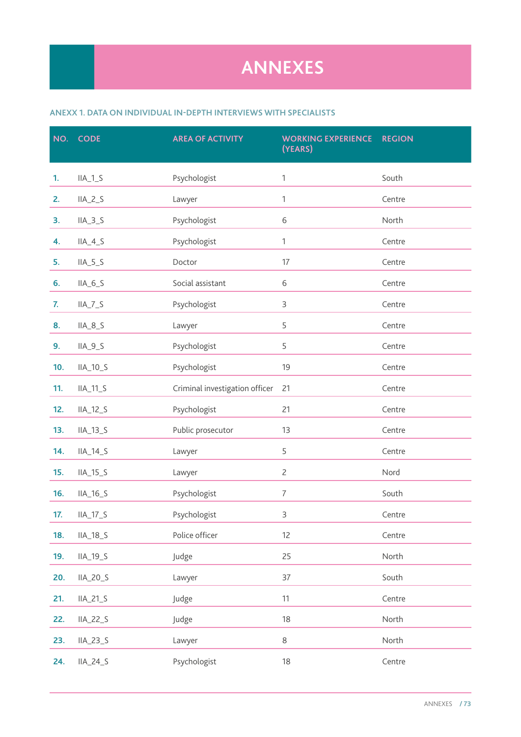# ANNEXES

### ANEXX 1. DATA ON INDIVIDUAL IN-DEPTH INTERVIEWS WITH SPECIALISTS

| NO. | CODE | AREA OF ACTIVITY | WORKING EXPERIENCE (YEARS) | REGION |
|---|---|---|---|---|
| **1.** | IIA_1_S | Psychologist | 1 | South |
| **2.** | IIA_2_S | Lawyer | 1 | Centre |
| **3.** | IIA_3_S | Psychologist | 6 | North |
| **4.** | IIA_4_S | Psychologist | 1 | Centre |
| **5.** | IIA_5_S | Doctor | 17 | Centre |
| **6.** | IIA_6_S | Social assistant | 6 | Centre |
| **7.** | IIA_7_S | Psychologist | 3 | Centre |
| **8.** | IIA_8_S | Lawyer | 5 | Centre |
| **9.** | IIA_9_S | Psychologist | 5 | Centre |
| **10.** | IIA_10_S | Psychologist | 19 | Centre |
| **11.** | IIA_11_S | Criminal investigation officer | 21 | Centre |
| **12.** | IIA_12_S | Psychologist | 21 | Centre |
| **13.** | IIA_13_S | Public prosecutor | 13 | Centre |
| **14.** | IIA_14_S | Lawyer | 5 | Centre |
| **15.** | IIA_15_S | Lawyer | 2 | Nord |
| **16.** | IIA_16_S | Psychologist | 7 | South |
| **17.** | IIA_17_S | Psychologist | 3 | Centre |
| **18.** | IIA_18_S | Police officer | 12 | Centre |
| **19.** | IIA_19_S | Judge | 25 | North |
| **20.** | IIA_20_S | Lawyer | 37 | South |
| **21.** | IIA_21_S | Judge | 11 | Centre |
| **22.** | IIA_22_S | Judge | 18 | North |
| **23.** | IIA_23_S | Lawyer | 8 | North |
| **24.** | IIA_24_S | Psychologist | 18 | Centre |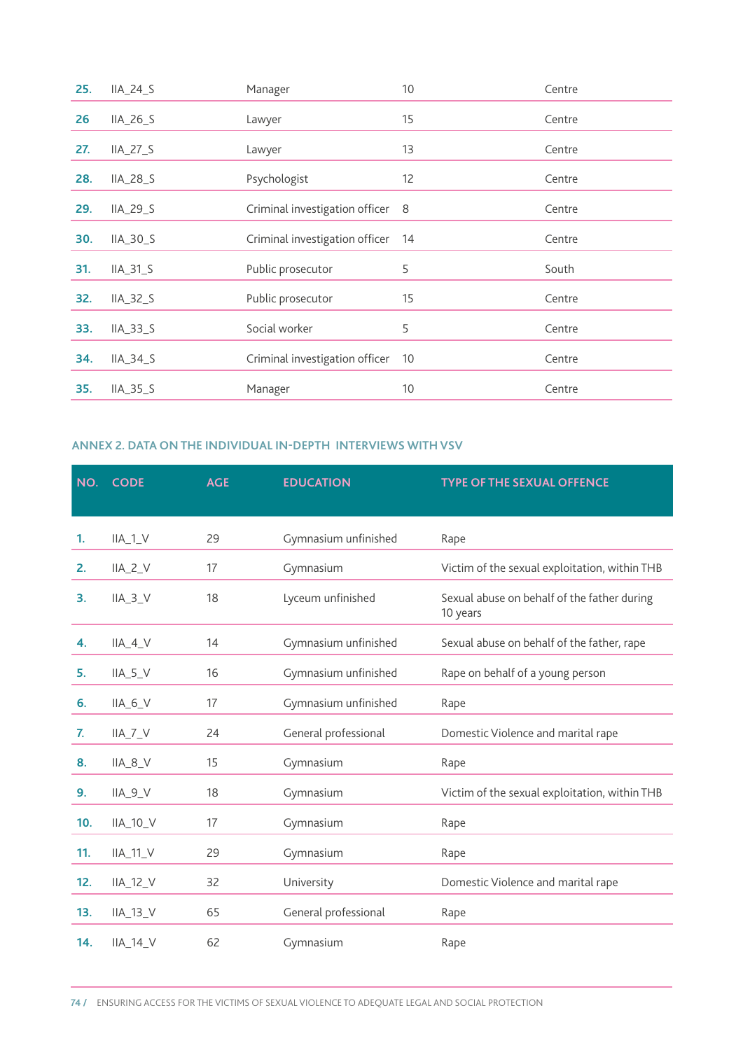| | | | | |
|---|---|---|---|---|
| **25.** | IIA_24_S | Manager | 10 | Centre |
| **26** | IIA_26_S | Lawyer | 15 | Centre |
| **27.** | IIA_27_S | Lawyer | 13 | Centre |
| **28.** | IIA_28_S | Psychologist | 12 | Centre |
| **29.** | IIA_29_S | Criminal investigation officer | 8 | Centre |
| **30.** | IIA_30_S | Criminal investigation officer | 14 | Centre |
| **31.** | IIA_31_S | Public prosecutor | 5 | South |
| **32.** | IIA_32_S | Public prosecutor | 15 | Centre |
| **33.** | IIA_33_S | Social worker | 5 | Centre |
| **34.** | IIA_34_S | Criminal investigation officer | 10 | Centre |
| **35.** | IIA_35_S | Manager | 10 | Centre |

## ANNEX 2. DATA ON THE INDIVIDUAL IN-DEPTH INTERVIEWS WITH VSV

| NO. | CODE | AGE | EDUCATION | TYPE OF THE SEXUAL OFFENCE |
|---|---|---|---|---|
| **1.** | IIA_1_V | 29 | Gymnasium unfinished | Rape |
| **2.** | IIA_2_V | 17 | Gymnasium | Victim of the sexual exploitation, within THB |
| **3.** | IIA_3_V | 18 | Lyceum unfinished | Sexual abuse on behalf of the father during 10 years |
| **4.** | IIA_4_V | 14 | Gymnasium unfinished | Sexual abuse on behalf of the father, rape |
| **5.** | IIA_5_V | 16 | Gymnasium unfinished | Rape on behalf of a young person |
| **6.** | IIA_6_V | 17 | Gymnasium unfinished | Rape |
| **7.** | IIA_7_V | 24 | General professional | Domestic Violence and marital rape |
| **8.** | IIA_8_V | 15 | Gymnasium | Rape |
| **9.** | IIA_9_V | 18 | Gymnasium | Victim of the sexual exploitation, within THB |
| **10.** | IIA_10_V | 17 | Gymnasium | Rape |
| **11.** | IIA_11_V | 29 | Gymnasium | Rape |
| **12.** | IIA_12_V | 32 | University | Domestic Violence and marital rape |
| **13.** | IIA_13_V | 65 | General professional | Rape |
| **14.** | IIA_14_V | 62 | Gymnasium | Rape |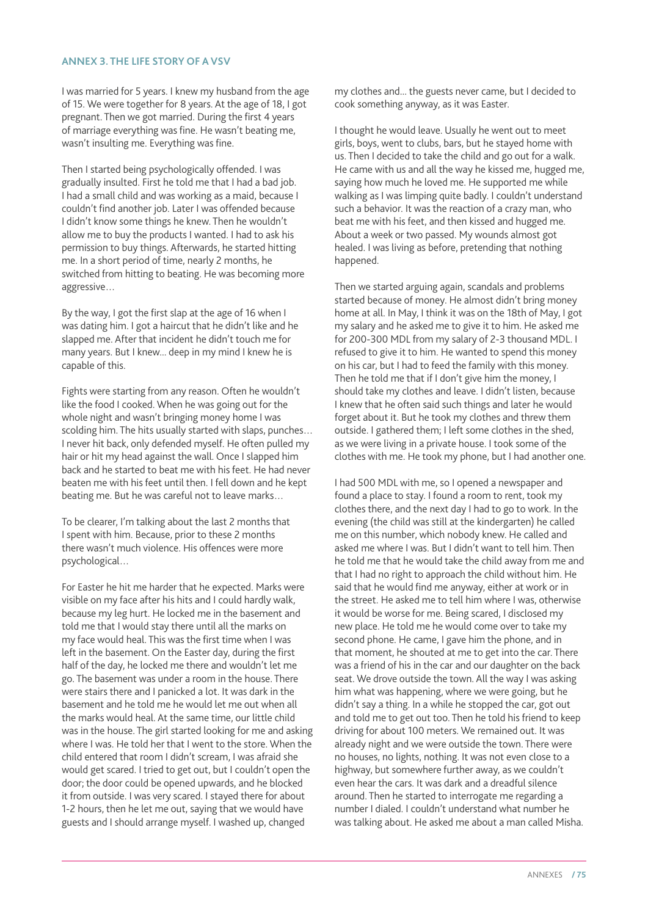### ANNEX 3. THE LIFE STORY OF A VSV

I was married for 5 years. I knew my husband from the age of 15. We were together for 8 years. At the age of 18, I got pregnant. Then we got married. During the first 4 years of marriage everything was fine. He wasn't beating me, wasn't insulting me. Everything was fine.

Then I started being psychologically offended. I was gradually insulted. First he told me that I had a bad job. I had a small child and was working as a maid, because I couldn't find another job. Later I was offended because I didn't know some things he knew. Then he wouldn't allow me to buy the products I wanted. I had to ask his permission to buy things. Afterwards, he started hitting me. In a short period of time, nearly 2 months, he switched from hitting to beating. He was becoming more aggressive…

By the way, I got the first slap at the age of 16 when I was dating him. I got a haircut that he didn't like and he slapped me. After that incident he didn't touch me for many years. But I knew... deep in my mind I knew he is capable of this.

Fights were starting from any reason. Often he wouldn't like the food I cooked. When he was going out for the whole night and wasn't bringing money home I was scolding him. The hits usually started with slaps, punches… I never hit back, only defended myself. He often pulled my hair or hit my head against the wall. Once I slapped him back and he started to beat me with his feet. He had never beaten me with his feet until then. I fell down and he kept beating me. But he was careful not to leave marks…

To be clearer, I'm talking about the last 2 months that I spent with him. Because, prior to these 2 months there wasn't much violence. His offences were more psychological…

For Easter he hit me harder that he expected. Marks were visible on my face after his hits and I could hardly walk, because my leg hurt. He locked me in the basement and told me that I would stay there until all the marks on my face would heal. This was the first time when I was left in the basement. On the Easter day, during the first half of the day, he locked me there and wouldn't let me go. The basement was under a room in the house. There were stairs there and I panicked a lot. It was dark in the basement and he told me he would let me out when all the marks would heal. At the same time, our little child was in the house. The girl started looking for me and asking where I was. He told her that I went to the store. When the child entered that room I didn't scream, I was afraid she would get scared. I tried to get out, but I couldn't open the door; the door could be opened upwards, and he blocked it from outside. I was very scared. I stayed there for about 1-2 hours, then he let me out, saying that we would have guests and I should arrange myself. I washed up, changed my clothes and... the guests never came, but I decided to cook something anyway, as it was Easter.

I thought he would leave. Usually he went out to meet girls, boys, went to clubs, bars, but he stayed home with us. Then I decided to take the child and go out for a walk. He came with us and all the way he kissed me, hugged me, saying how much he loved me. He supported me while walking as I was limping quite badly. I couldn't understand such a behavior. It was the reaction of a crazy man, who beat me with his feet, and then kissed and hugged me. About a week or two passed. My wounds almost got healed. I was living as before, pretending that nothing happened.

Then we started arguing again, scandals and problems started because of money. He almost didn't bring money home at all. In May, I think it was on the 18th of May, I got my salary and he asked me to give it to him. He asked me for 200-300 MDL from my salary of 2-3 thousand MDL. I refused to give it to him. He wanted to spend this money on his car, but I had to feed the family with this money. Then he told me that if I don't give him the money, I should take my clothes and leave. I didn't listen, because I knew that he often said such things and later he would forget about it. But he took my clothes and threw them outside. I gathered them; I left some clothes in the shed, as we were living in a private house. I took some of the clothes with me. He took my phone, but I had another one.

I had 500 MDL with me, so I opened a newspaper and found a place to stay. I found a room to rent, took my clothes there, and the next day I had to go to work. In the evening (the child was still at the kindergarten) he called me on this number, which nobody knew. He called and asked me where I was. But I didn't want to tell him. Then he told me that he would take the child away from me and that I had no right to approach the child without him. He said that he would find me anyway, either at work or in the street. He asked me to tell him where I was, otherwise it would be worse for me. Being scared, I disclosed my new place. He told me he would come over to take my second phone. He came, I gave him the phone, and in that moment, he shouted at me to get into the car. There was a friend of his in the car and our daughter on the back seat. We drove outside the town. All the way I was asking him what was happening, where we were going, but he didn't say a thing. In a while he stopped the car, got out and told me to get out too. Then he told his friend to keep driving for about 100 meters. We remained out. It was already night and we were outside the town. There were no houses, no lights, nothing. It was not even close to a highway, but somewhere further away, as we couldn't even hear the cars. It was dark and a dreadful silence around. Then he started to interrogate me regarding a number I dialed. I couldn't understand what number he was talking about. He asked me about a man called Misha.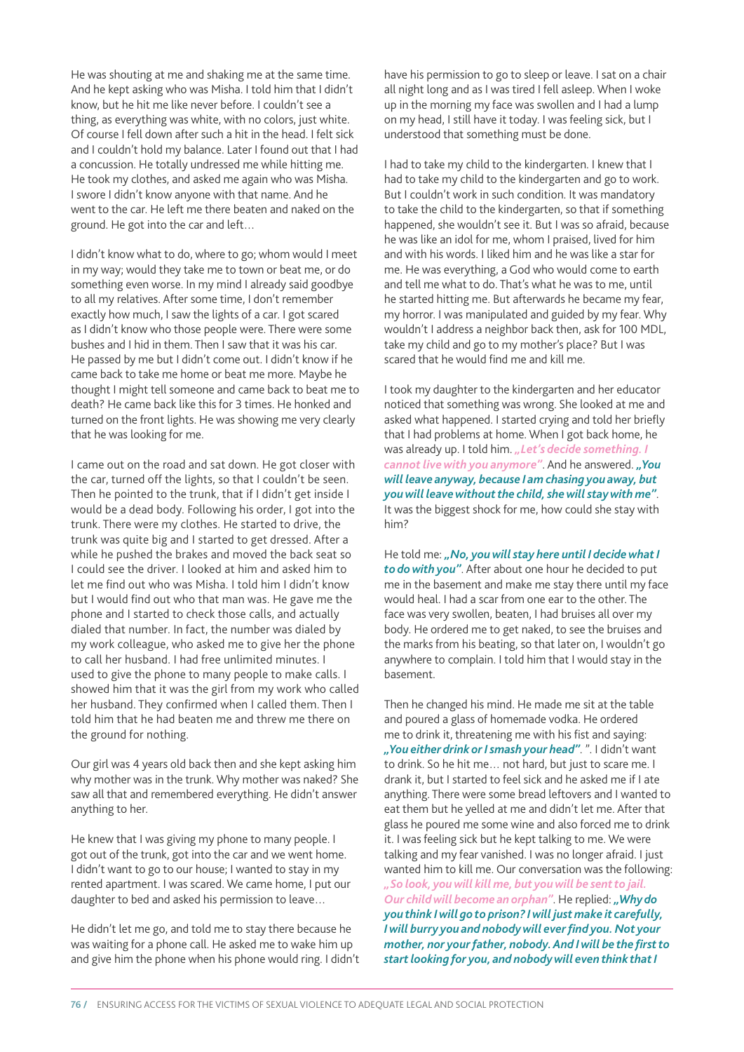He was shouting at me and shaking me at the same time. And he kept asking who was Misha. I told him that I didn't know, but he hit me like never before. I couldn't see a thing, as everything was white, with no colors, just white. Of course I fell down after such a hit in the head. I felt sick and I couldn't hold my balance. Later I found out that I had a concussion. He totally undressed me while hitting me. He took my clothes, and asked me again who was Misha. I swore I didn't know anyone with that name. And he went to the car. He left me there beaten and naked on the ground. He got into the car and left…

I didn't know what to do, where to go; whom would I meet in my way; would they take me to town or beat me, or do something even worse. In my mind I already said goodbye to all my relatives. After some time, I don't remember exactly how much, I saw the lights of a car. I got scared as I didn't know who those people were. There were some bushes and I hid in them. Then I saw that it was his car. He passed by me but I didn't come out. I didn't know if he came back to take me home or beat me more. Maybe he thought I might tell someone and came back to beat me to death? He came back like this for 3 times. He honked and turned on the front lights. He was showing me very clearly that he was looking for me.

I came out on the road and sat down. He got closer with the car, turned off the lights, so that I couldn't be seen. Then he pointed to the trunk, that if I didn't get inside I would be a dead body. Following his order, I got into the trunk. There were my clothes. He started to drive, the trunk was quite big and I started to get dressed. After a while he pushed the brakes and moved the back seat so I could see the driver. I looked at him and asked him to let me find out who was Misha. I told him I didn't know but I would find out who that man was. He gave me the phone and I started to check those calls, and actually dialed that number. In fact, the number was dialed by my work colleague, who asked me to give her the phone to call her husband. I had free unlimited minutes. I used to give the phone to many people to make calls. I showed him that it was the girl from my work who called her husband. They confirmed when I called them. Then I told him that he had beaten me and threw me there on the ground for nothing.

Our girl was 4 years old back then and she kept asking him why mother was in the trunk. Why mother was naked? She saw all that and remembered everything. He didn't answer anything to her.

He knew that I was giving my phone to many people. I got out of the trunk, got into the car and we went home. I didn't want to go to our house; I wanted to stay in my rented apartment. I was scared. We came home, I put our daughter to bed and asked his permission to leave…

He didn't let me go, and told me to stay there because he was waiting for a phone call. He asked me to wake him up and give him the phone when his phone would ring. I didn't have his permission to go to sleep or leave. I sat on a chair all night long and as I was tired I fell asleep. When I woke up in the morning my face was swollen and I had a lump on my head, I still have it today. I was feeling sick, but I understood that something must be done.

I had to take my child to the kindergarten. I knew that I had to take my child to the kindergarten and go to work. But I couldn't work in such condition. It was mandatory to take the child to the kindergarten, so that if something happened, she wouldn't see it. But I was so afraid, because he was like an idol for me, whom I praised, lived for him and with his words. I liked him and he was like a star for me. He was everything, a God who would come to earth and tell me what to do. That's what he was to me, until he started hitting me. But afterwards he became my fear, my horror. I was manipulated and guided by my fear. Why wouldn't I address a neighbor back then, ask for 100 MDL, take my child and go to my mother's place? But I was scared that he would find me and kill me.

I took my daughter to the kindergarten and her educator noticed that something was wrong. She looked at me and asked what happened. I started crying and told her briefly that I had problems at home. When I got back home, he was already up. I told him. ***„Let's decide something. I cannot live with you anymore"***. And he answered. ***„You will leave anyway, because I am chasing you away, but you will leave without the child, she will stay with me"***. It was the biggest shock for me, how could she stay with him?

He told me: ***„No, you will stay here until I decide what I to do with you"***. After about one hour he decided to put me in the basement and make me stay there until my face would heal. I had a scar from one ear to the other. The face was very swollen, beaten, I had bruises all over my body. He ordered me to get naked, to see the bruises and the marks from his beating, so that later on, I wouldn't go anywhere to complain. I told him that I would stay in the basement.

Then he changed his mind. He made me sit at the table and poured a glass of homemade vodka. He ordered me to drink it, threatening me with his fist and saying: ***„You either drink or I smash your head"***. ". I didn't want to drink. So he hit me… not hard, but just to scare me. I drank it, but I started to feel sick and he asked me if I ate anything. There were some bread leftovers and I wanted to eat them but he yelled at me and didn't let me. After that glass he poured me some wine and also forced me to drink it. I was feeling sick but he kept talking to me. We were talking and my fear vanished. I was no longer afraid. I just wanted him to kill me. Our conversation was the following: ***„So look, you will kill me, but you will be sent to jail. Our child will become an orphan"***. He replied: ***„Why do you think I will go to prison? I will just make it carefully, I will burry you and nobody will ever find you. Not your mother, nor your father, nobody. And I will be the first to start looking for you, and nobody will even think that I***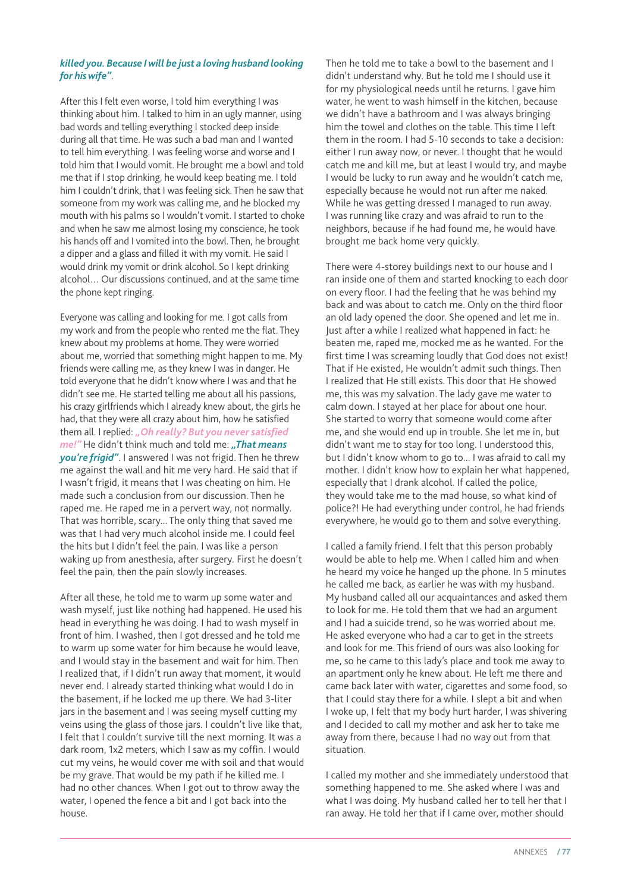***killed you. Because I will be just a loving husband looking for his wife"***.

After this I felt even worse, I told him everything I was thinking about him. I talked to him in an ugly manner, using bad words and telling everything I stocked deep inside during all that time. He was such a bad man and I wanted to tell him everything. I was feeling worse and worse and I told him that I would vomit. He brought me a bowl and told me that if I stop drinking, he would keep beating me. I told him I couldn't drink, that I was feeling sick. Then he saw that someone from my work was calling me, and he blocked my mouth with his palms so I wouldn't vomit. I started to choke and when he saw me almost losing my conscience, he took his hands off and I vomited into the bowl. Then, he brought a dipper and a glass and filled it with my vomit. He said I would drink my vomit or drink alcohol. So I kept drinking alcohol… Our discussions continued, and at the same time the phone kept ringing.

Everyone was calling and looking for me. I got calls from my work and from the people who rented me the flat. They knew about my problems at home. They were worried about me, worried that something might happen to me. My friends were calling me, as they knew I was in danger. He told everyone that he didn't know where I was and that he didn't see me. He started telling me about all his passions, his crazy girlfriends which I already knew about, the girls he had, that they were all crazy about him, how he satisfied them all. I replied: ***„Oh really? But you never satisfied me!"*** He didn't think much and told me: ***„That means you're frigid"***. I answered I was not frigid. Then he threw me against the wall and hit me very hard. He said that if I wasn't frigid, it means that I was cheating on him. He made such a conclusion from our discussion. Then he raped me. He raped me in a pervert way, not normally. That was horrible, scary… The only thing that saved me was that I had very much alcohol inside me. I could feel the hits but I didn't feel the pain. I was like a person waking up from anesthesia, after surgery. First he doesn't feel the pain, then the pain slowly increases.

After all these, he told me to warm up some water and wash myself, just like nothing had happened. He used his head in everything he was doing. I had to wash myself in front of him. I washed, then I got dressed and he told me to warm up some water for him because he would leave, and I would stay in the basement and wait for him. Then I realized that, if I didn't run away that moment, it would never end. I already started thinking what would I do in the basement, if he locked me up there. We had 3-liter jars in the basement and I was seeing myself cutting my veins using the glass of those jars. I couldn't live like that, I felt that I couldn't survive till the next morning. It was a dark room, 1x2 meters, which I saw as my coffin. I would cut my veins, he would cover me with soil and that would be my grave. That would be my path if he killed me. I had no other chances. When I got out to throw away the water, I opened the fence a bit and I got back into the house.

Then he told me to take a bowl to the basement and I didn't understand why. But he told me I should use it for my physiological needs until he returns. I gave him water, he went to wash himself in the kitchen, because we didn't have a bathroom and I was always bringing him the towel and clothes on the table. This time I left them in the room. I had 5-10 seconds to take a decision: either I run away now, or never. I thought that he would catch me and kill me, but at least I would try, and maybe I would be lucky to run away and he wouldn't catch me, especially because he would not run after me naked. While he was getting dressed I managed to run away. I was running like crazy and was afraid to run to the neighbors, because if he had found me, he would have brought me back home very quickly.

There were 4-storey buildings next to our house and I ran inside one of them and started knocking to each door on every floor. I had the feeling that he was behind my back and was about to catch me. Only on the third floor an old lady opened the door. She opened and let me in. Just after a while I realized what happened in fact: he beaten me, raped me, mocked me as he wanted. For the first time I was screaming loudly that God does not exist! That if He existed, He wouldn't admit such things. Then I realized that He still exists. This door that He showed me, this was my salvation. The lady gave me water to calm down. I stayed at her place for about one hour. She started to worry that someone would come after me, and she would end up in trouble. She let me in, but didn't want me to stay for too long. I understood this, but I didn't know whom to go to… I was afraid to call my mother. I didn't know how to explain her what happened, especially that I drank alcohol. If called the police, they would take me to the mad house, so what kind of police?! He had everything under control, he had friends everywhere, he would go to them and solve everything.

I called a family friend. I felt that this person probably would be able to help me. When I called him and when he heard my voice he hanged up the phone. In 5 minutes he called me back, as earlier he was with my husband. My husband called all our acquaintances and asked them to look for me. He told them that we had an argument and I had a suicide trend, so he was worried about me. He asked everyone who had a car to get in the streets and look for me. This friend of ours was also looking for me, so he came to this lady's place and took me away to an apartment only he knew about. He left me there and came back later with water, cigarettes and some food, so that I could stay there for a while. I slept a bit and when I woke up, I felt that my body hurt harder, I was shivering and I decided to call my mother and ask her to take me away from there, because I had no way out from that situation.

I called my mother and she immediately understood that something happened to me. She asked where I was and what I was doing. My husband called her to tell her that I ran away. He told her that if I came over, mother should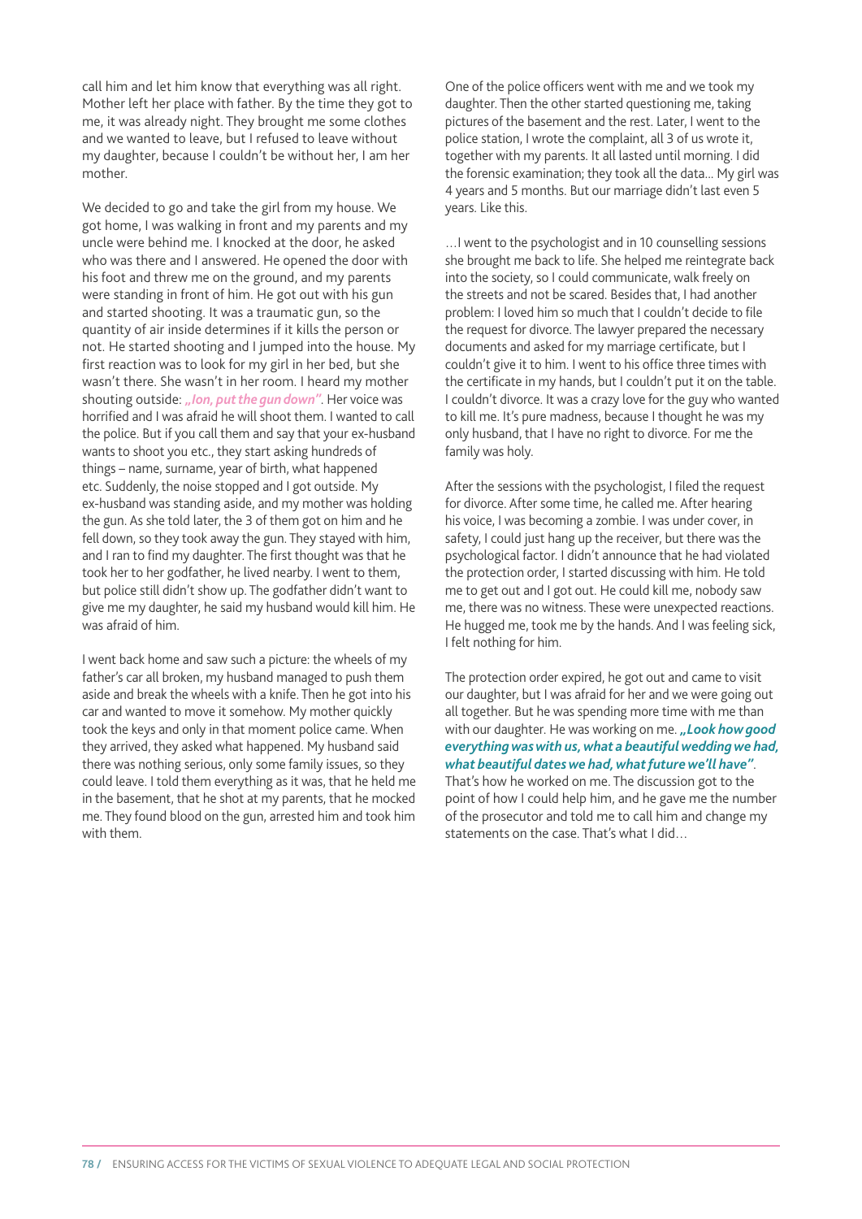call him and let him know that everything was all right. Mother left her place with father. By the time they got to me, it was already night. They brought me some clothes and we wanted to leave, but I refused to leave without my daughter, because I couldn't be without her, I am her mother.

We decided to go and take the girl from my house. We got home, I was walking in front and my parents and my uncle were behind me. I knocked at the door, he asked who was there and I answered. He opened the door with his foot and threw me on the ground, and my parents were standing in front of him. He got out with his gun and started shooting. It was a traumatic gun, so the quantity of air inside determines if it kills the person or not. He started shooting and I jumped into the house. My first reaction was to look for my girl in her bed, but she wasn't there. She wasn't in her room. I heard my mother shouting outside: ***„Ion, put the gun down"***. Her voice was horrified and I was afraid he will shoot them. I wanted to call the police. But if you call them and say that your ex-husband wants to shoot you etc., they start asking hundreds of things – name, surname, year of birth, what happened etc. Suddenly, the noise stopped and I got outside. My ex-husband was standing aside, and my mother was holding the gun. As she told later, the 3 of them got on him and he fell down, so they took away the gun. They stayed with him, and I ran to find my daughter. The first thought was that he took her to her godfather, he lived nearby. I went to them, but police still didn't show up. The godfather didn't want to give me my daughter, he said my husband would kill him. He was afraid of him.

I went back home and saw such a picture: the wheels of my father's car all broken, my husband managed to push them aside and break the wheels with a knife. Then he got into his car and wanted to move it somehow. My mother quickly took the keys and only in that moment police came. When they arrived, they asked what happened. My husband said there was nothing serious, only some family issues, so they could leave. I told them everything as it was, that he held me in the basement, that he shot at my parents, that he mocked me. They found blood on the gun, arrested him and took him with them.

One of the police officers went with me and we took my daughter. Then the other started questioning me, taking pictures of the basement and the rest. Later, I went to the police station, I wrote the complaint, all 3 of us wrote it, together with my parents. It all lasted until morning. I did the forensic examination; they took all the data... My girl was 4 years and 5 months. But our marriage didn't last even 5 years. Like this.

...I went to the psychologist and in 10 counselling sessions she brought me back to life. She helped me reintegrate back into the society, so I could communicate, walk freely on the streets and not be scared. Besides that, I had another problem: I loved him so much that I couldn't decide to file the request for divorce. The lawyer prepared the necessary documents and asked for my marriage certificate, but I couldn't give it to him. I went to his office three times with the certificate in my hands, but I couldn't put it on the table. I couldn't divorce. It was a crazy love for the guy who wanted to kill me. It's pure madness, because I thought he was my only husband, that I have no right to divorce. For me the family was holy.

After the sessions with the psychologist, I filed the request for divorce. After some time, he called me. After hearing his voice, I was becoming a zombie. I was under cover, in safety, I could just hang up the receiver, but there was the psychological factor. I didn't announce that he had violated the protection order, I started discussing with him. He told me to get out and I got out. He could kill me, nobody saw me, there was no witness. These were unexpected reactions. He hugged me, took me by the hands. And I was feeling sick, I felt nothing for him.

The protection order expired, he got out and came to visit our daughter, but I was afraid for her and we were going out all together. But he was spending more time with me than with our daughter. He was working on me. ***„Look how good everything was with us, what a beautiful wedding we had, what beautiful dates we had, what future we'll have"***. That's how he worked on me. The discussion got to the point of how I could help him, and he gave me the number of the prosecutor and told me to call him and change my statements on the case. That's what I did...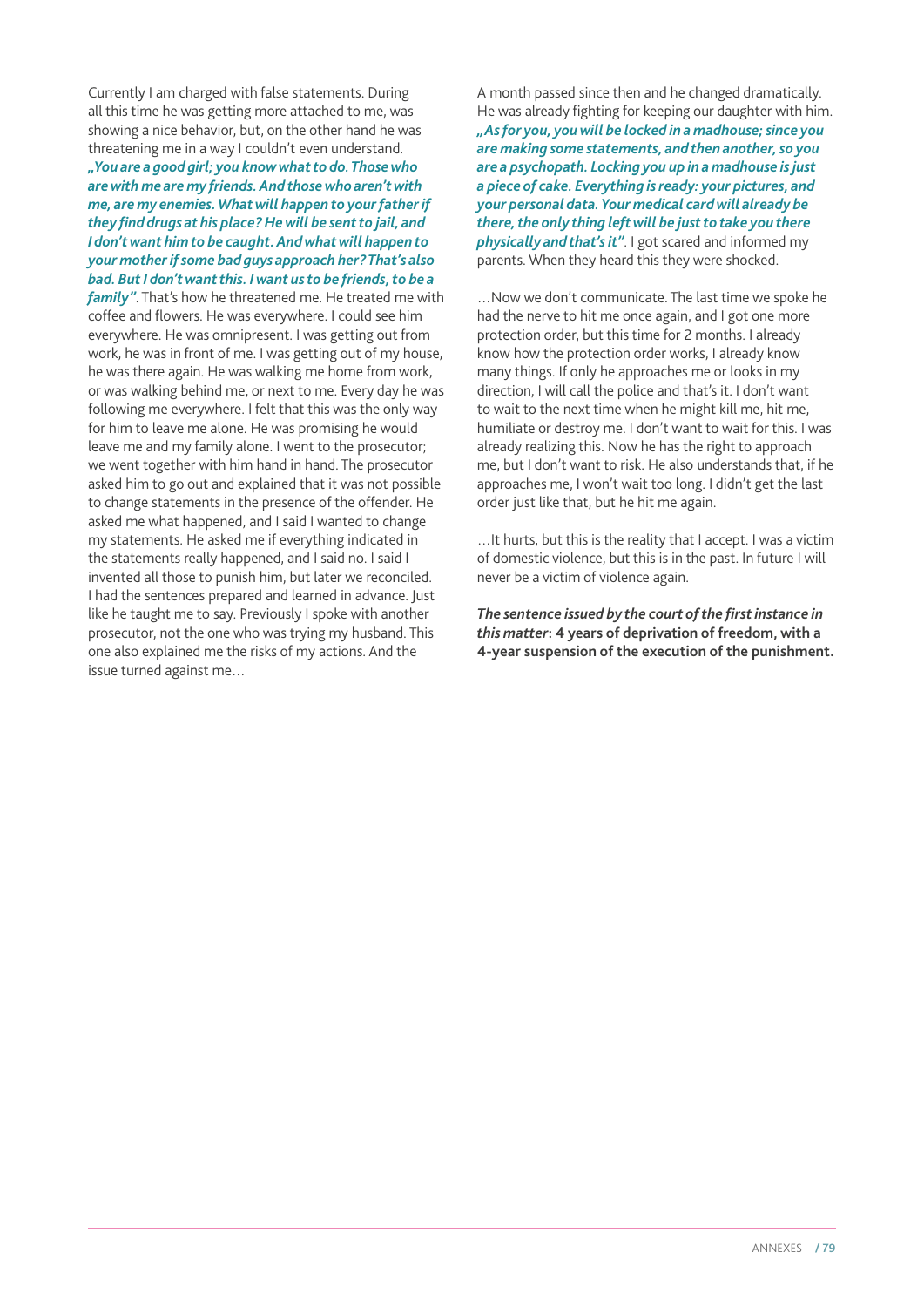Currently I am charged with false statements. During all this time he was getting more attached to me, was showing a nice behavior, but, on the other hand he was threatening me in a way I couldn't even understand. ***„You are a good girl; you know what to do. Those who are with me are my friends. And those who aren't with me, are my enemies. What will happen to your father if they find drugs at his place? He will be sent to jail, and I don't want him to be caught. And what will happen to your mother if some bad guys approach her? That's also bad. But I don't want this. I want us to be friends, to be a family"***. That's how he threatened me. He treated me with coffee and flowers. He was everywhere. I could see him everywhere. He was omnipresent. I was getting out from work, he was in front of me. I was getting out of my house, he was there again. He was walking me home from work, or was walking behind me, or next to me. Every day he was following me everywhere. I felt that this was the only way for him to leave me alone. He was promising he would leave me and my family alone. I went to the prosecutor; we went together with him hand in hand. The prosecutor asked him to go out and explained that it was not possible to change statements in the presence of the offender. He asked me what happened, and I said I wanted to change my statements. He asked me if everything indicated in the statements really happened, and I said no. I said I invented all those to punish him, but later we reconciled. I had the sentences prepared and learned in advance. Just like he taught me to say. Previously I spoke with another prosecutor, not the one who was trying my husband. This one also explained me the risks of my actions. And the issue turned against me…

A month passed since then and he changed dramatically. He was already fighting for keeping our daughter with him. ***„As for you, you will be locked in a madhouse; since you are making some statements, and then another, so you are a psychopath. Locking you up in a madhouse is just a piece of cake. Everything is ready: your pictures, and your personal data. Your medical card will already be there, the only thing left will be just to take you there physically and that's it"***. I got scared and informed my parents. When they heard this they were shocked.

…Now we don't communicate. The last time we spoke he had the nerve to hit me once again, and I got one more protection order, but this time for 2 months. I already know how the protection order works, I already know many things. If only he approaches me or looks in my direction, I will call the police and that's it. I don't want to wait to the next time when he might kill me, hit me, humiliate or destroy me. I don't want to wait for this. I was already realizing this. Now he has the right to approach me, but I don't want to risk. He also understands that, if he approaches me, I won't wait too long. I didn't get the last order just like that, but he hit me again.

…It hurts, but this is the reality that I accept. I was a victim of domestic violence, but this is in the past. In future I will never be a victim of violence again.

***The sentence issued by the court of the first instance in this matter*: 4 years of deprivation of freedom, with a 4-year suspension of the execution of the punishment.**